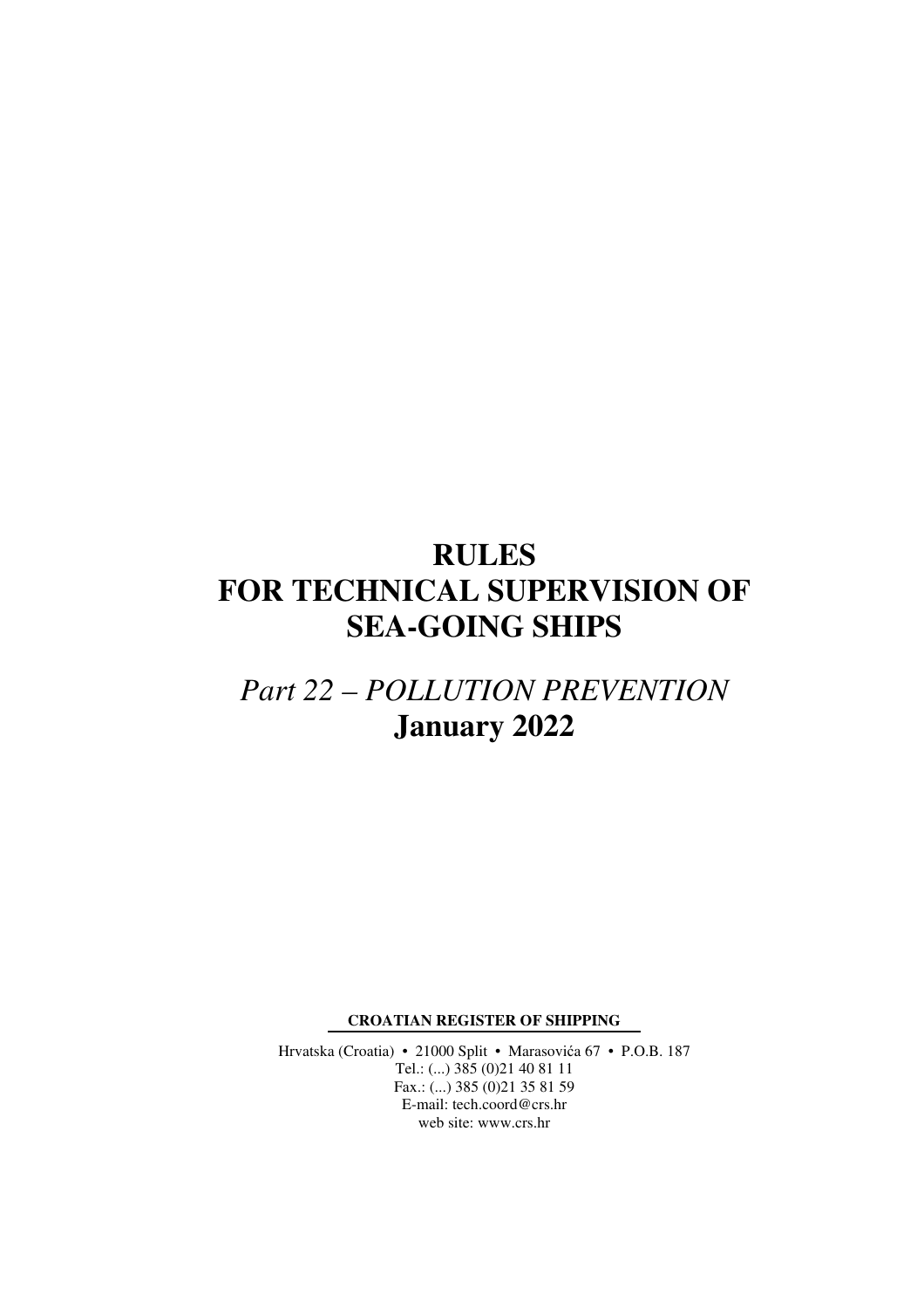# RULES
# FOR TECHNICAL SUPERVISION OF SEA-GOING SHIPS

## *Part 22 – POLLUTION PREVENTION*
## January 2022

**CROATIAN REGISTER OF SHIPPING**

Hrvatska (Croatia) • 21000 Split • Marasovića 67 • P.O.B. 187
Tel.: (...) 385 (0)21 40 81 11
Fax.: (...) 385 (0)21 35 81 59
E-mail: tech.coord@crs.hr
web site: www.crs.hr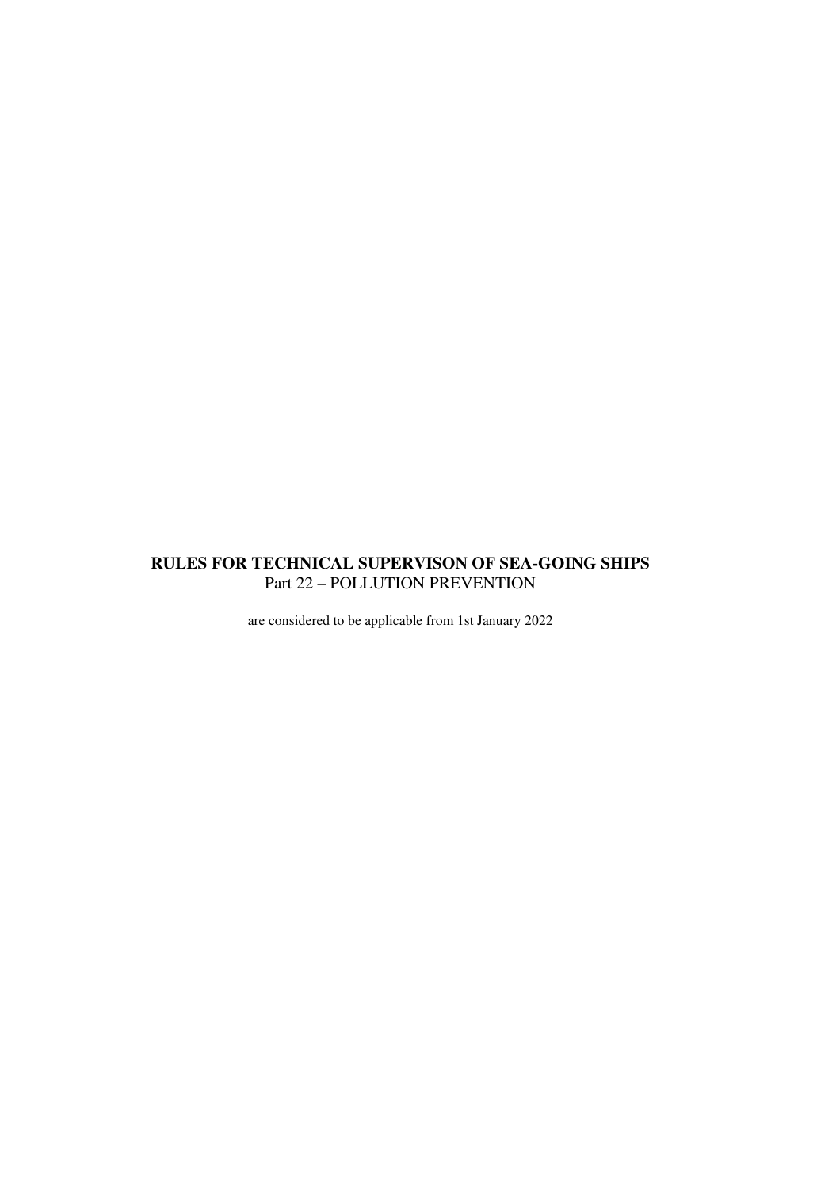**RULES FOR TECHNICAL SUPERVISON OF SEA-GOING SHIPS**
Part 22 – POLLUTION PREVENTION

are considered to be applicable from 1st January 2022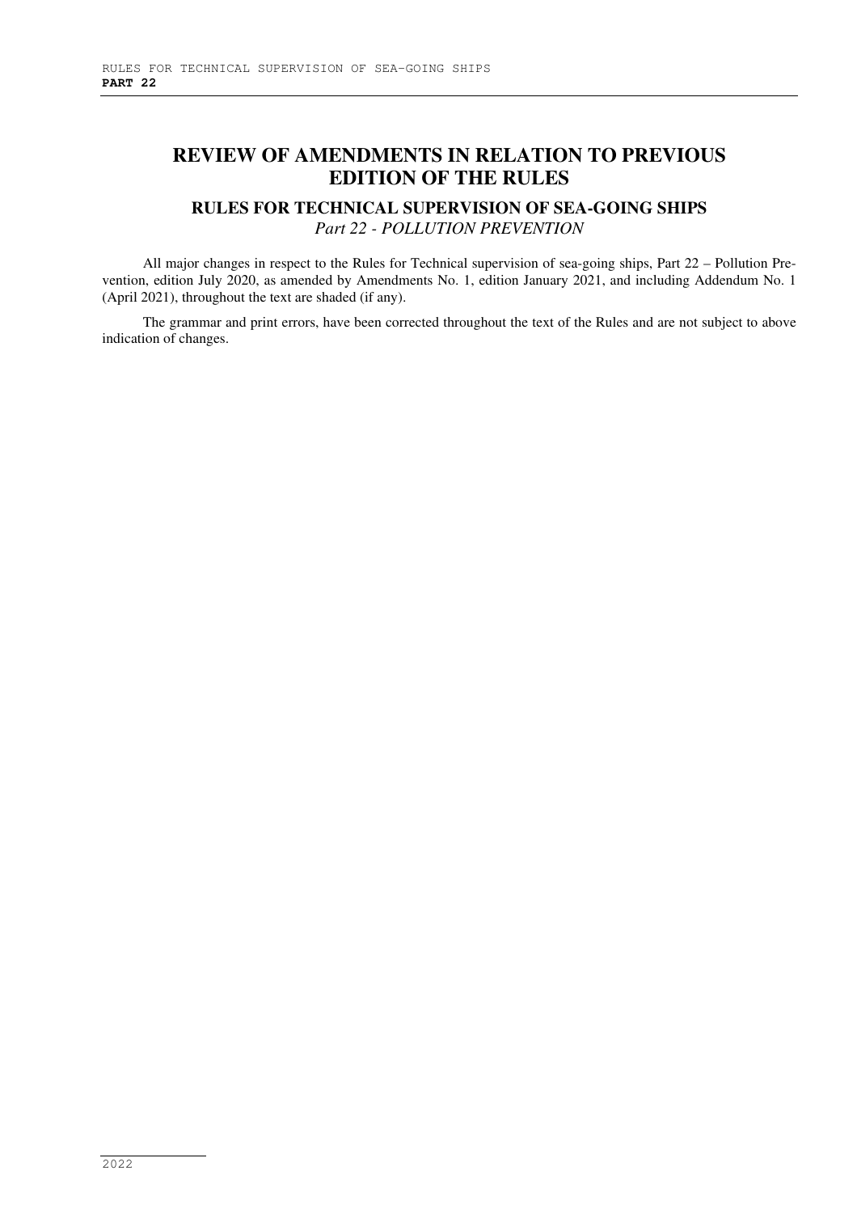# REVIEW OF AMENDMENTS IN RELATION TO PREVIOUS EDITION OF THE RULES

## RULES FOR TECHNICAL SUPERVISION OF SEA-GOING SHIPS

*Part 22 - POLLUTION PREVENTION*

All major changes in respect to the Rules for Technical supervision of sea-going ships, Part 22 – Pollution Prevention, edition July 2020, as amended by Amendments No. 1, edition January 2021, and including Addendum No. 1 (April 2021), throughout the text are shaded (if any).

The grammar and print errors, have been corrected throughout the text of the Rules and are not subject to above indication of changes.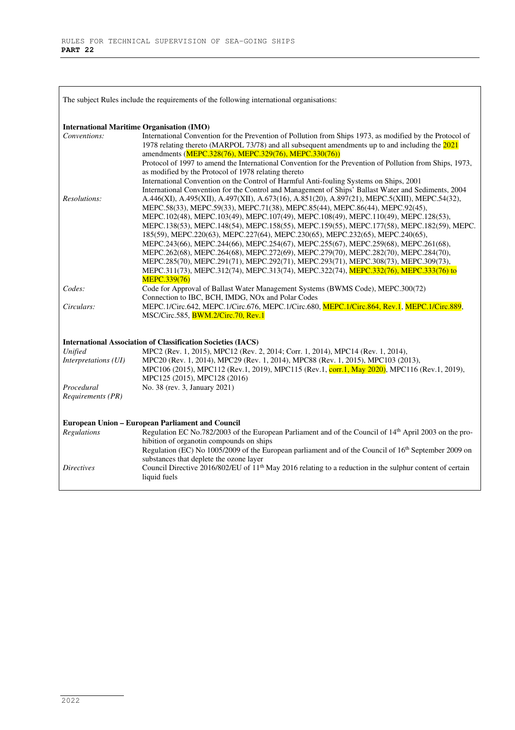The subject Rules include the requirements of the following international organisations:

**International Maritime Organisation (IMO)**

| | |
|---|---|
| *Conventions:* | International Convention for the Prevention of Pollution from Ships 1973, as modified by the Protocol of 1978 relating thereto (MARPOL 73/78) and all subsequent amendments up to and including the 2021 amendments (MEPC.328(76), MEPC.329(76), MEPC.330(76))<br>Protocol of 1997 to amend the International Convention for the Prevention of Pollution from Ships, 1973, as modified by the Protocol of 1978 relating thereto<br>International Convention on the Control of Harmful Anti-fouling Systems on Ships, 2001<br>International Convention for the Control and Management of Ships' Ballast Water and Sediments, 2004 |
| *Resolutions:* | A.446(XI), A.495(XII), A.497(XII), A.673(16), A.851(20), A.897(21), MEPC.5(XIII), MEPC.54(32), MEPC.58(33), MEPC.59(33), MEPC.71(38), MEPC.85(44), MEPC.86(44), MEPC.92(45), MEPC.102(48), MEPC.103(49), MEPC.107(49), MEPC.108(49), MEPC.110(49), MEPC.128(53), MEPC.138(53), MEPC.148(54), MEPC.158(55), MEPC.159(55), MEPC.177(58), MEPC.182(59), MEPC. 185(59), MEPC.220(63), MEPC.227(64), MEPC.230(65), MEPC.232(65), MEPC.240(65), MEPC.243(66), MEPC.244(66), MEPC.254(67), MEPC.255(67), MEPC.259(68), MEPC.261(68), MEPC.262(68), MEPC.264(68), MEPC.272(69), MEPC.279(70), MEPC.282(70), MEPC.284(70), MEPC.285(70), MEPC.291(71), MEPC.292(71), MEPC.293(71), MEPC.308(73), MEPC.309(73), MEPC.311(73), MEPC.312(74), MEPC.313(74), MEPC.322(74), MEPC.332(76), MEPC.333(76) to MEPC.339(76) |
| *Codes:* | Code for Approval of Ballast Water Management Systems (BWMS Code), MEPC.300(72)<br>Connection to IBC, BCH, IMDG, NOx and Polar Codes |
| *Circulars:* | MEPC.1/Circ.642, MEPC.1/Circ.676, MEPC.1/Circ.680, MEPC.1/Circ.864, Rev.1, MEPC.1/Circ.889, MSC/Circ.585, BWM.2/Circ.70, Rev.1 |

**International Association of Classification Societies (IACS)**

| | |
|---|---|
| *Unified Interpretations (UI)* | MPC2 (Rev. 1, 2015), MPC12 (Rev. 2, 2014; Corr. 1, 2014), MPC14 (Rev. 1, 2014), MPC20 (Rev. 1, 2014), MPC29 (Rev. 1, 2014), MPC88 (Rev. 1, 2015), MPC103 (2013), MPC106 (2015), MPC112 (Rev.1, 2019), MPC115 (Rev.1, corr.1, May 2020), MPC116 (Rev.1, 2019), MPC125 (2015), MPC128 (2016) |
| *Procedural Requirements (PR)* | No. 38 (rev. 3, January 2021) |

**European Union – European Parliament and Council**

| | |
|---|---|
| *Regulations* | Regulation EC No.782/2003 of the European Parliament and of the Council of 14th April 2003 on the prohibition of organotin compounds on ships<br>Regulation (EC) No 1005/2009 of the European parliament and of the Council of 16th September 2009 on substances that deplete the ozone layer |
| *Directives* | Council Directive 2016/802/EU of 11th May 2016 relating to a reduction in the sulphur content of certain liquid fuels |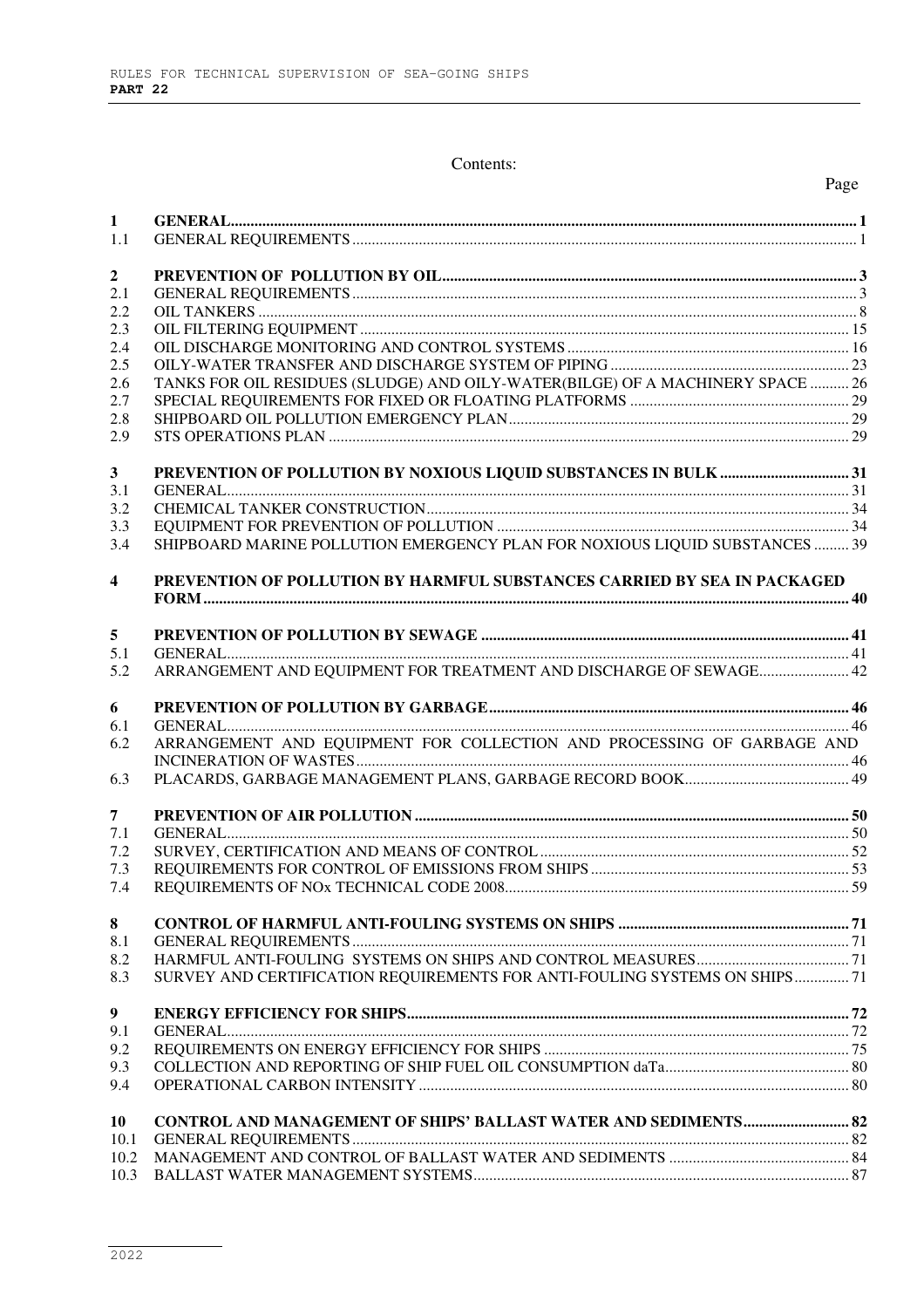Contents:

| | | Page |
|---|---|---|
| **1** | **GENERAL** | **1** |
| 1.1 | GENERAL REQUIREMENTS | 1 |
| **2** | **PREVENTION OF POLLUTION BY OIL** | **3** |
| 2.1 | GENERAL REQUIREMENTS | 3 |
| 2.2 | OIL TANKERS | 8 |
| 2.3 | OIL FILTERING EQUIPMENT | 15 |
| 2.4 | OIL DISCHARGE MONITORING AND CONTROL SYSTEMS | 16 |
| 2.5 | OILY-WATER TRANSFER AND DISCHARGE SYSTEM OF PIPING | 23 |
| 2.6 | TANKS FOR OIL RESIDUES (SLUDGE) AND OILY-WATER(BILGE) OF A MACHINERY SPACE | 26 |
| 2.7 | SPECIAL REQUIREMENTS FOR FIXED OR FLOATING PLATFORMS | 29 |
| 2.8 | SHIPBOARD OIL POLLUTION EMERGENCY PLAN | 29 |
| 2.9 | STS OPERATIONS PLAN | 29 |
| **3** | **PREVENTION OF POLLUTION BY NOXIOUS LIQUID SUBSTANCES IN BULK** | **31** |
| 3.1 | GENERAL | 31 |
| 3.2 | CHEMICAL TANKER CONSTRUCTION | 34 |
| 3.3 | EQUIPMENT FOR PREVENTION OF POLLUTION | 34 |
| 3.4 | SHIPBOARD MARINE POLLUTION EMERGENCY PLAN FOR NOXIOUS LIQUID SUBSTANCES | 39 |
| **4** | **PREVENTION OF POLLUTION BY HARMFUL SUBSTANCES CARRIED BY SEA IN PACKAGED FORM** | **40** |
| **5** | **PREVENTION OF POLLUTION BY SEWAGE** | **41** |
| 5.1 | GENERAL | 41 |
| 5.2 | ARRANGEMENT AND EQUIPMENT FOR TREATMENT AND DISCHARGE OF SEWAGE | 42 |
| **6** | **PREVENTION OF POLLUTION BY GARBAGE** | **46** |
| 6.1 | GENERAL | 46 |
| 6.2 | ARRANGEMENT AND EQUIPMENT FOR COLLECTION AND PROCESSING OF GARBAGE AND INCINERATION OF WASTES | 46 |
| 6.3 | PLACARDS, GARBAGE MANAGEMENT PLANS, GARBAGE RECORD BOOK | 49 |
| **7** | **PREVENTION OF AIR POLLUTION** | **50** |
| 7.1 | GENERAL | 50 |
| 7.2 | SURVEY, CERTIFICATION AND MEANS OF CONTROL | 52 |
| 7.3 | REQUIREMENTS FOR CONTROL OF EMISSIONS FROM SHIPS | 53 |
| 7.4 | REQUIREMENTS OF NOx TECHNICAL CODE 2008 | 59 |
| **8** | **CONTROL OF HARMFUL ANTI-FOULING SYSTEMS ON SHIPS** | **71** |
| 8.1 | GENERAL REQUIREMENTS | 71 |
| 8.2 | HARMFUL ANTI-FOULING SYSTEMS ON SHIPS AND CONTROL MEASURES | 71 |
| 8.3 | SURVEY AND CERTIFICATION REQUIREMENTS FOR ANTI-FOULING SYSTEMS ON SHIPS | 71 |
| **9** | **ENERGY EFFICIENCY FOR SHIPS** | **72** |
| 9.1 | GENERAL | 72 |
| 9.2 | REQUIREMENTS ON ENERGY EFFICIENCY FOR SHIPS | 75 |
| 9.3 | COLLECTION AND REPORTING OF SHIP FUEL OIL CONSUMPTION daTa | 80 |
| 9.4 | OPERATIONAL CARBON INTENSITY | 80 |
| **10** | **CONTROL AND MANAGEMENT OF SHIPS' BALLAST WATER AND SEDIMENTS** | **82** |
| 10.1 | GENERAL REQUIREMENTS | 82 |
| 10.2 | MANAGEMENT AND CONTROL OF BALLAST WATER AND SEDIMENTS | 84 |
| 10.3 | BALLAST WATER MANAGEMENT SYSTEMS | 87 |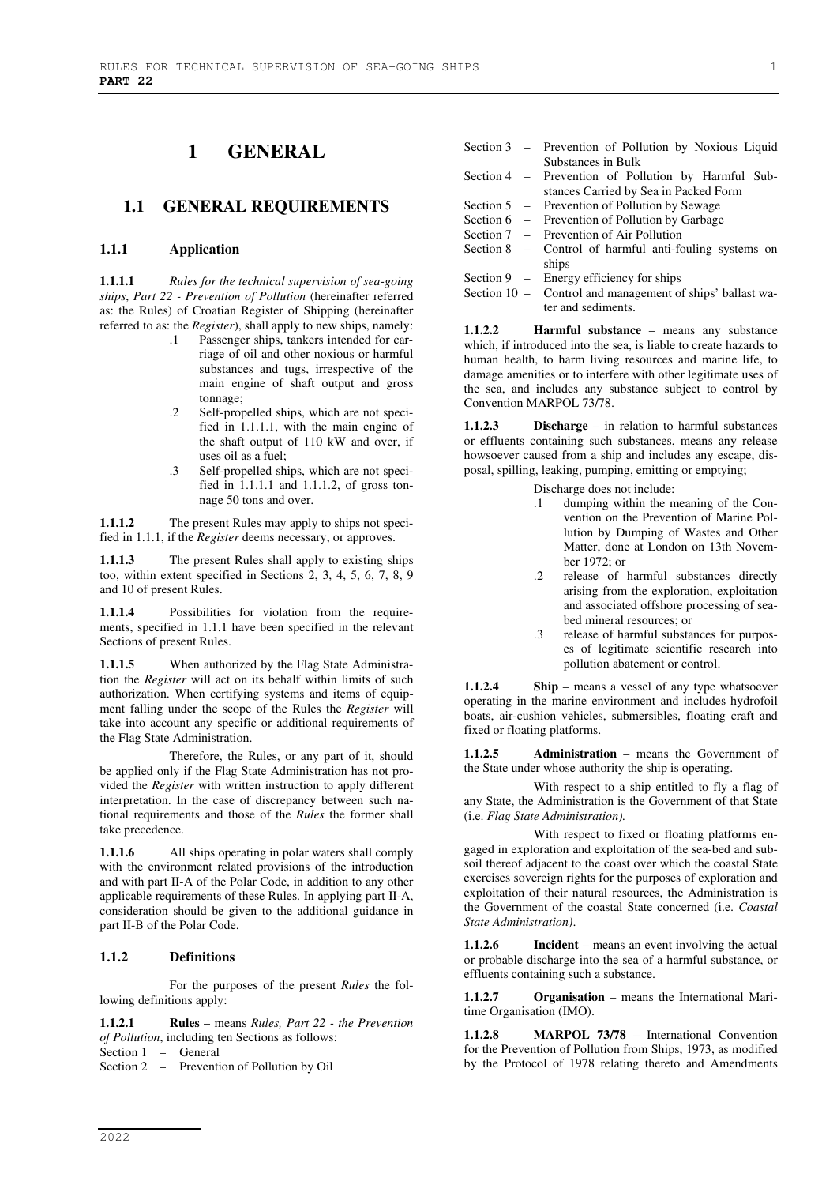# 1 GENERAL

## 1.1 GENERAL REQUIREMENTS

### 1.1.1 Application

**1.1.1.1** *Rules for the technical supervision of sea-going ships*, *Part 22 - Prevention of Pollution* (hereinafter referred as: the Rules) of Croatian Register of Shipping (hereinafter referred to as: the *Register*), shall apply to new ships, namely:

.1 Passenger ships, tankers intended for carriage of oil and other noxious or harmful substances and tugs, irrespective of the main engine of shaft output and gross tonnage;

.2 Self-propelled ships, which are not specified in 1.1.1.1, with the main engine of the shaft output of 110 kW and over, if uses oil as a fuel;

.3 Self-propelled ships, which are not specified in 1.1.1.1 and 1.1.1.2, of gross tonnage 50 tons and over.

**1.1.1.2** The present Rules may apply to ships not specified in 1.1.1, if the *Register* deems necessary, or approves.

**1.1.1.3** The present Rules shall apply to existing ships too, within extent specified in Sections 2, 3, 4, 5, 6, 7, 8, 9 and 10 of present Rules.

**1.1.1.4** Possibilities for violation from the requirements, specified in 1.1.1 have been specified in the relevant Sections of present Rules.

**1.1.1.5** When authorized by the Flag State Administration the *Register* will act on its behalf within limits of such authorization. When certifying systems and items of equipment falling under the scope of the Rules the *Register* will take into account any specific or additional requirements of the Flag State Administration.

Therefore, the Rules, or any part of it, should be applied only if the Flag State Administration has not provided the *Register* with written instruction to apply different interpretation. In the case of discrepancy between such national requirements and those of the *Rules* the former shall take precedence.

**1.1.1.6** All ships operating in polar waters shall comply with the environment related provisions of the introduction and with part II-A of the Polar Code, in addition to any other applicable requirements of these Rules. In applying part II-A, consideration should be given to the additional guidance in part II-B of the Polar Code.

### 1.1.2 Definitions

For the purposes of the present *Rules* the following definitions apply:

**1.1.2.1 Rules** – means *Rules, Part 22 - the Prevention of Pollution*, including ten Sections as follows:

Section 1 – General
Section 2 – Prevention of Pollution by Oil
Section 3 – Prevention of Pollution by Noxious Liquid Substances in Bulk
Section 4 – Prevention of Pollution by Harmful Substances Carried by Sea in Packed Form
Section 5 – Prevention of Pollution by Sewage
Section 6 – Prevention of Pollution by Garbage
Section 7 – Prevention of Air Pollution
Section 8 – Control of harmful anti-fouling systems on ships
Section 9 – Energy efficiency for ships
Section 10 – Control and management of ships' ballast water and sediments.

**1.1.2.2 Harmful substance** – means any substance which, if introduced into the sea, is liable to create hazards to human health, to harm living resources and marine life, to damage amenities or to interfere with other legitimate uses of the sea, and includes any substance subject to control by Convention MARPOL 73/78.

**1.1.2.3 Discharge** – in relation to harmful substances or effluents containing such substances, means any release howsoever caused from a ship and includes any escape, disposal, spilling, leaking, pumping, emitting or emptying;

Discharge does not include:

.1 dumping within the meaning of the Convention on the Prevention of Marine Pollution by Dumping of Wastes and Other Matter, done at London on 13th November 1972; or

.2 release of harmful substances directly arising from the exploration, exploitation and associated offshore processing of seabed mineral resources; or

.3 release of harmful substances for purposes of legitimate scientific research into pollution abatement or control.

**1.1.2.4 Ship** – means a vessel of any type whatsoever operating in the marine environment and includes hydrofoil boats, air-cushion vehicles, submersibles, floating craft and fixed or floating platforms.

**1.1.2.5 Administration** – means the Government of the State under whose authority the ship is operating.

With respect to a ship entitled to fly a flag of any State, the Administration is the Government of that State (i.e. *Flag State Administration).*

With respect to fixed or floating platforms engaged in exploration and exploitation of the sea-bed and subsoil thereof adjacent to the coast over which the coastal State exercises sovereign rights for the purposes of exploration and exploitation of their natural resources, the Administration is the Government of the coastal State concerned (i.e. *Coastal State Administration)*.

**1.1.2.6 Incident** – means an event involving the actual or probable discharge into the sea of a harmful substance, or effluents containing such a substance.

**1.1.2.7 Organisation** – means the International Maritime Organisation (IMO).

**1.1.2.8 MARPOL 73/78** – International Convention for the Prevention of Pollution from Ships, 1973, as modified by the Protocol of 1978 relating thereto and Amendments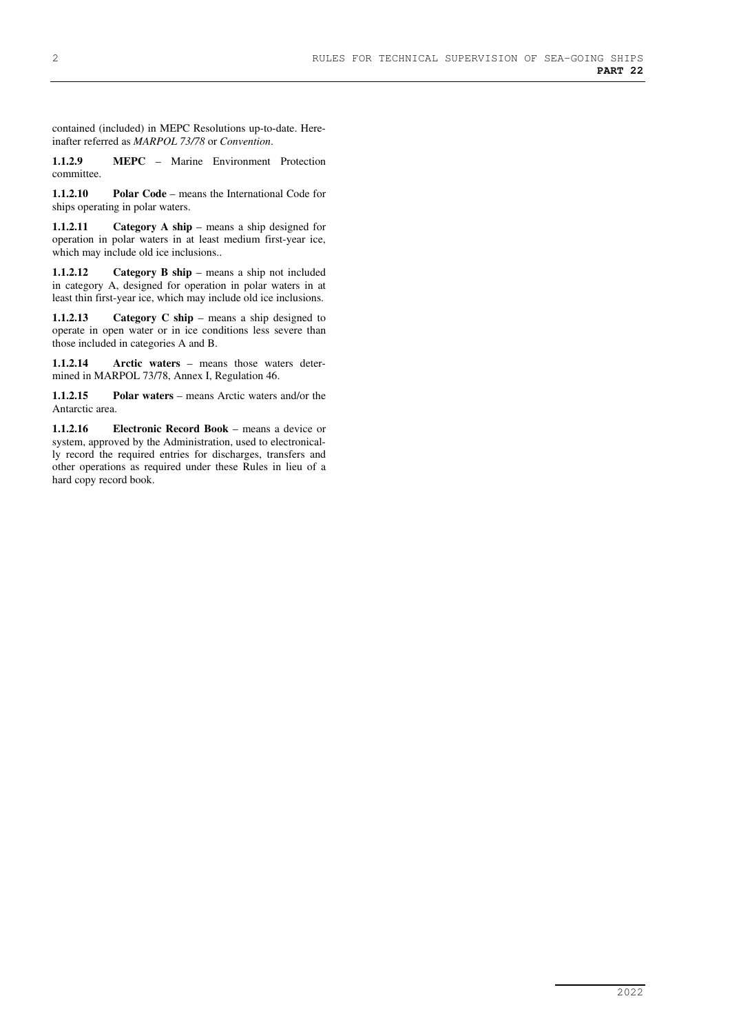contained (included) in MEPC Resolutions up-to-date. Hereinafter referred as *MARPOL 73/78* or *Convention*.

**1.1.2.9** **MEPC** – Marine Environment Protection committee.

**1.1.2.10** **Polar Code** – means the International Code for ships operating in polar waters.

**1.1.2.11** **Category A ship** – means a ship designed for operation in polar waters in at least medium first-year ice, which may include old ice inclusions..

**1.1.2.12** **Category B ship** – means a ship not included in category A, designed for operation in polar waters in at least thin first-year ice, which may include old ice inclusions.

**1.1.2.13** **Category C ship** – means a ship designed to operate in open water or in ice conditions less severe than those included in categories A and B.

**1.1.2.14** **Arctic waters** – means those waters determined in MARPOL 73/78, Annex I, Regulation 46.

**1.1.2.15** **Polar waters** – means Arctic waters and/or the Antarctic area.

**1.1.2.16** **Electronic Record Book** – means a device or system, approved by the Administration, used to electronically record the required entries for discharges, transfers and other operations as required under these Rules in lieu of a hard copy record book.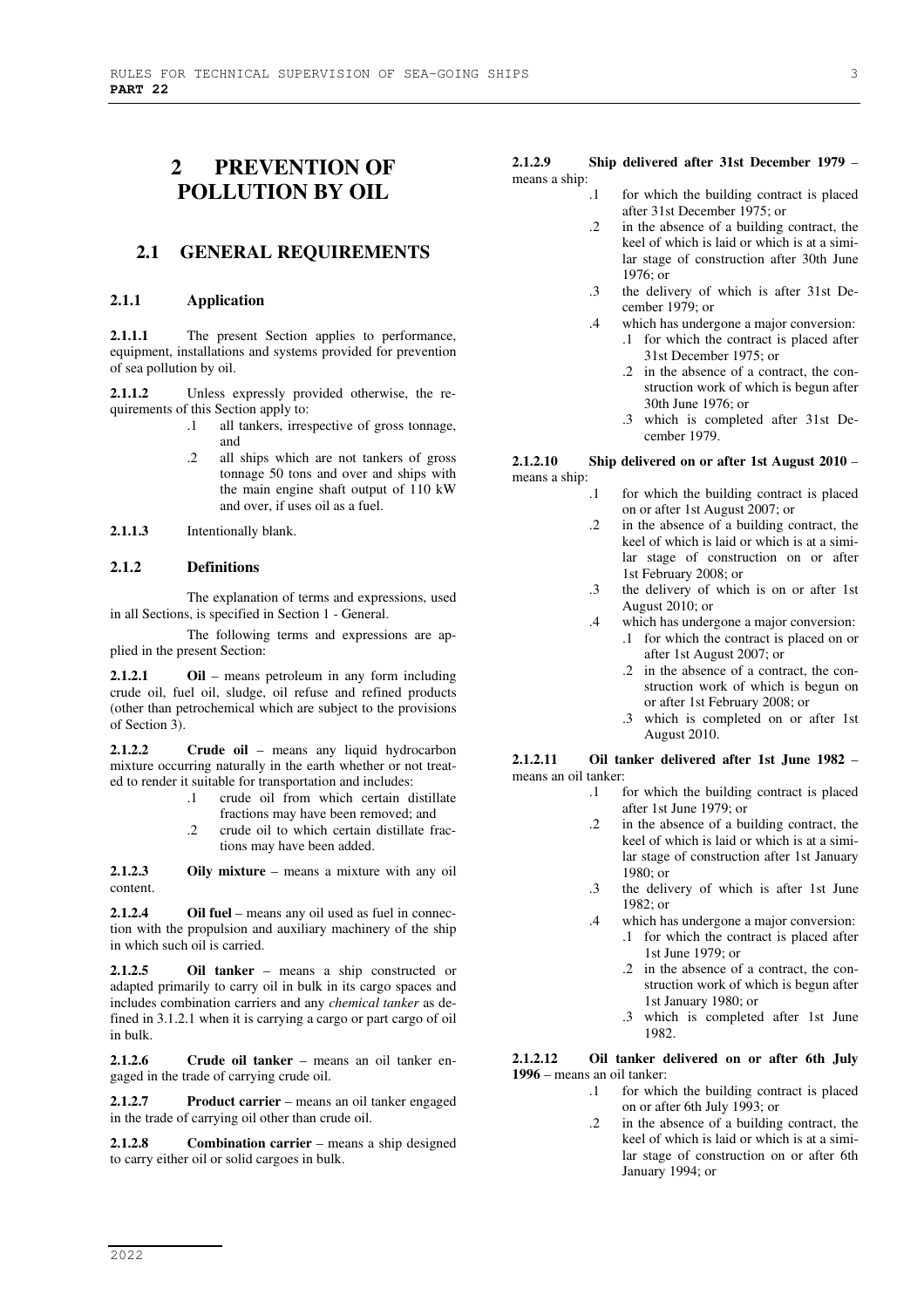# 2 PREVENTION OF POLLUTION BY OIL

## 2.1 GENERAL REQUIREMENTS

### 2.1.1 Application

**2.1.1.1** The present Section applies to performance, equipment, installations and systems provided for prevention of sea pollution by oil.

**2.1.1.2** Unless expressly provided otherwise, the requirements of this Section apply to:

- .1 all tankers, irrespective of gross tonnage, and
- .2 all ships which are not tankers of gross tonnage 50 tons and over and ships with the main engine shaft output of 110 kW and over, if uses oil as a fuel.

**2.1.1.3** Intentionally blank.

### 2.1.2 Definitions

The explanation of terms and expressions, used in all Sections, is specified in Section 1 - General.

The following terms and expressions are applied in the present Section:

**2.1.2.1 Oil** – means petroleum in any form including crude oil, fuel oil, sludge, oil refuse and refined products (other than petrochemical which are subject to the provisions of Section 3).

**2.1.2.2 Crude oil** – means any liquid hydrocarbon mixture occurring naturally in the earth whether or not treated to render it suitable for transportation and includes:

- .1 crude oil from which certain distillate fractions may have been removed; and
- .2 crude oil to which certain distillate fractions may have been added.

**2.1.2.3 Oily mixture** – means a mixture with any oil content.

**2.1.2.4 Oil fuel** – means any oil used as fuel in connection with the propulsion and auxiliary machinery of the ship in which such oil is carried.

**2.1.2.5 Oil tanker** – means a ship constructed or adapted primarily to carry oil in bulk in its cargo spaces and includes combination carriers and any *chemical tanker* as defined in 3.1.2.1 when it is carrying a cargo or part cargo of oil in bulk.

**2.1.2.6 Crude oil tanker** – means an oil tanker engaged in the trade of carrying crude oil.

**2.1.2.7 Product carrier** – means an oil tanker engaged in the trade of carrying oil other than crude oil.

**2.1.2.8 Combination carrier** – means a ship designed to carry either oil or solid cargoes in bulk.

**2.1.2.9 Ship delivered after 31st December 1979** – means a ship:

- .1 for which the building contract is placed after 31st December 1975; or
- .2 in the absence of a building contract, the keel of which is laid or which is at a similar stage of construction after 30th June 1976; or
- .3 the delivery of which is after 31st December 1979; or
- .4 which has undergone a major conversion:
  - .1 for which the contract is placed after 31st December 1975; or
  - .2 in the absence of a contract, the construction work of which is begun after 30th June 1976; or
  - .3 which is completed after 31st December 1979.

**2.1.2.10 Ship delivered on or after 1st August 2010** – means a ship:

- .1 for which the building contract is placed on or after 1st August 2007; or
- .2 in the absence of a building contract, the keel of which is laid or which is at a similar stage of construction on or after 1st February 2008; or
- .3 the delivery of which is on or after 1st August 2010; or
- .4 which has undergone a major conversion:
  - .1 for which the contract is placed on or after 1st August 2007; or
  - .2 in the absence of a contract, the construction work of which is begun on or after 1st February 2008; or
  - .3 which is completed on or after 1st August 2010.

**2.1.2.11 Oil tanker delivered after 1st June 1982** – means an oil tanker:

- .1 for which the building contract is placed after 1st June 1979; or
- .2 in the absence of a building contract, the keel of which is laid or which is at a similar stage of construction after 1st January 1980; or
- .3 the delivery of which is after 1st June 1982; or
- .4 which has undergone a major conversion:
  - .1 for which the contract is placed after 1st June 1979; or
  - .2 in the absence of a contract, the construction work of which is begun after 1st January 1980; or
  - .3 which is completed after 1st June 1982.

**2.1.2.12 Oil tanker delivered on or after 6th July 1996** – means an oil tanker:

- .1 for which the building contract is placed on or after 6th July 1993; or
- .2 in the absence of a building contract, the keel of which is laid or which is at a similar stage of construction on or after 6th January 1994; or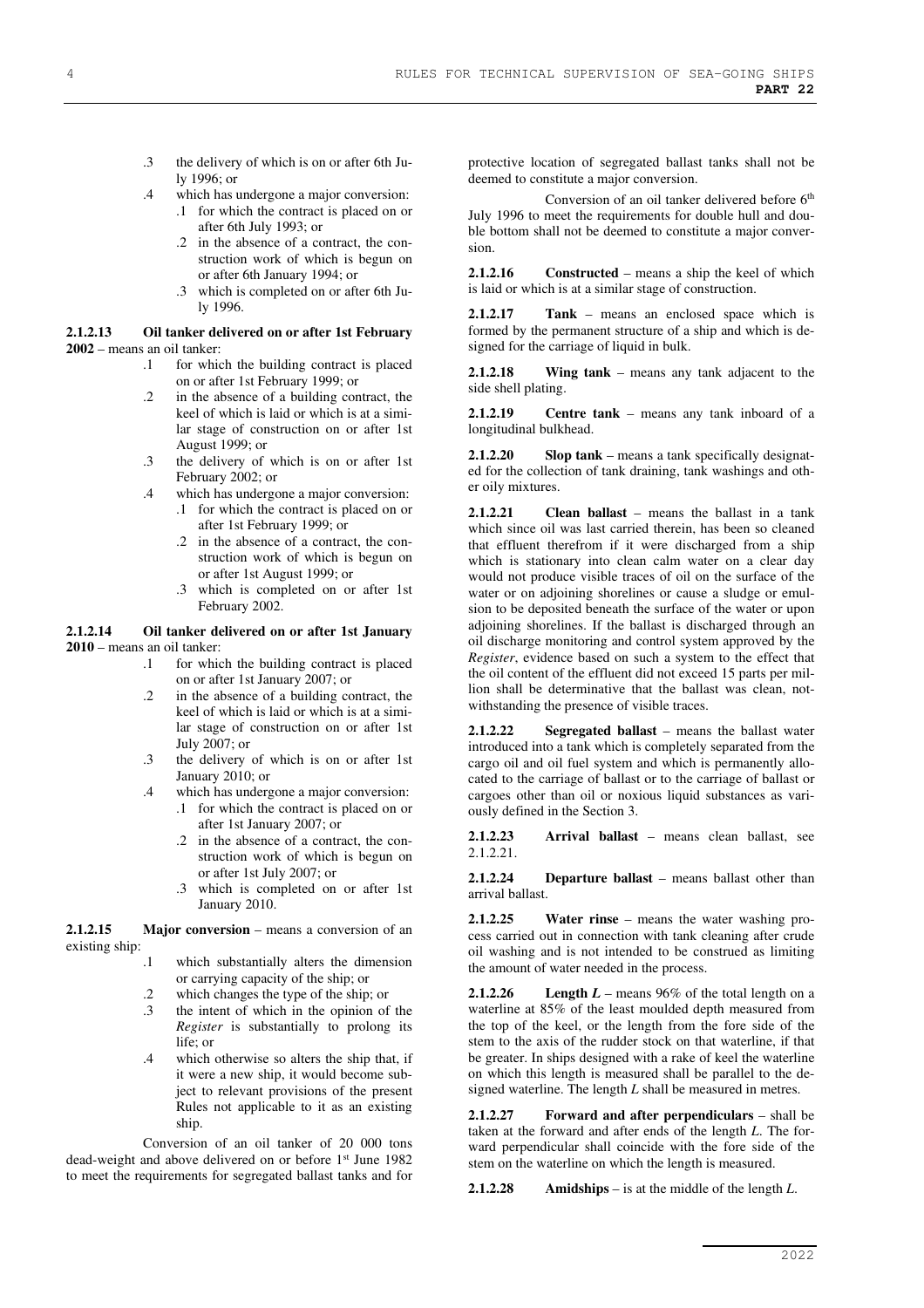.3 the delivery of which is on or after 6th July 1996; or

.4 which has undergone a major conversion:

  .1 for which the contract is placed on or after 6th July 1993; or

  .2 in the absence of a contract, the construction work of which is begun on or after 6th January 1994; or

  .3 which is completed on or after 6th July 1996.

**2.1.2.13 Oil tanker delivered on or after 1st February 2002** – means an oil tanker:

.1 for which the building contract is placed on or after 1st February 1999; or

.2 in the absence of a building contract, the keel of which is laid or which is at a similar stage of construction on or after 1st August 1999; or

.3 the delivery of which is on or after 1st February 2002; or

.4 which has undergone a major conversion:

  .1 for which the contract is placed on or after 1st February 1999; or

  .2 in the absence of a contract, the construction work of which is begun on or after 1st August 1999; or

  .3 which is completed on or after 1st February 2002.

**2.1.2.14 Oil tanker delivered on or after 1st January 2010** – means an oil tanker:

.1 for which the building contract is placed on or after 1st January 2007; or

.2 in the absence of a building contract, the keel of which is laid or which is at a similar stage of construction on or after 1st July 2007; or

.3 the delivery of which is on or after 1st January 2010; or

.4 which has undergone a major conversion:

  .1 for which the contract is placed on or after 1st January 2007; or

  .2 in the absence of a contract, the construction work of which is begun on or after 1st July 2007; or

  .3 which is completed on or after 1st January 2010.

**2.1.2.15 Major conversion** – means a conversion of an existing ship:

.1 which substantially alters the dimension or carrying capacity of the ship; or

.2 which changes the type of the ship; or

.3 the intent of which in the opinion of the *Register* is substantially to prolong its life; or

.4 which otherwise so alters the ship that, if it were a new ship, it would become subject to relevant provisions of the present Rules not applicable to it as an existing ship.

Conversion of an oil tanker of 20 000 tons dead-weight and above delivered on or before 1st June 1982 to meet the requirements for segregated ballast tanks and for protective location of segregated ballast tanks shall not be deemed to constitute a major conversion.

Conversion of an oil tanker delivered before 6th July 1996 to meet the requirements for double hull and double bottom shall not be deemed to constitute a major conversion.

**2.1.2.16 Constructed** – means a ship the keel of which is laid or which is at a similar stage of construction.

**2.1.2.17 Tank** – means an enclosed space which is formed by the permanent structure of a ship and which is designed for the carriage of liquid in bulk.

**2.1.2.18 Wing tank** – means any tank adjacent to the side shell plating.

**2.1.2.19 Centre tank** – means any tank inboard of a longitudinal bulkhead.

**2.1.2.20 Slop tank** – means a tank specifically designated for the collection of tank draining, tank washings and other oily mixtures.

**2.1.2.21 Clean ballast** – means the ballast in a tank which since oil was last carried therein, has been so cleaned that effluent therefrom if it were discharged from a ship which is stationary into clean calm water on a clear day would not produce visible traces of oil on the surface of the water or on adjoining shorelines or cause a sludge or emulsion to be deposited beneath the surface of the water or upon adjoining shorelines. If the ballast is discharged through an oil discharge monitoring and control system approved by the *Register*, evidence based on such a system to the effect that the oil content of the effluent did not exceed 15 parts per million shall be determinative that the ballast was clean, notwithstanding the presence of visible traces.

**2.1.2.22 Segregated ballast** – means the ballast water introduced into a tank which is completely separated from the cargo oil and oil fuel system and which is permanently allocated to the carriage of ballast or to the carriage of ballast or cargoes other than oil or noxious liquid substances as variously defined in the Section 3.

**2.1.2.23 Arrival ballast** – means clean ballast, see 2.1.2.21.

**2.1.2.24 Departure ballast** – means ballast other than arrival ballast.

**2.1.2.25 Water rinse** – means the water washing process carried out in connection with tank cleaning after crude oil washing and is not intended to be construed as limiting the amount of water needed in the process.

**2.1.2.26 Length *L*** – means 96% of the total length on a waterline at 85% of the least moulded depth measured from the top of the keel, or the length from the fore side of the stem to the axis of the rudder stock on that waterline, if that be greater. In ships designed with a rake of keel the waterline on which this length is measured shall be parallel to the designed waterline. The length *L* shall be measured in metres.

**2.1.2.27 Forward and after perpendiculars** – shall be taken at the forward and after ends of the length *L*. The forward perpendicular shall coincide with the fore side of the stem on the waterline on which the length is measured.

**2.1.2.28 Amidships** – is at the middle of the length *L*.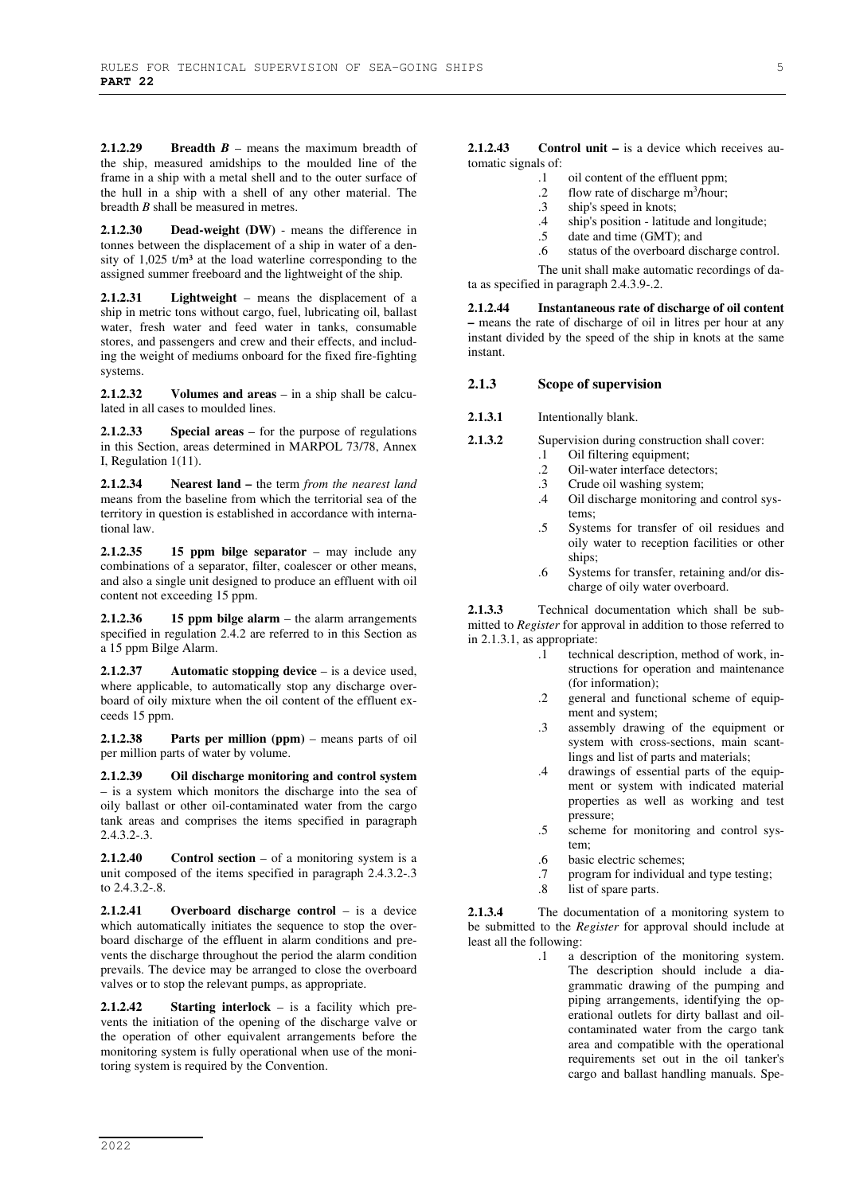**2.1.2.29 Breadth** $B$ – means the maximum breadth of the ship, measured amidships to the moulded line of the frame in a ship with a metal shell and to the outer surface of the hull in a ship with a shell of any other material. The breadth $B$ shall be measured in metres.

**2.1.2.30 Dead-weight (DW)** - means the difference in tonnes between the displacement of a ship in water of a density of 1,025 t/m³ at the load waterline corresponding to the assigned summer freeboard and the lightweight of the ship.

**2.1.2.31 Lightweight** – means the displacement of a ship in metric tons without cargo, fuel, lubricating oil, ballast water, fresh water and feed water in tanks, consumable stores, and passengers and crew and their effects, and including the weight of mediums onboard for the fixed fire-fighting systems.

**2.1.2.32 Volumes and areas** – in a ship shall be calculated in all cases to moulded lines.

**2.1.2.33 Special areas** – for the purpose of regulations in this Section, areas determined in MARPOL 73/78, Annex I, Regulation 1(11).

**2.1.2.34 Nearest land –** the term *from the nearest land* means from the baseline from which the territorial sea of the territory in question is established in accordance with international law.

**2.1.2.35 15 ppm bilge separator** – may include any combinations of a separator, filter, coalescer or other means, and also a single unit designed to produce an effluent with oil content not exceeding 15 ppm.

**2.1.2.36 15 ppm bilge alarm** – the alarm arrangements specified in regulation 2.4.2 are referred to in this Section as a 15 ppm Bilge Alarm.

**2.1.2.37 Automatic stopping device** – is a device used, where applicable, to automatically stop any discharge overboard of oily mixture when the oil content of the effluent exceeds 15 ppm.

**2.1.2.38 Parts per million (ppm)** – means parts of oil per million parts of water by volume.

**2.1.2.39 Oil discharge monitoring and control system** – is a system which monitors the discharge into the sea of oily ballast or other oil-contaminated water from the cargo tank areas and comprises the items specified in paragraph 2.4.3.2-.3.

**2.1.2.40 Control section** – of a monitoring system is a unit composed of the items specified in paragraph 2.4.3.2-.3 to 2.4.3.2-.8.

**2.1.2.41 Overboard discharge control** – is a device which automatically initiates the sequence to stop the overboard discharge of the effluent in alarm conditions and prevents the discharge throughout the period the alarm condition prevails. The device may be arranged to close the overboard valves or to stop the relevant pumps, as appropriate.

**2.1.2.42 Starting interlock** – is a facility which prevents the initiation of the opening of the discharge valve or the operation of other equivalent arrangements before the monitoring system is fully operational when use of the monitoring system is required by the Convention.

**2.1.2.43 Control unit –** is a device which receives automatic signals of:

- .1 oil content of the effluent ppm;
- .2 flow rate of discharge m³/hour;
- .3 ship's speed in knots;
- .4 ship's position - latitude and longitude;
- .5 date and time (GMT); and
- .6 status of the overboard discharge control.

The unit shall make automatic recordings of data as specified in paragraph 2.4.3.9-.2.

**2.1.2.44 Instantaneous rate of discharge of oil content –** means the rate of discharge of oil in litres per hour at any instant divided by the speed of the ship in knots at the same instant.

### 2.1.3 Scope of supervision

**2.1.3.1** Intentionally blank.

**2.1.3.2** Supervision during construction shall cover:

- .1 Oil filtering equipment;
- .2 Oil-water interface detectors;
- .3 Crude oil washing system;
- .4 Oil discharge monitoring and control systems;
- .5 Systems for transfer of oil residues and oily water to reception facilities or other ships;
- .6 Systems for transfer, retaining and/or discharge of oily water overboard.

**2.1.3.3** Technical documentation which shall be submitted to *Register* for approval in addition to those referred to in 2.1.3.1, as appropriate:

- .1 technical description, method of work, instructions for operation and maintenance (for information);
- .2 general and functional scheme of equipment and system;
- .3 assembly drawing of the equipment or system with cross-sections, main scantlings and list of parts and materials;
- .4 drawings of essential parts of the equipment or system with indicated material properties as well as working and test pressure;
- .5 scheme for monitoring and control system;
- .6 basic electric schemes;
- .7 program for individual and type testing;
- .8 list of spare parts.

**2.1.3.4** The documentation of a monitoring system to be submitted to the *Register* for approval should include at least all the following:

- .1 a description of the monitoring system. The description should include a diagrammatic drawing of the pumping and piping arrangements, identifying the operational outlets for dirty ballast and oil-contaminated water from the cargo tank area and compatible with the operational requirements set out in the oil tanker's cargo and ballast handling manuals. Spe-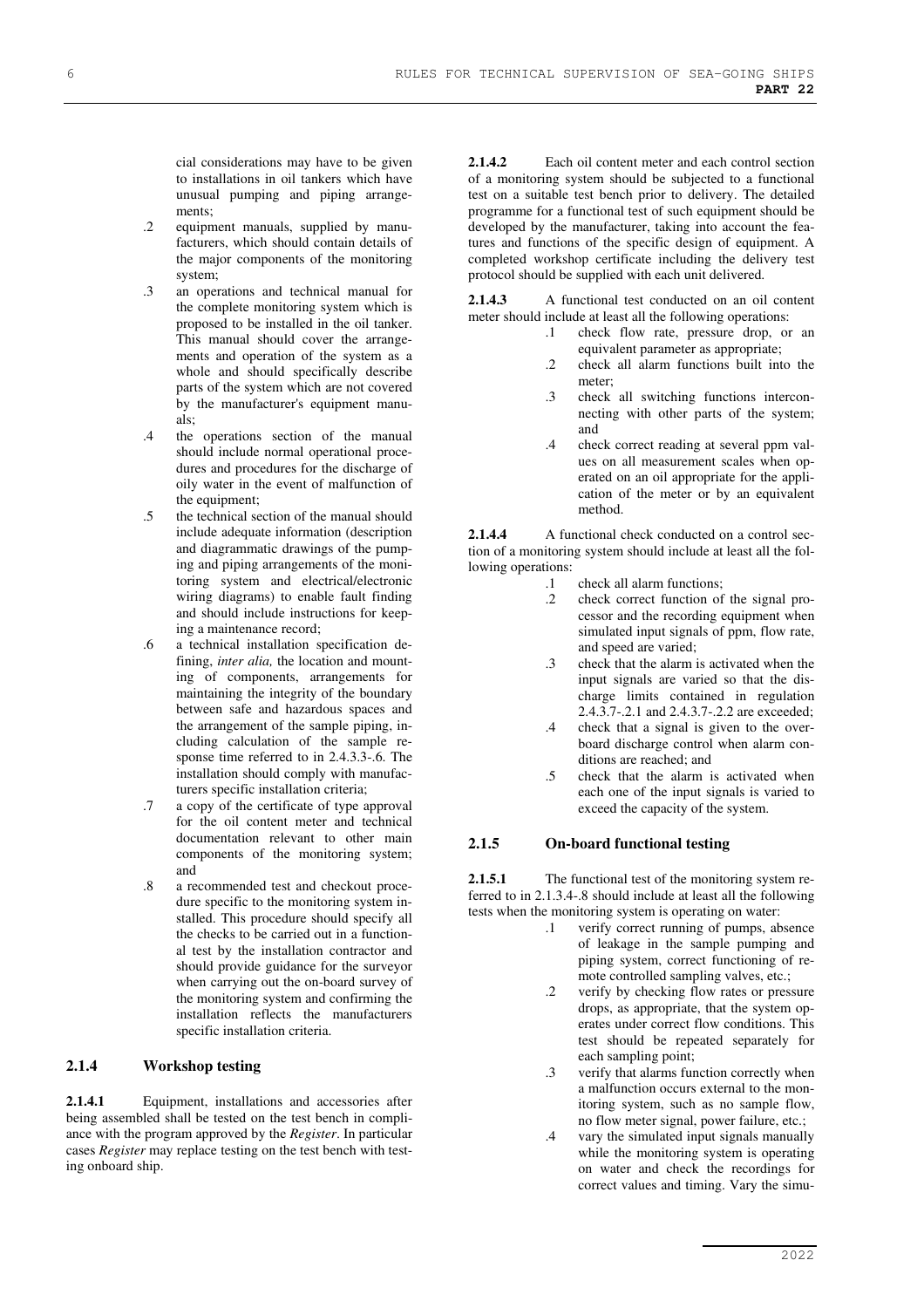cial considerations may have to be given to installations in oil tankers which have unusual pumping and piping arrangements;

.2 equipment manuals, supplied by manufacturers, which should contain details of the major components of the monitoring system;

.3 an operations and technical manual for the complete monitoring system which is proposed to be installed in the oil tanker. This manual should cover the arrangements and operation of the system as a whole and should specifically describe parts of the system which are not covered by the manufacturer's equipment manuals;

.4 the operations section of the manual should include normal operational procedures and procedures for the discharge of oily water in the event of malfunction of the equipment;

.5 the technical section of the manual should include adequate information (description and diagrammatic drawings of the pumping and piping arrangements of the monitoring system and electrical/electronic wiring diagrams) to enable fault finding and should include instructions for keeping a maintenance record;

.6 a technical installation specification defining, *inter alia,* the location and mounting of components, arrangements for maintaining the integrity of the boundary between safe and hazardous spaces and the arrangement of the sample piping, including calculation of the sample response time referred to in 2.4.3.3-.6. The installation should comply with manufacturers specific installation criteria;

.7 a copy of the certificate of type approval for the oil content meter and technical documentation relevant to other main components of the monitoring system; and

.8 a recommended test and checkout procedure specific to the monitoring system installed. This procedure should specify all the checks to be carried out in a functional test by the installation contractor and should provide guidance for the surveyor when carrying out the on-board survey of the monitoring system and confirming the installation reflects the manufacturers specific installation criteria.

### 2.1.4 Workshop testing

**2.1.4.1** Equipment, installations and accessories after being assembled shall be tested on the test bench in compliance with the program approved by the *Register*. In particular cases *Register* may replace testing on the test bench with testing onboard ship.

**2.1.4.2** Each oil content meter and each control section of a monitoring system should be subjected to a functional test on a suitable test bench prior to delivery. The detailed programme for a functional test of such equipment should be developed by the manufacturer, taking into account the features and functions of the specific design of equipment. A completed workshop certificate including the delivery test protocol should be supplied with each unit delivered.

**2.1.4.3** A functional test conducted on an oil content meter should include at least all the following operations:

.1 check flow rate, pressure drop, or an equivalent parameter as appropriate;

.2 check all alarm functions built into the meter;

.3 check all switching functions interconnecting with other parts of the system; and

.4 check correct reading at several ppm values on all measurement scales when operated on an oil appropriate for the application of the meter or by an equivalent method.

**2.1.4.4** A functional check conducted on a control section of a monitoring system should include at least all the following operations:

.1 check all alarm functions;

.2 check correct function of the signal processor and the recording equipment when simulated input signals of ppm, flow rate, and speed are varied;

.3 check that the alarm is activated when the input signals are varied so that the discharge limits contained in regulation 2.4.3.7-.2.1 and 2.4.3.7-.2.2 are exceeded;

.4 check that a signal is given to the overboard discharge control when alarm conditions are reached; and

.5 check that the alarm is activated when each one of the input signals is varied to exceed the capacity of the system.

### 2.1.5 On-board functional testing

**2.1.5.1** The functional test of the monitoring system referred to in 2.1.3.4-.8 should include at least all the following tests when the monitoring system is operating on water:

.1 verify correct running of pumps, absence of leakage in the sample pumping and piping system, correct functioning of remote controlled sampling valves, etc.;

.2 verify by checking flow rates or pressure drops, as appropriate, that the system operates under correct flow conditions. This test should be repeated separately for each sampling point;

.3 verify that alarms function correctly when a malfunction occurs external to the monitoring system, such as no sample flow, no flow meter signal, power failure, etc.;

.4 vary the simulated input signals manually while the monitoring system is operating on water and check the recordings for correct values and timing. Vary the simu-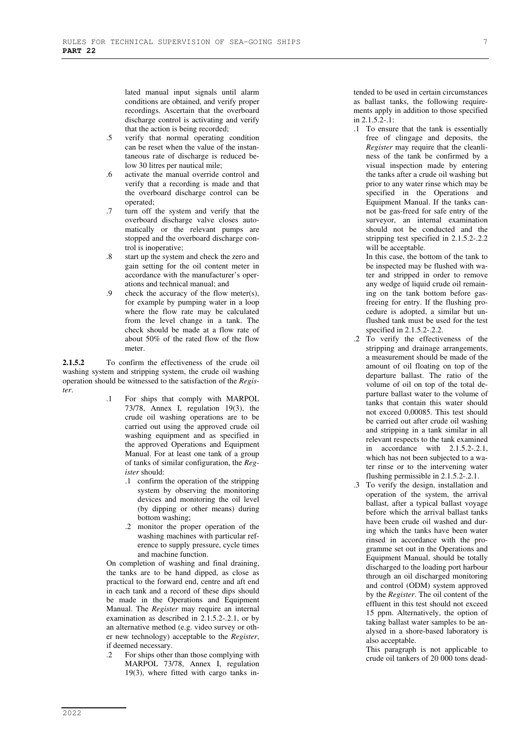lated manual input signals until alarm conditions are obtained, and verify proper recordings. Ascertain that the overboard discharge control is activating and verify that the action is being recorded;

.5 verify that normal operating condition can be reset when the value of the instantaneous rate of discharge is reduced below 30 litres per nautical mile;

.6 activate the manual override control and verify that a recording is made and that the overboard discharge control can be operated;

.7 turn off the system and verify that the overboard discharge valve closes automatically or the relevant pumps are stopped and the overboard discharge control is inoperative;

.8 start up the system and check the zero and gain setting for the oil content meter in accordance with the manufacturer's operations and technical manual; and

.9 check the accuracy of the flow meter(s), for example by pumping water in a loop where the flow rate may be calculated from the level change in a tank. The check should be made at a flow rate of about 50% of the rated flow of the flow meter.

**2.1.5.2** To confirm the effectiveness of the crude oil washing system and stripping system, the crude oil washing operation should be witnessed to the satisfaction of the *Register*.

.1 For ships that comply with MARPOL 73/78, Annex I, regulation 19(3), the crude oil washing operations are to be carried out using the approved crude oil washing equipment and as specified in the approved Operations and Equipment Manual. For at least one tank of a group of tanks of similar configuration, the *Register* should:

.1 confirm the operation of the stripping system by observing the monitoring devices and monitoring the oil level (by dipping or other means) during bottom washing;

.2 monitor the proper operation of the washing machines with particular reference to supply pressure, cycle times and machine function.

On completion of washing and final draining, the tanks are to be hand dipped, as close as practical to the forward end, centre and aft end in each tank and a record of these dips should be made in the Operations and Equipment Manual. The *Register* may require an internal examination as described in 2.1.5.2-.2.1, or by an alternative method (e.g. video survey or other new technology) acceptable to the *Register*, if deemed necessary.

.2 For ships other than those complying with MARPOL 73/78, Annex I, regulation 19(3), where fitted with cargo tanks intended to be used in certain circumstances as ballast tanks, the following requirements apply in addition to those specified in 2.1.5.2-.1:

.1 To ensure that the tank is essentially free of clingage and deposits, the *Register* may require that the cleanliness of the tank be confirmed by a visual inspection made by entering the tanks after a crude oil washing but prior to any water rinse which may be specified in the Operations and Equipment Manual. If the tanks cannot be gas-freed for safe entry of the surveyor, an internal examination should not be conducted and the stripping test specified in 2.1.5.2-.2.2 will be acceptable.

In this case, the bottom of the tank to be inspected may be flushed with water and stripped in order to remove any wedge of liquid crude oil remaining on the tank bottom before gas-freeing for entry. If the flushing procedure is adopted, a similar but unflushed tank must be used for the test specified in 2.1.5.2-.2.2.

.2 To verify the effectiveness of the stripping and drainage arrangements, a measurement should be made of the amount of oil floating on top of the departure ballast. The ratio of the volume of oil on top of the total departure ballast water to the volume of tanks that contain this water should not exceed 0,00085. This test should be carried out after crude oil washing and stripping in a tank similar in all relevant respects to the tank examined in accordance with 2.1.5.2-.2.1, which has not been subjected to a water rinse or to the intervening water flushing permissible in 2.1.5.2-.2.1.

.3 To verify the design, installation and operation of the system, the arrival ballast, after a typical ballast voyage before which the arrival ballast tanks have been crude oil washed and during which the tanks have been water rinsed in accordance with the programme set out in the Operations and Equipment Manual, should be totally discharged to the loading port harbour through an oil discharged monitoring and control (ODM) system approved by the *Register*. The oil content of the effluent in this test should not exceed 15 ppm. Alternatively, the option of taking ballast water samples to be analysed in a shore-based laboratory is also acceptable.

This paragraph is not applicable to crude oil tankers of 20 000 tons dead-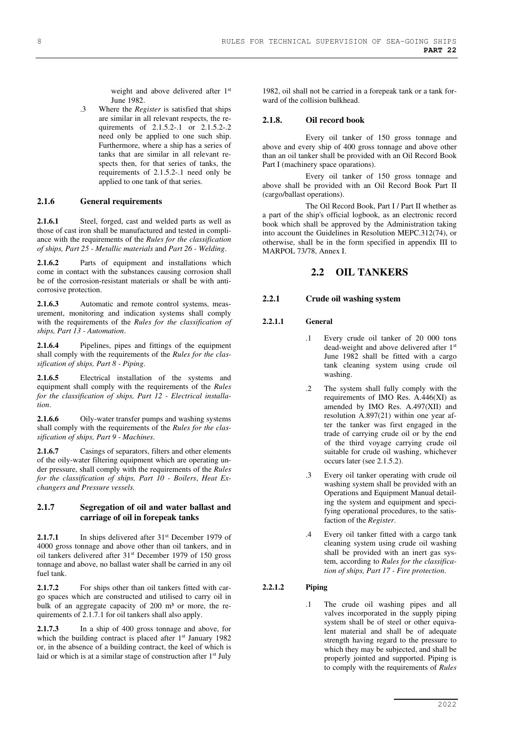weight and above delivered after 1st June 1982.

.3 Where the *Register* is satisfied that ships are similar in all relevant respects, the requirements of 2.1.5.2-.1 or 2.1.5.2-.2 need only be applied to one such ship. Furthermore, where a ship has a series of tanks that are similar in all relevant respects then, for that series of tanks, the requirements of 2.1.5.2-.1 need only be applied to one tank of that series.

### 2.1.6 General requirements

**2.1.6.1** Steel, forged, cast and welded parts as well as those of cast iron shall be manufactured and tested in compliance with the requirements of the *Rules for the classification of ships, Part 25 - Metallic materials* and *Part 26 - Welding*.

**2.1.6.2** Parts of equipment and installations which come in contact with the substances causing corrosion shall be of the corrosion-resistant materials or shall be with anti-corrosive protection.

**2.1.6.3** Automatic and remote control systems, measurement, monitoring and indication systems shall comply with the requirements of the *Rules for the classification of ships, Part 13 - Automation*.

**2.1.6.4** Pipelines, pipes and fittings of the equipment shall comply with the requirements of the *Rules for the classification of ships, Part 8 - Piping*.

**2.1.6.5** Electrical installation of the systems and equipment shall comply with the requirements of the *Rules for the classification of ships, Part 12 - Electrical installation*.

**2.1.6.6** Oily-water transfer pumps and washing systems shall comply with the requirements of the *Rules for the classification of ships, Part 9 - Machines*.

**2.1.6.7** Casings of separators, filters and other elements of the oily-water filtering equipment which are operating under pressure, shall comply with the requirements of the *Rules for the classification of ships, Part 10 - Boilers, Heat Exchangers and Pressure vessels.*

### 2.1.7 Segregation of oil and water ballast and carriage of oil in forepeak tanks

**2.1.7.1** In ships delivered after 31st December 1979 of 4000 gross tonnage and above other than oil tankers, and in oil tankers delivered after 31st December 1979 of 150 gross tonnage and above, no ballast water shall be carried in any oil fuel tank.

**2.1.7.2** For ships other than oil tankers fitted with cargo spaces which are constructed and utilised to carry oil in bulk of an aggregate capacity of 200 m³ or more, the requirements of 2.1.7.1 for oil tankers shall also apply.

**2.1.7.3** In a ship of 400 gross tonnage and above, for which the building contract is placed after 1st January 1982 or, in the absence of a building contract, the keel of which is laid or which is at a similar stage of construction after 1st July 1982, oil shall not be carried in a forepeak tank or a tank forward of the collision bulkhead.

### 2.1.8. Oil record book

Every oil tanker of 150 gross tonnage and above and every ship of 400 gross tonnage and above other than an oil tanker shall be provided with an Oil Record Book Part I (machinery space oparations).

Every oil tanker of 150 gross tonnage and above shall be provided with an Oil Record Book Part II (cargo/ballast operations).

The Oil Record Book, Part I / Part II whether as a part of the ship's official logbook, as an electronic record book which shall be approved by the Administration taking into account the Guidelines in Resolution MEPC.312(74), or otherwise, shall be in the form specified in appendix III to MARPOL 73/78, Annex I.

## 2.2 OIL TANKERS

### 2.2.1 Crude oil washing system

#### 2.2.1.1 General

.1 Every crude oil tanker of 20 000 tons dead-weight and above delivered after 1st June 1982 shall be fitted with a cargo tank cleaning system using crude oil washing.

.2 The system shall fully comply with the requirements of IMO Res. A.446(XI) as amended by IMO Res. A.497(XII) and resolution A.897(21) within one year after the tanker was first engaged in the trade of carrying crude oil or by the end of the third voyage carrying crude oil suitable for crude oil washing, whichever occurs later (see 2.1.5.2).

.3 Every oil tanker operating with crude oil washing system shall be provided with an Operations and Equipment Manual detailing the system and equipment and specifying operational procedures, to the satisfaction of the *Register*.

.4 Every oil tanker fitted with a cargo tank cleaning system using crude oil washing shall be provided with an inert gas system, according to *Rules for the classification of ships, Part 17 - Fire protection*.

#### 2.2.1.2 Piping

.1 The crude oil washing pipes and all valves incorporated in the supply piping system shall be of steel or other equivalent material and shall be of adequate strength having regard to the pressure to which they may be subjected, and shall be properly jointed and supported. Piping is to comply with the requirements of *Rules*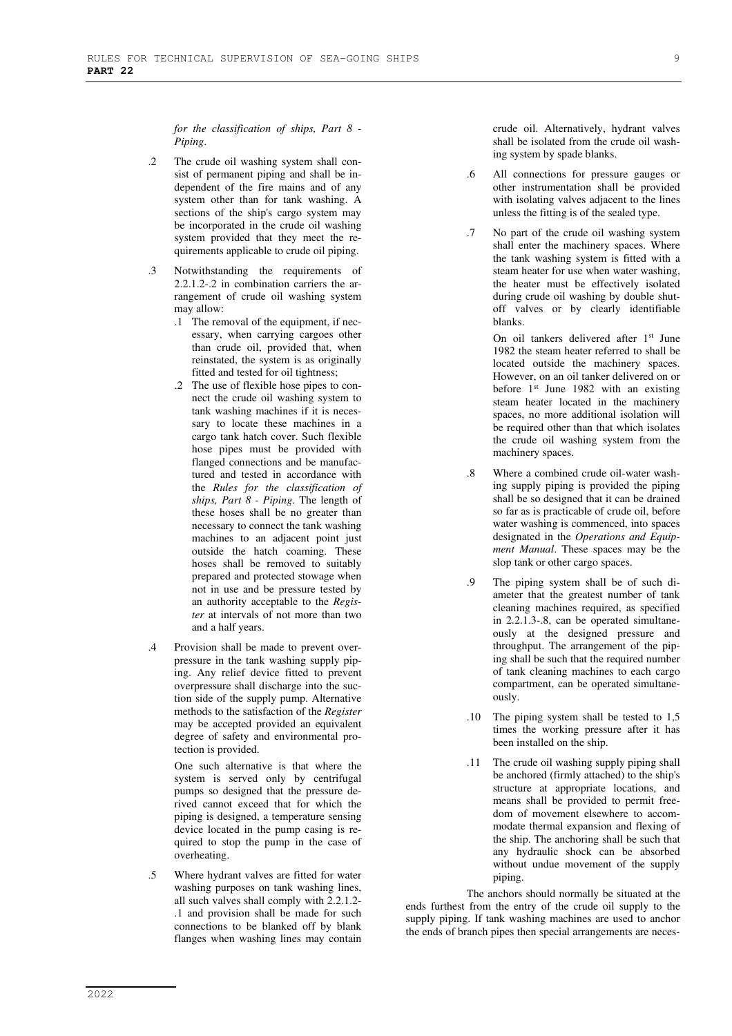*for the classification of ships, Part 8 - Piping*.

.2 The crude oil washing system shall consist of permanent piping and shall be independent of the fire mains and of any system other than for tank washing. A sections of the ship's cargo system may be incorporated in the crude oil washing system provided that they meet the requirements applicable to crude oil piping.

.3 Notwithstanding the requirements of 2.2.1.2-.2 in combination carriers the arrangement of crude oil washing system may allow:

  .1 The removal of the equipment, if necessary, when carrying cargoes other than crude oil, provided that, when reinstated, the system is as originally fitted and tested for oil tightness;

  .2 The use of flexible hose pipes to connect the crude oil washing system to tank washing machines if it is necessary to locate these machines in a cargo tank hatch cover. Such flexible hose pipes must be provided with flanged connections and be manufactured and tested in accordance with the *Rules for the classification of ships, Part 8 - Piping*. The length of these hoses shall be no greater than necessary to connect the tank washing machines to an adjacent point just outside the hatch coaming. These hoses shall be removed to suitably prepared and protected stowage when not in use and be pressure tested by an authority acceptable to the *Register* at intervals of not more than two and a half years.

.4 Provision shall be made to prevent overpressure in the tank washing supply piping. Any relief device fitted to prevent overpressure shall discharge into the suction side of the supply pump. Alternative methods to the satisfaction of the *Register* may be accepted provided an equivalent degree of safety and environmental protection is provided.

One such alternative is that where the system is served only by centrifugal pumps so designed that the pressure derived cannot exceed that for which the piping is designed, a temperature sensing device located in the pump casing is required to stop the pump in the case of overheating.

.5 Where hydrant valves are fitted for water washing purposes on tank washing lines, all such valves shall comply with 2.2.1.2-.1 and provision shall be made for such connections to be blanked off by blank flanges when washing lines may contain crude oil. Alternatively, hydrant valves shall be isolated from the crude oil washing system by spade blanks.

.6 All connections for pressure gauges or other instrumentation shall be provided with isolating valves adjacent to the lines unless the fitting is of the sealed type.

.7 No part of the crude oil washing system shall enter the machinery spaces. Where the tank washing system is fitted with a steam heater for use when water washing, the heater must be effectively isolated during crude oil washing by double shut-off valves or by clearly identifiable blanks.

On oil tankers delivered after 1st June 1982 the steam heater referred to shall be located outside the machinery spaces. However, on an oil tanker delivered on or before 1st June 1982 with an existing steam heater located in the machinery spaces, no more additional isolation will be required other than that which isolates the crude oil washing system from the machinery spaces.

.8 Where a combined crude oil-water washing supply piping is provided the piping shall be so designed that it can be drained so far as is practicable of crude oil, before water washing is commenced, into spaces designated in the *Operations and Equipment Manual*. These spaces may be the slop tank or other cargo spaces.

.9 The piping system shall be of such diameter that the greatest number of tank cleaning machines required, as specified in 2.2.1.3-.8, can be operated simultaneously at the designed pressure and throughput. The arrangement of the piping shall be such that the required number of tank cleaning machines to each cargo compartment, can be operated simultaneously.

.10 The piping system shall be tested to 1,5 times the working pressure after it has been installed on the ship.

.11 The crude oil washing supply piping shall be anchored (firmly attached) to the ship's structure at appropriate locations, and means shall be provided to permit freedom of movement elsewhere to accommodate thermal expansion and flexing of the ship. The anchoring shall be such that any hydraulic shock can be absorbed without undue movement of the supply piping.

The anchors should normally be situated at the ends furthest from the entry of the crude oil supply to the supply piping. If tank washing machines are used to anchor the ends of branch pipes then special arrangements are neces-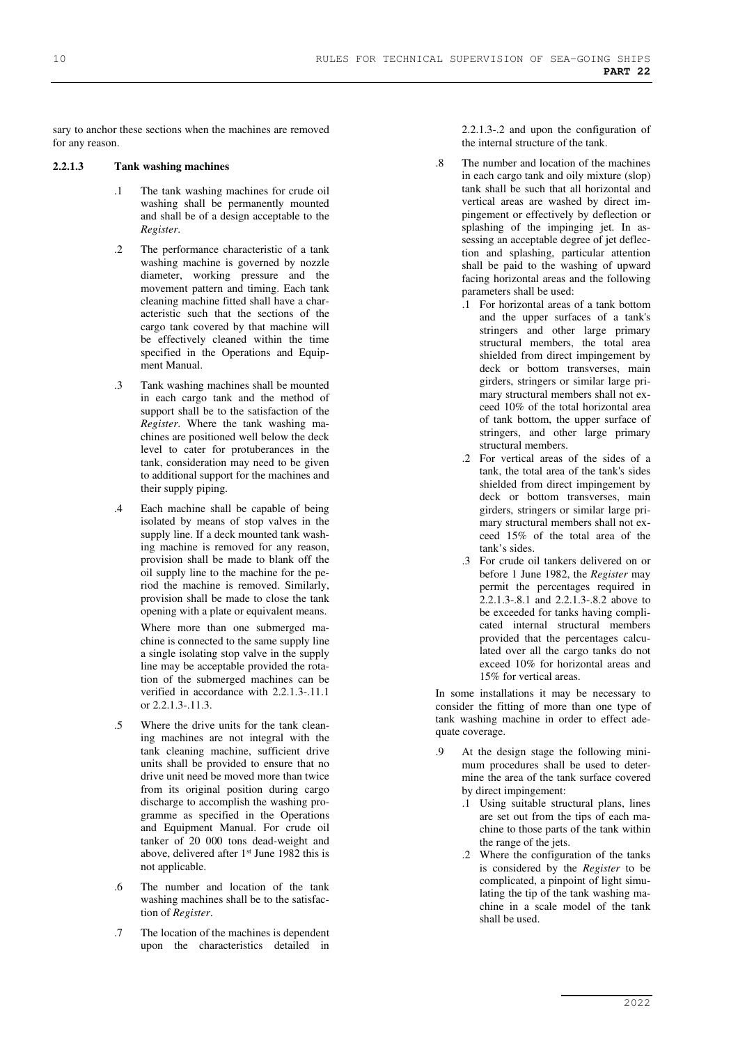sary to anchor these sections when the machines are removed for any reason.

**2.2.1.3 Tank washing machines**

.1 The tank washing machines for crude oil washing shall be permanently mounted and shall be of a design acceptable to the *Register*.

.2 The performance characteristic of a tank washing machine is governed by nozzle diameter, working pressure and the movement pattern and timing. Each tank cleaning machine fitted shall have a characteristic such that the sections of the cargo tank covered by that machine will be effectively cleaned within the time specified in the Operations and Equipment Manual.

.3 Tank washing machines shall be mounted in each cargo tank and the method of support shall be to the satisfaction of the *Register*. Where the tank washing machines are positioned well below the deck level to cater for protuberances in the tank, consideration may need to be given to additional support for the machines and their supply piping.

.4 Each machine shall be capable of being isolated by means of stop valves in the supply line. If a deck mounted tank washing machine is removed for any reason, provision shall be made to blank off the oil supply line to the machine for the period the machine is removed. Similarly, provision shall be made to close the tank opening with a plate or equivalent means.

Where more than one submerged machine is connected to the same supply line a single isolating stop valve in the supply line may be acceptable provided the rotation of the submerged machines can be verified in accordance with 2.2.1.3-.11.1 or 2.2.1.3-.11.3.

.5 Where the drive units for the tank cleaning machines are not integral with the tank cleaning machine, sufficient drive units shall be provided to ensure that no drive unit need be moved more than twice from its original position during cargo discharge to accomplish the washing programme as specified in the Operations and Equipment Manual. For crude oil tanker of 20 000 tons dead-weight and above, delivered after 1st June 1982 this is not applicable.

.6 The number and location of the tank washing machines shall be to the satisfaction of *Register*.

.7 The location of the machines is dependent upon the characteristics detailed in 2.2.1.3-.2 and upon the configuration of the internal structure of the tank.

.8 The number and location of the machines in each cargo tank and oily mixture (slop) tank shall be such that all horizontal and vertical areas are washed by direct impingement or effectively by deflection or splashing of the impinging jet. In assessing an acceptable degree of jet deflection and splashing, particular attention shall be paid to the washing of upward facing horizontal areas and the following parameters shall be used:

.1 For horizontal areas of a tank bottom and the upper surfaces of a tank's stringers and other large primary structural members, the total area shielded from direct impingement by deck or bottom transverses, main girders, stringers or similar large primary structural members shall not exceed 10% of the total horizontal area of tank bottom, the upper surface of stringers, and other large primary structural members.

.2 For vertical areas of the sides of a tank, the total area of the tank's sides shielded from direct impingement by deck or bottom transverses, main girders, stringers or similar large primary structural members shall not exceed 15% of the total area of the tank's sides.

.3 For crude oil tankers delivered on or before 1 June 1982, the *Register* may permit the percentages required in 2.2.1.3-.8.1 and 2.2.1.3-.8.2 above to be exceeded for tanks having complicated internal structural members provided that the percentages calculated over all the cargo tanks do not exceed 10% for horizontal areas and 15% for vertical areas.

In some installations it may be necessary to consider the fitting of more than one type of tank washing machine in order to effect adequate coverage.

.9 At the design stage the following minimum procedures shall be used to determine the area of the tank surface covered by direct impingement:

.1 Using suitable structural plans, lines are set out from the tips of each machine to those parts of the tank within the range of the jets.

.2 Where the configuration of the tanks is considered by the *Register* to be complicated, a pinpoint of light simulating the tip of the tank washing machine in a scale model of the tank shall be used.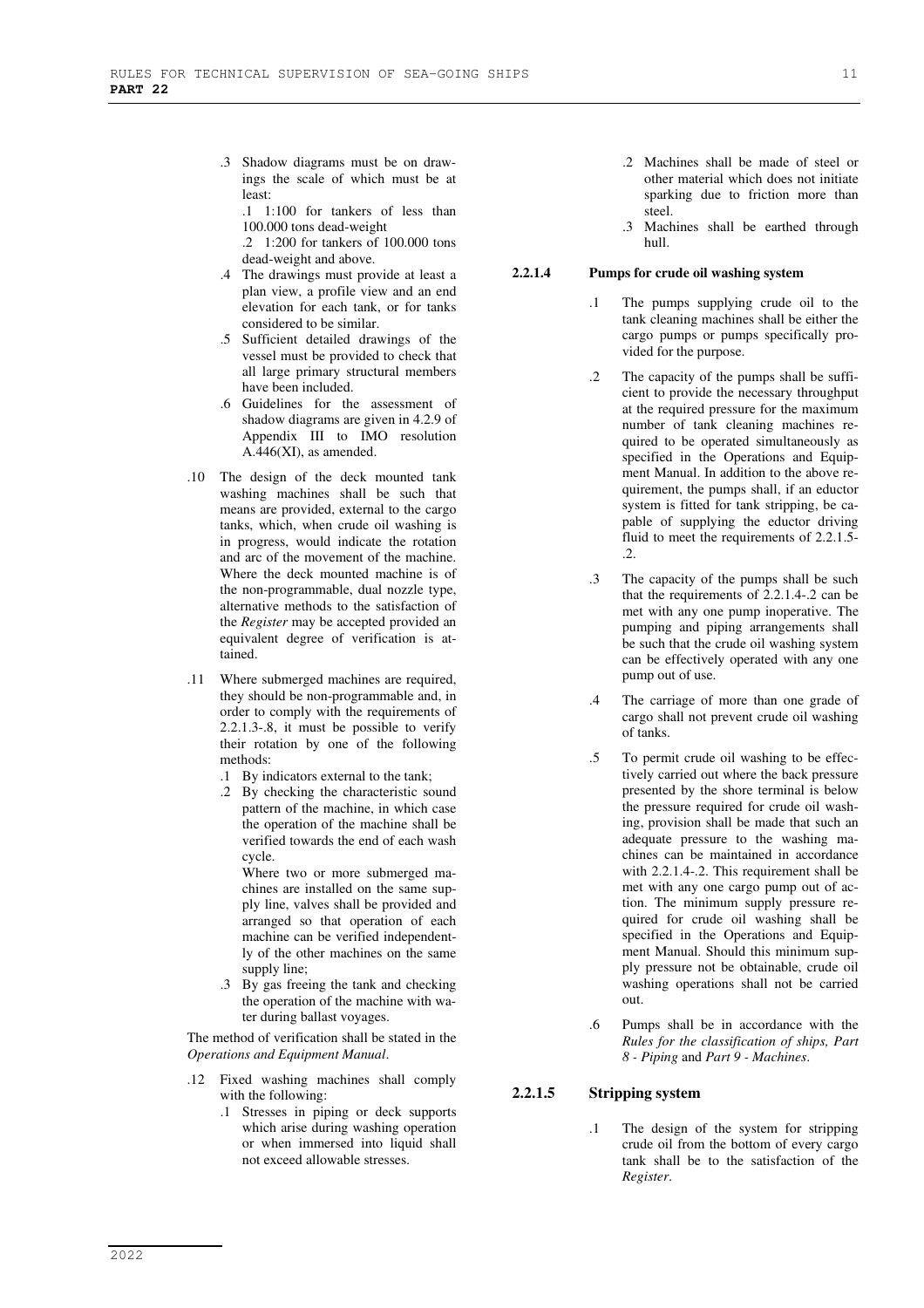.3 Shadow diagrams must be on drawings the scale of which must be at least:

.1 1:100 for tankers of less than 100.000 tons dead-weight

.2 1:200 for tankers of 100.000 tons dead-weight and above.

.4 The drawings must provide at least a plan view, a profile view and an end elevation for each tank, or for tanks considered to be similar.

.5 Sufficient detailed drawings of the vessel must be provided to check that all large primary structural members have been included.

.6 Guidelines for the assessment of shadow diagrams are given in 4.2.9 of Appendix III to IMO resolution A.446(XI), as amended.

.10 The design of the deck mounted tank washing machines shall be such that means are provided, external to the cargo tanks, which, when crude oil washing is in progress, would indicate the rotation and arc of the movement of the machine. Where the deck mounted machine is of the non-programmable, dual nozzle type, alternative methods to the satisfaction of the *Register* may be accepted provided an equivalent degree of verification is attained.

.11 Where submerged machines are required, they should be non-programmable and, in order to comply with the requirements of 2.2.1.3-.8, it must be possible to verify their rotation by one of the following methods:

.1 By indicators external to the tank;

.2 By checking the characteristic sound pattern of the machine, in which case the operation of the machine shall be verified towards the end of each wash cycle.

Where two or more submerged machines are installed on the same supply line, valves shall be provided and arranged so that operation of each machine can be verified independently of the other machines on the same supply line;

.3 By gas freeing the tank and checking the operation of the machine with water during ballast voyages.

The method of verification shall be stated in the *Operations and Equipment Manual*.

.12 Fixed washing machines shall comply with the following:

.1 Stresses in piping or deck supports which arise during washing operation or when immersed into liquid shall not exceed allowable stresses.

.2 Machines shall be made of steel or other material which does not initiate sparking due to friction more than steel.

.3 Machines shall be earthed through hull.

#### 2.2.1.4 Pumps for crude oil washing system

.1 The pumps supplying crude oil to the tank cleaning machines shall be either the cargo pumps or pumps specifically provided for the purpose.

.2 The capacity of the pumps shall be sufficient to provide the necessary throughput at the required pressure for the maximum number of tank cleaning machines required to be operated simultaneously as specified in the Operations and Equipment Manual. In addition to the above requirement, the pumps shall, if an eductor system is fitted for tank stripping, be capable of supplying the eductor driving fluid to meet the requirements of 2.2.1.5-.2.

.3 The capacity of the pumps shall be such that the requirements of 2.2.1.4-.2 can be met with any one pump inoperative. The pumping and piping arrangements shall be such that the crude oil washing system can be effectively operated with any one pump out of use.

.4 The carriage of more than one grade of cargo shall not prevent crude oil washing of tanks.

.5 To permit crude oil washing to be effectively carried out where the back pressure presented by the shore terminal is below the pressure required for crude oil washing, provision shall be made that such an adequate pressure to the washing machines can be maintained in accordance with 2.2.1.4-.2. This requirement shall be met with any one cargo pump out of action. The minimum supply pressure required for crude oil washing shall be specified in the Operations and Equipment Manual. Should this minimum supply pressure not be obtainable, crude oil washing operations shall not be carried out.

.6 Pumps shall be in accordance with the *Rules for the classification of ships, Part 8 - Piping* and *Part 9 - Machines*.

### 2.2.1.5 Stripping system

.1 The design of the system for stripping crude oil from the bottom of every cargo tank shall be to the satisfaction of the *Register*.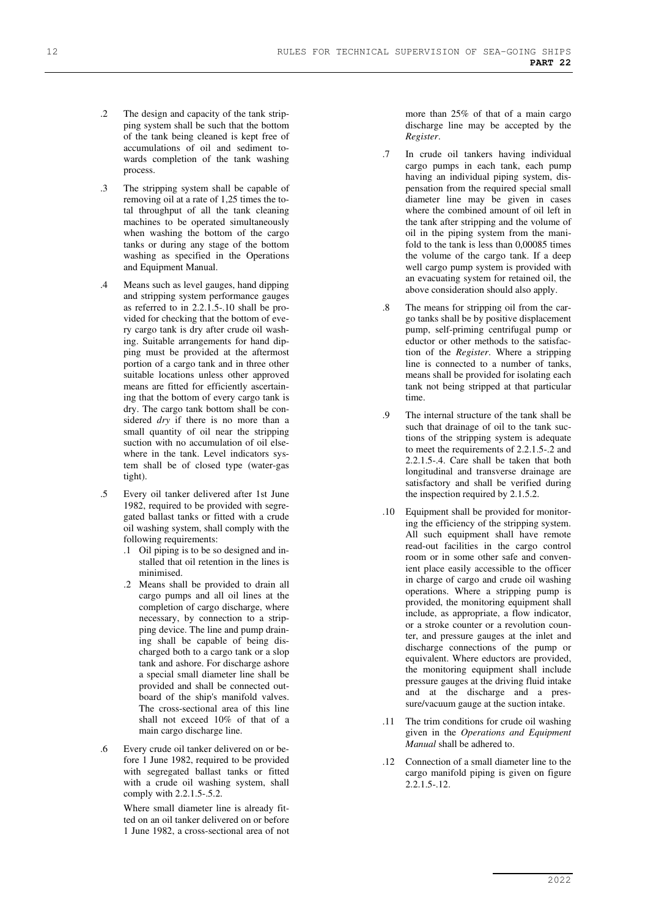.2 The design and capacity of the tank stripping system shall be such that the bottom of the tank being cleaned is kept free of accumulations of oil and sediment towards completion of the tank washing process.

.3 The stripping system shall be capable of removing oil at a rate of 1,25 times the total throughput of all the tank cleaning machines to be operated simultaneously when washing the bottom of the cargo tanks or during any stage of the bottom washing as specified in the Operations and Equipment Manual.

.4 Means such as level gauges, hand dipping and stripping system performance gauges as referred to in 2.2.1.5-.10 shall be provided for checking that the bottom of every cargo tank is dry after crude oil washing. Suitable arrangements for hand dipping must be provided at the aftermost portion of a cargo tank and in three other suitable locations unless other approved means are fitted for efficiently ascertaining that the bottom of every cargo tank is dry. The cargo tank bottom shall be considered *dry* if there is no more than a small quantity of oil near the stripping suction with no accumulation of oil elsewhere in the tank. Level indicators system shall be of closed type (water-gas tight).

.5 Every oil tanker delivered after 1st June 1982, required to be provided with segregated ballast tanks or fitted with a crude oil washing system, shall comply with the following requirements:

  .1 Oil piping is to be so designed and installed that oil retention in the lines is minimised.

  .2 Means shall be provided to drain all cargo pumps and all oil lines at the completion of cargo discharge, where necessary, by connection to a stripping device. The line and pump draining shall be capable of being discharged both to a cargo tank or a slop tank and ashore. For discharge ashore a special small diameter line shall be provided and shall be connected outboard of the ship's manifold valves. The cross-sectional area of this line shall not exceed 10% of that of a main cargo discharge line.

.6 Every crude oil tanker delivered on or before 1 June 1982, required to be provided with segregated ballast tanks or fitted with a crude oil washing system, shall comply with 2.2.1.5-.5.2.

Where small diameter line is already fitted on an oil tanker delivered on or before 1 June 1982, a cross-sectional area of not more than 25% of that of a main cargo discharge line may be accepted by the *Register*.

.7 In crude oil tankers having individual cargo pumps in each tank, each pump having an individual piping system, dispensation from the required special small diameter line may be given in cases where the combined amount of oil left in the tank after stripping and the volume of oil in the piping system from the manifold to the tank is less than 0,00085 times the volume of the cargo tank. If a deep well cargo pump system is provided with an evacuating system for retained oil, the above consideration should also apply.

.8 The means for stripping oil from the cargo tanks shall be by positive displacement pump, self-priming centrifugal pump or eductor or other methods to the satisfaction of the *Register*. Where a stripping line is connected to a number of tanks, means shall be provided for isolating each tank not being stripped at that particular time.

.9 The internal structure of the tank shall be such that drainage of oil to the tank suctions of the stripping system is adequate to meet the requirements of 2.2.1.5-.2 and 2.2.1.5-.4. Care shall be taken that both longitudinal and transverse drainage are satisfactory and shall be verified during the inspection required by 2.1.5.2.

.10 Equipment shall be provided for monitoring the efficiency of the stripping system. All such equipment shall have remote read-out facilities in the cargo control room or in some other safe and convenient place easily accessible to the officer in charge of cargo and crude oil washing operations. Where a stripping pump is provided, the monitoring equipment shall include, as appropriate, a flow indicator, or a stroke counter or a revolution counter, and pressure gauges at the inlet and discharge connections of the pump or equivalent. Where eductors are provided, the monitoring equipment shall include pressure gauges at the driving fluid intake and at the discharge and a pressure/vacuum gauge at the suction intake.

.11 The trim conditions for crude oil washing given in the *Operations and Equipment Manual* shall be adhered to.

.12 Connection of a small diameter line to the cargo manifold piping is given on figure 2.2.1.5-.12.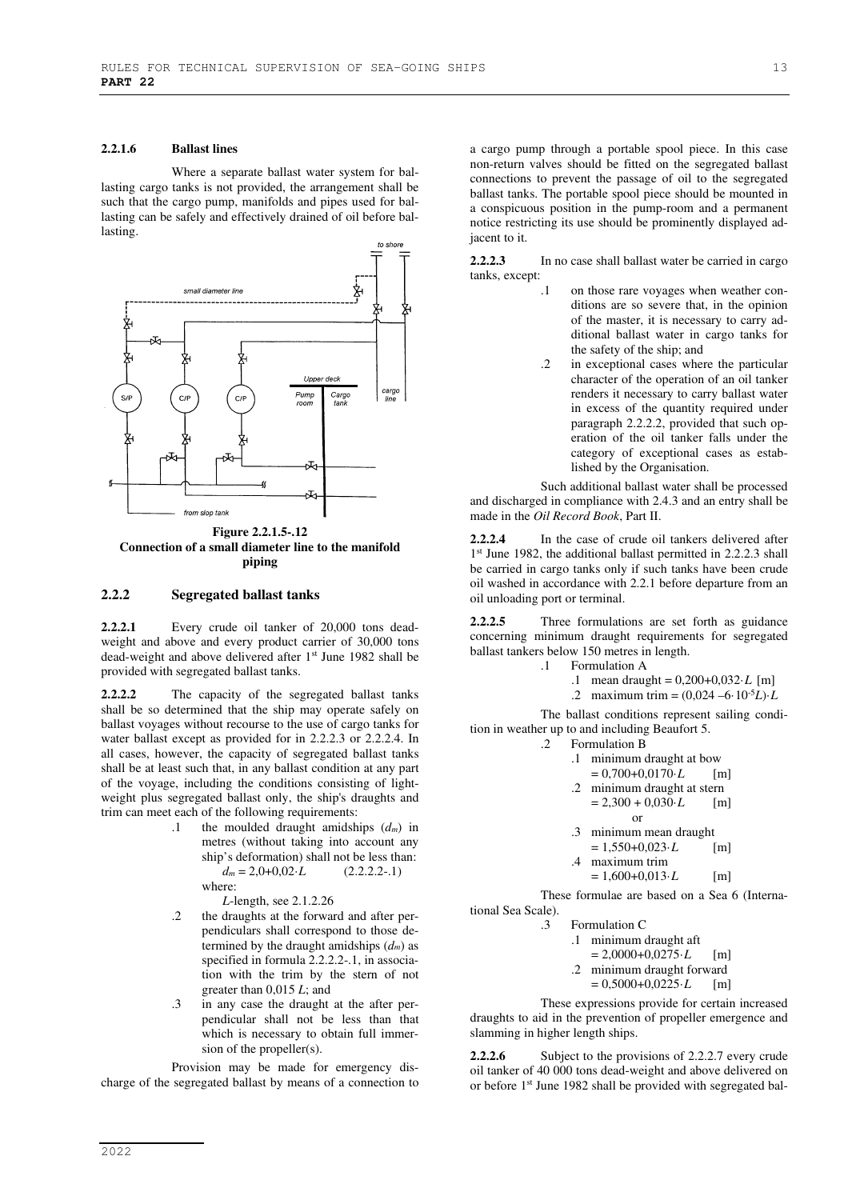#### 2.2.1.6 Ballast lines

Where a separate ballast water system for ballasting cargo tanks is not provided, the arrangement shall be such that the cargo pump, manifolds and pipes used for ballasting can be safely and effectively drained of oil before ballasting.

to shore
small diameter line
Upper deck
S/P
C/P
C/P
Pump room
Cargo tank
cargo line
from slop tank

**Figure 2.2.1.5-.12**
**Connection of a small diameter line to the manifold piping**

### 2.2.2 Segregated ballast tanks

**2.2.2.1** Every crude oil tanker of 20,000 tons deadweight and above and every product carrier of 30,000 tons dead-weight and above delivered after 1st June 1982 shall be provided with segregated ballast tanks.

**2.2.2.2** The capacity of the segregated ballast tanks shall be so determined that the ship may operate safely on ballast voyages without recourse to the use of cargo tanks for water ballast except as provided for in 2.2.2.3 or 2.2.2.4. In all cases, however, the capacity of segregated ballast tanks shall be at least such that, in any ballast condition at any part of the voyage, including the conditions consisting of lightweight plus segregated ballast only, the ship's draughts and trim can meet each of the following requirements:

.1 the moulded draught amidships ($d_m$) in metres (without taking into account any ship's deformation) shall not be less than:

$$d_m = 2{,}0 + 0{,}02 \cdot L \qquad (2.2.2.2\text{-}.1)$$

where:

*L*-length, see 2.1.2.26

.2 the draughts at the forward and after perpendiculars shall correspond to those determined by the draught amidships ($d_m$) as specified in formula 2.2.2.2-.1, in association with the trim by the stern of not greater than 0,015 *L*; and

.3 in any case the draught at the after perpendicular shall not be less than that which is necessary to obtain full immersion of the propeller(s).

Provision may be made for emergency discharge of the segregated ballast by means of a connection to a cargo pump through a portable spool piece. In this case non-return valves should be fitted on the segregated ballast connections to prevent the passage of oil to the segregated ballast tanks. The portable spool piece should be mounted in a conspicuous position in the pump-room and a permanent notice restricting its use should be prominently displayed adjacent to it.

**2.2.2.3** In no case shall ballast water be carried in cargo tanks, except:

.1 on those rare voyages when weather conditions are so severe that, in the opinion of the master, it is necessary to carry additional ballast water in cargo tanks for the safety of the ship; and

.2 in exceptional cases where the particular character of the operation of an oil tanker renders it necessary to carry ballast water in excess of the quantity required under paragraph 2.2.2.2, provided that such operation of the oil tanker falls under the category of exceptional cases as established by the Organisation.

Such additional ballast water shall be processed and discharged in compliance with 2.4.3 and an entry shall be made in the *Oil Record Book*, Part II.

**2.2.2.4** In the case of crude oil tankers delivered after 1st June 1982, the additional ballast permitted in 2.2.2.3 shall be carried in cargo tanks only if such tanks have been crude oil washed in accordance with 2.2.1 before departure from an oil unloading port or terminal.

**2.2.2.5** Three formulations are set forth as guidance concerning minimum draught requirements for segregated ballast tankers below 150 metres in length.

.1 Formulation A

.1 mean draught = $0{,}200 + 0{,}032 \cdot L$ [m]

.2 maximum trim = $(0{,}024 - 6 \cdot 10^{-5} L) \cdot L$

The ballast conditions represent sailing condition in weather up to and including Beaufort 5.

.2 Formulation B

.1 minimum draught at bow = $0{,}700 + 0{,}0170 \cdot L$ [m]

.2 minimum draught at stern = $2{,}300 + 0{,}030 \cdot L$ [m]

or

.3 minimum mean draught = $1{,}550 + 0{,}023 \cdot L$ [m]

.4 maximum trim = $1{,}600 + 0{,}013 \cdot L$ [m]

These formulae are based on a Sea 6 (International Sea Scale).

.3 Formulation C

.1 minimum draught aft = $2{,}0000 + 0{,}0275 \cdot L$ [m]

.2 minimum draught forward = $0{,}5000 + 0{,}0225 \cdot L$ [m]

These expressions provide for certain increased draughts to aid in the prevention of propeller emergence and slamming in higher length ships.

**2.2.2.6** Subject to the provisions of 2.2.2.7 every crude oil tanker of 40 000 tons dead-weight and above delivered on or before 1st June 1982 shall be provided with segregated bal-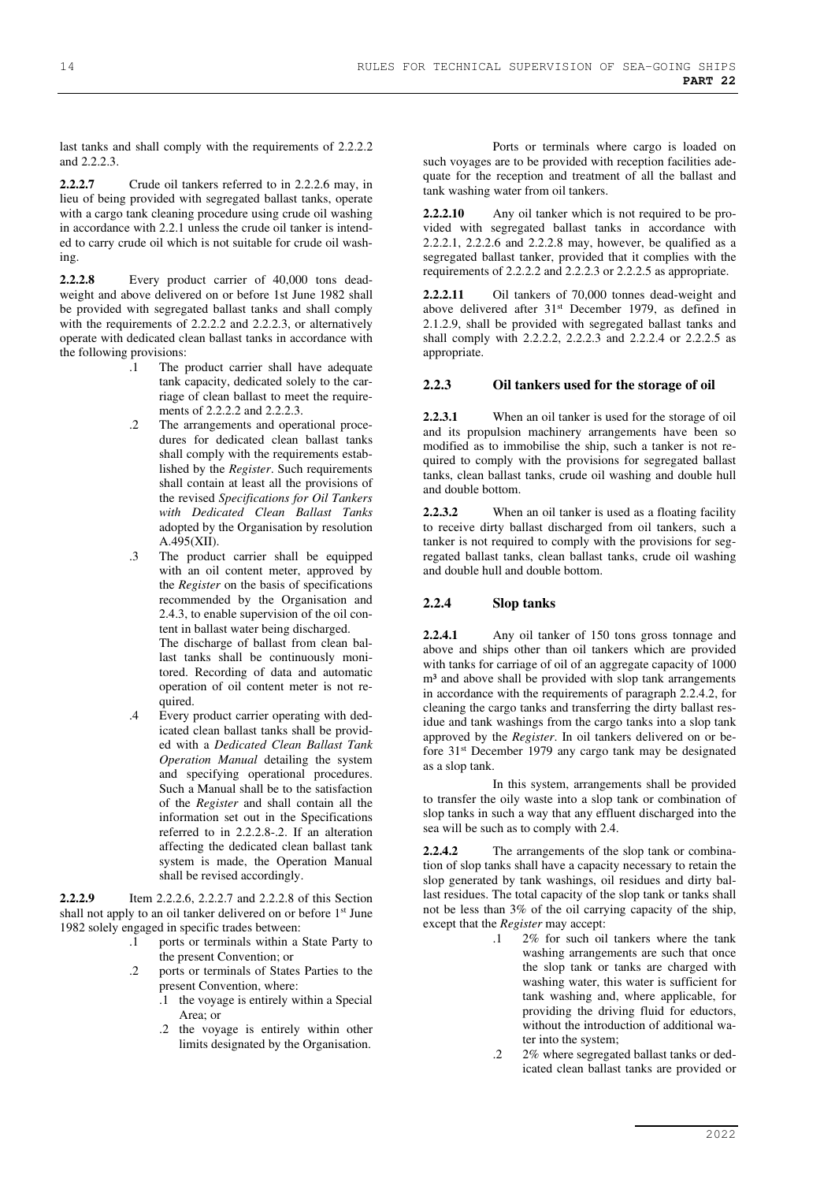last tanks and shall comply with the requirements of 2.2.2.2 and 2.2.2.3.

**2.2.2.7** Crude oil tankers referred to in 2.2.2.6 may, in lieu of being provided with segregated ballast tanks, operate with a cargo tank cleaning procedure using crude oil washing in accordance with 2.2.1 unless the crude oil tanker is intended to carry crude oil which is not suitable for crude oil washing.

**2.2.2.8** Every product carrier of 40,000 tons deadweight and above delivered on or before 1st June 1982 shall be provided with segregated ballast tanks and shall comply with the requirements of 2.2.2.2 and 2.2.2.3, or alternatively operate with dedicated clean ballast tanks in accordance with the following provisions:

.1 The product carrier shall have adequate tank capacity, dedicated solely to the carriage of clean ballast to meet the requirements of 2.2.2.2 and 2.2.2.3.

.2 The arrangements and operational procedures for dedicated clean ballast tanks shall comply with the requirements established by the *Register*. Such requirements shall contain at least all the provisions of the revised *Specifications for Oil Tankers with Dedicated Clean Ballast Tanks* adopted by the Organisation by resolution A.495(XII).

.3 The product carrier shall be equipped with an oil content meter, approved by the *Register* on the basis of specifications recommended by the Organisation and 2.4.3, to enable supervision of the oil content in ballast water being discharged. The discharge of ballast from clean ballast tanks shall be continuously monitored. Recording of data and automatic operation of oil content meter is not required.

.4 Every product carrier operating with dedicated clean ballast tanks shall be provided with a *Dedicated Clean Ballast Tank Operation Manual* detailing the system and specifying operational procedures. Such a Manual shall be to the satisfaction of the *Register* and shall contain all the information set out in the Specifications referred to in 2.2.2.8-.2. If an alteration affecting the dedicated clean ballast tank system is made, the Operation Manual shall be revised accordingly.

**2.2.2.9** Item 2.2.2.6, 2.2.2.7 and 2.2.2.8 of this Section shall not apply to an oil tanker delivered on or before 1st June 1982 solely engaged in specific trades between:

.1 ports or terminals within a State Party to the present Convention; or

.2 ports or terminals of States Parties to the present Convention, where:

.1 the voyage is entirely within a Special Area; or

.2 the voyage is entirely within other limits designated by the Organisation.

Ports or terminals where cargo is loaded on such voyages are to be provided with reception facilities adequate for the reception and treatment of all the ballast and tank washing water from oil tankers.

**2.2.2.10** Any oil tanker which is not required to be provided with segregated ballast tanks in accordance with 2.2.2.1, 2.2.2.6 and 2.2.2.8 may, however, be qualified as a segregated ballast tanker, provided that it complies with the requirements of 2.2.2.2 and 2.2.2.3 or 2.2.2.5 as appropriate.

**2.2.2.11** Oil tankers of 70,000 tonnes dead-weight and above delivered after 31st December 1979, as defined in 2.1.2.9, shall be provided with segregated ballast tanks and shall comply with 2.2.2.2, 2.2.2.3 and 2.2.2.4 or 2.2.2.5 as appropriate.

### 2.2.3 Oil tankers used for the storage of oil

**2.2.3.1** When an oil tanker is used for the storage of oil and its propulsion machinery arrangements have been so modified as to immobilise the ship, such a tanker is not required to comply with the provisions for segregated ballast tanks, clean ballast tanks, crude oil washing and double hull and double bottom.

**2.2.3.2** When an oil tanker is used as a floating facility to receive dirty ballast discharged from oil tankers, such a tanker is not required to comply with the provisions for segregated ballast tanks, clean ballast tanks, crude oil washing and double hull and double bottom.

### 2.2.4 Slop tanks

**2.2.4.1** Any oil tanker of 150 tons gross tonnage and above and ships other than oil tankers which are provided with tanks for carriage of oil of an aggregate capacity of 1000 m³ and above shall be provided with slop tank arrangements in accordance with the requirements of paragraph 2.2.4.2, for cleaning the cargo tanks and transferring the dirty ballast residue and tank washings from the cargo tanks into a slop tank approved by the *Register*. In oil tankers delivered on or before 31st December 1979 any cargo tank may be designated as a slop tank.

In this system, arrangements shall be provided to transfer the oily waste into a slop tank or combination of slop tanks in such a way that any effluent discharged into the sea will be such as to comply with 2.4.

**2.2.4.2** The arrangements of the slop tank or combination of slop tanks shall have a capacity necessary to retain the slop generated by tank washings, oil residues and dirty ballast residues. The total capacity of the slop tank or tanks shall not be less than 3% of the oil carrying capacity of the ship, except that the *Register* may accept:

.1 2% for such oil tankers where the tank washing arrangements are such that once the slop tank or tanks are charged with washing water, this water is sufficient for tank washing and, where applicable, for providing the driving fluid for eductors, without the introduction of additional water into the system;

.2 2% where segregated ballast tanks or dedicated clean ballast tanks are provided or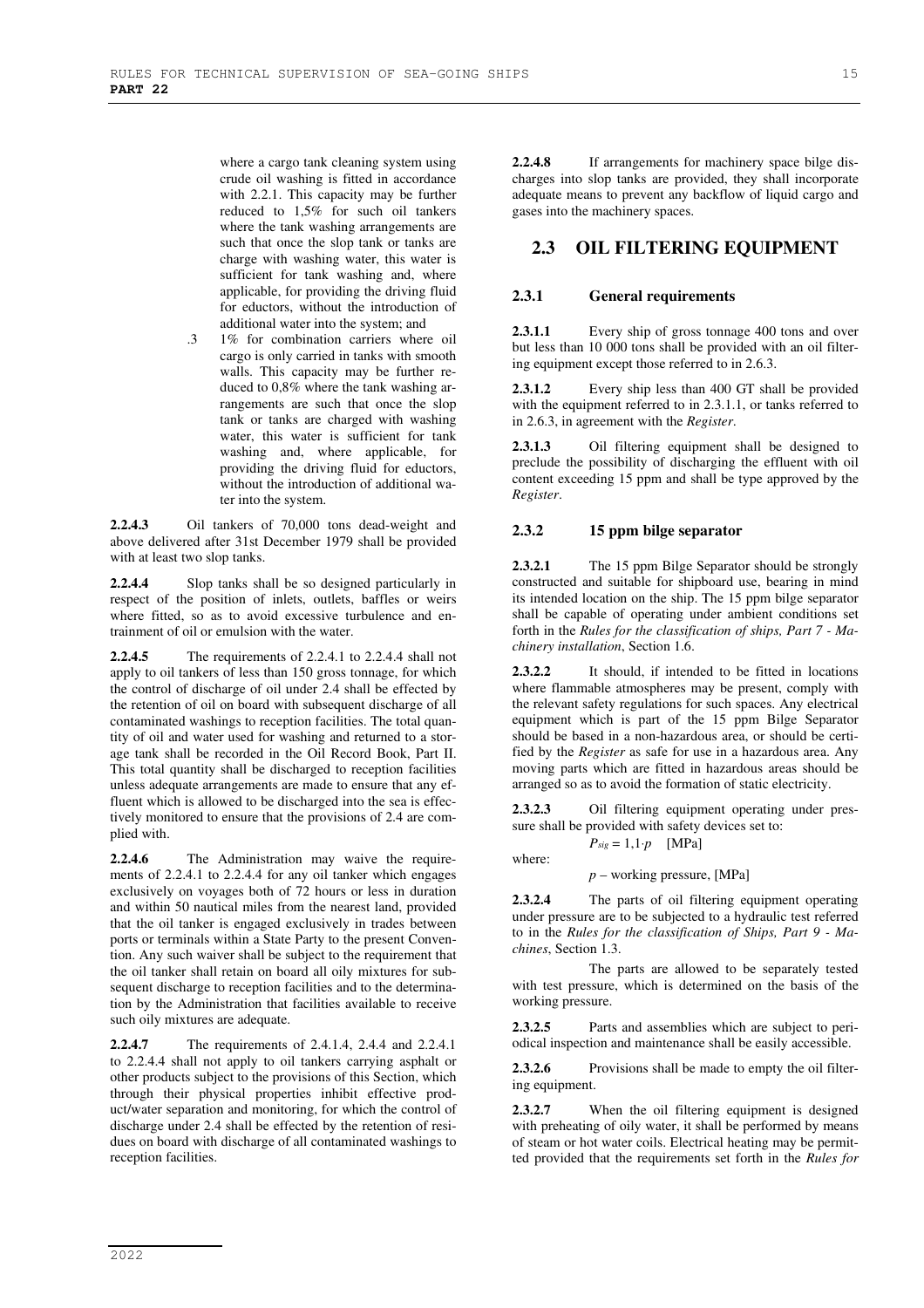where a cargo tank cleaning system using crude oil washing is fitted in accordance with 2.2.1. This capacity may be further reduced to 1,5% for such oil tankers where the tank washing arrangements are such that once the slop tank or tanks are charge with washing water, this water is sufficient for tank washing and, where applicable, for providing the driving fluid for eductors, without the introduction of additional water into the system; and

.3 1% for combination carriers where oil cargo is only carried in tanks with smooth walls. This capacity may be further reduced to 0,8% where the tank washing arrangements are such that once the slop tank or tanks are charged with washing water, this water is sufficient for tank washing and, where applicable, for providing the driving fluid for eductors, without the introduction of additional water into the system.

**2.2.4.3** Oil tankers of 70,000 tons dead-weight and above delivered after 31st December 1979 shall be provided with at least two slop tanks.

**2.2.4.4** Slop tanks shall be so designed particularly in respect of the position of inlets, outlets, baffles or weirs where fitted, so as to avoid excessive turbulence and entrainment of oil or emulsion with the water.

**2.2.4.5** The requirements of 2.2.4.1 to 2.2.4.4 shall not apply to oil tankers of less than 150 gross tonnage, for which the control of discharge of oil under 2.4 shall be effected by the retention of oil on board with subsequent discharge of all contaminated washings to reception facilities. The total quantity of oil and water used for washing and returned to a storage tank shall be recorded in the Oil Record Book, Part II. This total quantity shall be discharged to reception facilities unless adequate arrangements are made to ensure that any effluent which is allowed to be discharged into the sea is effectively monitored to ensure that the provisions of 2.4 are complied with.

**2.2.4.6** The Administration may waive the requirements of 2.2.4.1 to 2.2.4.4 for any oil tanker which engages exclusively on voyages both of 72 hours or less in duration and within 50 nautical miles from the nearest land, provided that the oil tanker is engaged exclusively in trades between ports or terminals within a State Party to the present Convention. Any such waiver shall be subject to the requirement that the oil tanker shall retain on board all oily mixtures for subsequent discharge to reception facilities and to the determination by the Administration that facilities available to receive such oily mixtures are adequate.

**2.2.4.7** The requirements of 2.4.1.4, 2.4.4 and 2.2.4.1 to 2.2.4.4 shall not apply to oil tankers carrying asphalt or other products subject to the provisions of this Section, which through their physical properties inhibit effective product/water separation and monitoring, for which the control of discharge under 2.4 shall be effected by the retention of residues on board with discharge of all contaminated washings to reception facilities.

**2.2.4.8** If arrangements for machinery space bilge discharges into slop tanks are provided, they shall incorporate adequate means to prevent any backflow of liquid cargo and gases into the machinery spaces.

## 2.3 OIL FILTERING EQUIPMENT

### 2.3.1 General requirements

**2.3.1.1** Every ship of gross tonnage 400 tons and over but less than 10 000 tons shall be provided with an oil filtering equipment except those referred to in 2.6.3.

**2.3.1.2** Every ship less than 400 GT shall be provided with the equipment referred to in 2.3.1.1, or tanks referred to in 2.6.3, in agreement with the *Register*.

**2.3.1.3** Oil filtering equipment shall be designed to preclude the possibility of discharging the effluent with oil content exceeding 15 ppm and shall be type approved by the *Register*.

### 2.3.2 15 ppm bilge separator

**2.3.2.1** The 15 ppm Bilge Separator should be strongly constructed and suitable for shipboard use, bearing in mind its intended location on the ship. The 15 ppm bilge separator shall be capable of operating under ambient conditions set forth in the *Rules for the classification of ships, Part 7 - Machinery installation*, Section 1.6.

**2.3.2.2** It should, if intended to be fitted in locations where flammable atmospheres may be present, comply with the relevant safety regulations for such spaces. Any electrical equipment which is part of the 15 ppm Bilge Separator should be based in a non-hazardous area, or should be certified by the *Register* as safe for use in a hazardous area. Any moving parts which are fitted in hazardous areas should be arranged so as to avoid the formation of static electricity.

**2.3.2.3** Oil filtering equipment operating under pressure shall be provided with safety devices set to:

$$P_{sig} = 1{,}1 \cdot p \quad \text{[MPa]}$$

where:

$p$ – working pressure, [MPa]

**2.3.2.4** The parts of oil filtering equipment operating under pressure are to be subjected to a hydraulic test referred to in the *Rules for the classification of Ships, Part 9 - Machines*, Section 1.3.

The parts are allowed to be separately tested with test pressure, which is determined on the basis of the working pressure.

**2.3.2.5** Parts and assemblies which are subject to periodical inspection and maintenance shall be easily accessible.

**2.3.2.6** Provisions shall be made to empty the oil filtering equipment.

**2.3.2.7** When the oil filtering equipment is designed with preheating of oily water, it shall be performed by means of steam or hot water coils. Electrical heating may be permitted provided that the requirements set forth in the *Rules for*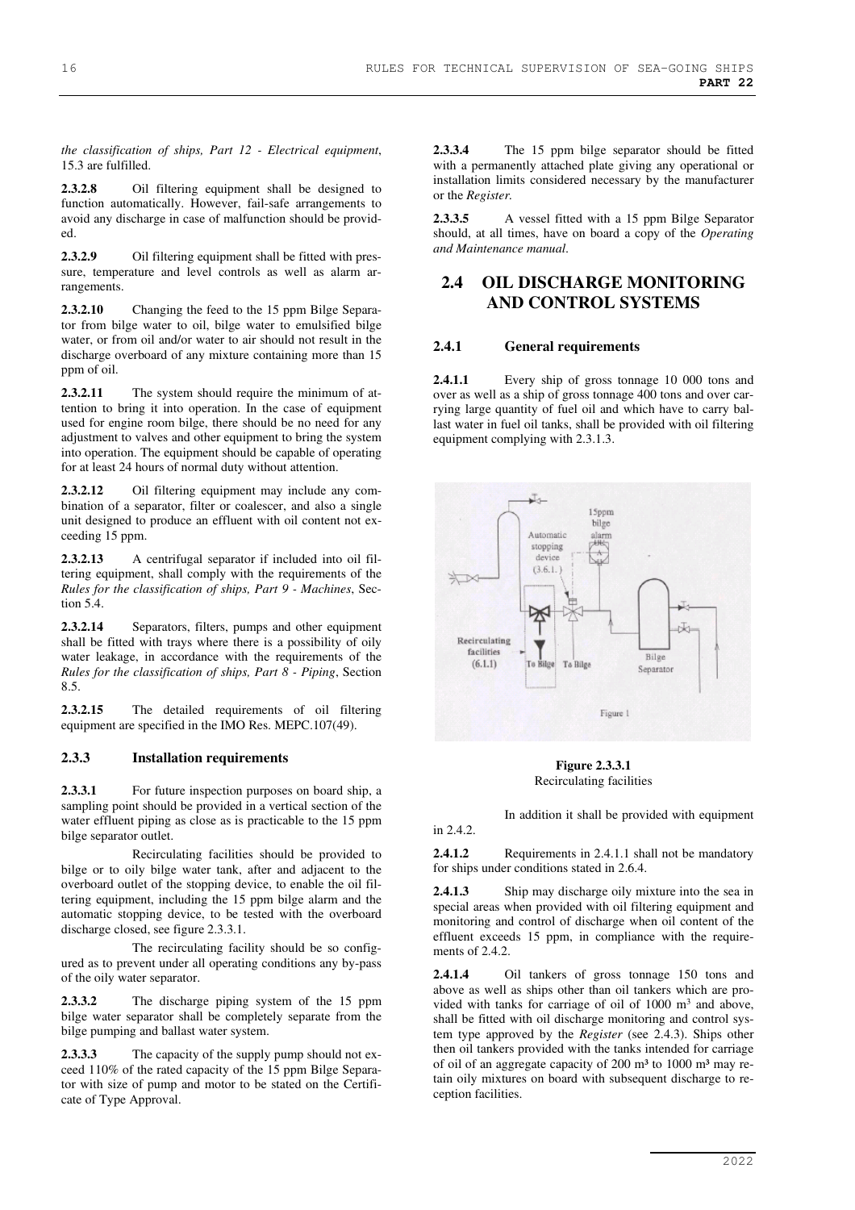*the classification of ships, Part 12 - Electrical equipment*, 15.3 are fulfilled.

**2.3.2.8** Oil filtering equipment shall be designed to function automatically. However, fail-safe arrangements to avoid any discharge in case of malfunction should be provided.

**2.3.2.9** Oil filtering equipment shall be fitted with pressure, temperature and level controls as well as alarm arrangements.

**2.3.2.10** Changing the feed to the 15 ppm Bilge Separator from bilge water to oil, bilge water to emulsified bilge water, or from oil and/or water to air should not result in the discharge overboard of any mixture containing more than 15 ppm of oil.

**2.3.2.11** The system should require the minimum of attention to bring it into operation. In the case of equipment used for engine room bilge, there should be no need for any adjustment to valves and other equipment to bring the system into operation. The equipment should be capable of operating for at least 24 hours of normal duty without attention.

**2.3.2.12** Oil filtering equipment may include any combination of a separator, filter or coalescer, and also a single unit designed to produce an effluent with oil content not exceeding 15 ppm.

**2.3.2.13** A centrifugal separator if included into oil filtering equipment, shall comply with the requirements of the *Rules for the classification of ships, Part 9 - Machines*, Section 5.4.

**2.3.2.14** Separators, filters, pumps and other equipment shall be fitted with trays where there is a possibility of oily water leakage, in accordance with the requirements of the *Rules for the classification of ships, Part 8 - Piping*, Section 8.5.

**2.3.2.15** The detailed requirements of oil filtering equipment are specified in the IMO Res. MEPC.107(49).

### 2.3.3 Installation requirements

**2.3.3.1** For future inspection purposes on board ship, a sampling point should be provided in a vertical section of the water effluent piping as close as is practicable to the 15 ppm bilge separator outlet.

Recirculating facilities should be provided to bilge or to oily bilge water tank, after and adjacent to the overboard outlet of the stopping device, to enable the oil filtering equipment, including the 15 ppm bilge alarm and the automatic stopping device, to be tested with the overboard discharge closed, see figure 2.3.3.1.

The recirculating facility should be so configured as to prevent under all operating conditions any by-pass of the oily water separator.

**2.3.3.2** The discharge piping system of the 15 ppm bilge water separator shall be completely separate from the bilge pumping and ballast water system.

**2.3.3.3** The capacity of the supply pump should not exceed 110% of the rated capacity of the 15 ppm Bilge Separator with size of pump and motor to be stated on the Certificate of Type Approval.

**2.3.3.4** The 15 ppm bilge separator should be fitted with a permanently attached plate giving any operational or installation limits considered necessary by the manufacturer or the *Register*.

**2.3.3.5** A vessel fitted with a 15 ppm Bilge Separator should, at all times, have on board a copy of the *Operating and Maintenance manual*.

## 2.4 OIL DISCHARGE MONITORING AND CONTROL SYSTEMS

### 2.4.1 General requirements

**2.4.1.1** Every ship of gross tonnage 10 000 tons and over as well as a ship of gross tonnage 400 tons and over carrying large quantity of fuel oil and which have to carry ballast water in fuel oil tanks, shall be provided with oil filtering equipment complying with 2.3.1.3.

**Figure 2.3.3.1**
Recirculating facilities

In addition it shall be provided with equipment in 2.4.2.

**2.4.1.2** Requirements in 2.4.1.1 shall not be mandatory for ships under conditions stated in 2.6.4.

**2.4.1.3** Ship may discharge oily mixture into the sea in special areas when provided with oil filtering equipment and monitoring and control of discharge when oil content of the effluent exceeds 15 ppm, in compliance with the requirements of 2.4.2.

**2.4.1.4** Oil tankers of gross tonnage 150 tons and above as well as ships other than oil tankers which are provided with tanks for carriage of oil of 1000 m³ and above, shall be fitted with oil discharge monitoring and control system type approved by the *Register* (see 2.4.3). Ships other then oil tankers provided with the tanks intended for carriage of oil of an aggregate capacity of 200 m³ to 1000 m³ may retain oily mixtures on board with subsequent discharge to reception facilities.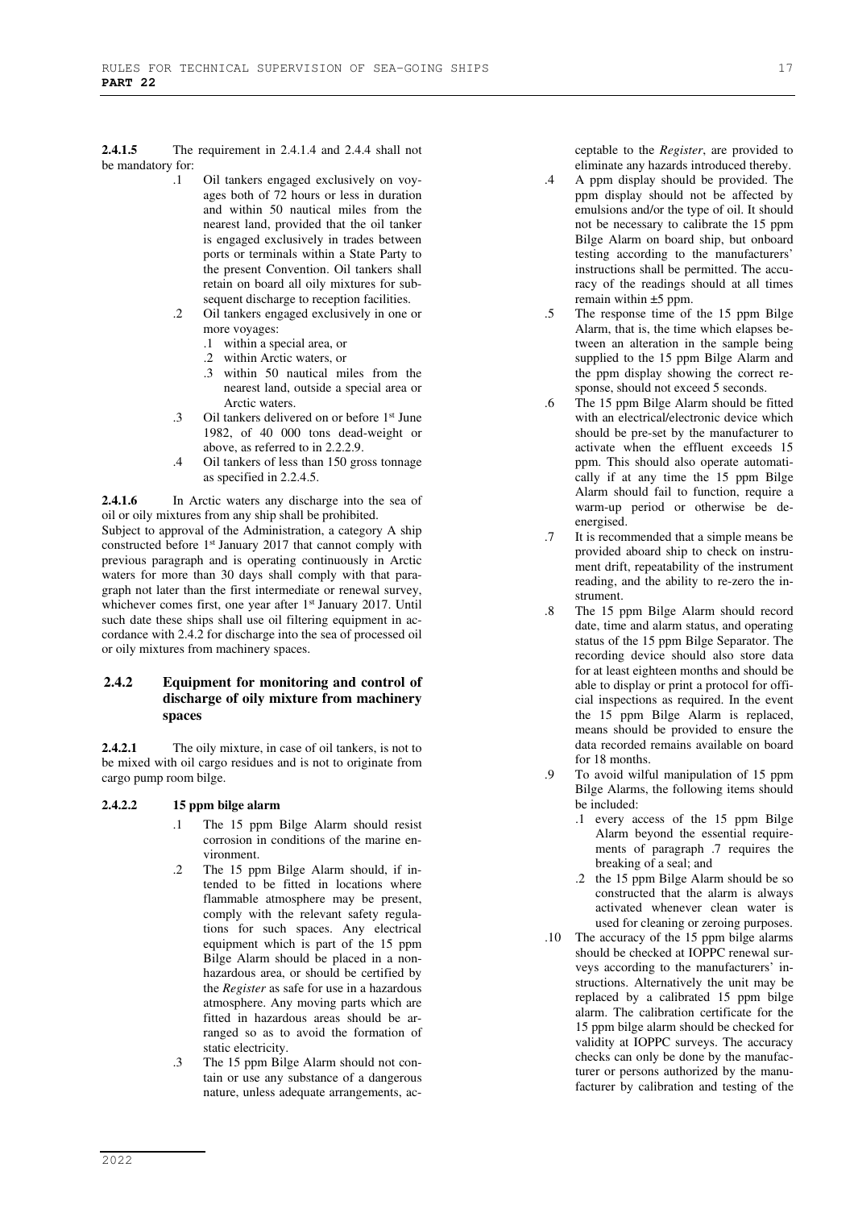**2.4.1.5** The requirement in 2.4.1.4 and 2.4.4 shall not be mandatory for:

- .1 Oil tankers engaged exclusively on voyages both of 72 hours or less in duration and within 50 nautical miles from the nearest land, provided that the oil tanker is engaged exclusively in trades between ports or terminals within a State Party to the present Convention. Oil tankers shall retain on board all oily mixtures for subsequent discharge to reception facilities.
- .2 Oil tankers engaged exclusively in one or more voyages:
  - .1 within a special area, or
  - .2 within Arctic waters, or
  - .3 within 50 nautical miles from the nearest land, outside a special area or Arctic waters.
- .3 Oil tankers delivered on or before 1st June 1982, of 40 000 tons dead-weight or above, as referred to in 2.2.2.9.
- .4 Oil tankers of less than 150 gross tonnage as specified in 2.2.4.5.

**2.4.1.6** In Arctic waters any discharge into the sea of oil or oily mixtures from any ship shall be prohibited.

Subject to approval of the Administration, a category A ship constructed before 1st January 2017 that cannot comply with previous paragraph and is operating continuously in Arctic waters for more than 30 days shall comply with that paragraph not later than the first intermediate or renewal survey, whichever comes first, one year after 1st January 2017. Until such date these ships shall use oil filtering equipment in accordance with 2.4.2 for discharge into the sea of processed oil or oily mixtures from machinery spaces.

### 2.4.2 Equipment for monitoring and control of discharge of oily mixture from machinery spaces

**2.4.2.1** The oily mixture, in case of oil tankers, is not to be mixed with oil cargo residues and is not to originate from cargo pump room bilge.

**2.4.2.2 15 ppm bilge alarm**

- .1 The 15 ppm Bilge Alarm should resist corrosion in conditions of the marine environment.
- .2 The 15 ppm Bilge Alarm should, if intended to be fitted in locations where flammable atmosphere may be present, comply with the relevant safety regulations for such spaces. Any electrical equipment which is part of the 15 ppm Bilge Alarm should be placed in a non-hazardous area, or should be certified by the *Register* as safe for use in a hazardous atmosphere. Any moving parts which are fitted in hazardous areas should be arranged so as to avoid the formation of static electricity.
- .3 The 15 ppm Bilge Alarm should not contain or use any substance of a dangerous nature, unless adequate arrangements, acceptable to the *Register*, are provided to eliminate any hazards introduced thereby.
- .4 A ppm display should be provided. The ppm display should not be affected by emulsions and/or the type of oil. It should not be necessary to calibrate the 15 ppm Bilge Alarm on board ship, but onboard testing according to the manufacturers' instructions shall be permitted. The accuracy of the readings should at all times remain within ±5 ppm.
- .5 The response time of the 15 ppm Bilge Alarm, that is, the time which elapses between an alteration in the sample being supplied to the 15 ppm Bilge Alarm and the ppm display showing the correct response, should not exceed 5 seconds.
- .6 The 15 ppm Bilge Alarm should be fitted with an electrical/electronic device which should be pre-set by the manufacturer to activate when the effluent exceeds 15 ppm. This should also operate automatically if at any time the 15 ppm Bilge Alarm should fail to function, require a warm-up period or otherwise be de-energised.
- .7 It is recommended that a simple means be provided aboard ship to check on instrument drift, repeatability of the instrument reading, and the ability to re-zero the instrument.
- .8 The 15 ppm Bilge Alarm should record date, time and alarm status, and operating status of the 15 ppm Bilge Separator. The recording device should also store data for at least eighteen months and should be able to display or print a protocol for official inspections as required. In the event the 15 ppm Bilge Alarm is replaced, means should be provided to ensure the data recorded remains available on board for 18 months.
- .9 To avoid wilful manipulation of 15 ppm Bilge Alarms, the following items should be included:
  - .1 every access of the 15 ppm Bilge Alarm beyond the essential requirements of paragraph .7 requires the breaking of a seal; and
  - .2 the 15 ppm Bilge Alarm should be so constructed that the alarm is always activated whenever clean water is used for cleaning or zeroing purposes.
- .10 The accuracy of the 15 ppm bilge alarms should be checked at IOPPC renewal surveys according to the manufacturers' instructions. Alternatively the unit may be replaced by a calibrated 15 ppm bilge alarm. The calibration certificate for the 15 ppm bilge alarm should be checked for validity at IOPPC surveys. The accuracy checks can only be done by the manufacturer or persons authorized by the manufacturer by calibration and testing of the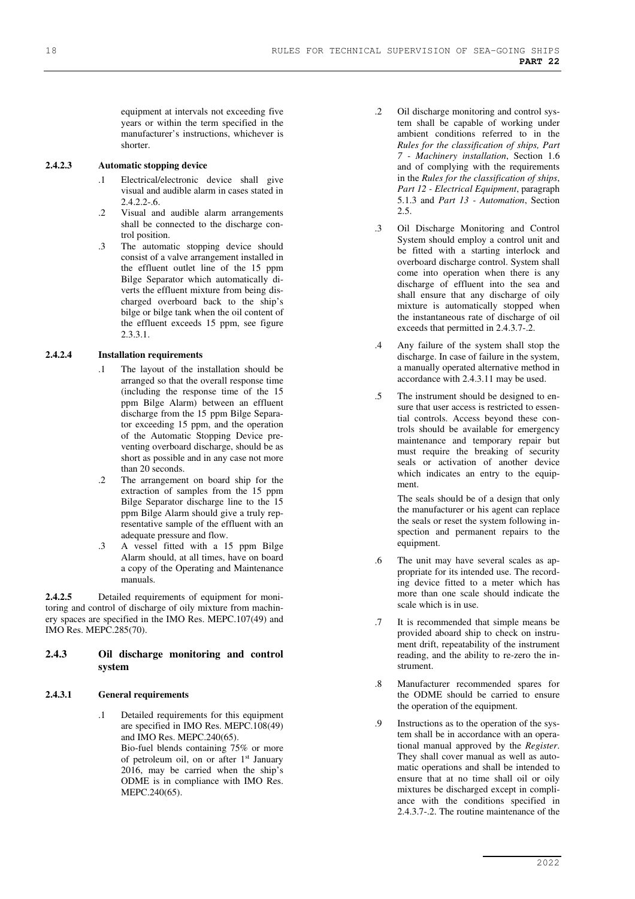equipment at intervals not exceeding five years or within the term specified in the manufacturer's instructions, whichever is shorter.

**2.4.2.3 Automatic stopping device**

.1 Electrical/electronic device shall give visual and audible alarm in cases stated in 2.4.2.2-.6.

.2 Visual and audible alarm arrangements shall be connected to the discharge control position.

.3 The automatic stopping device should consist of a valve arrangement installed in the effluent outlet line of the 15 ppm Bilge Separator which automatically diverts the effluent mixture from being discharged overboard back to the ship's bilge or bilge tank when the oil content of the effluent exceeds 15 ppm, see figure 2.3.3.1.

**2.4.2.4 Installation requirements**

.1 The layout of the installation should be arranged so that the overall response time (including the response time of the 15 ppm Bilge Alarm) between an effluent discharge from the 15 ppm Bilge Separator exceeding 15 ppm, and the operation of the Automatic Stopping Device preventing overboard discharge, should be as short as possible and in any case not more than 20 seconds.

.2 The arrangement on board ship for the extraction of samples from the 15 ppm Bilge Separator discharge line to the 15 ppm Bilge Alarm should give a truly representative sample of the effluent with an adequate pressure and flow.

.3 A vessel fitted with a 15 ppm Bilge Alarm should, at all times, have on board a copy of the Operating and Maintenance manuals.

**2.4.2.5** Detailed requirements of equipment for monitoring and control of discharge of oily mixture from machinery spaces are specified in the IMO Res. MEPC.107(49) and IMO Res. MEPC.285(70).

## 2.4.3 Oil discharge monitoring and control system

**2.4.3.1 General requirements**

.1 Detailed requirements for this equipment are specified in IMO Res. MEPC.108(49) and IMO Res. MEPC.240(65).
Bio-fuel blends containing 75% or more of petroleum oil, on or after 1st January 2016, may be carried when the ship's ODME is in compliance with IMO Res. MEPC.240(65).

.2 Oil discharge monitoring and control system shall be capable of working under ambient conditions referred to in the *Rules for the classification of ships, Part 7 - Machinery installation*, Section 1.6 and of complying with the requirements in the *Rules for the classification of ships*, *Part 12 - Electrical Equipment*, paragraph 5.1.3 and *Part 13 - Automation*, Section 2.5.

.3 Oil Discharge Monitoring and Control System should employ a control unit and be fitted with a starting interlock and overboard discharge control. System shall come into operation when there is any discharge of effluent into the sea and shall ensure that any discharge of oily mixture is automatically stopped when the instantaneous rate of discharge of oil exceeds that permitted in 2.4.3.7-.2.

.4 Any failure of the system shall stop the discharge. In case of failure in the system, a manually operated alternative method in accordance with 2.4.3.11 may be used.

.5 The instrument should be designed to ensure that user access is restricted to essential controls. Access beyond these controls should be available for emergency maintenance and temporary repair but must require the breaking of security seals or activation of another device which indicates an entry to the equipment.

The seals should be of a design that only the manufacturer or his agent can replace the seals or reset the system following inspection and permanent repairs to the equipment.

.6 The unit may have several scales as appropriate for its intended use. The recording device fitted to a meter which has more than one scale should indicate the scale which is in use.

.7 It is recommended that simple means be provided aboard ship to check on instrument drift, repeatability of the instrument reading, and the ability to re-zero the instrument.

.8 Manufacturer recommended spares for the ODME should be carried to ensure the operation of the equipment.

.9 Instructions as to the operation of the system shall be in accordance with an operational manual approved by the *Register*. They shall cover manual as well as automatic operations and shall be intended to ensure that at no time shall oil or oily mixtures be discharged except in compliance with the conditions specified in 2.4.3.7-.2. The routine maintenance of the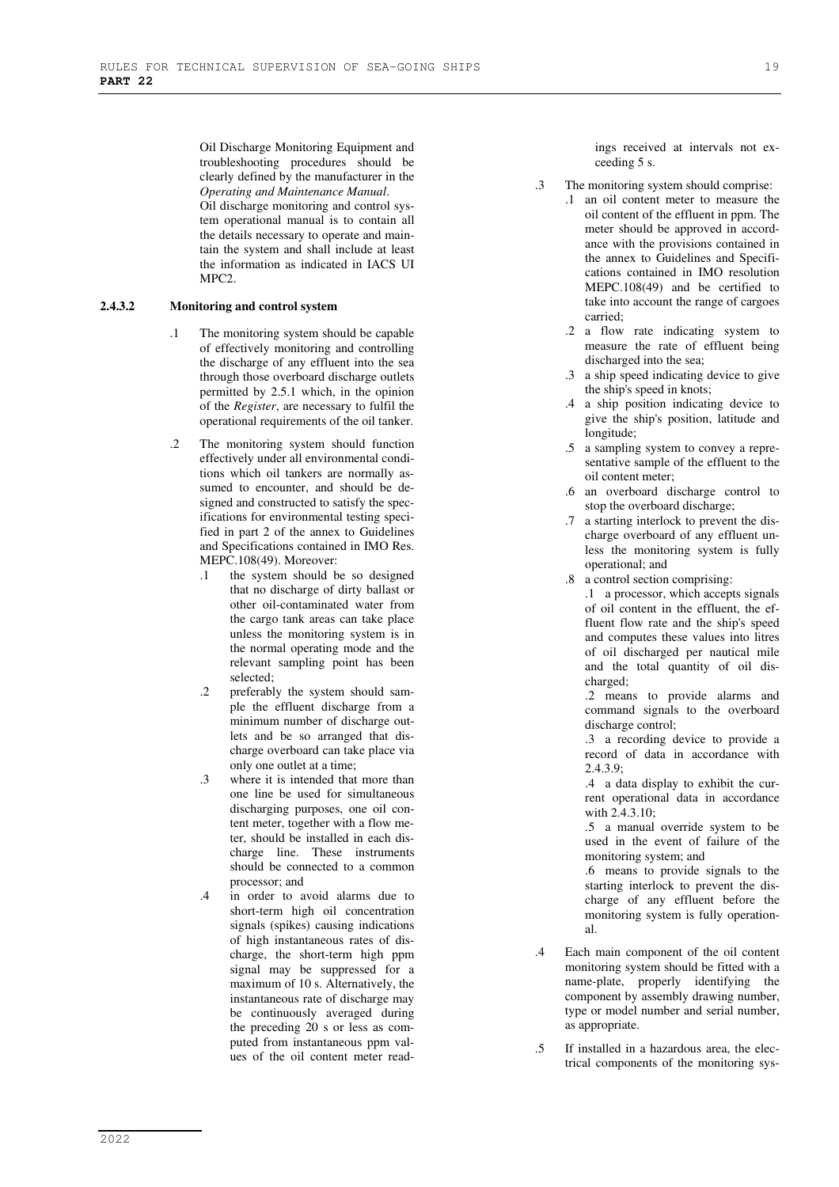Oil Discharge Monitoring Equipment and troubleshooting procedures should be clearly defined by the manufacturer in the *Operating and Maintenance Manual*.

Oil discharge monitoring and control system operational manual is to contain all the details necessary to operate and maintain the system and shall include at least the information as indicated in IACS UI MPC2.

**2.4.3.2 Monitoring and control system**

.1 The monitoring system should be capable of effectively monitoring and controlling the discharge of any effluent into the sea through those overboard discharge outlets permitted by 2.5.1 which, in the opinion of the *Register*, are necessary to fulfil the operational requirements of the oil tanker.

.2 The monitoring system should function effectively under all environmental conditions which oil tankers are normally assumed to encounter, and should be designed and constructed to satisfy the specifications for environmental testing specified in part 2 of the annex to Guidelines and Specifications contained in IMO Res. MEPC.108(49). Moreover:

.1 the system should be so designed that no discharge of dirty ballast or other oil-contaminated water from the cargo tank areas can take place unless the monitoring system is in the normal operating mode and the relevant sampling point has been selected;

.2 preferably the system should sample the effluent discharge from a minimum number of discharge outlets and be so arranged that discharge overboard can take place via only one outlet at a time;

.3 where it is intended that more than one line be used for simultaneous discharging purposes, one oil content meter, together with a flow meter, should be installed in each discharge line. These instruments should be connected to a common processor; and

.4 in order to avoid alarms due to short-term high oil concentration signals (spikes) causing indications of high instantaneous rates of discharge, the short-term high ppm signal may be suppressed for a maximum of 10 s. Alternatively, the instantaneous rate of discharge may be continuously averaged during the preceding 20 s or less as computed from instantaneous ppm values of the oil content meter readings received at intervals not exceeding 5 s.

.3 The monitoring system should comprise:

.1 an oil content meter to measure the oil content of the effluent in ppm. The meter should be approved in accordance with the provisions contained in the annex to Guidelines and Specifications contained in IMO resolution MEPC.108(49) and be certified to take into account the range of cargoes carried;

.2 a flow rate indicating system to measure the rate of effluent being discharged into the sea;

.3 a ship speed indicating device to give the ship's speed in knots;

.4 a ship position indicating device to give the ship's position, latitude and longitude;

.5 a sampling system to convey a representative sample of the effluent to the oil content meter;

.6 an overboard discharge control to stop the overboard discharge;

.7 a starting interlock to prevent the discharge overboard of any effluent unless the monitoring system is fully operational; and

.8 a control section comprising:

.1 a processor, which accepts signals of oil content in the effluent, the effluent flow rate and the ship's speed and computes these values into litres of oil discharged per nautical mile and the total quantity of oil discharged;

.2 means to provide alarms and command signals to the overboard discharge control;

.3 a recording device to provide a record of data in accordance with 2.4.3.9;

.4 a data display to exhibit the current operational data in accordance with 2.4.3.10;

.5 a manual override system to be used in the event of failure of the monitoring system; and

.6 means to provide signals to the starting interlock to prevent the discharge of any effluent before the monitoring system is fully operational.

.4 Each main component of the oil content monitoring system should be fitted with a name-plate, properly identifying the component by assembly drawing number, type or model number and serial number, as appropriate.

.5 If installed in a hazardous area, the electrical components of the monitoring sys-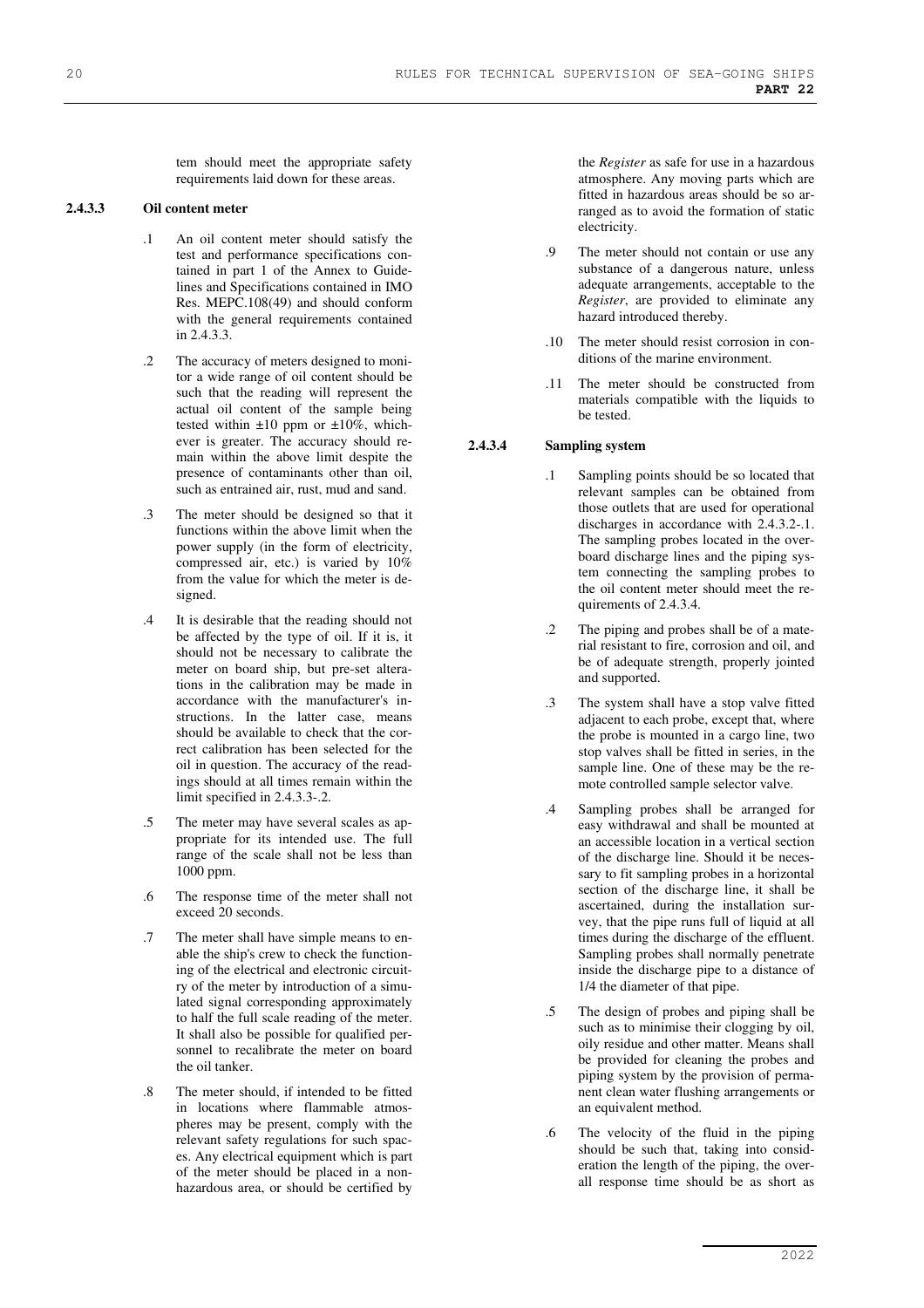tem should meet the appropriate safety requirements laid down for these areas.

**2.4.3.3 Oil content meter**

.1 An oil content meter should satisfy the test and performance specifications contained in part 1 of the Annex to Guidelines and Specifications contained in IMO Res. MEPC.108(49) and should conform with the general requirements contained in 2.4.3.3.

.2 The accuracy of meters designed to monitor a wide range of oil content should be such that the reading will represent the actual oil content of the sample being tested within ±10 ppm or ±10%, whichever is greater. The accuracy should remain within the above limit despite the presence of contaminants other than oil, such as entrained air, rust, mud and sand.

.3 The meter should be designed so that it functions within the above limit when the power supply (in the form of electricity, compressed air, etc.) is varied by 10% from the value for which the meter is designed.

.4 It is desirable that the reading should not be affected by the type of oil. If it is, it should not be necessary to calibrate the meter on board ship, but pre-set alterations in the calibration may be made in accordance with the manufacturer's instructions. In the latter case, means should be available to check that the correct calibration has been selected for the oil in question. The accuracy of the readings should at all times remain within the limit specified in 2.4.3.3-.2.

.5 The meter may have several scales as appropriate for its intended use. The full range of the scale shall not be less than 1000 ppm.

.6 The response time of the meter shall not exceed 20 seconds.

.7 The meter shall have simple means to enable the ship's crew to check the functioning of the electrical and electronic circuitry of the meter by introduction of a simulated signal corresponding approximately to half the full scale reading of the meter. It shall also be possible for qualified personnel to recalibrate the meter on board the oil tanker.

.8 The meter should, if intended to be fitted in locations where flammable atmospheres may be present, comply with the relevant safety regulations for such spaces. Any electrical equipment which is part of the meter should be placed in a non-hazardous area, or should be certified by the *Register* as safe for use in a hazardous atmosphere. Any moving parts which are fitted in hazardous areas should be so arranged as to avoid the formation of static electricity.

.9 The meter should not contain or use any substance of a dangerous nature, unless adequate arrangements, acceptable to the *Register*, are provided to eliminate any hazard introduced thereby.

.10 The meter should resist corrosion in conditions of the marine environment.

.11 The meter should be constructed from materials compatible with the liquids to be tested.

**2.4.3.4 Sampling system**

.1 Sampling points should be so located that relevant samples can be obtained from those outlets that are used for operational discharges in accordance with 2.4.3.2-.1. The sampling probes located in the overboard discharge lines and the piping system connecting the sampling probes to the oil content meter should meet the requirements of 2.4.3.4.

.2 The piping and probes shall be of a material resistant to fire, corrosion and oil, and be of adequate strength, properly jointed and supported.

.3 The system shall have a stop valve fitted adjacent to each probe, except that, where the probe is mounted in a cargo line, two stop valves shall be fitted in series, in the sample line. One of these may be the remote controlled sample selector valve.

.4 Sampling probes shall be arranged for easy withdrawal and shall be mounted at an accessible location in a vertical section of the discharge line. Should it be necessary to fit sampling probes in a horizontal section of the discharge line, it shall be ascertained, during the installation survey, that the pipe runs full of liquid at all times during the discharge of the effluent. Sampling probes shall normally penetrate inside the discharge pipe to a distance of 1/4 the diameter of that pipe.

.5 The design of probes and piping shall be such as to minimise their clogging by oil, oily residue and other matter. Means shall be provided for cleaning the probes and piping system by the provision of permanent clean water flushing arrangements or an equivalent method.

.6 The velocity of the fluid in the piping should be such that, taking into consideration the length of the piping, the overall response time should be as short as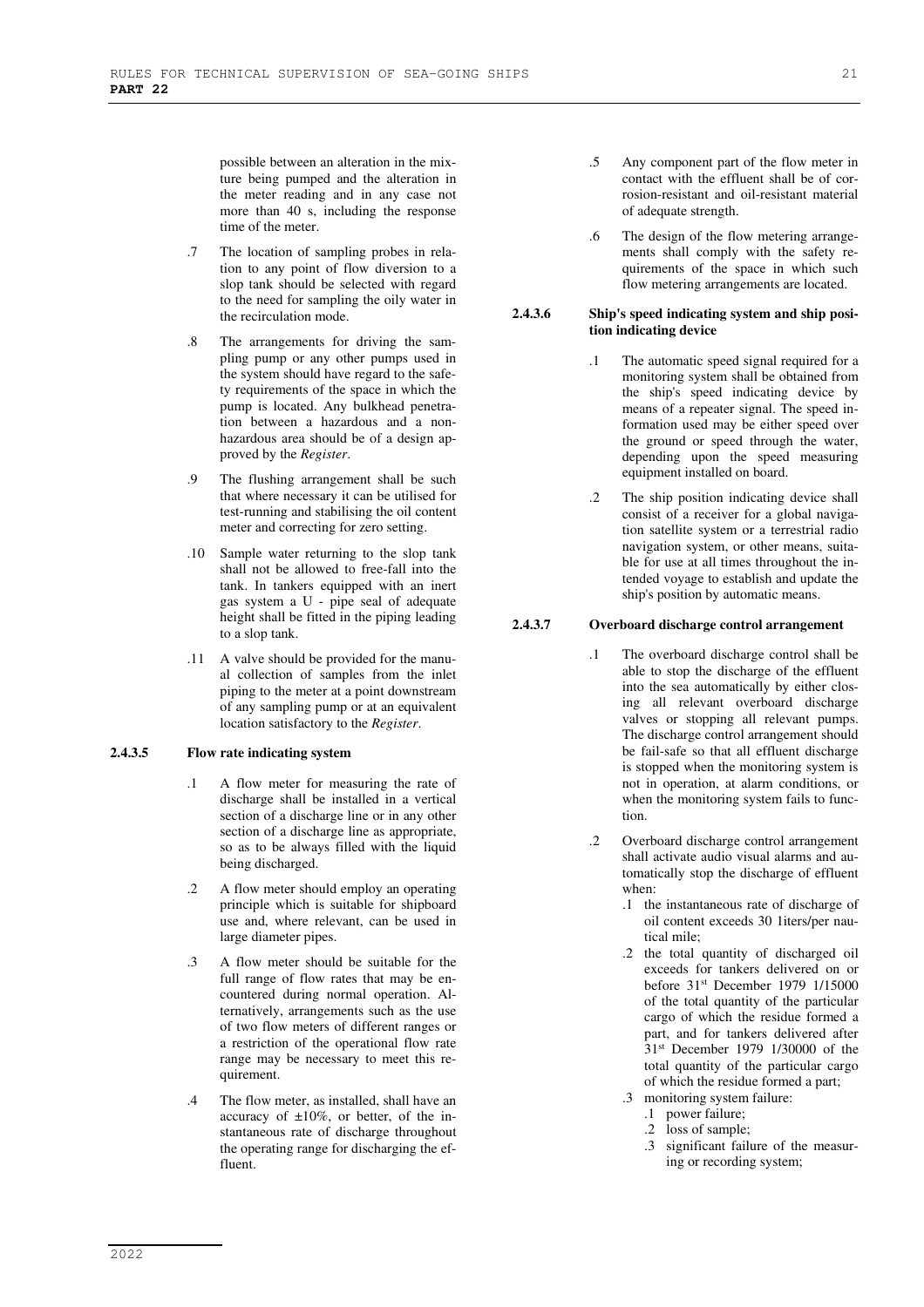possible between an alteration in the mixture being pumped and the alteration in the meter reading and in any case not more than 40 s, including the response time of the meter.

.7 The location of sampling probes in relation to any point of flow diversion to a slop tank should be selected with regard to the need for sampling the oily water in the recirculation mode.

.8 The arrangements for driving the sampling pump or any other pumps used in the system should have regard to the safety requirements of the space in which the pump is located. Any bulkhead penetration between a hazardous and a non-hazardous area should be of a design approved by the *Register*.

.9 The flushing arrangement shall be such that where necessary it can be utilised for test-running and stabilising the oil content meter and correcting for zero setting.

.10 Sample water returning to the slop tank shall not be allowed to free-fall into the tank. In tankers equipped with an inert gas system a U - pipe seal of adequate height shall be fitted in the piping leading to a slop tank.

.11 A valve should be provided for the manual collection of samples from the inlet piping to the meter at a point downstream of any sampling pump or at an equivalent location satisfactory to the *Register*.

**2.4.3.5 Flow rate indicating system**

.1 A flow meter for measuring the rate of discharge shall be installed in a vertical section of a discharge line or in any other section of a discharge line as appropriate, so as to be always filled with the liquid being discharged.

.2 A flow meter should employ an operating principle which is suitable for shipboard use and, where relevant, can be used in large diameter pipes.

.3 A flow meter should be suitable for the full range of flow rates that may be encountered during normal operation. Alternatively, arrangements such as the use of two flow meters of different ranges or a restriction of the operational flow rate range may be necessary to meet this requirement.

.4 The flow meter, as installed, shall have an accuracy of ±10%, or better, of the instantaneous rate of discharge throughout the operating range for discharging the effluent.

.5 Any component part of the flow meter in contact with the effluent shall be of corrosion-resistant and oil-resistant material of adequate strength.

.6 The design of the flow metering arrangements shall comply with the safety requirements of the space in which such flow metering arrangements are located.

**2.4.3.6 Ship's speed indicating system and ship position indicating device**

.1 The automatic speed signal required for a monitoring system shall be obtained from the ship's speed indicating device by means of a repeater signal. The speed information used may be either speed over the ground or speed through the water, depending upon the speed measuring equipment installed on board.

.2 The ship position indicating device shall consist of a receiver for a global navigation satellite system or a terrestrial radio navigation system, or other means, suitable for use at all times throughout the intended voyage to establish and update the ship's position by automatic means.

**2.4.3.7 Overboard discharge control arrangement**

.1 The overboard discharge control shall be able to stop the discharge of the effluent into the sea automatically by either closing all relevant overboard discharge valves or stopping all relevant pumps. The discharge control arrangement should be fail-safe so that all effluent discharge is stopped when the monitoring system is not in operation, at alarm conditions, or when the monitoring system fails to function.

.2 Overboard discharge control arrangement shall activate audio visual alarms and automatically stop the discharge of effluent when:

- .1 the instantaneous rate of discharge of oil content exceeds 30 1iters/per nautical mile;
- .2 the total quantity of discharged oil exceeds for tankers delivered on or before 31st December 1979 1/15000 of the total quantity of the particular cargo of which the residue formed a part, and for tankers delivered after 31st December 1979 1/30000 of the total quantity of the particular cargo of which the residue formed a part;
- .3 monitoring system failure:
  - .1 power failure;
  - .2 loss of sample;
  - .3 significant failure of the measuring or recording system;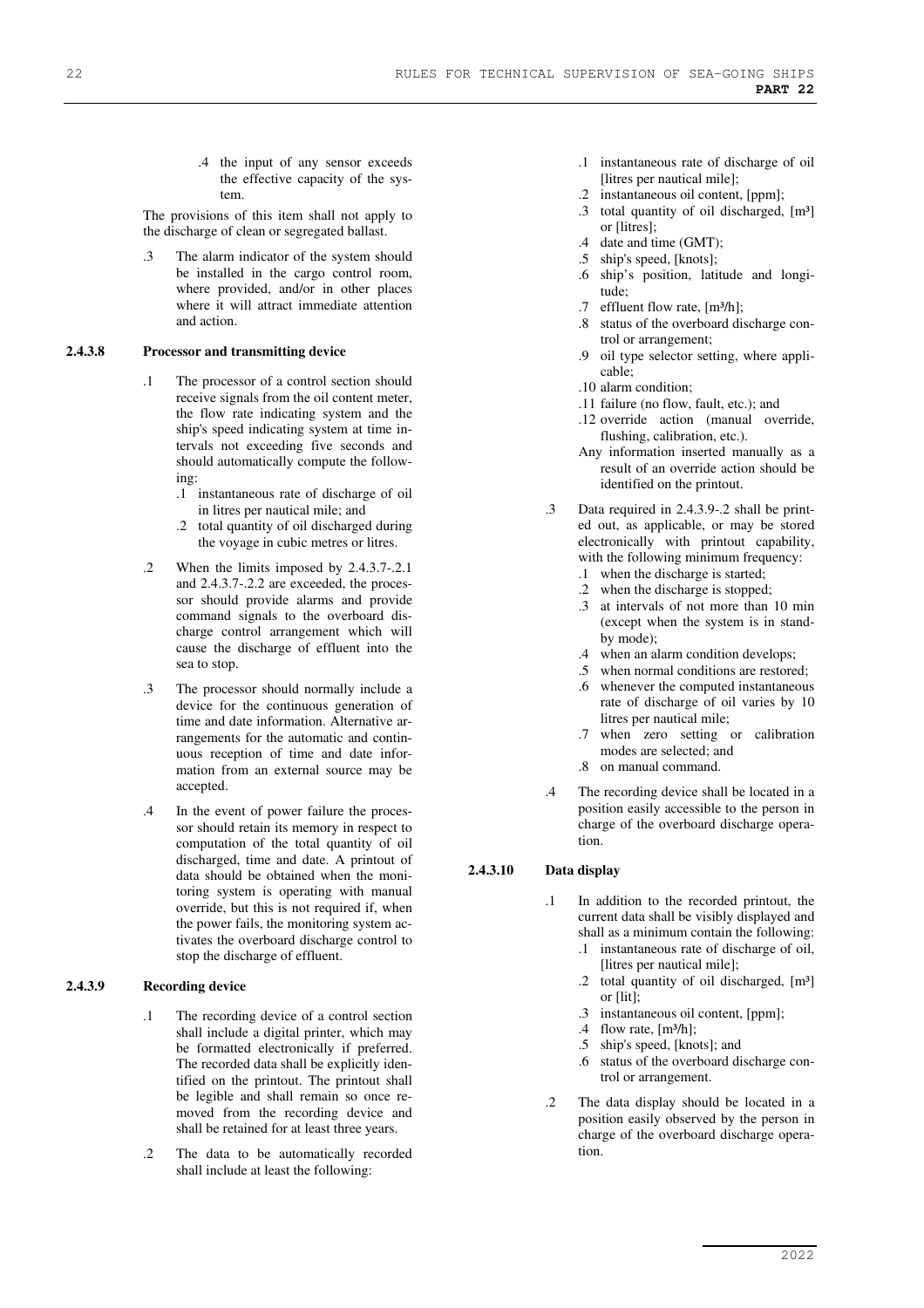.4 the input of any sensor exceeds the effective capacity of the system.

The provisions of this item shall not apply to the discharge of clean or segregated ballast.

.3 The alarm indicator of the system should be installed in the cargo control room, where provided, and/or in other places where it will attract immediate attention and action.

#### 2.4.3.8 Processor and transmitting device

.1 The processor of a control section should receive signals from the oil content meter, the flow rate indicating system and the ship's speed indicating system at time intervals not exceeding five seconds and should automatically compute the following:
   - .1 instantaneous rate of discharge of oil in litres per nautical mile; and
   - .2 total quantity of oil discharged during the voyage in cubic metres or litres.

.2 When the limits imposed by 2.4.3.7-.2.1 and 2.4.3.7-.2.2 are exceeded, the processor should provide alarms and provide command signals to the overboard discharge control arrangement which will cause the discharge of effluent into the sea to stop.

.3 The processor should normally include a device for the continuous generation of time and date information. Alternative arrangements for the automatic and continuous reception of time and date information from an external source may be accepted.

.4 In the event of power failure the processor should retain its memory in respect to computation of the total quantity of oil discharged, time and date. A printout of data should be obtained when the monitoring system is operating with manual override, but this is not required if, when the power fails, the monitoring system activates the overboard discharge control to stop the discharge of effluent.

#### 2.4.3.9 Recording device

.1 The recording device of a control section shall include a digital printer, which may be formatted electronically if preferred. The recorded data shall be explicitly identified on the printout. The printout shall be legible and shall remain so once removed from the recording device and shall be retained for at least three years.

.2 The data to be automatically recorded shall include at least the following:
   - .1 instantaneous rate of discharge of oil [litres per nautical mile];
   - .2 instantaneous oil content, [ppm];
   - .3 total quantity of oil discharged, [m³] or [litres];
   - .4 date and time (GMT);
   - .5 ship's speed, [knots];
   - .6 ship's position, latitude and longitude;
   - .7 effluent flow rate, [m³/h];
   - .8 status of the overboard discharge control or arrangement;
   - .9 oil type selector setting, where applicable;
   - .10 alarm condition;
   - .11 failure (no flow, fault, etc.); and
   - .12 override action (manual override, flushing, calibration, etc.).

   Any information inserted manually as a result of an override action should be identified on the printout.

.3 Data required in 2.4.3.9-.2 shall be printed out, as applicable, or may be stored electronically with printout capability, with the following minimum frequency:
   - .1 when the discharge is started;
   - .2 when the discharge is stopped;
   - .3 at intervals of not more than 10 min (except when the system is in standby mode);
   - .4 when an alarm condition develops;
   - .5 when normal conditions are restored;
   - .6 whenever the computed instantaneous rate of discharge of oil varies by 10 litres per nautical mile;
   - .7 when zero setting or calibration modes are selected; and
   - .8 on manual command.

.4 The recording device shall be located in a position easily accessible to the person in charge of the overboard discharge operation.

#### 2.4.3.10 Data display

.1 In addition to the recorded printout, the current data shall be visibly displayed and shall as a minimum contain the following:
   - .1 instantaneous rate of discharge of oil, [litres per nautical mile];
   - .2 total quantity of oil discharged, [m³] or [lit];
   - .3 instantaneous oil content, [ppm];
   - .4 flow rate, [m³/h];
   - .5 ship's speed, [knots]; and
   - .6 status of the overboard discharge control or arrangement.

.2 The data display should be located in a position easily observed by the person in charge of the overboard discharge operation.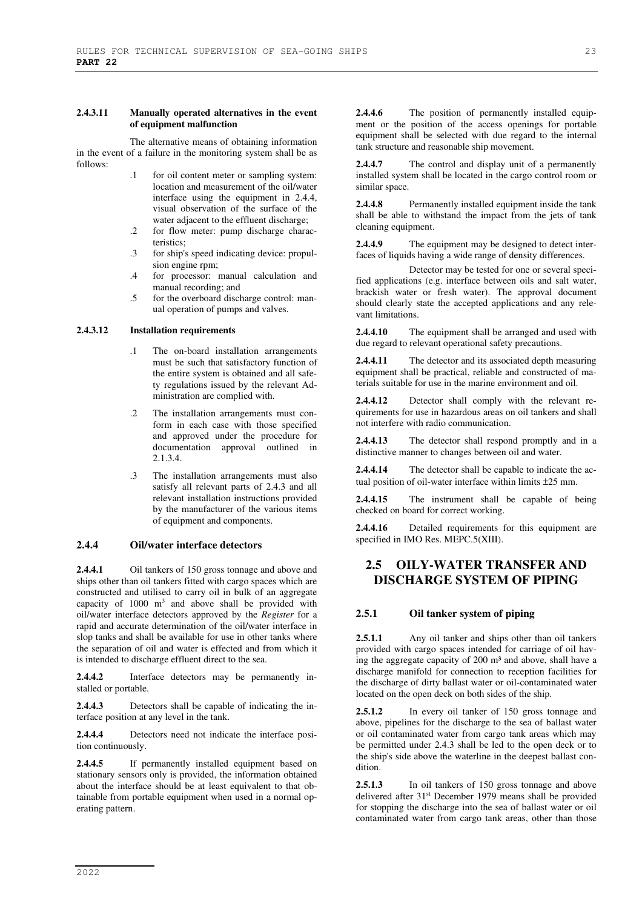**2.4.3.11 Manually operated alternatives in the event of equipment malfunction**

The alternative means of obtaining information in the event of a failure in the monitoring system shall be as follows:

.1 for oil content meter or sampling system: location and measurement of the oil/water interface using the equipment in 2.4.4, visual observation of the surface of the water adjacent to the effluent discharge;

.2 for flow meter: pump discharge characteristics;

.3 for ship's speed indicating device: propulsion engine rpm;

.4 for processor: manual calculation and manual recording; and

.5 for the overboard discharge control: manual operation of pumps and valves.

**2.4.3.12 Installation requirements**

.1 The on-board installation arrangements must be such that satisfactory function of the entire system is obtained and all safety regulations issued by the relevant Administration are complied with.

.2 The installation arrangements must conform in each case with those specified and approved under the procedure for documentation approval outlined in 2.1.3.4.

.3 The installation arrangements must also satisfy all relevant parts of 2.4.3 and all relevant installation instructions provided by the manufacturer of the various items of equipment and components.

### 2.4.4 Oil/water interface detectors

**2.4.4.1** Oil tankers of 150 gross tonnage and above and ships other than oil tankers fitted with cargo spaces which are constructed and utilised to carry oil in bulk of an aggregate capacity of 1000 m$^3$ and above shall be provided with oil/water interface detectors approved by the *Register* for a rapid and accurate determination of the oil/water interface in slop tanks and shall be available for use in other tanks where the separation of oil and water is effected and from which it is intended to discharge effluent direct to the sea.

**2.4.4.2** Interface detectors may be permanently installed or portable.

**2.4.4.3** Detectors shall be capable of indicating the interface position at any level in the tank.

**2.4.4.4** Detectors need not indicate the interface position continuously.

**2.4.4.5** If permanently installed equipment based on stationary sensors only is provided, the information obtained about the interface should be at least equivalent to that obtainable from portable equipment when used in a normal operating pattern.

**2.4.4.6** The position of permanently installed equipment or the position of the access openings for portable equipment shall be selected with due regard to the internal tank structure and reasonable ship movement.

**2.4.4.7** The control and display unit of a permanently installed system shall be located in the cargo control room or similar space.

**2.4.4.8** Permanently installed equipment inside the tank shall be able to withstand the impact from the jets of tank cleaning equipment.

**2.4.4.9** The equipment may be designed to detect interfaces of liquids having a wide range of density differences.

Detector may be tested for one or several specified applications (e.g. interface between oils and salt water, brackish water or fresh water). The approval document should clearly state the accepted applications and any relevant limitations.

**2.4.4.10** The equipment shall be arranged and used with due regard to relevant operational safety precautions.

**2.4.4.11** The detector and its associated depth measuring equipment shall be practical, reliable and constructed of materials suitable for use in the marine environment and oil.

**2.4.4.12** Detector shall comply with the relevant requirements for use in hazardous areas on oil tankers and shall not interfere with radio communication.

**2.4.4.13** The detector shall respond promptly and in a distinctive manner to changes between oil and water.

**2.4.4.14** The detector shall be capable to indicate the actual position of oil-water interface within limits ±25 mm.

**2.4.4.15** The instrument shall be capable of being checked on board for correct working.

**2.4.4.16** Detailed requirements for this equipment are specified in IMO Res. MEPC.5(XIII).

## 2.5 OILY-WATER TRANSFER AND DISCHARGE SYSTEM OF PIPING

### 2.5.1 Oil tanker system of piping

**2.5.1.1** Any oil tanker and ships other than oil tankers provided with cargo spaces intended for carriage of oil having the aggregate capacity of 200 m$^3$ and above, shall have a discharge manifold for connection to reception facilities for the discharge of dirty ballast water or oil-contaminated water located on the open deck on both sides of the ship.

**2.5.1.2** In every oil tanker of 150 gross tonnage and above, pipelines for the discharge to the sea of ballast water or oil contaminated water from cargo tank areas which may be permitted under 2.4.3 shall be led to the open deck or to the ship's side above the waterline in the deepest ballast condition.

**2.5.1.3** In oil tankers of 150 gross tonnage and above delivered after 31st December 1979 means shall be provided for stopping the discharge into the sea of ballast water or oil contaminated water from cargo tank areas, other than those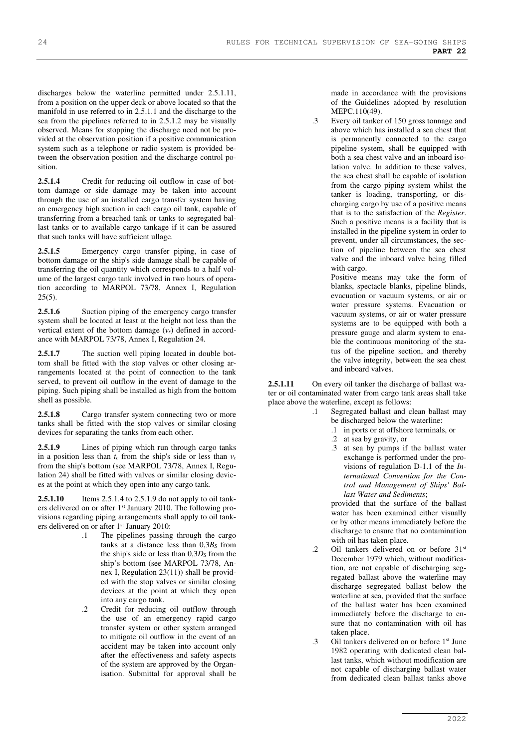discharges below the waterline permitted under 2.5.1.11, from a position on the upper deck or above located so that the manifold in use referred to in 2.5.1.1 and the discharge to the sea from the pipelines referred to in 2.5.1.2 may be visually observed. Means for stopping the discharge need not be provided at the observation position if a positive communication system such as a telephone or radio system is provided between the observation position and the discharge control position.

**2.5.1.4** Credit for reducing oil outflow in case of bottom damage or side damage may be taken into account through the use of an installed cargo transfer system having an emergency high suction in each cargo oil tank, capable of transferring from a breached tank or tanks to segregated ballast tanks or to available cargo tankage if it can be assured that such tanks will have sufficient ullage.

**2.5.1.5** Emergency cargo transfer piping, in case of bottom damage or the ship's side damage shall be capable of transferring the oil quantity which corresponds to a half volume of the largest cargo tank involved in two hours of operation according to MARPOL 73/78, Annex I, Regulation 25(5).

**2.5.1.6** Suction piping of the emergency cargo transfer system shall be located at least at the height not less than the vertical extent of the bottom damage ($v_s$) defined in accordance with MARPOL 73/78, Annex I, Regulation 24.

**2.5.1.7** The suction well piping located in double bottom shall be fitted with the stop valves or other closing arrangements located at the point of connection to the tank served, to prevent oil outflow in the event of damage to the piping. Such piping shall be installed as high from the bottom shell as possible.

**2.5.1.8** Cargo transfer system connecting two or more tanks shall be fitted with the stop valves or similar closing devices for separating the tanks from each other.

**2.5.1.9** Lines of piping which run through cargo tanks in a position less than $t_c$ from the ship's side or less than $v_c$ from the ship's bottom (see MARPOL 73/78, Annex I, Regulation 24) shall be fitted with valves or similar closing devices at the point at which they open into any cargo tank.

**2.5.1.10** Items 2.5.1.4 to 2.5.1.9 do not apply to oil tankers delivered on or after 1st January 2010. The following provisions regarding piping arrangements shall apply to oil tankers delivered on or after 1st January 2010:

.1 The pipelines passing through the cargo tanks at a distance less than $0{,}3B_S$ from the ship's side or less than $0{,}3D_S$ from the ship's bottom (see MARPOL 73/78, Annex I, Regulation 23(11)) shall be provided with the stop valves or similar closing devices at the point at which they open into any cargo tank.

.2 Credit for reducing oil outflow through the use of an emergency rapid cargo transfer system or other system arranged to mitigate oil outflow in the event of an accident may be taken into account only after the effectiveness and safety aspects of the system are approved by the Organisation. Submittal for approval shall be made in accordance with the provisions of the Guidelines adopted by resolution MEPC.110(49).

.3 Every oil tanker of 150 gross tonnage and above which has installed a sea chest that is permanently connected to the cargo pipeline system, shall be equipped with both a sea chest valve and an inboard isolation valve. In addition to these valves, the sea chest shall be capable of isolation from the cargo piping system whilst the tanker is loading, transporting, or discharging cargo by use of a positive means that is to the satisfaction of the *Register*. Such a positive means is a facility that is installed in the pipeline system in order to prevent, under all circumstances, the section of pipeline between the sea chest valve and the inboard valve being filled with cargo.

Positive means may take the form of blanks, spectacle blanks, pipeline blinds, evacuation or vacuum systems, or air or water pressure systems. Evacuation or vacuum systems, or air or water pressure systems are to be equipped with both a pressure gauge and alarm system to enable the continuous monitoring of the status of the pipeline section, and thereby the valve integrity, between the sea chest and inboard valves.

**2.5.1.11** On every oil tanker the discharge of ballast water or oil contaminated water from cargo tank areas shall take place above the waterline, except as follows:

.1 Segregated ballast and clean ballast may be discharged below the waterline:

  .1 in ports or at offshore terminals, or
  .2 at sea by gravity, or
  .3 at sea by pumps if the ballast water exchange is performed under the provisions of regulation D-1.1 of the *International Convention for the Control and Management of Ships' Ballast Water and Sediments*;

provided that the surface of the ballast water has been examined either visually or by other means immediately before the discharge to ensure that no contamination with oil has taken place.

.2 Oil tankers delivered on or before 31st December 1979 which, without modification, are not capable of discharging segregated ballast above the waterline may discharge segregated ballast below the waterline at sea, provided that the surface of the ballast water has been examined immediately before the discharge to ensure that no contamination with oil has taken place.

.3 Oil tankers delivered on or before 1st June 1982 operating with dedicated clean ballast tanks, which without modification are not capable of discharging ballast water from dedicated clean ballast tanks above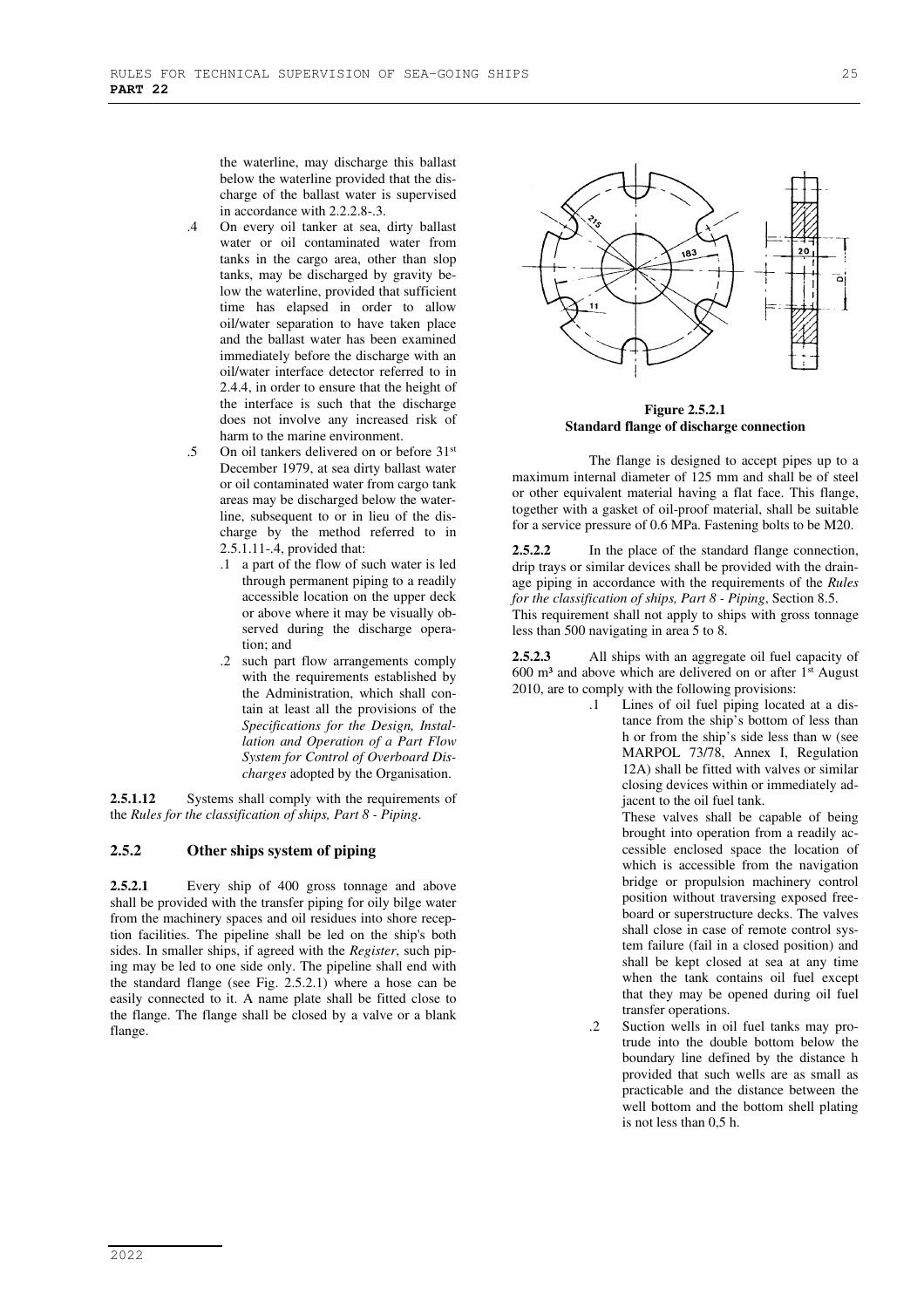the waterline, may discharge this ballast below the waterline provided that the discharge of the ballast water is supervised in accordance with 2.2.2.8-.3.

.4 On every oil tanker at sea, dirty ballast water or oil contaminated water from tanks in the cargo area, other than slop tanks, may be discharged by gravity below the waterline, provided that sufficient time has elapsed in order to allow oil/water separation to have taken place and the ballast water has been examined immediately before the discharge with an oil/water interface detector referred to in 2.4.4, in order to ensure that the height of the interface is such that the discharge does not involve any increased risk of harm to the marine environment.

.5 On oil tankers delivered on or before 31st December 1979, at sea dirty ballast water or oil contaminated water from cargo tank areas may be discharged below the waterline, subsequent to or in lieu of the discharge by the method referred to in 2.5.1.11-.4, provided that:

.1 a part of the flow of such water is led through permanent piping to a readily accessible location on the upper deck or above where it may be visually observed during the discharge operation; and

.2 such part flow arrangements comply with the requirements established by the Administration, which shall contain at least all the provisions of the *Specifications for the Design, Installation and Operation of a Part Flow System for Control of Overboard Discharges* adopted by the Organisation.

**2.5.1.12** Systems shall comply with the requirements of the *Rules for the classification of ships, Part 8 - Piping*.

### 2.5.2 Other ships system of piping

**2.5.2.1** Every ship of 400 gross tonnage and above shall be provided with the transfer piping for oily bilge water from the machinery spaces and oil residues into shore reception facilities. The pipeline shall be led on the ship's both sides. In smaller ships, if agreed with the *Register*, such piping may be led to one side only. The pipeline shall end with the standard flange (see Fig. 2.5.2.1) where a hose can be easily connected to it. A name plate shall be fitted close to the flange. The flange shall be closed by a valve or a blank flange.

215
183
11
20
D

**Figure 2.5.2.1**
**Standard flange of discharge connection**

The flange is designed to accept pipes up to a maximum internal diameter of 125 mm and shall be of steel or other equivalent material having a flat face. This flange, together with a gasket of oil-proof material, shall be suitable for a service pressure of 0.6 MPa. Fastening bolts to be M20.

**2.5.2.2** In the place of the standard flange connection, drip trays or similar devices shall be provided with the drainage piping in accordance with the requirements of the *Rules for the classification of ships, Part 8 - Piping*, Section 8.5.
This requirement shall not apply to ships with gross tonnage less than 500 navigating in area 5 to 8.

**2.5.2.3** All ships with an aggregate oil fuel capacity of 600 m³ and above which are delivered on or after 1st August 2010, are to comply with the following provisions:

.1 Lines of oil fuel piping located at a distance from the ship's bottom of less than h or from the ship's side less than w (see MARPOL 73/78, Annex I, Regulation 12A) shall be fitted with valves or similar closing devices within or immediately adjacent to the oil fuel tank.
These valves shall be capable of being brought into operation from a readily accessible enclosed space the location of which is accessible from the navigation bridge or propulsion machinery control position without traversing exposed freeboard or superstructure decks. The valves shall close in case of remote control system failure (fail in a closed position) and shall be kept closed at sea at any time when the tank contains oil fuel except that they may be opened during oil fuel transfer operations.

.2 Suction wells in oil fuel tanks may protrude into the double bottom below the boundary line defined by the distance h provided that such wells are as small as practicable and the distance between the well bottom and the bottom shell plating is not less than 0,5 h.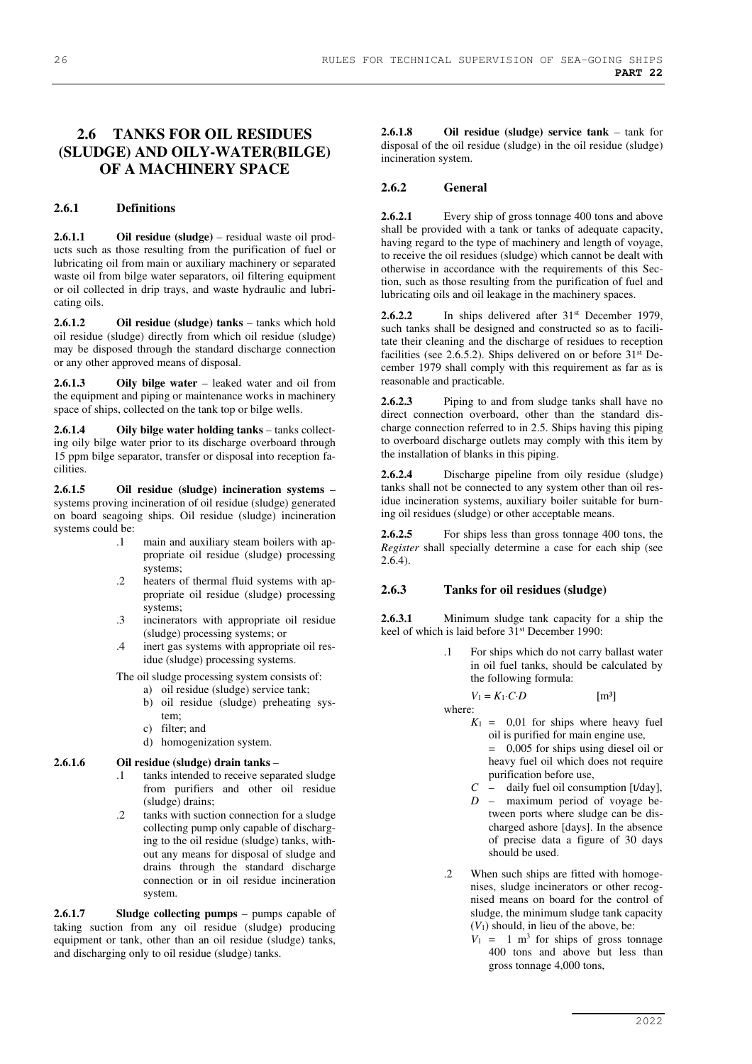## 2.6 TANKS FOR OIL RESIDUES (SLUDGE) AND OILY-WATER(BILGE) OF A MACHINERY SPACE

### 2.6.1 Definitions

**2.6.1.1 Oil residue (sludge)** – residual waste oil products such as those resulting from the purification of fuel or lubricating oil from main or auxiliary machinery or separated waste oil from bilge water separators, oil filtering equipment or oil collected in drip trays, and waste hydraulic and lubricating oils.

**2.6.1.2 Oil residue (sludge) tanks** – tanks which hold oil residue (sludge) directly from which oil residue (sludge) may be disposed through the standard discharge connection or any other approved means of disposal.

**2.6.1.3 Oily bilge water** – leaked water and oil from the equipment and piping or maintenance works in machinery space of ships, collected on the tank top or bilge wells.

**2.6.1.4 Oily bilge water holding tanks** – tanks collecting oily bilge water prior to its discharge overboard through 15 ppm bilge separator, transfer or disposal into reception facilities.

**2.6.1.5 Oil residue (sludge) incineration systems** – systems proving incineration of oil residue (sludge) generated on board seagoing ships. Oil residue (sludge) incineration systems could be:

- .1 main and auxiliary steam boilers with appropriate oil residue (sludge) processing systems;
- .2 heaters of thermal fluid systems with appropriate oil residue (sludge) processing systems;
- .3 incinerators with appropriate oil residue (sludge) processing systems; or
- .4 inert gas systems with appropriate oil residue (sludge) processing systems.

The oil sludge processing system consists of:

- a) oil residue (sludge) service tank;
- b) oil residue (sludge) preheating system;
- c) filter; and
- d) homogenization system.

**2.6.1.6 Oil residue (sludge) drain tanks** –

- .1 tanks intended to receive separated sludge from purifiers and other oil residue (sludge) drains;
- .2 tanks with suction connection for a sludge collecting pump only capable of discharging to the oil residue (sludge) tanks, without any means for disposal of sludge and drains through the standard discharge connection or in oil residue incineration system.

**2.6.1.7 Sludge collecting pumps** – pumps capable of taking suction from any oil residue (sludge) producing equipment or tank, other than an oil residue (sludge) tanks, and discharging only to oil residue (sludge) tanks.

**2.6.1.8 Oil residue (sludge) service tank** – tank for disposal of the oil residue (sludge) in the oil residue (sludge) incineration system.

### 2.6.2 General

**2.6.2.1** Every ship of gross tonnage 400 tons and above shall be provided with a tank or tanks of adequate capacity, having regard to the type of machinery and length of voyage, to receive the oil residues (sludge) which cannot be dealt with otherwise in accordance with the requirements of this Section, such as those resulting from the purification of fuel and lubricating oils and oil leakage in the machinery spaces.

**2.6.2.2** In ships delivered after 31st December 1979, such tanks shall be designed and constructed so as to facilitate their cleaning and the discharge of residues to reception facilities (see 2.6.5.2). Ships delivered on or before 31st December 1979 shall comply with this requirement as far as is reasonable and practicable.

**2.6.2.3** Piping to and from sludge tanks shall have no direct connection overboard, other than the standard discharge connection referred to in 2.5. Ships having this piping to overboard discharge outlets may comply with this item by the installation of blanks in this piping.

**2.6.2.4** Discharge pipeline from oily residue (sludge) tanks shall not be connected to any system other than oil residue incineration systems, auxiliary boiler suitable for burning oil residues (sludge) or other acceptable means.

**2.6.2.5** For ships less than gross tonnage 400 tons, the *Register* shall specially determine a case for each ship (see 2.6.4).

### 2.6.3 Tanks for oil residues (sludge)

**2.6.3.1** Minimum sludge tank capacity for a ship the keel of which is laid before 31st December 1990:

.1 For ships which do not carry ballast water in oil fuel tanks, should be calculated by the following formula:

$$V_1 = K_1 \cdot C \cdot D \qquad [\text{m}^3]$$

where:

$K_1$ = 0,01 for ships where heavy fuel oil is purified for main engine use,
= 0,005 for ships using diesel oil or heavy fuel oil which does not require purification before use,

$C$ – daily fuel oil consumption [t/day],

$D$ – maximum period of voyage between ports where sludge can be discharged ashore [days]. In the absence of precise data a figure of 30 days should be used.

.2 When such ships are fitted with homogenises, sludge incinerators or other recognised means on board for the control of sludge, the minimum sludge tank capacity ($V_1$) should, in lieu of the above, be:

$V_1$ = 1 m$^3$ for ships of gross tonnage 400 tons and above but less than gross tonnage 4,000 tons,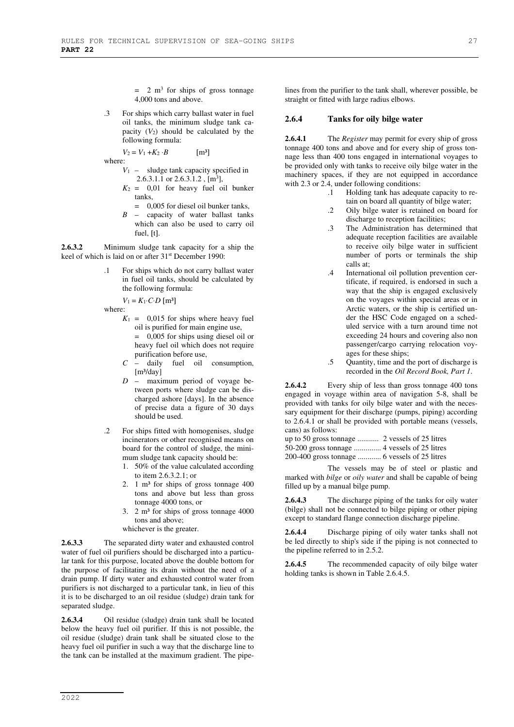= 2 m$^3$ for ships of gross tonnage 4,000 tons and above.

.3 For ships which carry ballast water in fuel oil tanks, the minimum sludge tank capacity ($V_2$) should be calculated by the following formula:

$$V_2 = V_1 + K_2 \cdot B \qquad [m^3]$$

where:

$V_1$ – sludge tank capacity specified in 2.6.3.1.1 or 2.6.3.1.2 , [m$^3$],

$K_2$ = 0,01 for heavy fuel oil bunker tanks,

= 0,005 for diesel oil bunker tanks,

$B$ – capacity of water ballast tanks which can also be used to carry oil fuel, [t].

**2.6.3.2** Minimum sludge tank capacity for a ship the keel of which is laid on or after 31st December 1990:

.1 For ships which do not carry ballast water in fuel oil tanks, should be calculated by the following formula:

$$V_1 = K_1 \cdot C \cdot D \ [m^3]$$

where:

$K_1$ = 0,015 for ships where heavy fuel oil is purified for main engine use,

= 0,005 for ships using diesel oil or heavy fuel oil which does not require purification before use,

$C$ – daily fuel oil consumption, [m³/day]

$D$ – maximum period of voyage between ports where sludge can be discharged ashore [days]. In the absence of precise data a figure of 30 days should be used.

.2 For ships fitted with homogenises, sludge incinerators or other recognised means on board for the control of sludge, the minimum sludge tank capacity should be:

1. 50% of the value calculated according to item 2.6.3.2.1; or
2. 1 m³ for ships of gross tonnage 400 tons and above but less than gross tonnage 4000 tons, or
3. 2 m³ for ships of gross tonnage 4000 tons and above;

whichever is the greater.

**2.6.3.3** The separated dirty water and exhausted control water of fuel oil purifiers should be discharged into a particular tank for this purpose, located above the double bottom for the purpose of facilitating its drain without the need of a drain pump. If dirty water and exhausted control water from purifiers is not discharged to a particular tank, in lieu of this it is to be discharged to an oil residue (sludge) drain tank for separated sludge.

**2.6.3.4** Oil residue (sludge) drain tank shall be located below the heavy fuel oil purifier. If this is not possible, the oil residue (sludge) drain tank shall be situated close to the heavy fuel oil purifier in such a way that the discharge line to the tank can be installed at the maximum gradient. The pipelines from the purifier to the tank shall, wherever possible, be straight or fitted with large radius elbows.

### 2.6.4 Tanks for oily bilge water

**2.6.4.1** The *Register* may permit for every ship of gross tonnage 400 tons and above and for every ship of gross tonnage less than 400 tons engaged in international voyages to be provided only with tanks to receive oily bilge water in the machinery spaces, if they are not equipped in accordance with 2.3 or 2.4, under following conditions:

.1 Holding tank has adequate capacity to retain on board all quantity of bilge water;

.2 Oily bilge water is retained on board for discharge to reception facilities;

.3 The Administration has determined that adequate reception facilities are available to receive oily bilge water in sufficient number of ports or terminals the ship calls at;

.4 International oil pollution prevention certificate, if required, is endorsed in such a way that the ship is engaged exclusively on the voyages within special areas or in Arctic waters, or the ship is certified under the HSC Code engaged on a scheduled service with a turn around time not exceeding 24 hours and covering also non passenger/cargo carrying relocation voyages for these ships;

.5 Quantity, time and the port of discharge is recorded in the *Oil Record Book, Part 1*.

**2.6.4.2** Every ship of less than gross tonnage 400 tons engaged in voyage within area of navigation 5-8, shall be provided with tanks for oily bilge water and with the necessary equipment for their discharge (pumps, piping) according to 2.6.4.1 or shall be provided with portable means (vessels, cans) as follows:

up to 50 gross tonnage ........... 2 vessels of 25 litres
50-200 gross tonnage .............. 4 vessels of 25 litres
200-400 gross tonnage ............ 6 vessels of 25 litres

The vessels may be of steel or plastic and marked with *bilge* or *oily water* and shall be capable of being filled up by a manual bilge pump.

**2.6.4.3** The discharge piping of the tanks for oily water (bilge) shall not be connected to bilge piping or other piping except to standard flange connection discharge pipeline.

**2.6.4.4** Discharge piping of oily water tanks shall not be led directly to ship's side if the piping is not connected to the pipeline referred to in 2.5.2.

**2.6.4.5** The recommended capacity of oily bilge water holding tanks is shown in Table 2.6.4.5.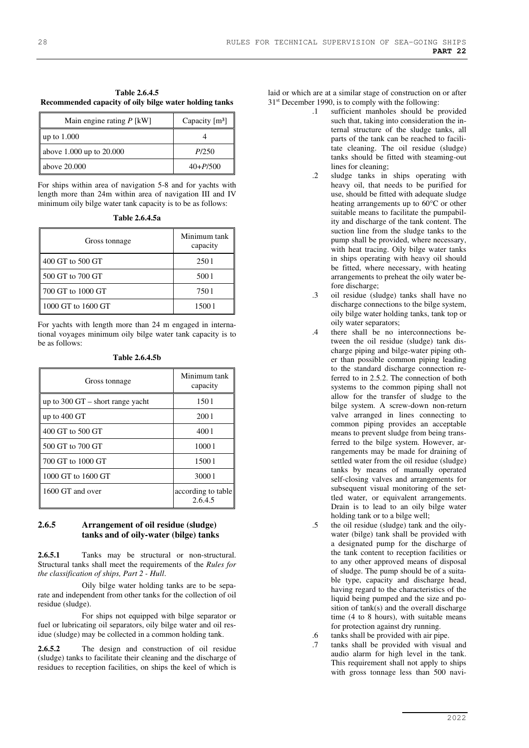**Table 2.6.4.5**
**Recommended capacity of oily bilge water holding tanks**

| Main engine rating $P$ [kW] | Capacity [m³] |
|---|---|
| up to 1.000 | 4 |
| above 1.000 up to 20.000 | $P/250$ |
| above 20.000 | $40+P/500$ |

For ships within area of navigation 5-8 and for yachts with length more than 24m within area of navigation III and IV minimum oily bilge water tank capacity is to be as follows:

**Table 2.6.4.5a**

| Gross tonnage | Minimum tank capacity |
|---|---|
| 400 GT to 500 GT | 250 l |
| 500 GT to 700 GT | 500 l |
| 700 GT to 1000 GT | 750 l |
| 1000 GT to 1600 GT | 1500 l |

For yachts with length more than 24 m engaged in international voyages minimum oily bilge water tank capacity is to be as follows:

**Table 2.6.4.5b**

| Gross tonnage | Minimum tank capacity |
|---|---|
| up to 300 GT – short range yacht | 150 l |
| up to 400 GT | 200 l |
| 400 GT to 500 GT | 400 l |
| 500 GT to 700 GT | 1000 l |
| 700 GT to 1000 GT | 1500 l |
| 1000 GT to 1600 GT | 3000 l |
| 1600 GT and over | according to table 2.6.4.5 |

### 2.6.5 Arrangement of oil residue (sludge) tanks and of oily-water (bilge) tanks

**2.6.5.1** Tanks may be structural or non-structural. Structural tanks shall meet the requirements of the *Rules for the classification of ships, Part 2 - Hull*.

Oily bilge water holding tanks are to be separate and independent from other tanks for the collection of oil residue (sludge).

For ships not equipped with bilge separator or fuel or lubricating oil separators, oily bilge water and oil residue (sludge) may be collected in a common holding tank.

**2.6.5.2** The design and construction of oil residue (sludge) tanks to facilitate their cleaning and the discharge of residues to reception facilities, on ships the keel of which is laid or which are at a similar stage of construction on or after 31st December 1990, is to comply with the following:

.1 sufficient manholes should be provided such that, taking into consideration the internal structure of the sludge tanks, all parts of the tank can be reached to facilitate cleaning. The oil residue (sludge) tanks should be fitted with steaming-out lines for cleaning;

.2 sludge tanks in ships operating with heavy oil, that needs to be purified for use, should be fitted with adequate sludge heating arrangements up to 60°C or other suitable means to facilitate the pumpability and discharge of the tank content. The suction line from the sludge tanks to the pump shall be provided, where necessary, with heat tracing. Oily bilge water tanks in ships operating with heavy oil should be fitted, where necessary, with heating arrangements to preheat the oily water before discharge;

.3 oil residue (sludge) tanks shall have no discharge connections to the bilge system, oily bilge water holding tanks, tank top or oily water separators;

.4 there shall be no interconnections between the oil residue (sludge) tank discharge piping and bilge-water piping other than possible common piping leading to the standard discharge connection referred to in 2.5.2. The connection of both systems to the common piping shall not allow for the transfer of sludge to the bilge system. A screw-down non-return valve arranged in lines connecting to common piping provides an acceptable means to prevent sludge from being transferred to the bilge system. However, arrangements may be made for draining of settled water from the oil residue (sludge) tanks by means of manually operated self-closing valves and arrangements for subsequent visual monitoring of the settled water, or equivalent arrangements. Drain is to lead to an oily bilge water holding tank or to a bilge well;

.5 the oil residue (sludge) tank and the oily-water (bilge) tank shall be provided with a designated pump for the discharge of the tank content to reception facilities or to any other approved means of disposal of sludge. The pump should be of a suitable type, capacity and discharge head, having regard to the characteristics of the liquid being pumped and the size and position of tank(s) and the overall discharge time (4 to 8 hours), with suitable means for protection against dry running.

.6 tanks shall be provided with air pipe.

.7 tanks shall be provided with visual and audio alarm for high level in the tank. This requirement shall not apply to ships with gross tonnage less than 500 navi-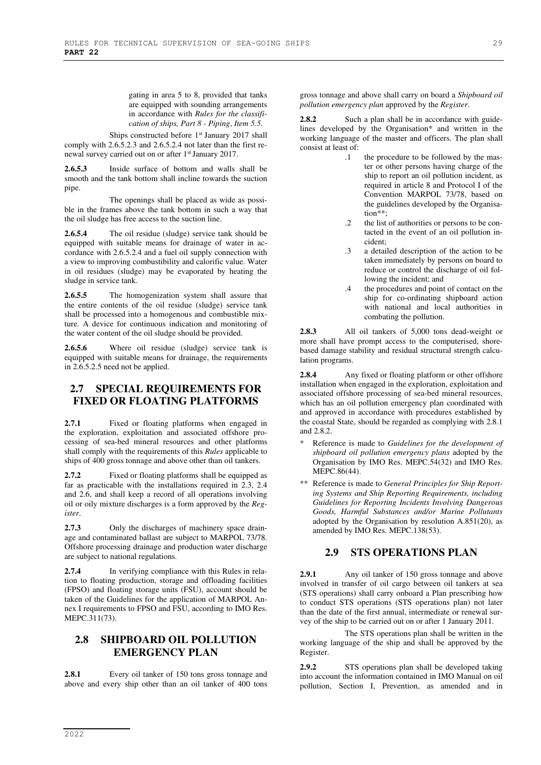gating in area 5 to 8, provided that tanks are equipped with sounding arrangements in accordance with *Rules for the classification of ships, Part 8 - Piping*, *Item 5.5.*

Ships constructed before 1st January 2017 shall comply with 2.6.5.2.3 and 2.6.5.2.4 not later than the first renewal survey carried out on or after 1st January 2017.

**2.6.5.3** Inside surface of bottom and walls shall be smooth and the tank bottom shall incline towards the suction pipe.

The openings shall be placed as wide as possible in the frames above the tank bottom in such a way that the oil sludge has free access to the suction line.

**2.6.5.4** The oil residue (sludge) service tank should be equipped with suitable means for drainage of water in accordance with 2.6.5.2.4 and a fuel oil supply connection with a view to improving combustibility and calorific value. Water in oil residues (sludge) may be evaporated by heating the sludge in service tank.

**2.6.5.5** The homogenization system shall assure that the entire contents of the oil residue (sludge) service tank shall be processed into a homogenous and combustible mixture. A device for continuous indication and monitoring of the water content of the oil sludge should be provided.

**2.6.5.6** Where oil residue (sludge) service tank is equipped with suitable means for drainage, the requirements in 2.6.5.2.5 need not be applied.

## 2.7 SPECIAL REQUIREMENTS FOR FIXED OR FLOATING PLATFORMS

**2.7.1** Fixed or floating platforms when engaged in the exploration, exploitation and associated offshore processing of sea-bed mineral resources and other platforms shall comply with the requirements of this *Rules* applicable to ships of 400 gross tonnage and above other than oil tankers.

**2.7.2** Fixed or floating platforms shall be equipped as far as practicable with the installations required in 2.3, 2.4 and 2.6, and shall keep a record of all operations involving oil or oily mixture discharges is a form approved by the *Register*.

**2.7.3** Only the discharges of machinery space drainage and contaminated ballast are subject to MARPOL 73/78. Offshore processing drainage and production water discharge are subject to national regulations.

**2.7.4** In verifying compliance with this Rules in relation to floating production, storage and offloading facilities (FPSO) and floating storage units (FSU), account should be taken of the Guidelines for the application of MARPOL Annex I requirements to FPSO and FSU, according to IMO Res. MEPC.311(73).

## 2.8 SHIPBOARD OIL POLLUTION EMERGENCY PLAN

**2.8.1** Every oil tanker of 150 tons gross tonnage and above and every ship other than an oil tanker of 400 tons gross tonnage and above shall carry on board a *Shipboard oil pollution emergency plan* approved by the *Register*.

**2.8.2** Such a plan shall be in accordance with guidelines developed by the Organisation* and written in the working language of the master and officers. The plan shall consist at least of:

- .1 the procedure to be followed by the master or other persons having charge of the ship to report an oil pollution incident, as required in article 8 and Protocol I of the Convention MARPOL 73/78, based on the guidelines developed by the Organisation**;
- .2 the list of authorities or persons to be contacted in the event of an oil pollution incident;
- .3 a detailed description of the action to be taken immediately by persons on board to reduce or control the discharge of oil following the incident; and
- .4 the procedures and point of contact on the ship for co-ordinating shipboard action with national and local authorities in combating the pollution.

**2.8.3** All oil tankers of 5,000 tons dead-weight or more shall have prompt access to the computerised, shore-based damage stability and residual structural strength calculation programs.

**2.8.4** Any fixed or floating platform or other offshore installation when engaged in the exploration, exploitation and associated offshore processing of sea-bed mineral resources, which has an oil pollution emergency plan coordinated with and approved in accordance with procedures established by the coastal State, should be regarded as complying with 2.8.1 and 2.8.2.

\* Reference is made to *Guidelines for the development of shipboard oil pollution emergency plans* adopted by the Organisation by IMO Res. MEPC.54(32) and IMO Res. MEPC.86(44).

\*\* Reference is made to *General Principles for Ship Reporting Systems and Ship Reporting Requirements, including Guidelines for Reporting Incidents Involving Dangerous Goods, Harmful Substances and/or Marine Pollutants* adopted by the Organisation by resolution A.851(20), as amended by IMO Res. MEPC.138(53).

## 2.9 STS OPERATIONS PLAN

**2.9.1** Any oil tanker of 150 gross tonnage and above involved in transfer of oil cargo between oil tankers at sea (STS operations) shall carry onboard a Plan prescribing how to conduct STS operations (STS operations plan) not later than the date of the first annual, intermediate or renewal survey of the ship to be carried out on or after 1 January 2011.

The STS operations plan shall be written in the working language of the ship and shall be approved by the Register.

**2.9.2** STS operations plan shall be developed taking into account the information contained in IMO Manual on oil pollution, Section I, Prevention, as amended and in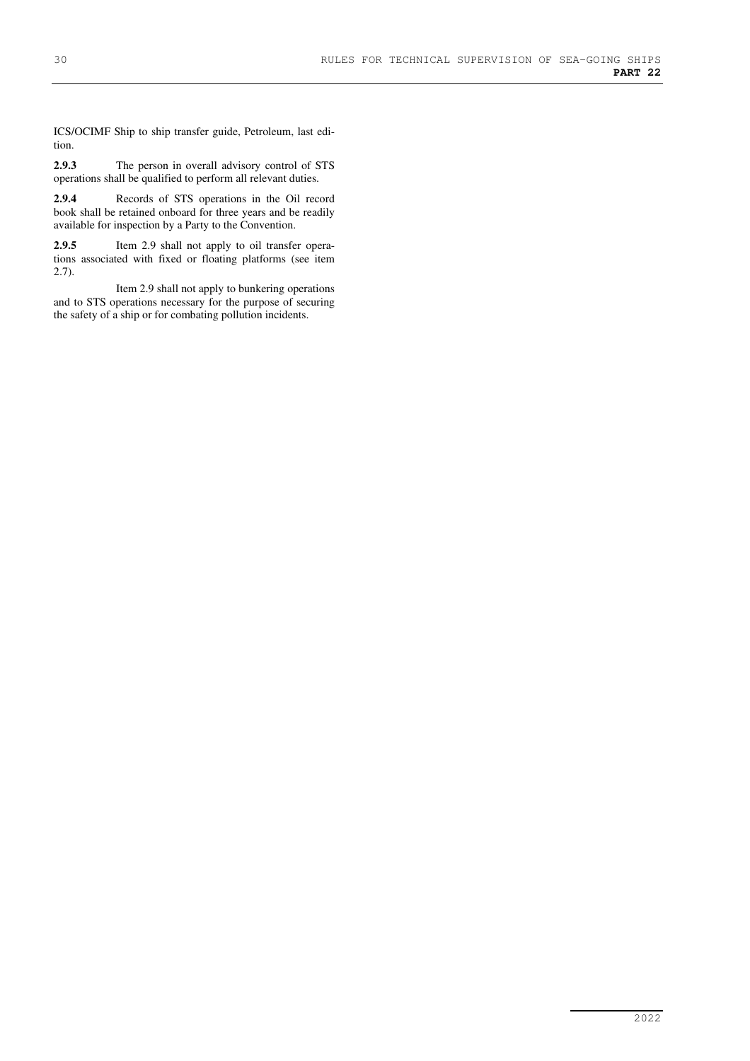ICS/OCIMF Ship to ship transfer guide, Petroleum, last edition.

**2.9.3** The person in overall advisory control of STS operations shall be qualified to perform all relevant duties.

**2.9.4** Records of STS operations in the Oil record book shall be retained onboard for three years and be readily available for inspection by a Party to the Convention.

**2.9.5** Item 2.9 shall not apply to oil transfer operations associated with fixed or floating platforms (see item 2.7).

Item 2.9 shall not apply to bunkering operations and to STS operations necessary for the purpose of securing the safety of a ship or for combating pollution incidents.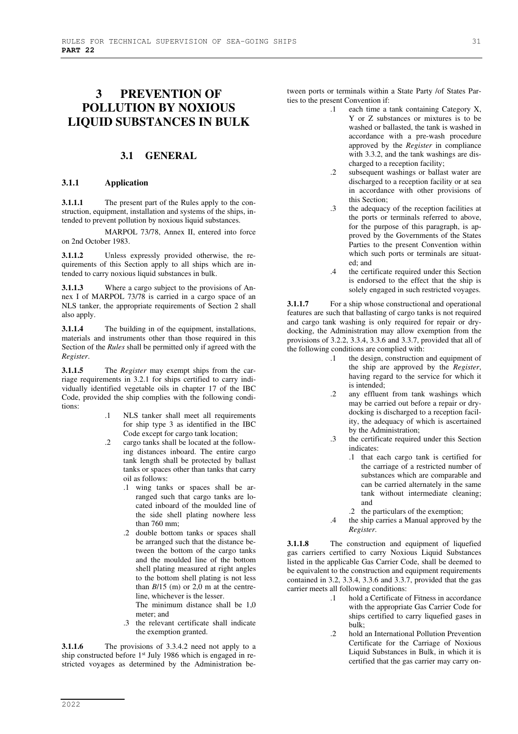# 3 PREVENTION OF POLLUTION BY NOXIOUS LIQUID SUBSTANCES IN BULK

## 3.1 GENERAL

### 3.1.1 Application

**3.1.1.1** The present part of the Rules apply to the construction, equipment, installation and systems of the ships, intended to prevent pollution by noxious liquid substances.

MARPOL 73/78, Annex II, entered into force on 2nd October 1983.

**3.1.1.2** Unless expressly provided otherwise, the requirements of this Section apply to all ships which are intended to carry noxious liquid substances in bulk.

**3.1.1.3** Where a cargo subject to the provisions of Annex I of MARPOL 73/78 is carried in a cargo space of an NLS tanker, the appropriate requirements of Section 2 shall also apply.

**3.1.1.4** The building in of the equipment, installations, materials and instruments other than those required in this Section of the *Rules* shall be permitted only if agreed with the *Register*.

**3.1.1.5** The *Register* may exempt ships from the carriage requirements in 3.2.1 for ships certified to carry individually identified vegetable oils in chapter 17 of the IBC Code, provided the ship complies with the following conditions:

.1 NLS tanker shall meet all requirements for ship type 3 as identified in the IBC Code except for cargo tank location;

.2 cargo tanks shall be located at the following distances inboard. The entire cargo tank length shall be protected by ballast tanks or spaces other than tanks that carry oil as follows:

  .1 wing tanks or spaces shall be arranged such that cargo tanks are located inboard of the moulded line of the side shell plating nowhere less than 760 mm;

  .2 double bottom tanks or spaces shall be arranged such that the distance between the bottom of the cargo tanks and the moulded line of the bottom shell plating measured at right angles to the bottom shell plating is not less than $B/15$ (m) or 2,0 m at the centreline, whichever is the lesser.
  The minimum distance shall be 1,0 meter; and

  .3 the relevant certificate shall indicate the exemption granted.

**3.1.1.6** The provisions of 3.3.4.2 need not apply to a ship constructed before 1st July 1986 which is engaged in restricted voyages as determined by the Administration between ports or terminals within a State Party /of States Parties to the present Convention if:

.1 each time a tank containing Category X, Y or Z substances or mixtures is to be washed or ballasted, the tank is washed in accordance with a pre-wash procedure approved by the *Register* in compliance with 3.3.2, and the tank washings are discharged to a reception facility;

.2 subsequent washings or ballast water are discharged to a reception facility or at sea in accordance with other provisions of this Section;

.3 the adequacy of the reception facilities at the ports or terminals referred to above, for the purpose of this paragraph, is approved by the Governments of the States Parties to the present Convention within which such ports or terminals are situated; and

.4 the certificate required under this Section is endorsed to the effect that the ship is solely engaged in such restricted voyages.

**3.1.1.7** For a ship whose constructional and operational features are such that ballasting of cargo tanks is not required and cargo tank washing is only required for repair or drydocking, the Administration may allow exemption from the provisions of 3.2.2, 3.3.4, 3.3.6 and 3.3.7, provided that all of the following conditions are complied with:

.1 the design, construction and equipment of the ship are approved by the *Register*, having regard to the service for which it is intended;

.2 any effluent from tank washings which may be carried out before a repair or drydocking is discharged to a reception facility, the adequacy of which is ascertained by the Administration;

.3 the certificate required under this Section indicates:

  .1 that each cargo tank is certified for the carriage of a restricted number of substances which are comparable and can be carried alternately in the same tank without intermediate cleaning; and

  .2 the particulars of the exemption;

.4 the ship carries a Manual approved by the *Register*.

**3.1.1.8** The construction and equipment of liquefied gas carriers certified to carry Noxious Liquid Substances listed in the applicable Gas Carrier Code, shall be deemed to be equivalent to the construction and equipment requirements contained in 3.2, 3.3.4, 3.3.6 and 3.3.7, provided that the gas carrier meets all following conditions:

.1 hold a Certificate of Fitness in accordance with the appropriate Gas Carrier Code for ships certified to carry liquefied gases in bulk;

.2 hold an International Pollution Prevention Certificate for the Carriage of Noxious Liquid Substances in Bulk, in which it is certified that the gas carrier may carry on-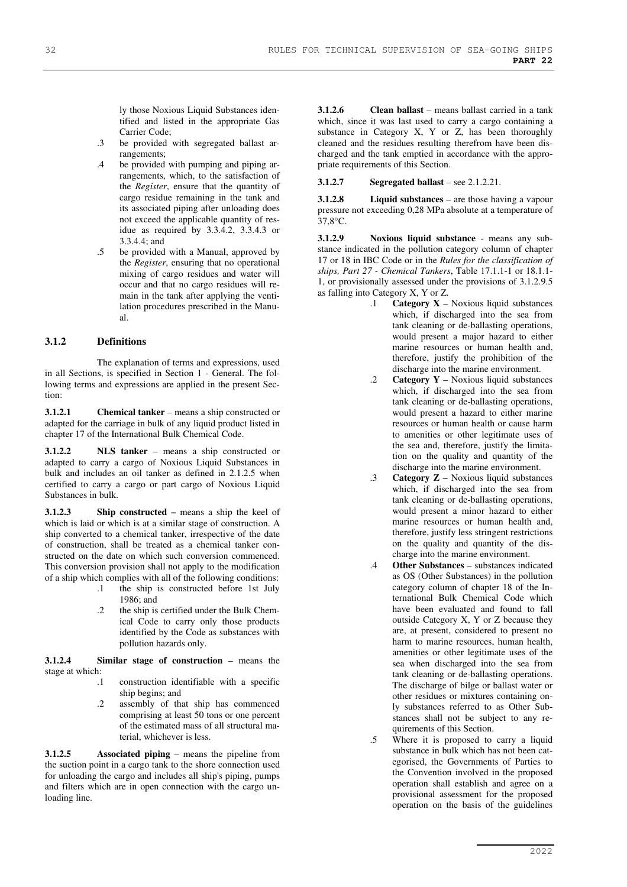ly those Noxious Liquid Substances identified and listed in the appropriate Gas Carrier Code;

.3 be provided with segregated ballast arrangements;

.4 be provided with pumping and piping arrangements, which, to the satisfaction of the *Register*, ensure that the quantity of cargo residue remaining in the tank and its associated piping after unloading does not exceed the applicable quantity of residue as required by 3.3.4.2, 3.3.4.3 or 3.3.4.4; and

.5 be provided with a Manual, approved by the *Register*, ensuring that no operational mixing of cargo residues and water will occur and that no cargo residues will remain in the tank after applying the ventilation procedures prescribed in the Manual.

### 3.1.2 Definitions

The explanation of terms and expressions, used in all Sections, is specified in Section 1 - General. The following terms and expressions are applied in the present Section:

**3.1.2.1 Chemical tanker** – means a ship constructed or adapted for the carriage in bulk of any liquid product listed in chapter 17 of the International Bulk Chemical Code.

**3.1.2.2 NLS tanker** – means a ship constructed or adapted to carry a cargo of Noxious Liquid Substances in bulk and includes an oil tanker as defined in 2.1.2.5 when certified to carry a cargo or part cargo of Noxious Liquid Substances in bulk.

**3.1.2.3 Ship constructed –** means a ship the keel of which is laid or which is at a similar stage of construction. A ship converted to a chemical tanker, irrespective of the date of construction, shall be treated as a chemical tanker constructed on the date on which such conversion commenced. This conversion provision shall not apply to the modification of a ship which complies with all of the following conditions:

.1 the ship is constructed before 1st July 1986; and

.2 the ship is certified under the Bulk Chemical Code to carry only those products identified by the Code as substances with pollution hazards only.

**3.1.2.4 Similar stage of construction** – means the stage at which:

.1 construction identifiable with a specific ship begins; and

.2 assembly of that ship has commenced comprising at least 50 tons or one percent of the estimated mass of all structural material, whichever is less.

**3.1.2.5 Associated piping** – means the pipeline from the suction point in a cargo tank to the shore connection used for unloading the cargo and includes all ship's piping, pumps and filters which are in open connection with the cargo unloading line.

**3.1.2.6 Clean ballast** – means ballast carried in a tank which, since it was last used to carry a cargo containing a substance in Category X, Y or Z, has been thoroughly cleaned and the residues resulting therefrom have been discharged and the tank emptied in accordance with the appropriate requirements of this Section.

**3.1.2.7 Segregated ballast** – see 2.1.2.21.

**3.1.2.8 Liquid substances** – are those having a vapour pressure not exceeding 0,28 MPa absolute at a temperature of 37,8°C.

**3.1.2.9 Noxious liquid substance** - means any substance indicated in the pollution category column of chapter 17 or 18 in IBC Code or in the *Rules for the classification of ships, Part 27 - Chemical Tankers*, Table 17.1.1-1 or 18.1.1-1, or provisionally assessed under the provisions of 3.1.2.9.5 as falling into Category X, Y or Z.

.1 **Category X** – Noxious liquid substances which, if discharged into the sea from tank cleaning or de-ballasting operations, would present a major hazard to either marine resources or human health and, therefore, justify the prohibition of the discharge into the marine environment.

.2 **Category Y** – Noxious liquid substances which, if discharged into the sea from tank cleaning or de-ballasting operations, would present a hazard to either marine resources or human health or cause harm to amenities or other legitimate uses of the sea and, therefore, justify the limitation on the quality and quantity of the discharge into the marine environment.

.3 **Category Z** – Noxious liquid substances which, if discharged into the sea from tank cleaning or de-ballasting operations, would present a minor hazard to either marine resources or human health and, therefore, justify less stringent restrictions on the quality and quantity of the discharge into the marine environment.

.4 **Other Substances** – substances indicated as OS (Other Substances) in the pollution category column of chapter 18 of the International Bulk Chemical Code which have been evaluated and found to fall outside Category X, Y or Z because they are, at present, considered to present no harm to marine resources, human health, amenities or other legitimate uses of the sea when discharged into the sea from tank cleaning or de-ballasting operations. The discharge of bilge or ballast water or other residues or mixtures containing only substances referred to as Other Substances shall not be subject to any requirements of this Section.

.5 Where it is proposed to carry a liquid substance in bulk which has not been categorised, the Governments of Parties to the Convention involved in the proposed operation shall establish and agree on a provisional assessment for the proposed operation on the basis of the guidelines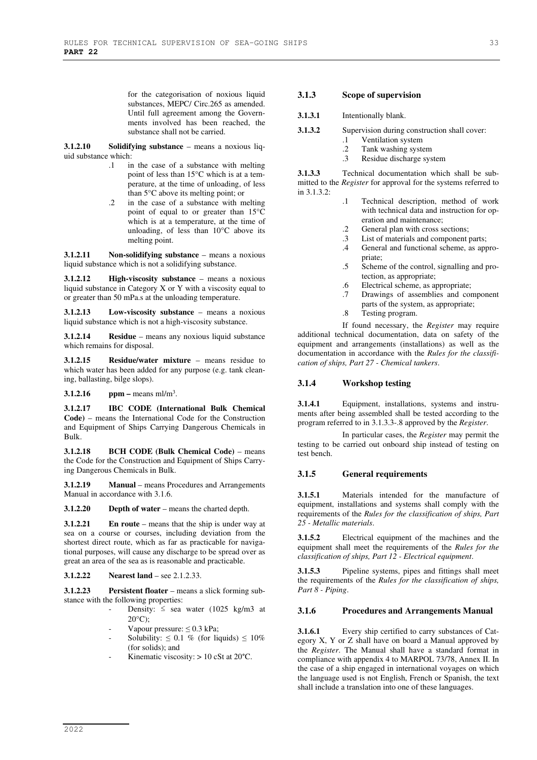for the categorisation of noxious liquid substances, MEPC/ Circ.265 as amended. Until full agreement among the Governments involved has been reached, the substance shall not be carried.

**3.1.2.10** **Solidifying substance** – means a noxious liquid substance which:

- .1 in the case of a substance with melting point of less than 15°C which is at a temperature, at the time of unloading, of less than 5°C above its melting point; or
- .2 in the case of a substance with melting point of equal to or greater than 15°C which is at a temperature, at the time of unloading, of less than 10°C above its melting point.

**3.1.2.11** **Non-solidifying substance** – means a noxious liquid substance which is not a solidifying substance.

**3.1.2.12** **High-viscosity substance** – means a noxious liquid substance in Category X or Y with a viscosity equal to or greater than 50 mPa.s at the unloading temperature.

**3.1.2.13** **Low-viscosity substance** – means a noxious liquid substance which is not a high-viscosity substance.

**3.1.2.14** **Residue** – means any noxious liquid substance which remains for disposal.

**3.1.2.15** **Residue/water mixture** – means residue to which water has been added for any purpose (e.g. tank cleaning, ballasting, bilge slops).

**3.1.2.16** **ppm –** means ml/m$^3$.

**3.1.2.17** **IBC CODE (International Bulk Chemical Code)** – means the International Code for the Construction and Equipment of Ships Carrying Dangerous Chemicals in Bulk.

**3.1.2.18** **BCH CODE (Bulk Chemical Code)** – means the Code for the Construction and Equipment of Ships Carrying Dangerous Chemicals in Bulk.

**3.1.2.19** **Manual** – means Procedures and Arrangements Manual in accordance with 3.1.6.

**3.1.2.20** **Depth of water** – means the charted depth.

**3.1.2.21** **En route** – means that the ship is under way at sea on a course or courses, including deviation from the shortest direct route, which as far as practicable for navigational purposes, will cause any discharge to be spread over as great an area of the sea as is reasonable and practicable.

**3.1.2.22** **Nearest land** – see 2.1.2.33.

**3.1.2.23** **Persistent floater** – means a slick forming substance with the following properties:

- Density: ≤ sea water (1025 kg/m3 at 20°C);
- Vapour pressure: ≤ 0.3 kPa;
- Solubility: ≤ 0.1 % (for liquids) ≤ 10% (for solids); and
- Kinematic viscosity: > 10 cSt at 20°C.

### 3.1.3 Scope of supervision

**3.1.3.1** Intentionally blank.

**3.1.3.2** Supervision during construction shall cover:

- .1 Ventilation system
- .2 Tank washing system
- .3 Residue discharge system

**3.1.3.3** Technical documentation which shall be submitted to the *Register* for approval for the systems referred to in 3.1.3.2:

- .1 Technical description, method of work with technical data and instruction for operation and maintenance;
- .2 General plan with cross sections;
- .3 List of materials and component parts;
- .4 General and functional scheme, as appropriate;
- .5 Scheme of the control, signalling and protection, as appropriate;
- .6 Electrical scheme, as appropriate;
- .7 Drawings of assemblies and component parts of the system, as appropriate;
- .8 Testing program.

If found necessary, the *Register* may require additional technical documentation, data on safety of the equipment and arrangements (installations) as well as the documentation in accordance with the *Rules for the classification of ships, Part 27 - Chemical tankers*.

### 3.1.4 Workshop testing

**3.1.4.1** Equipment, installations, systems and instruments after being assembled shall be tested according to the program referred to in 3.1.3.3-.8 approved by the *Register*.

In particular cases, the *Register* may permit the testing to be carried out onboard ship instead of testing on test bench.

### 3.1.5 General requirements

**3.1.5.1** Materials intended for the manufacture of equipment, installations and systems shall comply with the requirements of the *Rules for the classification of ships, Part 25 - Metallic materials*.

**3.1.5.2** Electrical equipment of the machines and the equipment shall meet the requirements of the *Rules for the classification of ships, Part 12 - Electrical equipment*.

**3.1.5.3** Pipeline systems, pipes and fittings shall meet the requirements of the *Rules for the classification of ships, Part 8 - Piping*.

### 3.1.6 Procedures and Arrangements Manual

**3.1.6.1** Every ship certified to carry substances of Category X, Y or Z shall have on board a Manual approved by the *Register*. The Manual shall have a standard format in compliance with appendix 4 to MARPOL 73/78, Annex II. In the case of a ship engaged in international voyages on which the language used is not English, French or Spanish, the text shall include a translation into one of these languages.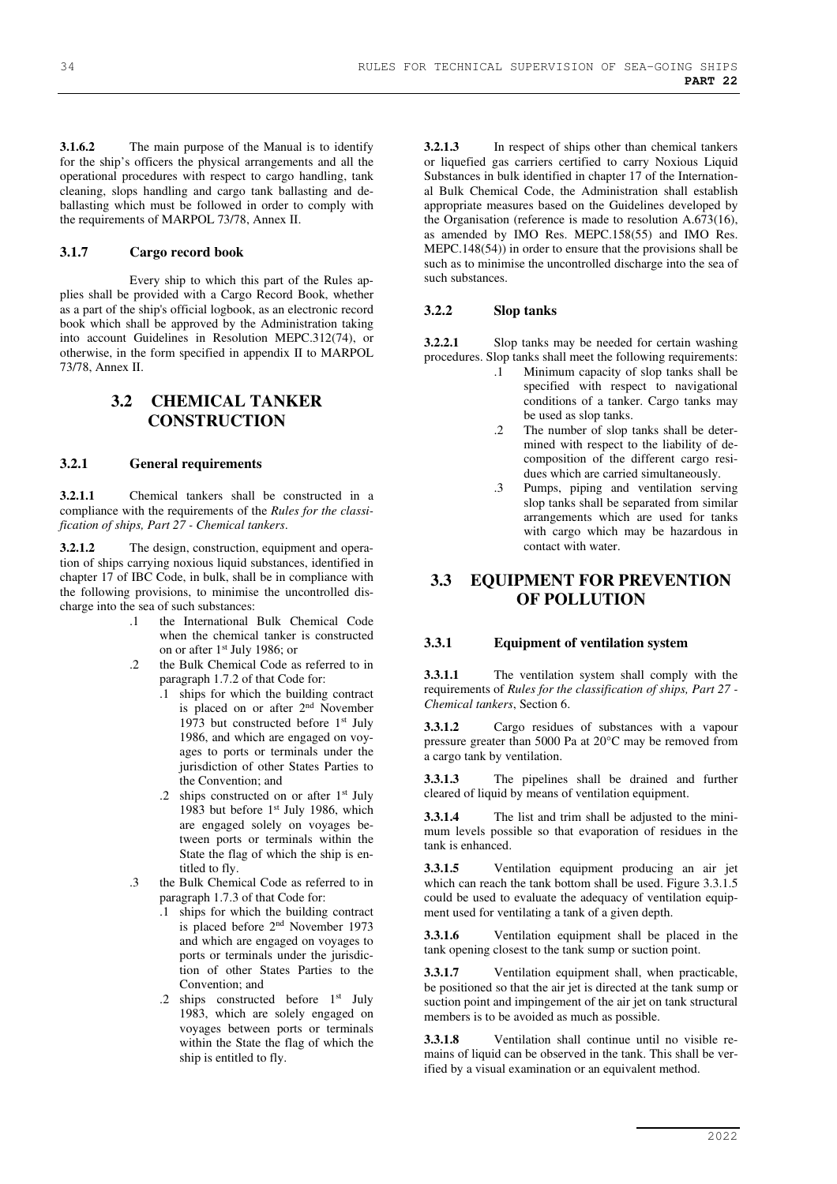**3.1.6.2** The main purpose of the Manual is to identify for the ship's officers the physical arrangements and all the operational procedures with respect to cargo handling, tank cleaning, slops handling and cargo tank ballasting and de-ballasting which must be followed in order to comply with the requirements of MARPOL 73/78, Annex II.

### 3.1.7 Cargo record book

Every ship to which this part of the Rules applies shall be provided with a Cargo Record Book, whether as a part of the ship's official logbook, as an electronic record book which shall be approved by the Administration taking into account Guidelines in Resolution MEPC.312(74), or otherwise, in the form specified in appendix II to MARPOL 73/78, Annex II.

## 3.2 CHEMICAL TANKER CONSTRUCTION

### 3.2.1 General requirements

**3.2.1.1** Chemical tankers shall be constructed in a compliance with the requirements of the *Rules for the classification of ships, Part 27 - Chemical tankers*.

**3.2.1.2** The design, construction, equipment and operation of ships carrying noxious liquid substances, identified in chapter 17 of IBC Code, in bulk, shall be in compliance with the following provisions, to minimise the uncontrolled discharge into the sea of such substances:

- .1 the International Bulk Chemical Code when the chemical tanker is constructed on or after 1st July 1986; or
- .2 the Bulk Chemical Code as referred to in paragraph 1.7.2 of that Code for:
  - .1 ships for which the building contract is placed on or after 2nd November 1973 but constructed before 1st July 1986, and which are engaged on voyages to ports or terminals under the jurisdiction of other States Parties to the Convention; and
  - .2 ships constructed on or after 1st July 1983 but before 1st July 1986, which are engaged solely on voyages between ports or terminals within the State the flag of which the ship is entitled to fly.
- .3 the Bulk Chemical Code as referred to in paragraph 1.7.3 of that Code for:
  - .1 ships for which the building contract is placed before 2nd November 1973 and which are engaged on voyages to ports or terminals under the jurisdiction of other States Parties to the Convention; and
  - .2 ships constructed before 1st July 1983, which are solely engaged on voyages between ports or terminals within the State the flag of which the ship is entitled to fly.

**3.2.1.3** In respect of ships other than chemical tankers or liquefied gas carriers certified to carry Noxious Liquid Substances in bulk identified in chapter 17 of the International Bulk Chemical Code, the Administration shall establish appropriate measures based on the Guidelines developed by the Organisation (reference is made to resolution A.673(16), as amended by IMO Res. MEPC.158(55) and IMO Res. MEPC.148(54)) in order to ensure that the provisions shall be such as to minimise the uncontrolled discharge into the sea of such substances.

### 3.2.2 Slop tanks

**3.2.2.1** Slop tanks may be needed for certain washing procedures. Slop tanks shall meet the following requirements:

- .1 Minimum capacity of slop tanks shall be specified with respect to navigational conditions of a tanker. Cargo tanks may be used as slop tanks.
- .2 The number of slop tanks shall be determined with respect to the liability of decomposition of the different cargo residues which are carried simultaneously.
- .3 Pumps, piping and ventilation serving slop tanks shall be separated from similar arrangements which are used for tanks with cargo which may be hazardous in contact with water.

## 3.3 EQUIPMENT FOR PREVENTION OF POLLUTION

### 3.3.1 Equipment of ventilation system

**3.3.1.1** The ventilation system shall comply with the requirements of *Rules for the classification of ships, Part 27 - Chemical tankers*, Section 6.

**3.3.1.2** Cargo residues of substances with a vapour pressure greater than 5000 Pa at 20°C may be removed from a cargo tank by ventilation.

**3.3.1.3** The pipelines shall be drained and further cleared of liquid by means of ventilation equipment.

**3.3.1.4** The list and trim shall be adjusted to the minimum levels possible so that evaporation of residues in the tank is enhanced.

**3.3.1.5** Ventilation equipment producing an air jet which can reach the tank bottom shall be used. Figure 3.3.1.5 could be used to evaluate the adequacy of ventilation equipment used for ventilating a tank of a given depth.

**3.3.1.6** Ventilation equipment shall be placed in the tank opening closest to the tank sump or suction point.

**3.3.1.7** Ventilation equipment shall, when practicable, be positioned so that the air jet is directed at the tank sump or suction point and impingement of the air jet on tank structural members is to be avoided as much as possible.

**3.3.1.8** Ventilation shall continue until no visible remains of liquid can be observed in the tank. This shall be verified by a visual examination or an equivalent method.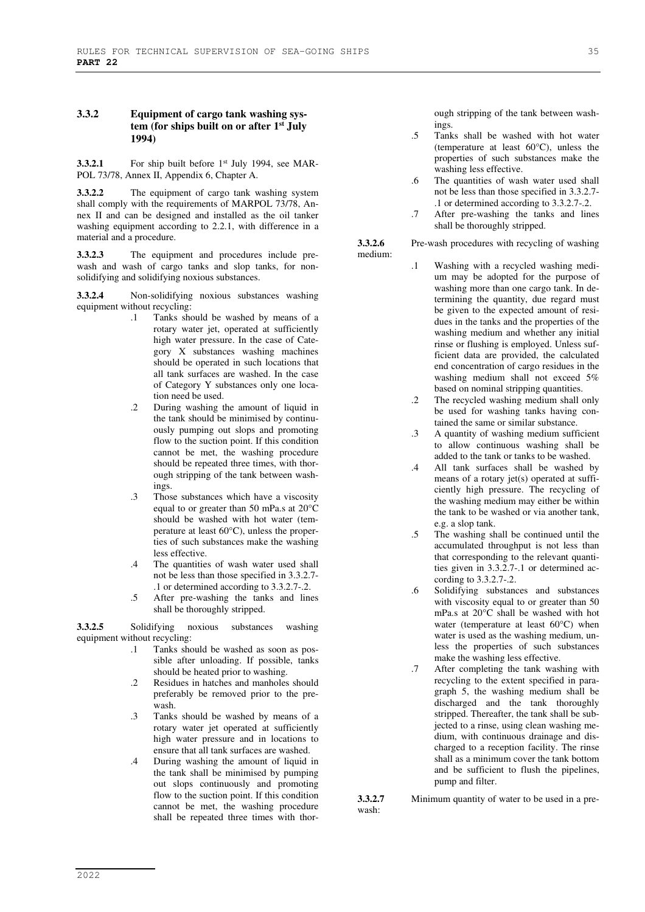### 3.3.2 Equipment of cargo tank washing system (for ships built on or after 1st July 1994)

**3.3.2.1** For ship built before 1st July 1994, see MARPOL 73/78, Annex II, Appendix 6, Chapter A.

**3.3.2.2** The equipment of cargo tank washing system shall comply with the requirements of MARPOL 73/78, Annex II and can be designed and installed as the oil tanker washing equipment according to 2.2.1, with difference in a material and a procedure.

**3.3.2.3** The equipment and procedures include prewash and wash of cargo tanks and slop tanks, for non-solidifying and solidifying noxious substances.

**3.3.2.4** Non-solidifying noxious substances washing equipment without recycling:

- .1 Tanks should be washed by means of a rotary water jet, operated at sufficiently high water pressure. In the case of Category X substances washing machines should be operated in such locations that all tank surfaces are washed. In the case of Category Y substances only one location need be used.
- .2 During washing the amount of liquid in the tank should be minimised by continuously pumping out slops and promoting flow to the suction point. If this condition cannot be met, the washing procedure should be repeated three times, with thorough stripping of the tank between washings.
- .3 Those substances which have a viscosity equal to or greater than 50 mPa.s at 20°C should be washed with hot water (temperature at least 60°C), unless the properties of such substances make the washing less effective.
- .4 The quantities of wash water used shall not be less than those specified in 3.3.2.7-.1 or determined according to 3.3.2.7-.2.
- .5 After pre-washing the tanks and lines shall be thoroughly stripped.

**3.3.2.5** Solidifying noxious substances washing equipment without recycling:

- .1 Tanks should be washed as soon as possible after unloading. If possible, tanks should be heated prior to washing.
- .2 Residues in hatches and manholes should preferably be removed prior to the prewash.
- .3 Tanks should be washed by means of a rotary water jet operated at sufficiently high water pressure and in locations to ensure that all tank surfaces are washed.
- .4 During washing the amount of liquid in the tank shall be minimised by pumping out slops continuously and promoting flow to the suction point. If this condition cannot be met, the washing procedure shall be repeated three times with thorough stripping of the tank between washings.
- .5 Tanks shall be washed with hot water (temperature at least 60°C), unless the properties of such substances make the washing less effective.
- .6 The quantities of wash water used shall not be less than those specified in 3.3.2.7-.1 or determined according to 3.3.2.7-.2.
- .7 After pre-washing the tanks and lines shall be thoroughly stripped.

**3.3.2.6** Pre-wash procedures with recycling of washing medium:

- .1 Washing with a recycled washing medium may be adopted for the purpose of washing more than one cargo tank. In determining the quantity, due regard must be given to the expected amount of residues in the tanks and the properties of the washing medium and whether any initial rinse or flushing is employed. Unless sufficient data are provided, the calculated end concentration of cargo residues in the washing medium shall not exceed 5% based on nominal stripping quantities.
- .2 The recycled washing medium shall only be used for washing tanks having contained the same or similar substance.
- .3 A quantity of washing medium sufficient to allow continuous washing shall be added to the tank or tanks to be washed.
- .4 All tank surfaces shall be washed by means of a rotary jet(s) operated at sufficiently high pressure. The recycling of the washing medium may either be within the tank to be washed or via another tank, e.g. a slop tank.
- .5 The washing shall be continued until the accumulated throughput is not less than that corresponding to the relevant quantities given in 3.3.2.7-.1 or determined according to 3.3.2.7-.2.
- .6 Solidifying substances and substances with viscosity equal to or greater than 50 mPa.s at 20°C shall be washed with hot water (temperature at least 60°C) when water is used as the washing medium, unless the properties of such substances make the washing less effective.
- .7 After completing the tank washing with recycling to the extent specified in paragraph 5, the washing medium shall be discharged and the tank thoroughly stripped. Thereafter, the tank shall be subjected to a rinse, using clean washing medium, with continuous drainage and discharged to a reception facility. The rinse shall as a minimum cover the tank bottom and be sufficient to flush the pipelines, pump and filter.

**3.3.2.7** Minimum quantity of water to be used in a prewash: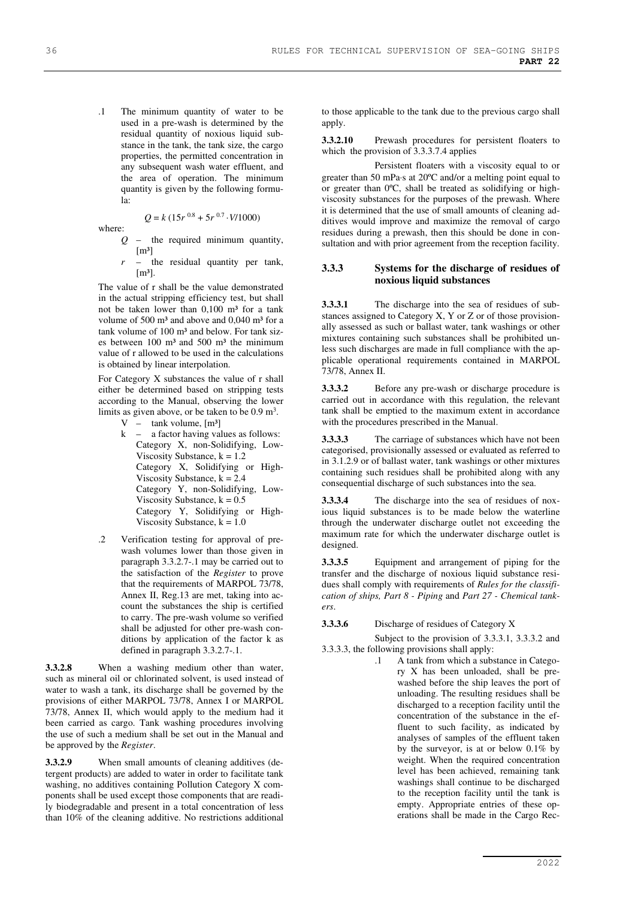.1 The minimum quantity of water to be used in a pre-wash is determined by the residual quantity of noxious liquid substance in the tank, the tank size, the cargo properties, the permitted concentration in any subsequent wash water effluent, and the area of operation. The minimum quantity is given by the following formula:

$$Q = k\,(15r^{0.8} + 5r^{0.7} \cdot V/1000)$$

where:

$Q$ – the required minimum quantity, [m³]

$r$ – the residual quantity per tank, [m³].

The value of r shall be the value demonstrated in the actual stripping efficiency test, but shall not be taken lower than 0,100 m³ for a tank volume of 500 m³ and above and 0,040 m³ for a tank volume of 100 m³ and below. For tank sizes between 100 m³ and 500 m³ the minimum value of r allowed to be used in the calculations is obtained by linear interpolation.

For Category X substances the value of r shall either be determined based on stripping tests according to the Manual, observing the lower limits as given above, or be taken to be 0.9 m³.

V – tank volume, [m³]

k – a factor having values as follows:
Category X, non-Solidifying, Low-Viscosity Substance, k = 1.2
Category X, Solidifying or High-Viscosity Substance, k = 2.4
Category Y, non-Solidifying, Low-Viscosity Substance, k = 0.5
Category Y, Solidifying or High-Viscosity Substance, k = 1.0

.2 Verification testing for approval of prewash volumes lower than those given in paragraph 3.3.2.7-.1 may be carried out to the satisfaction of the *Register* to prove that the requirements of MARPOL 73/78, Annex II, Reg.13 are met, taking into account the substances the ship is certified to carry. The pre-wash volume so verified shall be adjusted for other pre-wash conditions by application of the factor k as defined in paragraph 3.3.2.7-.1.

**3.3.2.8** When a washing medium other than water, such as mineral oil or chlorinated solvent, is used instead of water to wash a tank, its discharge shall be governed by the provisions of either MARPOL 73/78, Annex I or MARPOL 73/78, Annex II, which would apply to the medium had it been carried as cargo. Tank washing procedures involving the use of such a medium shall be set out in the Manual and be approved by the *Register*.

**3.3.2.9** When small amounts of cleaning additives (detergent products) are added to water in order to facilitate tank washing, no additives containing Pollution Category X components shall be used except those components that are readily biodegradable and present in a total concentration of less than 10% of the cleaning additive. No restrictions additional to those applicable to the tank due to the previous cargo shall apply.

**3.3.2.10** Prewash procedures for persistent floaters to which the provision of 3.3.3.7.4 applies

Persistent floaters with a viscosity equal to or greater than 50 mPa·s at 20ºC and/or a melting point equal to or greater than 0ºC, shall be treated as solidifying or high-viscosity substances for the purposes of the prewash. Where it is determined that the use of small amounts of cleaning additives would improve and maximize the removal of cargo residues during a prewash, then this should be done in consultation and with prior agreement from the reception facility.

### 3.3.3 Systems for the discharge of residues of noxious liquid substances

**3.3.3.1** The discharge into the sea of residues of substances assigned to Category X, Y or Z or of those provisionally assessed as such or ballast water, tank washings or other mixtures containing such substances shall be prohibited unless such discharges are made in full compliance with the applicable operational requirements contained in MARPOL 73/78, Annex II.

**3.3.3.2** Before any pre-wash or discharge procedure is carried out in accordance with this regulation, the relevant tank shall be emptied to the maximum extent in accordance with the procedures prescribed in the Manual.

**3.3.3.3** The carriage of substances which have not been categorised, provisionally assessed or evaluated as referred to in 3.1.2.9 or of ballast water, tank washings or other mixtures containing such residues shall be prohibited along with any consequential discharge of such substances into the sea.

**3.3.3.4** The discharge into the sea of residues of noxious liquid substances is to be made below the waterline through the underwater discharge outlet not exceeding the maximum rate for which the underwater discharge outlet is designed.

**3.3.3.5** Equipment and arrangement of piping for the transfer and the discharge of noxious liquid substance residues shall comply with requirements of *Rules for the classification of ships, Part 8 - Piping* and *Part 27 - Chemical tankers*.

**3.3.3.6** Discharge of residues of Category X

Subject to the provision of 3.3.3.1, 3.3.3.2 and 3.3.3.3, the following provisions shall apply:

.1 A tank from which a substance in Category X has been unloaded, shall be prewashed before the ship leaves the port of unloading. The resulting residues shall be discharged to a reception facility until the concentration of the substance in the effluent to such facility, as indicated by analyses of samples of the effluent taken by the surveyor, is at or below 0.1% by weight. When the required concentration level has been achieved, remaining tank washings shall continue to be discharged to the reception facility until the tank is empty. Appropriate entries of these operations shall be made in the Cargo Rec-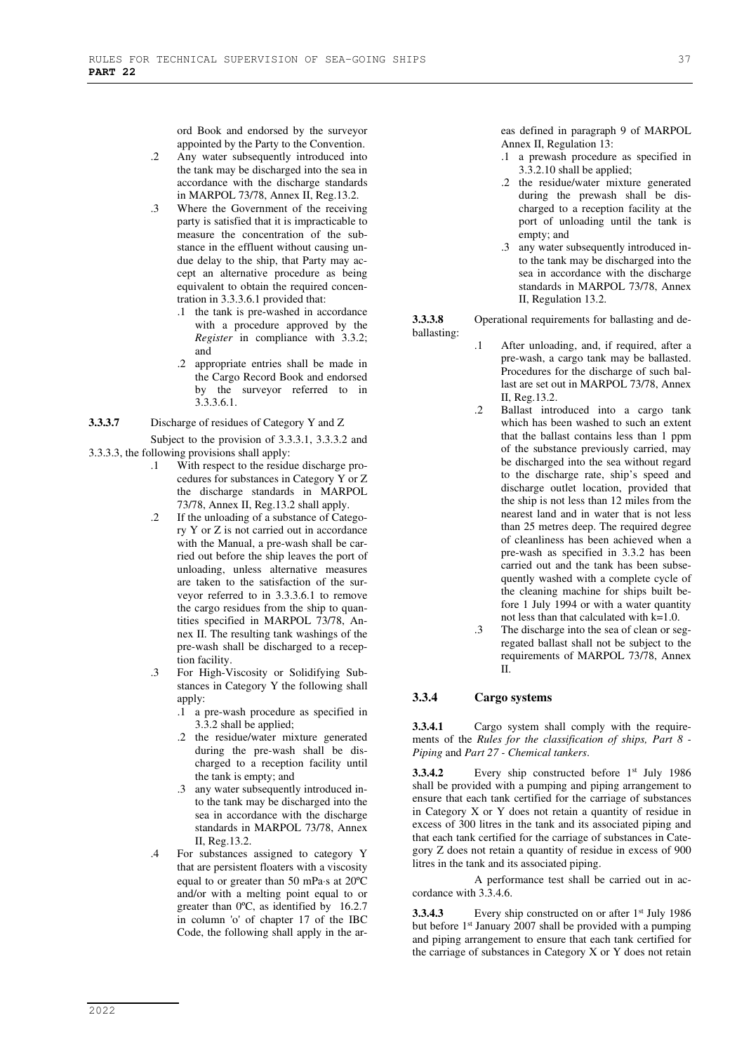ord Book and endorsed by the surveyor appointed by the Party to the Convention.

.2 Any water subsequently introduced into the tank may be discharged into the sea in accordance with the discharge standards in MARPOL 73/78, Annex II, Reg.13.2.

.3 Where the Government of the receiving party is satisfied that it is impracticable to measure the concentration of the substance in the effluent without causing undue delay to the ship, that Party may accept an alternative procedure as being equivalent to obtain the required concentration in 3.3.3.6.1 provided that:

- .1 the tank is pre-washed in accordance with a procedure approved by the *Register* in compliance with 3.3.2; and
- .2 appropriate entries shall be made in the Cargo Record Book and endorsed by the surveyor referred to in 3.3.3.6.1.

**3.3.3.7** Discharge of residues of Category Y and Z

Subject to the provision of 3.3.3.1, 3.3.3.2 and 3.3.3.3, the following provisions shall apply:

.1 With respect to the residue discharge procedures for substances in Category Y or Z the discharge standards in MARPOL 73/78, Annex II, Reg.13.2 shall apply.

.2 If the unloading of a substance of Category Y or Z is not carried out in accordance with the Manual, a pre-wash shall be carried out before the ship leaves the port of unloading, unless alternative measures are taken to the satisfaction of the surveyor referred to in 3.3.3.6.1 to remove the cargo residues from the ship to quantities specified in MARPOL 73/78, Annex II. The resulting tank washings of the pre-wash shall be discharged to a reception facility.

.3 For High-Viscosity or Solidifying Substances in Category Y the following shall apply:

- .1 a pre-wash procedure as specified in 3.3.2 shall be applied;
- .2 the residue/water mixture generated during the pre-wash shall be discharged to a reception facility until the tank is empty; and
- .3 any water subsequently introduced into the tank may be discharged into the sea in accordance with the discharge standards in MARPOL 73/78, Annex II, Reg.13.2.

.4 For substances assigned to category Y that are persistent floaters with a viscosity equal to or greater than 50 mPa·s at 20ºC and/or with a melting point equal to or greater than 0ºC, as identified by 16.2.7 in column 'o' of chapter 17 of the IBC Code, the following shall apply in the areas defined in paragraph 9 of MARPOL Annex II, Regulation 13:

- .1 a prewash procedure as specified in 3.3.2.10 shall be applied;
- .2 the residue/water mixture generated during the prewash shall be discharged to a reception facility at the port of unloading until the tank is empty; and
- .3 any water subsequently introduced into the tank may be discharged into the sea in accordance with the discharge standards in MARPOL 73/78, Annex II, Regulation 13.2.

**3.3.3.8** Operational requirements for ballasting and deballasting:

.1 After unloading, and, if required, after a pre-wash, a cargo tank may be ballasted. Procedures for the discharge of such ballast are set out in MARPOL 73/78, Annex II, Reg.13.2.

.2 Ballast introduced into a cargo tank which has been washed to such an extent that the ballast contains less than 1 ppm of the substance previously carried, may be discharged into the sea without regard to the discharge rate, ship's speed and discharge outlet location, provided that the ship is not less than 12 miles from the nearest land and in water that is not less than 25 metres deep. The required degree of cleanliness has been achieved when a pre-wash as specified in 3.3.2 has been carried out and the tank has been subsequently washed with a complete cycle of the cleaning machine for ships built before 1 July 1994 or with a water quantity not less than that calculated with k=1.0.

.3 The discharge into the sea of clean or segregated ballast shall not be subject to the requirements of MARPOL 73/78, Annex II.

### 3.3.4 Cargo systems

**3.3.4.1** Cargo system shall comply with the requirements of the *Rules for the classification of ships, Part 8 - Piping* and *Part 27 - Chemical tankers*.

**3.3.4.2** Every ship constructed before 1st July 1986 shall be provided with a pumping and piping arrangement to ensure that each tank certified for the carriage of substances in Category X or Y does not retain a quantity of residue in excess of 300 litres in the tank and its associated piping and that each tank certified for the carriage of substances in Category Z does not retain a quantity of residue in excess of 900 litres in the tank and its associated piping.

A performance test shall be carried out in accordance with 3.3.4.6.

**3.3.4.3** Every ship constructed on or after 1st July 1986 but before 1st January 2007 shall be provided with a pumping and piping arrangement to ensure that each tank certified for the carriage of substances in Category X or Y does not retain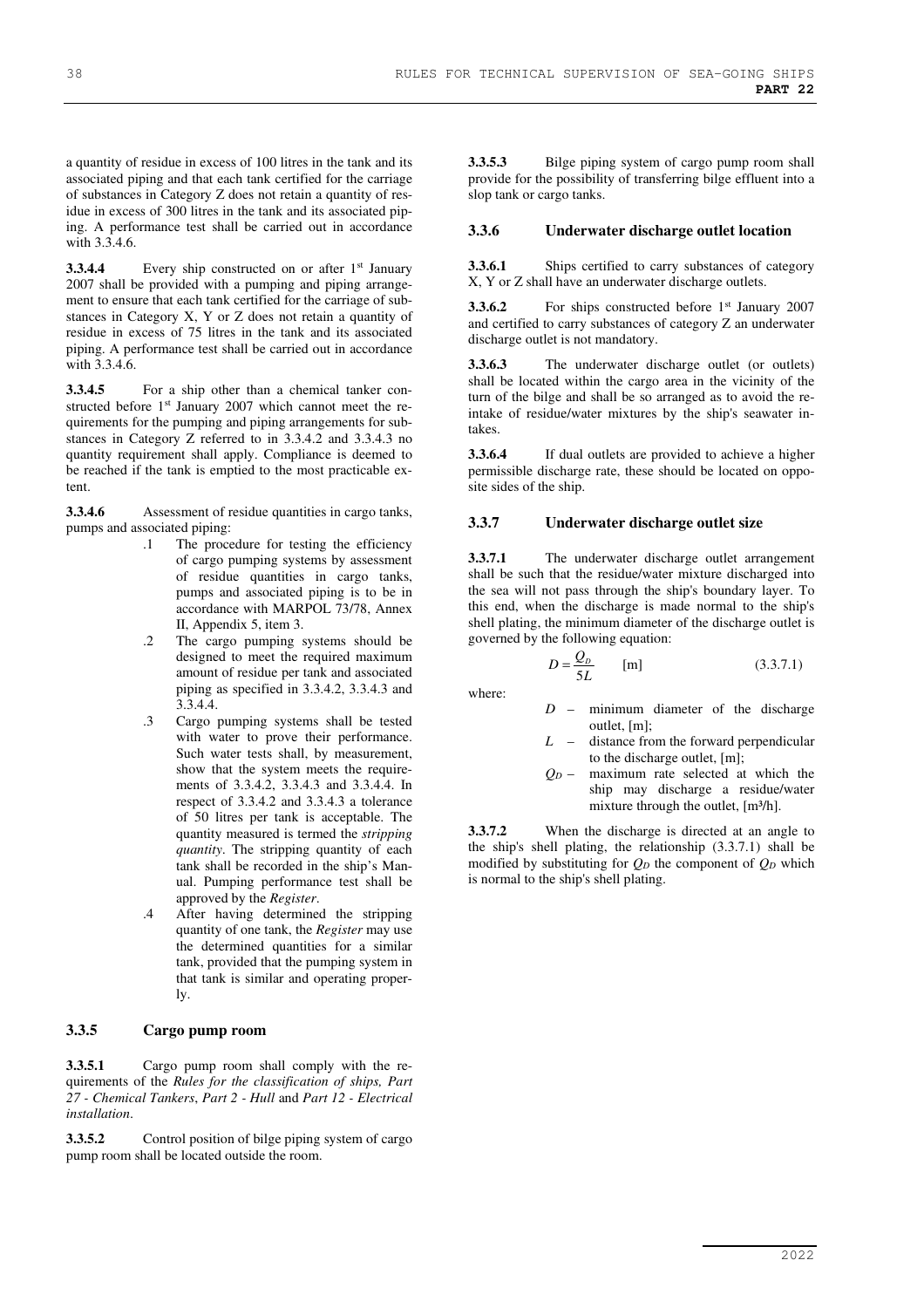a quantity of residue in excess of 100 litres in the tank and its associated piping and that each tank certified for the carriage of substances in Category Z does not retain a quantity of residue in excess of 300 litres in the tank and its associated piping. A performance test shall be carried out in accordance with 3.3.4.6.

**3.3.4.4** Every ship constructed on or after 1st January 2007 shall be provided with a pumping and piping arrangement to ensure that each tank certified for the carriage of substances in Category X, Y or Z does not retain a quantity of residue in excess of 75 litres in the tank and its associated piping. A performance test shall be carried out in accordance with 3.3.4.6.

**3.3.4.5** For a ship other than a chemical tanker constructed before 1st January 2007 which cannot meet the requirements for the pumping and piping arrangements for substances in Category Z referred to in 3.3.4.2 and 3.3.4.3 no quantity requirement shall apply. Compliance is deemed to be reached if the tank is emptied to the most practicable extent.

**3.3.4.6** Assessment of residue quantities in cargo tanks, pumps and associated piping:

.1 The procedure for testing the efficiency of cargo pumping systems by assessment of residue quantities in cargo tanks, pumps and associated piping is to be in accordance with MARPOL 73/78, Annex II, Appendix 5, item 3.

.2 The cargo pumping systems should be designed to meet the required maximum amount of residue per tank and associated piping as specified in 3.3.4.2, 3.3.4.3 and 3.3.4.4.

.3 Cargo pumping systems shall be tested with water to prove their performance. Such water tests shall, by measurement, show that the system meets the requirements of 3.3.4.2, 3.3.4.3 and 3.3.4.4. In respect of 3.3.4.2 and 3.3.4.3 a tolerance of 50 litres per tank is acceptable. The quantity measured is termed the *stripping quantity*. The stripping quantity of each tank shall be recorded in the ship's Manual. Pumping performance test shall be approved by the *Register*.

.4 After having determined the stripping quantity of one tank, the *Register* may use the determined quantities for a similar tank, provided that the pumping system in that tank is similar and operating properly.

### 3.3.5 Cargo pump room

**3.3.5.1** Cargo pump room shall comply with the requirements of the *Rules for the classification of ships, Part 27 - Chemical Tankers*, *Part 2 - Hull* and *Part 12 - Electrical installation*.

**3.3.5.2** Control position of bilge piping system of cargo pump room shall be located outside the room.

**3.3.5.3** Bilge piping system of cargo pump room shall provide for the possibility of transferring bilge effluent into a slop tank or cargo tanks.

### 3.3.6 Underwater discharge outlet location

**3.3.6.1** Ships certified to carry substances of category X, Y or Z shall have an underwater discharge outlets.

**3.3.6.2** For ships constructed before 1st January 2007 and certified to carry substances of category Z an underwater discharge outlet is not mandatory.

**3.3.6.3** The underwater discharge outlet (or outlets) shall be located within the cargo area in the vicinity of the turn of the bilge and shall be so arranged as to avoid the re-intake of residue/water mixtures by the ship's seawater intakes.

**3.3.6.4** If dual outlets are provided to achieve a higher permissible discharge rate, these should be located on opposite sides of the ship.

### 3.3.7 Underwater discharge outlet size

**3.3.7.1** The underwater discharge outlet arrangement shall be such that the residue/water mixture discharged into the sea will not pass through the ship's boundary layer. To this end, when the discharge is made normal to the ship's shell plating, the minimum diameter of the discharge outlet is governed by the following equation:

$$D = \frac{Q_D}{5L} \quad \text{[m]} \tag{3.3.7.1}$$

where:

$D$ – minimum diameter of the discharge outlet, [m];

$L$ – distance from the forward perpendicular to the discharge outlet, [m];

$Q_D$ – maximum rate selected at which the ship may discharge a residue/water mixture through the outlet, [m³/h].

**3.3.7.2** When the discharge is directed at an angle to the ship's shell plating, the relationship (3.3.7.1) shall be modified by substituting for $Q_D$ the component of $Q_D$ which is normal to the ship's shell plating.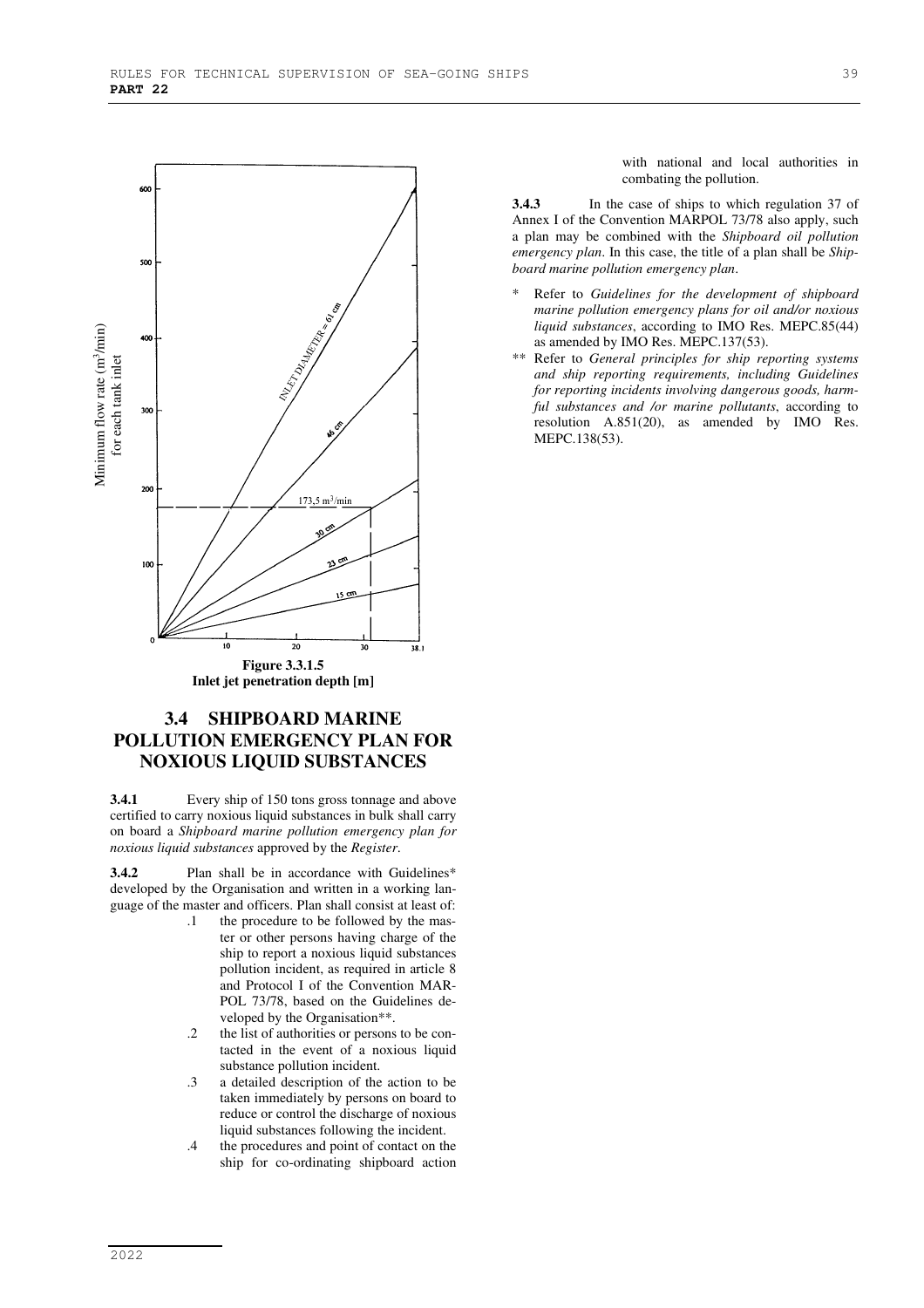Figure 3.3.1.5
Inlet jet penetration depth [m]

## 3.4 SHIPBOARD MARINE POLLUTION EMERGENCY PLAN FOR NOXIOUS LIQUID SUBSTANCES

**3.4.1** Every ship of 150 tons gross tonnage and above certified to carry noxious liquid substances in bulk shall carry on board a *Shipboard marine pollution emergency plan for noxious liquid substances* approved by the *Register*.

**3.4.2** Plan shall be in accordance with Guidelines* developed by the Organisation and written in a working language of the master and officers. Plan shall consist at least of:

.1 the procedure to be followed by the master or other persons having charge of the ship to report a noxious liquid substances pollution incident, as required in article 8 and Protocol I of the Convention MARPOL 73/78, based on the Guidelines developed by the Organisation**.

.2 the list of authorities or persons to be contacted in the event of a noxious liquid substance pollution incident.

.3 a detailed description of the action to be taken immediately by persons on board to reduce or control the discharge of noxious liquid substances following the incident.

.4 the procedures and point of contact on the ship for co-ordinating shipboard action with national and local authorities in combating the pollution.

**3.4.3** In the case of ships to which regulation 37 of Annex I of the Convention MARPOL 73/78 also apply, such a plan may be combined with the *Shipboard oil pollution emergency plan*. In this case, the title of a plan shall be *Shipboard marine pollution emergency plan*.

\* Refer to *Guidelines for the development of shipboard marine pollution emergency plans for oil and/or noxious liquid substances*, according to IMO Res. MEPC.85(44) as amended by IMO Res. MEPC.137(53).

\*\* Refer to *General principles for ship reporting systems and ship reporting requirements, including Guidelines for reporting incidents involving dangerous goods, harmful substances and /or marine pollutants*, according to resolution A.851(20), as amended by IMO Res. MEPC.138(53).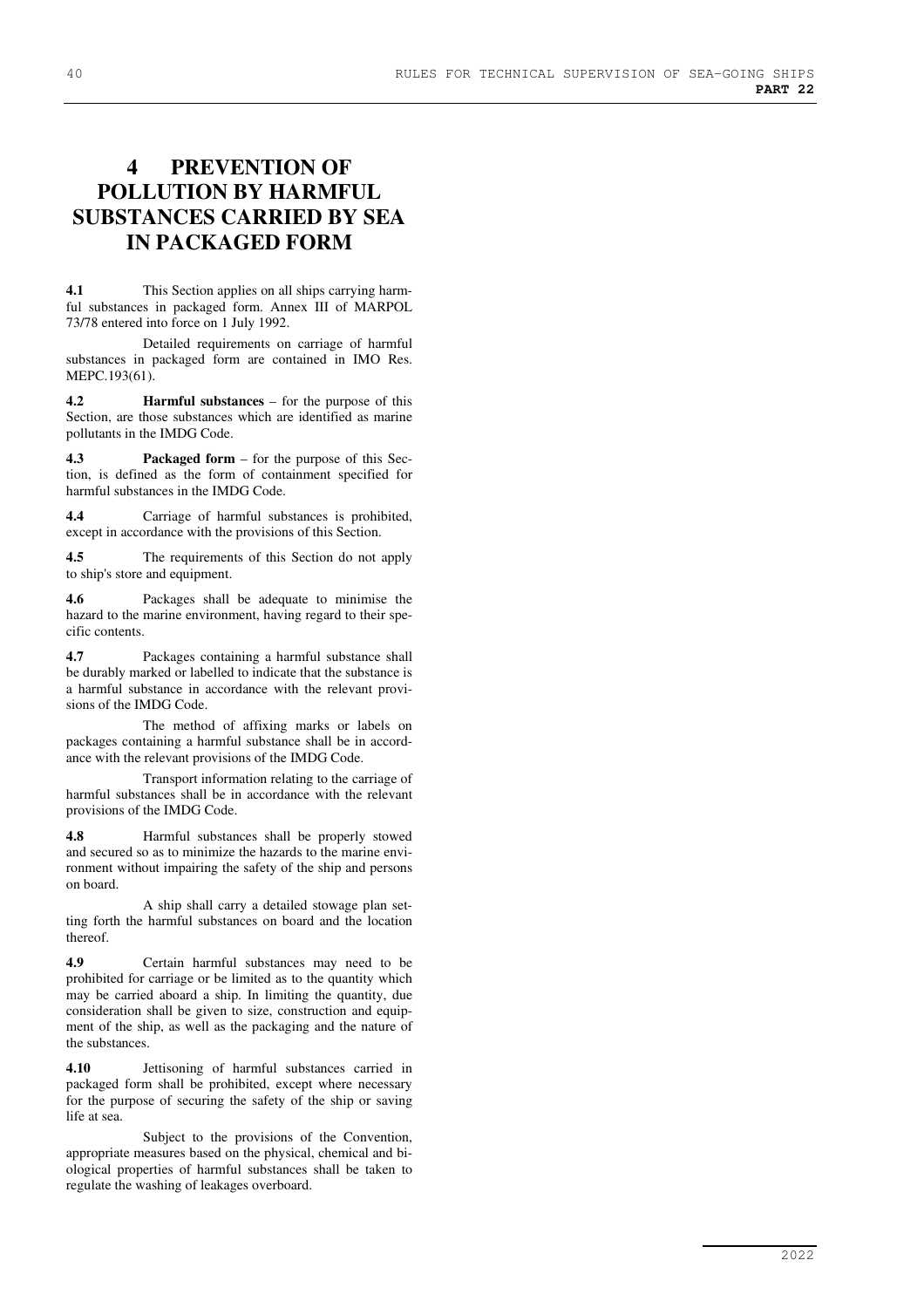# 4 PREVENTION OF POLLUTION BY HARMFUL SUBSTANCES CARRIED BY SEA IN PACKAGED FORM

**4.1** This Section applies on all ships carrying harmful substances in packaged form. Annex III of MARPOL 73/78 entered into force on 1 July 1992.

Detailed requirements on carriage of harmful substances in packaged form are contained in IMO Res. MEPC.193(61).

**4.2** **Harmful substances** – for the purpose of this Section, are those substances which are identified as marine pollutants in the IMDG Code.

**4.3** **Packaged form** – for the purpose of this Section, is defined as the form of containment specified for harmful substances in the IMDG Code.

**4.4** Carriage of harmful substances is prohibited, except in accordance with the provisions of this Section.

**4.5** The requirements of this Section do not apply to ship's store and equipment.

**4.6** Packages shall be adequate to minimise the hazard to the marine environment, having regard to their specific contents.

**4.7** Packages containing a harmful substance shall be durably marked or labelled to indicate that the substance is a harmful substance in accordance with the relevant provisions of the IMDG Code.

The method of affixing marks or labels on packages containing a harmful substance shall be in accordance with the relevant provisions of the IMDG Code.

Transport information relating to the carriage of harmful substances shall be in accordance with the relevant provisions of the IMDG Code.

**4.8** Harmful substances shall be properly stowed and secured so as to minimize the hazards to the marine environment without impairing the safety of the ship and persons on board.

A ship shall carry a detailed stowage plan setting forth the harmful substances on board and the location thereof.

**4.9** Certain harmful substances may need to be prohibited for carriage or be limited as to the quantity which may be carried aboard a ship. In limiting the quantity, due consideration shall be given to size, construction and equipment of the ship, as well as the packaging and the nature of the substances.

**4.10** Jettisoning of harmful substances carried in packaged form shall be prohibited, except where necessary for the purpose of securing the safety of the ship or saving life at sea.

Subject to the provisions of the Convention, appropriate measures based on the physical, chemical and biological properties of harmful substances shall be taken to regulate the washing of leakages overboard.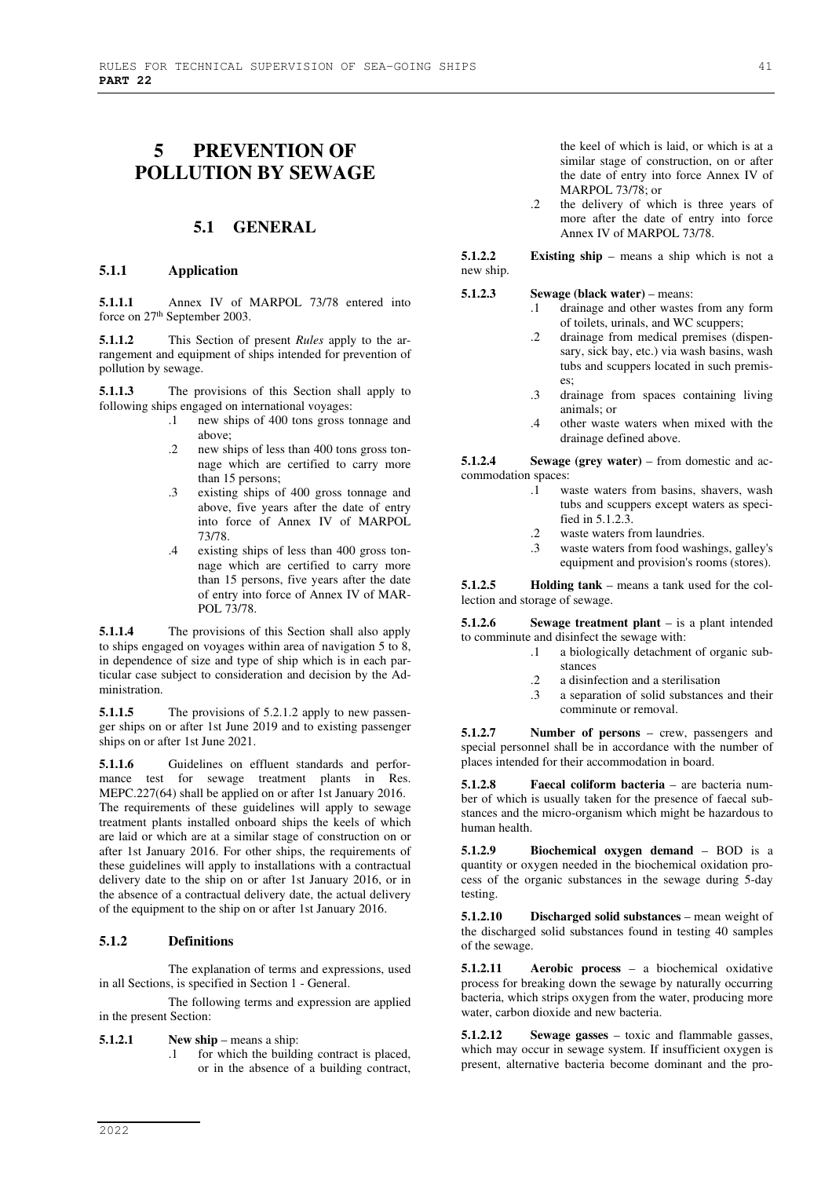# 5 PREVENTION OF POLLUTION BY SEWAGE

## 5.1 GENERAL

### 5.1.1 Application

**5.1.1.1** Annex IV of MARPOL 73/78 entered into force on 27th September 2003.

**5.1.1.2** This Section of present *Rules* apply to the arrangement and equipment of ships intended for prevention of pollution by sewage.

**5.1.1.3** The provisions of this Section shall apply to following ships engaged on international voyages:

- .1 new ships of 400 tons gross tonnage and above;
- .2 new ships of less than 400 tons gross tonnage which are certified to carry more than 15 persons;
- .3 existing ships of 400 gross tonnage and above, five years after the date of entry into force of Annex IV of MARPOL 73/78.
- .4 existing ships of less than 400 gross tonnage which are certified to carry more than 15 persons, five years after the date of entry into force of Annex IV of MARPOL 73/78.

**5.1.1.4** The provisions of this Section shall also apply to ships engaged on voyages within area of navigation 5 to 8, in dependence of size and type of ship which is in each particular case subject to consideration and decision by the Administration.

**5.1.1.5** The provisions of 5.2.1.2 apply to new passenger ships on or after 1st June 2019 and to existing passenger ships on or after 1st June 2021.

**5.1.1.6** Guidelines on effluent standards and performance test for sewage treatment plants in Res. MEPC.227(64) shall be applied on or after 1st January 2016. The requirements of these guidelines will apply to sewage treatment plants installed onboard ships the keels of which are laid or which are at a similar stage of construction on or after 1st January 2016. For other ships, the requirements of these guidelines will apply to installations with a contractual delivery date to the ship on or after 1st January 2016, or in the absence of a contractual delivery date, the actual delivery of the equipment to the ship on or after 1st January 2016.

### 5.1.2 Definitions

The explanation of terms and expressions, used in all Sections, is specified in Section 1 - General.

The following terms and expression are applied in the present Section:

**5.1.2.1** **New ship** – means a ship:

- .1 for which the building contract is placed, or in the absence of a building contract, the keel of which is laid, or which is at a similar stage of construction, on or after the date of entry into force Annex IV of MARPOL 73/78; or
- .2 the delivery of which is three years of more after the date of entry into force Annex IV of MARPOL 73/78.

**5.1.2.2** **Existing ship** – means a ship which is not a new ship.

**5.1.2.3** **Sewage (black water)** – means:

- .1 drainage and other wastes from any form of toilets, urinals, and WC scuppers;
- .2 drainage from medical premises (dispensary, sick bay, etc.) via wash basins, wash tubs and scuppers located in such premises;
- .3 drainage from spaces containing living animals; or
- .4 other waste waters when mixed with the drainage defined above.

**5.1.2.4** **Sewage (grey water)** – from domestic and accommodation spaces:

- .1 waste waters from basins, shavers, wash tubs and scuppers except waters as specified in 5.1.2.3.
- .2 waste waters from laundries.
- .3 waste waters from food washings, galley's equipment and provision's rooms (stores).

**5.1.2.5** **Holding tank** – means a tank used for the collection and storage of sewage.

**5.1.2.6** **Sewage treatment plant** – is a plant intended to comminute and disinfect the sewage with:

- .1 a biologically detachment of organic substances
- .2 a disinfection and a sterilisation
- .3 a separation of solid substances and their comminute or removal.

**5.1.2.7** **Number of persons** – crew, passengers and special personnel shall be in accordance with the number of places intended for their accommodation in board.

**5.1.2.8** **Faecal coliform bacteria** – are bacteria number of which is usually taken for the presence of faecal substances and the micro-organism which might be hazardous to human health.

**5.1.2.9** **Biochemical oxygen demand** – BOD is a quantity or oxygen needed in the biochemical oxidation process of the organic substances in the sewage during 5-day testing.

**5.1.2.10** **Discharged solid substances** – mean weight of the discharged solid substances found in testing 40 samples of the sewage.

**5.1.2.11** **Aerobic process** – a biochemical oxidative process for breaking down the sewage by naturally occurring bacteria, which strips oxygen from the water, producing more water, carbon dioxide and new bacteria.

**5.1.2.12** **Sewage gasses** – toxic and flammable gasses, which may occur in sewage system. If insufficient oxygen is present, alternative bacteria become dominant and the pro-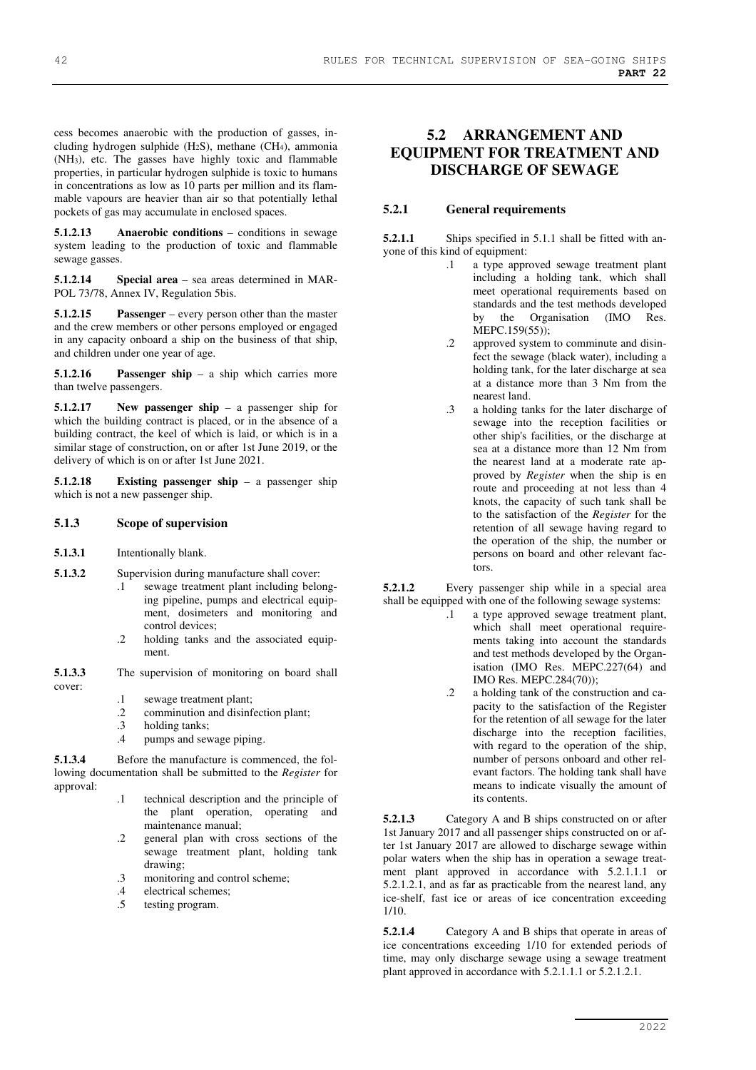cess becomes anaerobic with the production of gasses, including hydrogen sulphide ($H_2S$), methane ($CH_4$), ammonia ($NH_3$), etc. The gasses have highly toxic and flammable properties, in particular hydrogen sulphide is toxic to humans in concentrations as low as 10 parts per million and its flammable vapours are heavier than air so that potentially lethal pockets of gas may accumulate in enclosed spaces.

**5.1.2.13 Anaerobic conditions** – conditions in sewage system leading to the production of toxic and flammable sewage gasses.

**5.1.2.14 Special area** – sea areas determined in MARPOL 73/78, Annex IV, Regulation 5bis.

**5.1.2.15 Passenger** – every person other than the master and the crew members or other persons employed or engaged in any capacity onboard a ship on the business of that ship, and children under one year of age.

**5.1.2.16 Passenger ship** – a ship which carries more than twelve passengers.

**5.1.2.17 New passenger ship** – a passenger ship for which the building contract is placed, or in the absence of a building contract, the keel of which is laid, or which is in a similar stage of construction, on or after 1st June 2019, or the delivery of which is on or after 1st June 2021.

**5.1.2.18 Existing passenger ship** – a passenger ship which is not a new passenger ship.

### 5.1.3 Scope of supervision

**5.1.3.1** Intentionally blank.

**5.1.3.2** Supervision during manufacture shall cover:

.1 sewage treatment plant including belonging pipeline, pumps and electrical equipment, dosimeters and monitoring and control devices;

.2 holding tanks and the associated equipment.

**5.1.3.3** The supervision of monitoring on board shall cover:

.1 sewage treatment plant;

.2 comminution and disinfection plant;

.3 holding tanks;

.4 pumps and sewage piping.

**5.1.3.4** Before the manufacture is commenced, the following documentation shall be submitted to the *Register* for approval:

.1 technical description and the principle of the plant operation, operating and maintenance manual;

.2 general plan with cross sections of the sewage treatment plant, holding tank drawing;

.3 monitoring and control scheme;

.4 electrical schemes;

.5 testing program.

## 5.2 ARRANGEMENT AND EQUIPMENT FOR TREATMENT AND DISCHARGE OF SEWAGE

### 5.2.1 General requirements

**5.2.1.1** Ships specified in 5.1.1 shall be fitted with anyone of this kind of equipment:

.1 a type approved sewage treatment plant including a holding tank, which shall meet operational requirements based on standards and the test methods developed by the Organisation (IMO Res. MEPC.159(55));

.2 approved system to comminute and disinfect the sewage (black water), including a holding tank, for the later discharge at sea at a distance more than 3 Nm from the nearest land.

.3 a holding tanks for the later discharge of sewage into the reception facilities or other ship's facilities, or the discharge at sea at a distance more than 12 Nm from the nearest land at a moderate rate approved by *Register* when the ship is en route and proceeding at not less than 4 knots, the capacity of such tank shall be to the satisfaction of the *Register* for the retention of all sewage having regard to the operation of the ship, the number or persons on board and other relevant factors.

**5.2.1.2** Every passenger ship while in a special area shall be equipped with one of the following sewage systems:

.1 a type approved sewage treatment plant, which shall meet operational requirements taking into account the standards and test methods developed by the Organisation (IMO Res. MEPC.227(64) and IMO Res. MEPC.284(70));

.2 a holding tank of the construction and capacity to the satisfaction of the Register for the retention of all sewage for the later discharge into the reception facilities, with regard to the operation of the ship, number of persons onboard and other relevant factors. The holding tank shall have means to indicate visually the amount of its contents.

**5.2.1.3** Category A and B ships constructed on or after 1st January 2017 and all passenger ships constructed on or after 1st January 2017 are allowed to discharge sewage within polar waters when the ship has in operation a sewage treatment plant approved in accordance with 5.2.1.1.1 or 5.2.1.2.1, and as far as practicable from the nearest land, any ice-shelf, fast ice or areas of ice concentration exceeding 1/10.

**5.2.1.4** Category A and B ships that operate in areas of ice concentrations exceeding 1/10 for extended periods of time, may only discharge sewage using a sewage treatment plant approved in accordance with 5.2.1.1.1 or 5.2.1.2.1.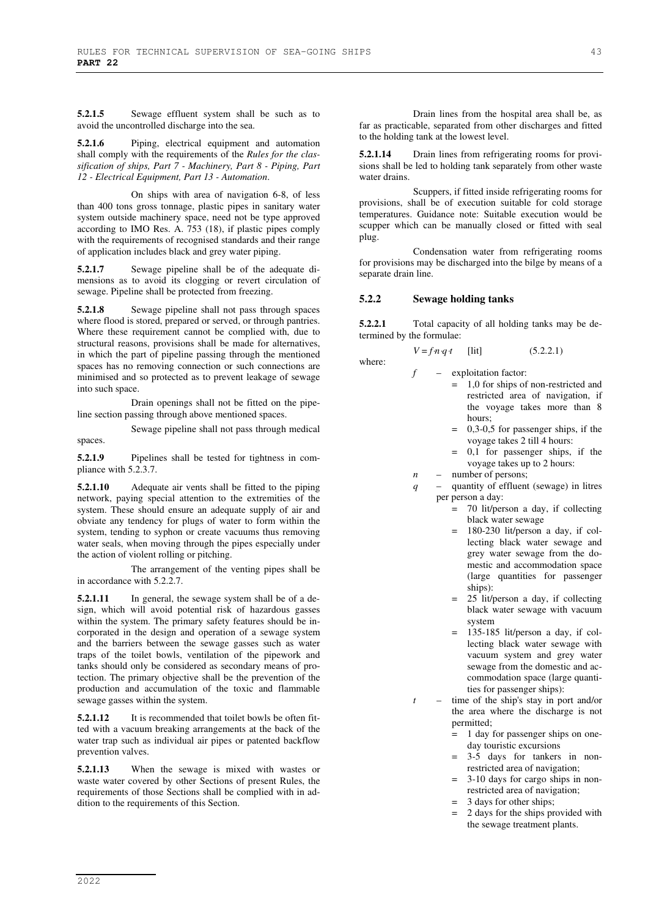**5.2.1.5** Sewage effluent system shall be such as to avoid the uncontrolled discharge into the sea.

**5.2.1.6** Piping, electrical equipment and automation shall comply with the requirements of the *Rules for the classification of ships, Part 7 - Machinery, Part 8 - Piping, Part 12 - Electrical Equipment, Part 13 - Automation*.

On ships with area of navigation 6-8, of less than 400 tons gross tonnage, plastic pipes in sanitary water system outside machinery space, need not be type approved according to IMO Res. A. 753 (18), if plastic pipes comply with the requirements of recognised standards and their range of application includes black and grey water piping.

**5.2.1.7** Sewage pipeline shall be of the adequate dimensions as to avoid its clogging or revert circulation of sewage. Pipeline shall be protected from freezing.

**5.2.1.8** Sewage pipeline shall not pass through spaces where flood is stored, prepared or served, or through pantries. Where these requirement cannot be complied with, due to structural reasons, provisions shall be made for alternatives, in which the part of pipeline passing through the mentioned spaces has no removing connection or such connections are minimised and so protected as to prevent leakage of sewage into such space.

Drain openings shall not be fitted on the pipeline section passing through above mentioned spaces.

Sewage pipeline shall not pass through medical spaces.

**5.2.1.9** Pipelines shall be tested for tightness in compliance with 5.2.3.7.

**5.2.1.10** Adequate air vents shall be fitted to the piping network, paying special attention to the extremities of the system. These should ensure an adequate supply of air and obviate any tendency for plugs of water to form within the system, tending to syphon or create vacuums thus removing water seals, when moving through the pipes especially under the action of violent rolling or pitching.

The arrangement of the venting pipes shall be in accordance with 5.2.2.7.

**5.2.1.11** In general, the sewage system shall be of a design, which will avoid potential risk of hazardous gasses within the system. The primary safety features should be incorporated in the design and operation of a sewage system and the barriers between the sewage gasses such as water traps of the toilet bowls, ventilation of the pipework and tanks should only be considered as secondary means of protection. The primary objective shall be the prevention of the production and accumulation of the toxic and flammable sewage gasses within the system.

**5.2.1.12** It is recommended that toilet bowls be often fitted with a vacuum breaking arrangements at the back of the water trap such as individual air pipes or patented backflow prevention valves.

**5.2.1.13** When the sewage is mixed with wastes or waste water covered by other Sections of present Rules, the requirements of those Sections shall be complied with in addition to the requirements of this Section.

Drain lines from the hospital area shall be, as far as practicable, separated from other discharges and fitted to the holding tank at the lowest level.

**5.2.1.14** Drain lines from refrigerating rooms for provisions shall be led to holding tank separately from other waste water drains.

Scuppers, if fitted inside refrigerating rooms for provisions, shall be of execution suitable for cold storage temperatures. Guidance note: Suitable execution would be scupper which can be manually closed or fitted with seal plug.

Condensation water from refrigerating rooms for provisions may be discharged into the bilge by means of a separate drain line.

### 5.2.2 Sewage holding tanks

**5.2.2.1** Total capacity of all holding tanks may be determined by the formulae:

$$V = f \cdot n \cdot q \cdot t \quad \text{[lit]} \qquad (5.2.2.1)$$

where:

$f$ – exploitation factor:
- = 1,0 for ships of non-restricted and restricted area of navigation, if the voyage takes more than 8 hours;
- = 0,3-0,5 for passenger ships, if the voyage takes 2 till 4 hours:
- = 0,1 for passenger ships, if the voyage takes up to 2 hours:

$n$ – number of persons;

$q$ – quantity of effluent (sewage) in litres per person a day:
- = 70 lit/person a day, if collecting black water sewage
- = 180-230 lit/person a day, if collecting black water sewage and grey water sewage from the domestic and accommodation space (large quantities for passenger ships):
- = 25 lit/person a day, if collecting black water sewage with vacuum system
- = 135-185 lit/person a day, if collecting black water sewage with vacuum system and grey water sewage from the domestic and accommodation space (large quantities for passenger ships):

$t$ – time of the ship's stay in port and/or the area where the discharge is not permitted;
- = 1 day for passenger ships on one-day touristic excursions
- = 3-5 days for tankers in non-restricted area of navigation;
- = 3-10 days for cargo ships in non-restricted area of navigation;
- = 3 days for other ships;
- = 2 days for the ships provided with the sewage treatment plants.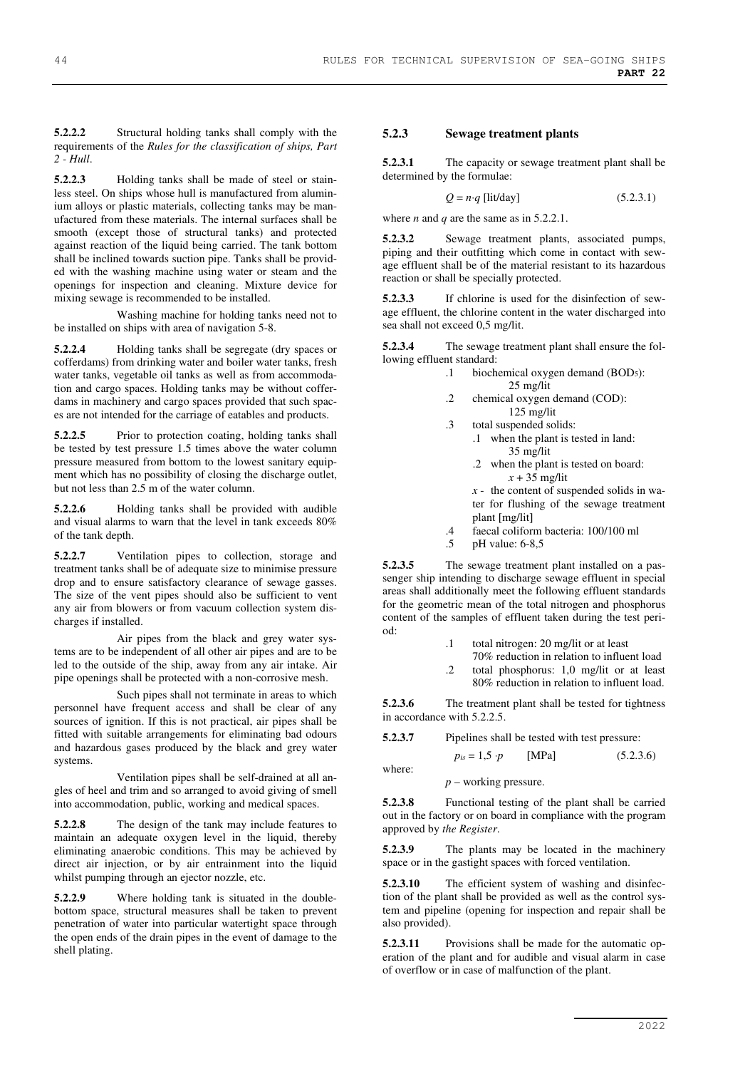**5.2.2.2** Structural holding tanks shall comply with the requirements of the *Rules for the classification of ships, Part 2 - Hull*.

**5.2.2.3** Holding tanks shall be made of steel or stainless steel. On ships whose hull is manufactured from aluminium alloys or plastic materials, collecting tanks may be manufactured from these materials. The internal surfaces shall be smooth (except those of structural tanks) and protected against reaction of the liquid being carried. The tank bottom shall be inclined towards suction pipe. Tanks shall be provided with the washing machine using water or steam and the openings for inspection and cleaning. Mixture device for mixing sewage is recommended to be installed.

Washing machine for holding tanks need not to be installed on ships with area of navigation 5-8.

**5.2.2.4** Holding tanks shall be segregate (dry spaces or cofferdams) from drinking water and boiler water tanks, fresh water tanks, vegetable oil tanks as well as from accommodation and cargo spaces. Holding tanks may be without cofferdams in machinery and cargo spaces provided that such spaces are not intended for the carriage of eatables and products.

**5.2.2.5** Prior to protection coating, holding tanks shall be tested by test pressure 1.5 times above the water column pressure measured from bottom to the lowest sanitary equipment which has no possibility of closing the discharge outlet, but not less than 2.5 m of the water column.

**5.2.2.6** Holding tanks shall be provided with audible and visual alarms to warn that the level in tank exceeds 80% of the tank depth.

**5.2.2.7** Ventilation pipes to collection, storage and treatment tanks shall be of adequate size to minimise pressure drop and to ensure satisfactory clearance of sewage gasses. The size of the vent pipes should also be sufficient to vent any air from blowers or from vacuum collection system discharges if installed.

Air pipes from the black and grey water systems are to be independent of all other air pipes and are to be led to the outside of the ship, away from any air intake. Air pipe openings shall be protected with a non-corrosive mesh.

Such pipes shall not terminate in areas to which personnel have frequent access and shall be clear of any sources of ignition. If this is not practical, air pipes shall be fitted with suitable arrangements for eliminating bad odours and hazardous gases produced by the black and grey water systems.

Ventilation pipes shall be self-drained at all angles of heel and trim and so arranged to avoid giving of smell into accommodation, public, working and medical spaces.

**5.2.2.8** The design of the tank may include features to maintain an adequate oxygen level in the liquid, thereby eliminating anaerobic conditions. This may be achieved by direct air injection, or by air entrainment into the liquid whilst pumping through an ejector nozzle, etc.

**5.2.2.9** Where holding tank is situated in the double-bottom space, structural measures shall be taken to prevent penetration of water into particular watertight space through the open ends of the drain pipes in the event of damage to the shell plating.

### 5.2.3 Sewage treatment plants

**5.2.3.1** The capacity or sewage treatment plant shall be determined by the formulae:

$$Q = n \cdot q \text{ [lit/day]} \qquad (5.2.3.1)$$

where $n$ and $q$ are the same as in 5.2.2.1.

**5.2.3.2** Sewage treatment plants, associated pumps, piping and their outfitting which come in contact with sewage effluent shall be of the material resistant to its hazardous reaction or shall be specially protected.

**5.2.3.3** If chlorine is used for the disinfection of sewage effluent, the chlorine content in the water discharged into sea shall not exceed 0,5 mg/lit.

**5.2.3.4** The sewage treatment plant shall ensure the following effluent standard:

.1 biochemical oxygen demand ($BOD_5$): 25 mg/lit

.2 chemical oxygen demand (COD): 125 mg/lit

.3 total suspended solids:

  .1 when the plant is tested in land: 35 mg/lit

  .2 when the plant is tested on board: $x + 35$ mg/lit

  $x$ - the content of suspended solids in water for flushing of the sewage treatment plant [mg/lit]

.4 faecal coliform bacteria: 100/100 ml

.5 pH value: 6-8,5

**5.2.3.5** The sewage treatment plant installed on a passenger ship intending to discharge sewage effluent in special areas shall additionally meet the following effluent standards for the geometric mean of the total nitrogen and phosphorus content of the samples of effluent taken during the test period:

.1 total nitrogen: 20 mg/lit or at least 70% reduction in relation to influent load

.2 total phosphorus: 1,0 mg/lit or at least 80% reduction in relation to influent load.

**5.2.3.6** The treatment plant shall be tested for tightness in accordance with 5.2.2.5.

**5.2.3.7** Pipelines shall be tested with test pressure:

$$p_{is} = 1{,}5 \cdot p \quad \text{[MPa]} \qquad (5.2.3.6)$$

where:

$p$ – working pressure.

**5.2.3.8** Functional testing of the plant shall be carried out in the factory or on board in compliance with the program approved by *the Register*.

**5.2.3.9** The plants may be located in the machinery space or in the gastight spaces with forced ventilation.

**5.2.3.10** The efficient system of washing and disinfection of the plant shall be provided as well as the control system and pipeline (opening for inspection and repair shall be also provided).

**5.2.3.11** Provisions shall be made for the automatic operation of the plant and for audible and visual alarm in case of overflow or in case of malfunction of the plant.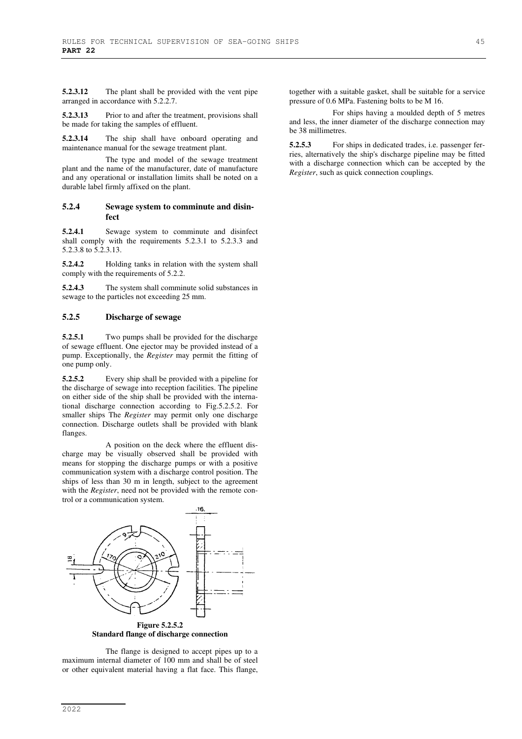**5.2.3.12** The plant shall be provided with the vent pipe arranged in accordance with 5.2.2.7.

**5.2.3.13** Prior to and after the treatment, provisions shall be made for taking the samples of effluent.

**5.2.3.14** The ship shall have onboard operating and maintenance manual for the sewage treatment plant.

The type and model of the sewage treatment plant and the name of the manufacturer, date of manufacture and any operational or installation limits shall be noted on a durable label firmly affixed on the plant.

### 5.2.4 Sewage system to comminute and disinfect

**5.2.4.1** Sewage system to comminute and disinfect shall comply with the requirements 5.2.3.1 to 5.2.3.3 and 5.2.3.8 to 5.2.3.13.

**5.2.4.2** Holding tanks in relation with the system shall comply with the requirements of 5.2.2.

**5.2.4.3** The system shall comminute solid substances in sewage to the particles not exceeding 25 mm.

### 5.2.5 Discharge of sewage

**5.2.5.1** Two pumps shall be provided for the discharge of sewage effluent. One ejector may be provided instead of a pump. Exceptionally, the *Register* may permit the fitting of one pump only.

**5.2.5.2** Every ship shall be provided with a pipeline for the discharge of sewage into reception facilities. The pipeline on either side of the ship shall be provided with the international discharge connection according to Fig.5.2.5.2. For smaller ships The *Register* may permit only one discharge connection. Discharge outlets shall be provided with blank flanges.

A position on the deck where the effluent discharge may be visually observed shall be provided with means for stopping the discharge pumps or with a positive communication system with a discharge control position. The ships of less than 30 m in length, subject to the agreement with the *Register*, need not be provided with the remote control or a communication system.

16

18

9

170

D

210

**Figure 5.2.5.2**
**Standard flange of discharge connection**

The flange is designed to accept pipes up to a maximum internal diameter of 100 mm and shall be of steel or other equivalent material having a flat face. This flange, together with a suitable gasket, shall be suitable for a service pressure of 0.6 MPa. Fastening bolts to be M 16.

For ships having a moulded depth of 5 metres and less, the inner diameter of the discharge connection may be 38 millimetres.

**5.2.5.3** For ships in dedicated trades, i.e. passenger ferries, alternatively the ship's discharge pipeline may be fitted with a discharge connection which can be accepted by the *Register*, such as quick connection couplings.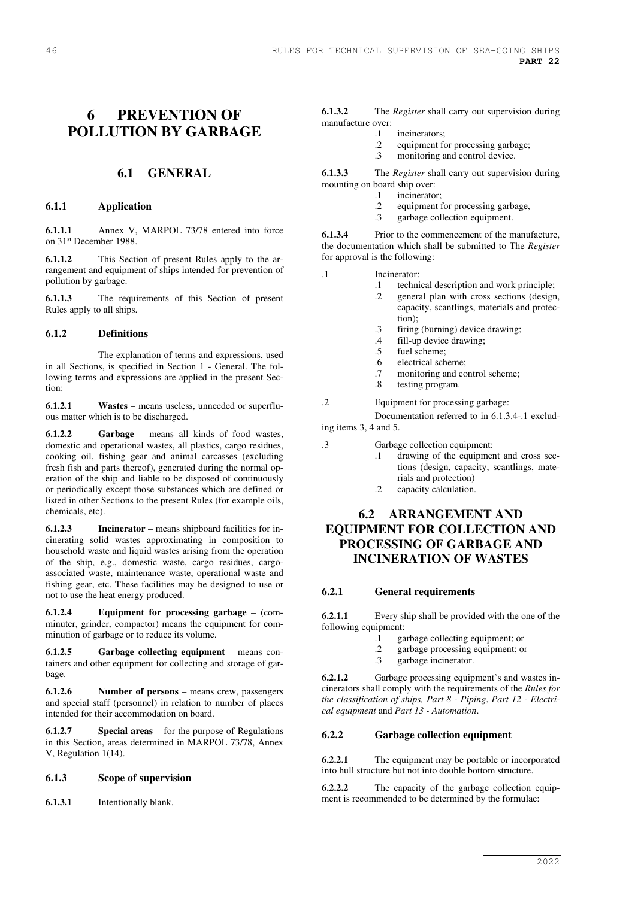# 6 PREVENTION OF POLLUTION BY GARBAGE

## 6.1 GENERAL

### 6.1.1 Application

**6.1.1.1** Annex V, MARPOL 73/78 entered into force on 31st December 1988.

**6.1.1.2** This Section of present Rules apply to the arrangement and equipment of ships intended for prevention of pollution by garbage.

**6.1.1.3** The requirements of this Section of present Rules apply to all ships.

### 6.1.2 Definitions

The explanation of terms and expressions, used in all Sections, is specified in Section 1 - General. The following terms and expressions are applied in the present Section:

**6.1.2.1 Wastes** – means useless, unneeded or superfluous matter which is to be discharged.

**6.1.2.2 Garbage** – means all kinds of food wastes, domestic and operational wastes, all plastics, cargo residues, cooking oil, fishing gear and animal carcasses (excluding fresh fish and parts thereof), generated during the normal operation of the ship and liable to be disposed of continuously or periodically except those substances which are defined or listed in other Sections to the present Rules (for example oils, chemicals, etc).

**6.1.2.3 Incinerator** – means shipboard facilities for incinerating solid wastes approximating in composition to household waste and liquid wastes arising from the operation of the ship, e.g., domestic waste, cargo residues, cargo-associated waste, maintenance waste, operational waste and fishing gear, etc. These facilities may be designed to use or not to use the heat energy produced.

**6.1.2.4 Equipment for processing garbage** – (comminuter, grinder, compactor) means the equipment for comminution of garbage or to reduce its volume.

**6.1.2.5 Garbage collecting equipment** – means containers and other equipment for collecting and storage of garbage.

**6.1.2.6 Number of persons** – means crew, passengers and special staff (personnel) in relation to number of places intended for their accommodation on board.

**6.1.2.7 Special areas** – for the purpose of Regulations in this Section, areas determined in MARPOL 73/78, Annex V, Regulation 1(14).

### 6.1.3 Scope of supervision

**6.1.3.1** Intentionally blank.

**6.1.3.2** The *Register* shall carry out supervision during manufacture over:

.1 incinerators;
.2 equipment for processing garbage;
.3 monitoring and control device.

**6.1.3.3** The *Register* shall carry out supervision during mounting on board ship over:

.1 incinerator;
.2 equipment for processing garbage,
.3 garbage collection equipment.

**6.1.3.4** Prior to the commencement of the manufacture, the documentation which shall be submitted to The *Register* for approval is the following:

.1 Incinerator:

.1 technical description and work principle;
.2 general plan with cross sections (design, capacity, scantlings, materials and protection);
.3 firing (burning) device drawing;
.4 fill-up device drawing;
.5 fuel scheme;
.6 electrical scheme;
.7 monitoring and control scheme;
.8 testing program.

.2 Equipment for processing garbage:

Documentation referred to in 6.1.3.4-.1 excluding items 3, 4 and 5.

.3 Garbage collection equipment:

.1 drawing of the equipment and cross sections (design, capacity, scantlings, materials and protection)
.2 capacity calculation.

## 6.2 ARRANGEMENT AND EQUIPMENT FOR COLLECTION AND PROCESSING OF GARBAGE AND INCINERATION OF WASTES

### 6.2.1 General requirements

**6.2.1.1** Every ship shall be provided with the one of the following equipment:

.1 garbage collecting equipment; or
.2 garbage processing equipment; or
.3 garbage incinerator.

**6.2.1.2** Garbage processing equipment's and wastes incinerators shall comply with the requirements of the *Rules for the classification of ships, Part 8 - Piping*, *Part 12 - Electrical equipment* and *Part 13 - Automation*.

### 6.2.2 Garbage collection equipment

**6.2.2.1** The equipment may be portable or incorporated into hull structure but not into double bottom structure.

**6.2.2.2** The capacity of the garbage collection equipment is recommended to be determined by the formulae: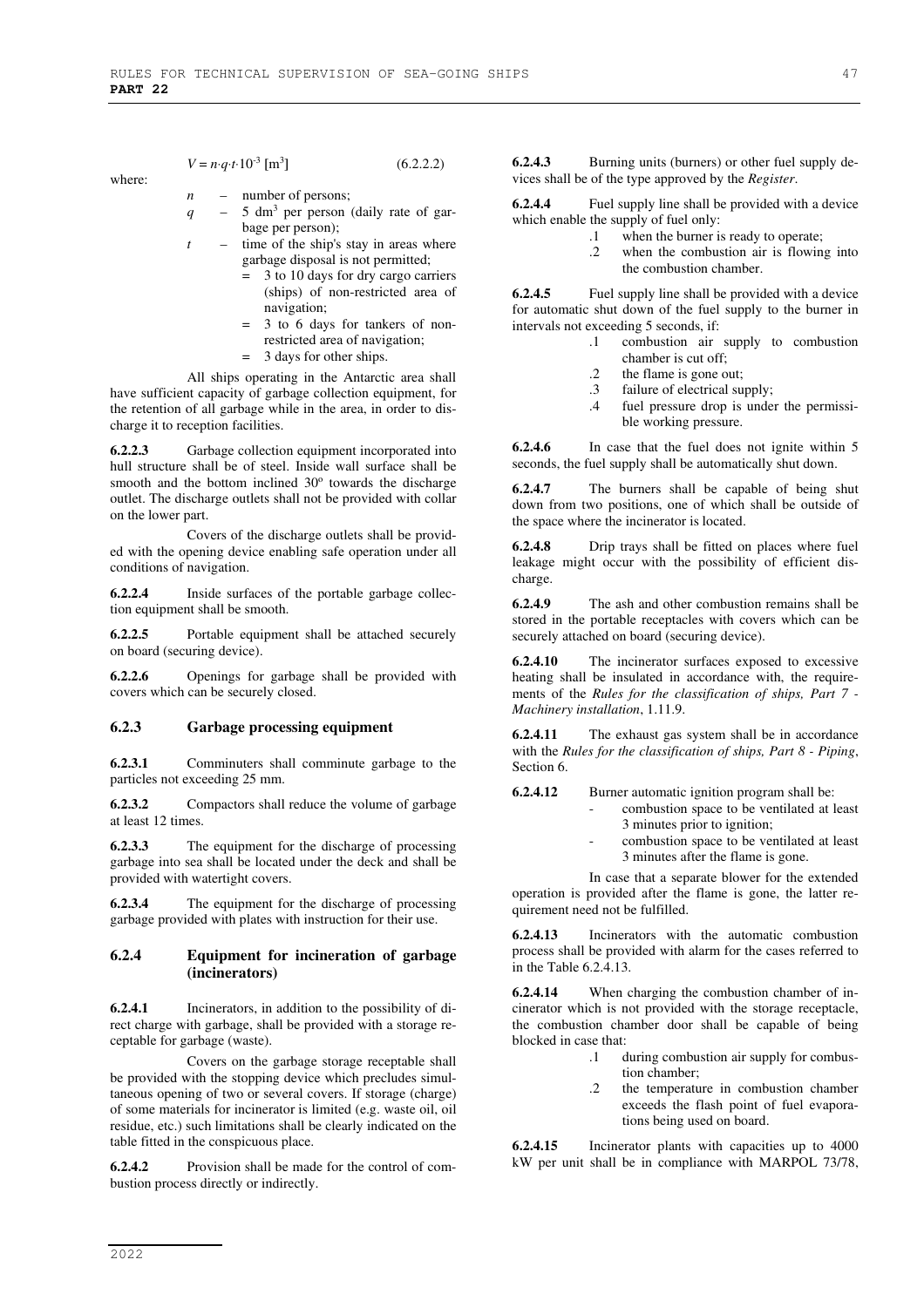$$V = n \cdot q \cdot t \cdot 10^{-3} \text{ [m}^3\text{]} \qquad (6.2.2.2)$$

where:

- $n$ – number of persons;
- $q$ – 5 $dm^3$ per person (daily rate of garbage per person);
- $t$ – time of the ship's stay in areas where garbage disposal is not permitted;
  - = 3 to 10 days for dry cargo carriers (ships) of non-restricted area of navigation;
  - = 3 to 6 days for tankers of non-restricted area of navigation;
  - = 3 days for other ships.

All ships operating in the Antarctic area shall have sufficient capacity of garbage collection equipment, for the retention of all garbage while in the area, in order to discharge it to reception facilities.

**6.2.2.3** Garbage collection equipment incorporated into hull structure shall be of steel. Inside wall surface shall be smooth and the bottom inclined 30º towards the discharge outlet. The discharge outlets shall not be provided with collar on the lower part.

Covers of the discharge outlets shall be provided with the opening device enabling safe operation under all conditions of navigation.

**6.2.2.4** Inside surfaces of the portable garbage collection equipment shall be smooth.

**6.2.2.5** Portable equipment shall be attached securely on board (securing device).

**6.2.2.6** Openings for garbage shall be provided with covers which can be securely closed.

### 6.2.3 Garbage processing equipment

**6.2.3.1** Comminuters shall comminute garbage to the particles not exceeding 25 mm.

**6.2.3.2** Compactors shall reduce the volume of garbage at least 12 times.

**6.2.3.3** The equipment for the discharge of processing garbage into sea shall be located under the deck and shall be provided with watertight covers.

**6.2.3.4** The equipment for the discharge of processing garbage provided with plates with instruction for their use.

### 6.2.4 Equipment for incineration of garbage (incinerators)

**6.2.4.1** Incinerators, in addition to the possibility of direct charge with garbage, shall be provided with a storage receptable for garbage (waste).

Covers on the garbage storage receptable shall be provided with the stopping device which precludes simultaneous opening of two or several covers. If storage (charge) of some materials for incinerator is limited (e.g. waste oil, oil residue, etc.) such limitations shall be clearly indicated on the table fitted in the conspicuous place.

**6.2.4.2** Provision shall be made for the control of combustion process directly or indirectly.

**6.2.4.3** Burning units (burners) or other fuel supply devices shall be of the type approved by the *Register*.

**6.2.4.4** Fuel supply line shall be provided with a device which enable the supply of fuel only:

- .1 when the burner is ready to operate;
- .2 when the combustion air is flowing into the combustion chamber.

**6.2.4.5** Fuel supply line shall be provided with a device for automatic shut down of the fuel supply to the burner in intervals not exceeding 5 seconds, if:

- .1 combustion air supply to combustion chamber is cut off;
- .2 the flame is gone out;
- .3 failure of electrical supply;
- .4 fuel pressure drop is under the permissible working pressure.

**6.2.4.6** In case that the fuel does not ignite within 5 seconds, the fuel supply shall be automatically shut down.

**6.2.4.7** The burners shall be capable of being shut down from two positions, one of which shall be outside of the space where the incinerator is located.

**6.2.4.8** Drip trays shall be fitted on places where fuel leakage might occur with the possibility of efficient discharge.

**6.2.4.9** The ash and other combustion remains shall be stored in the portable receptacles with covers which can be securely attached on board (securing device).

**6.2.4.10** The incinerator surfaces exposed to excessive heating shall be insulated in accordance with, the requirements of the *Rules for the classification of ships, Part 7 - Machinery installation*, 1.11.9.

**6.2.4.11** The exhaust gas system shall be in accordance with the *Rules for the classification of ships, Part 8 - Piping*, Section 6.

**6.2.4.12** Burner automatic ignition program shall be:

- combustion space to be ventilated at least 3 minutes prior to ignition;
- combustion space to be ventilated at least 3 minutes after the flame is gone.

In case that a separate blower for the extended operation is provided after the flame is gone, the latter requirement need not be fulfilled.

**6.2.4.13** Incinerators with the automatic combustion process shall be provided with alarm for the cases referred to in the Table 6.2.4.13.

**6.2.4.14** When charging the combustion chamber of incinerator which is not provided with the storage receptacle, the combustion chamber door shall be capable of being blocked in case that:

- .1 during combustion air supply for combustion chamber;
- .2 the temperature in combustion chamber exceeds the flash point of fuel evaporations being used on board.

**6.2.4.15** Incinerator plants with capacities up to 4000 kW per unit shall be in compliance with MARPOL 73/78,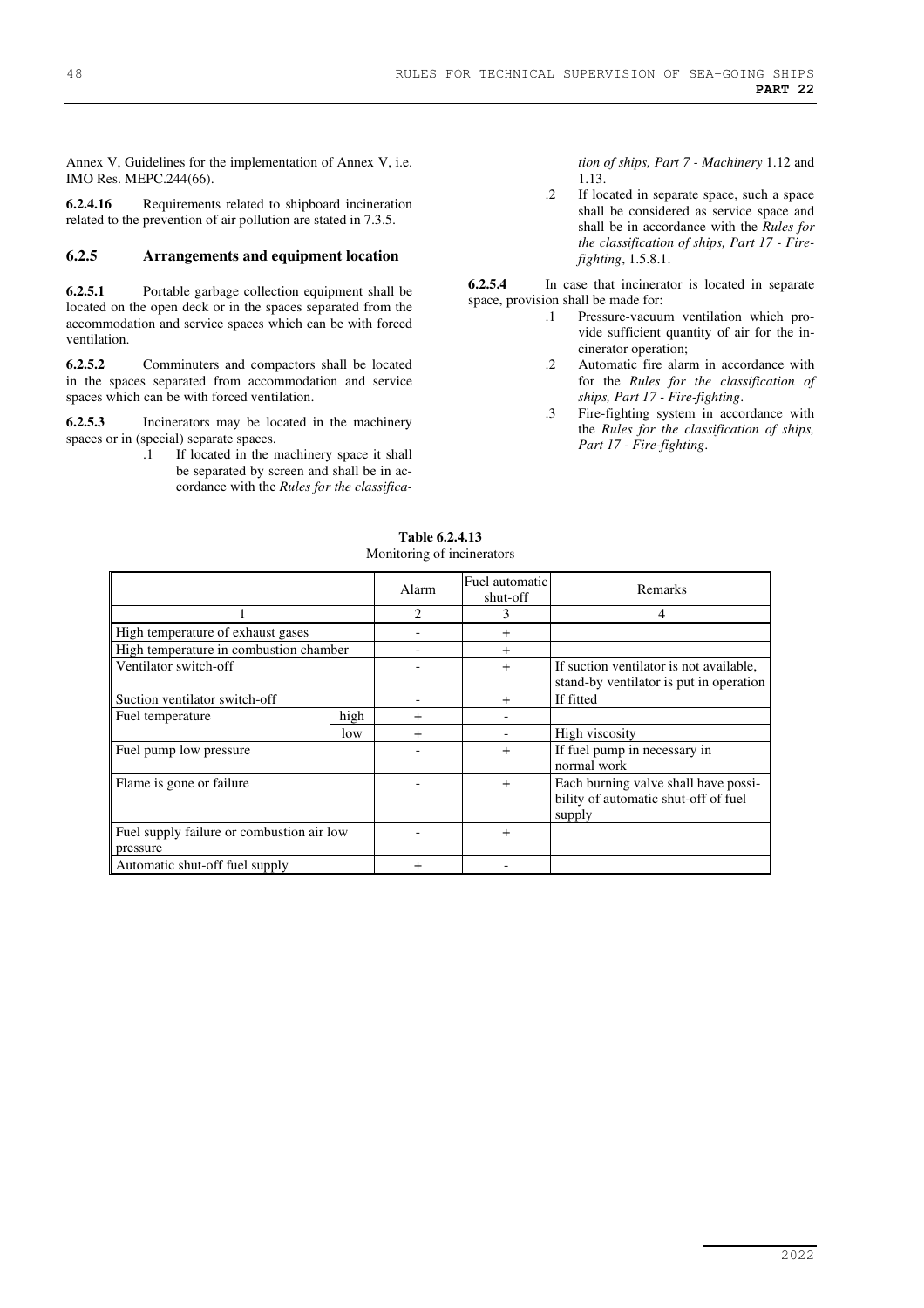Annex V, Guidelines for the implementation of Annex V, i.e. IMO Res. MEPC.244(66).

**6.2.4.16** Requirements related to shipboard incineration related to the prevention of air pollution are stated in 7.3.5.

### 6.2.5 Arrangements and equipment location

**6.2.5.1** Portable garbage collection equipment shall be located on the open deck or in the spaces separated from the accommodation and service spaces which can be with forced ventilation.

**6.2.5.2** Comminuters and compactors shall be located in the spaces separated from accommodation and service spaces which can be with forced ventilation.

**6.2.5.3** Incinerators may be located in the machinery spaces or in (special) separate spaces.

- .1 If located in the machinery space it shall be separated by screen and shall be in accordance with the *Rules for the classification of ships, Part 7 - Machinery* 1.12 and 1.13.
- .2 If located in separate space, such a space shall be considered as service space and shall be in accordance with the *Rules for the classification of ships, Part 17 - Fire-fighting*, 1.5.8.1.

**6.2.5.4** In case that incinerator is located in separate space, provision shall be made for:

- .1 Pressure-vacuum ventilation which provide sufficient quantity of air for the incinerator operation;
- .2 Automatic fire alarm in accordance with for the *Rules for the classification of ships, Part 17 - Fire-fighting*.
- .3 Fire-fighting system in accordance with the *Rules for the classification of ships, Part 17 - Fire-fighting*.

**Table 6.2.4.13**
Monitoring of incinerators

| | | Alarm | Fuel automatic shut-off | Remarks |
|---|---|---|---|---|
| 1 | | 2 | 3 | 4 |
| High temperature of exhaust gases | | - | + | |
| High temperature in combustion chamber | | - | + | |
| Ventilator switch-off | | - | + | If suction ventilator is not available, stand-by ventilator is put in operation |
| Suction ventilator switch-off | | - | + | If fitted |
| Fuel temperature | high | + | - | |
| | low | + | - | High viscosity |
| Fuel pump low pressure | | - | + | If fuel pump in necessary in normal work |
| Flame is gone or failure | | - | + | Each burning valve shall have possibility of automatic shut-off of fuel supply |
| Fuel supply failure or combustion air low pressure | | - | + | |
| Automatic shut-off fuel supply | | + | - | |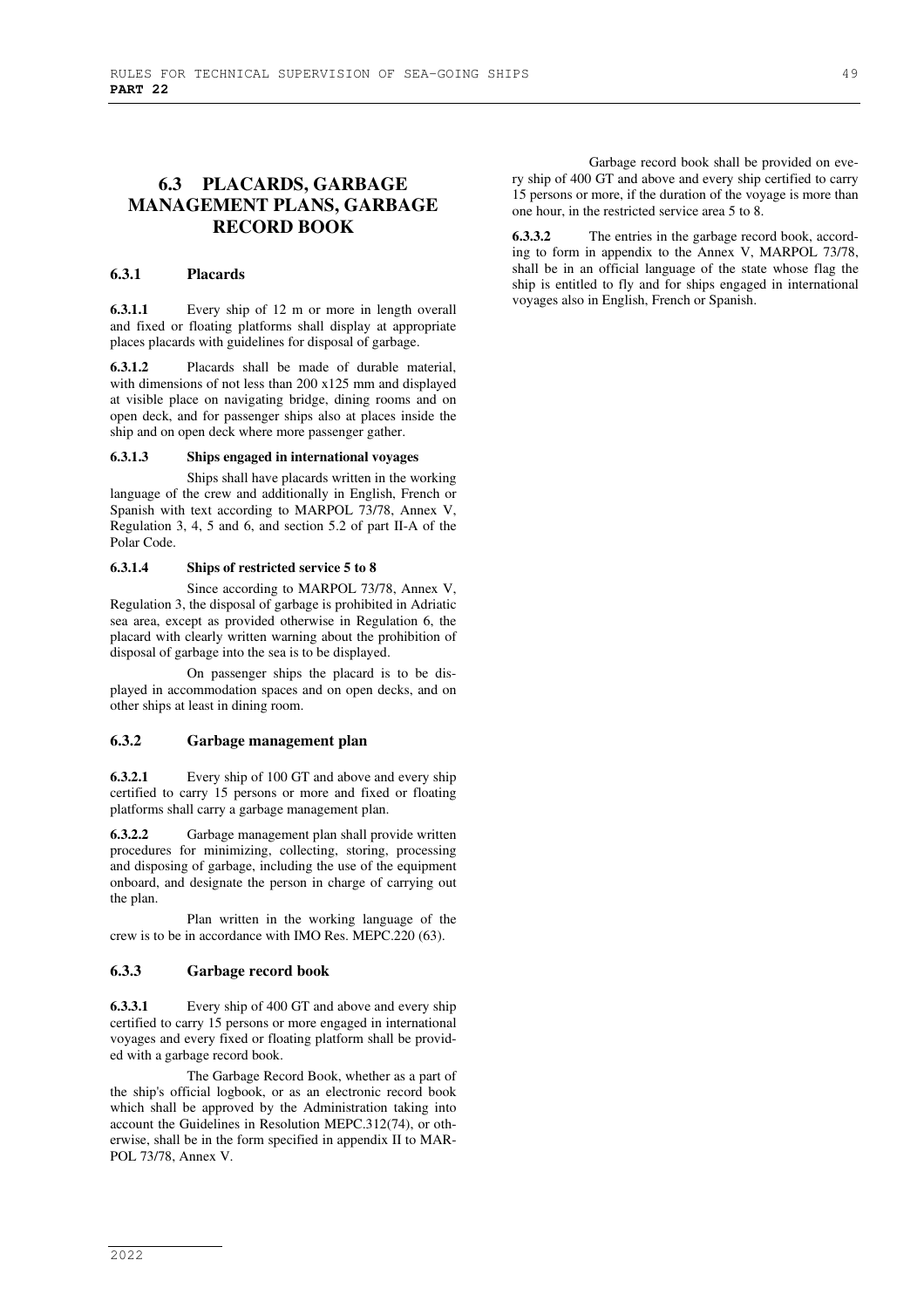## 6.3 PLACARDS, GARBAGE MANAGEMENT PLANS, GARBAGE RECORD BOOK

### 6.3.1 Placards

**6.3.1.1** Every ship of 12 m or more in length overall and fixed or floating platforms shall display at appropriate places placards with guidelines for disposal of garbage.

**6.3.1.2** Placards shall be made of durable material, with dimensions of not less than 200 x125 mm and displayed at visible place on navigating bridge, dining rooms and on open deck, and for passenger ships also at places inside the ship and on open deck where more passenger gather.

**6.3.1.3 Ships engaged in international voyages**

Ships shall have placards written in the working language of the crew and additionally in English, French or Spanish with text according to MARPOL 73/78, Annex V, Regulation 3, 4, 5 and 6, and section 5.2 of part II-A of the Polar Code.

**6.3.1.4 Ships of restricted service 5 to 8**

Since according to MARPOL 73/78, Annex V, Regulation 3, the disposal of garbage is prohibited in Adriatic sea area, except as provided otherwise in Regulation 6, the placard with clearly written warning about the prohibition of disposal of garbage into the sea is to be displayed.

On passenger ships the placard is to be displayed in accommodation spaces and on open decks, and on other ships at least in dining room.

### 6.3.2 Garbage management plan

**6.3.2.1** Every ship of 100 GT and above and every ship certified to carry 15 persons or more and fixed or floating platforms shall carry a garbage management plan.

**6.3.2.2** Garbage management plan shall provide written procedures for minimizing, collecting, storing, processing and disposing of garbage, including the use of the equipment onboard, and designate the person in charge of carrying out the plan.

Plan written in the working language of the crew is to be in accordance with IMO Res. MEPC.220 (63).

### 6.3.3 Garbage record book

**6.3.3.1** Every ship of 400 GT and above and every ship certified to carry 15 persons or more engaged in international voyages and every fixed or floating platform shall be provided with a garbage record book.

The Garbage Record Book, whether as a part of the ship's official logbook, or as an electronic record book which shall be approved by the Administration taking into account the Guidelines in Resolution MEPC.312(74), or otherwise, shall be in the form specified in appendix II to MARPOL 73/78, Annex V.

Garbage record book shall be provided on every ship of 400 GT and above and every ship certified to carry 15 persons or more, if the duration of the voyage is more than one hour, in the restricted service area 5 to 8.

**6.3.3.2** The entries in the garbage record book, according to form in appendix to the Annex V, MARPOL 73/78, shall be in an official language of the state whose flag the ship is entitled to fly and for ships engaged in international voyages also in English, French or Spanish.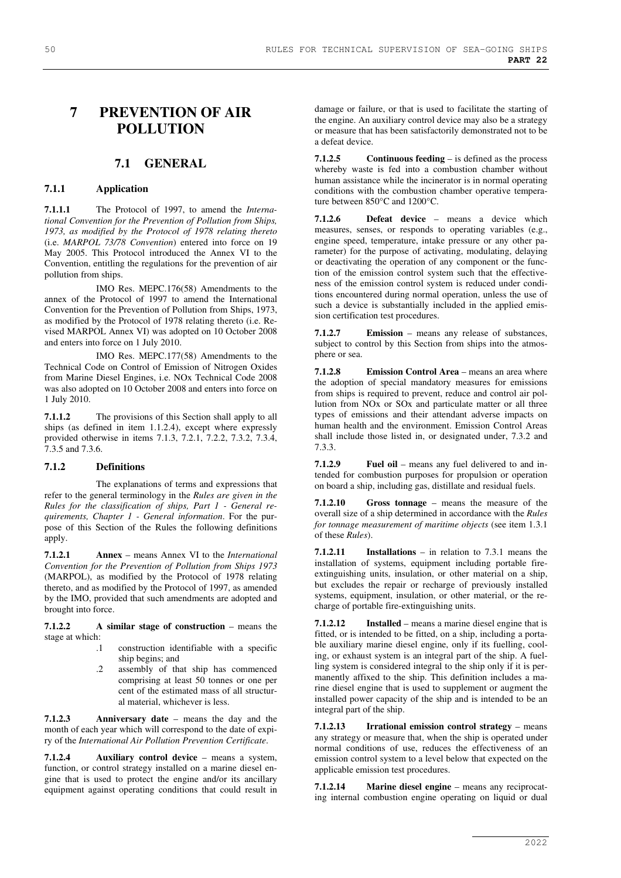# 7 PREVENTION OF AIR POLLUTION

## 7.1 GENERAL

### 7.1.1 Application

**7.1.1.1** The Protocol of 1997, to amend the *International Convention for the Prevention of Pollution from Ships, 1973, as modified by the Protocol of 1978 relating thereto* (i.e. *MARPOL 73/78 Convention*) entered into force on 19 May 2005. This Protocol introduced the Annex VI to the Convention, entitling the regulations for the prevention of air pollution from ships.

IMO Res. MEPC.176(58) Amendments to the annex of the Protocol of 1997 to amend the International Convention for the Prevention of Pollution from Ships, 1973, as modified by the Protocol of 1978 relating thereto (i.e. Revised MARPOL Annex VI) was adopted on 10 October 2008 and enters into force on 1 July 2010.

IMO Res. MEPC.177(58) Amendments to the Technical Code on Control of Emission of Nitrogen Oxides from Marine Diesel Engines, i.e. NOx Technical Code 2008 was also adopted on 10 October 2008 and enters into force on 1 July 2010.

**7.1.1.2** The provisions of this Section shall apply to all ships (as defined in item 1.1.2.4), except where expressly provided otherwise in items 7.1.3, 7.2.1, 7.2.2, 7.3.2, 7.3.4, 7.3.5 and 7.3.6.

### 7.1.2 Definitions

The explanations of terms and expressions that refer to the general terminology in the *Rules are given in the Rules for the classification of ships, Part 1 - General requirements, Chapter 1 - General information*. For the purpose of this Section of the Rules the following definitions apply.

**7.1.2.1 Annex** – means Annex VI to the *International Convention for the Prevention of Pollution from Ships 1973* (MARPOL), as modified by the Protocol of 1978 relating thereto, and as modified by the Protocol of 1997, as amended by the IMO, provided that such amendments are adopted and brought into force.

**7.1.2.2 A similar stage of construction** – means the stage at which:

.1 construction identifiable with a specific ship begins; and

.2 assembly of that ship has commenced comprising at least 50 tonnes or one per cent of the estimated mass of all structural material, whichever is less.

**7.1.2.3 Anniversary date** – means the day and the month of each year which will correspond to the date of expiry of the *International Air Pollution Prevention Certificate*.

**7.1.2.4 Auxiliary control device** – means a system, function, or control strategy installed on a marine diesel engine that is used to protect the engine and/or its ancillary equipment against operating conditions that could result in damage or failure, or that is used to facilitate the starting of the engine. An auxiliary control device may also be a strategy or measure that has been satisfactorily demonstrated not to be a defeat device.

**7.1.2.5 Continuous feeding** – is defined as the process whereby waste is fed into a combustion chamber without human assistance while the incinerator is in normal operating conditions with the combustion chamber operative temperature between 850°C and 1200°C.

**7.1.2.6 Defeat device** – means a device which measures, senses, or responds to operating variables (e.g., engine speed, temperature, intake pressure or any other parameter) for the purpose of activating, modulating, delaying or deactivating the operation of any component or the function of the emission control system such that the effectiveness of the emission control system is reduced under conditions encountered during normal operation, unless the use of such a device is substantially included in the applied emission certification test procedures.

**7.1.2.7 Emission** – means any release of substances, subject to control by this Section from ships into the atmosphere or sea.

**7.1.2.8 Emission Control Area** – means an area where the adoption of special mandatory measures for emissions from ships is required to prevent, reduce and control air pollution from NOx or SOx and particulate matter or all three types of emissions and their attendant adverse impacts on human health and the environment. Emission Control Areas shall include those listed in, or designated under, 7.3.2 and 7.3.3.

**7.1.2.9 Fuel oil** – means any fuel delivered to and intended for combustion purposes for propulsion or operation on board a ship, including gas, distillate and residual fuels.

**7.1.2.10 Gross tonnage** – means the measure of the overall size of a ship determined in accordance with the *Rules for tonnage measurement of maritime objects* (see item 1.3.1 of these *Rules*).

**7.1.2.11 Installations** – in relation to 7.3.1 means the installation of systems, equipment including portable fire-extinguishing units, insulation, or other material on a ship, but excludes the repair or recharge of previously installed systems, equipment, insulation, or other material, or the recharge of portable fire-extinguishing units.

**7.1.2.12 Installed** – means a marine diesel engine that is fitted, or is intended to be fitted, on a ship, including a portable auxiliary marine diesel engine, only if its fuelling, cooling, or exhaust system is an integral part of the ship. A fuelling system is considered integral to the ship only if it is permanently affixed to the ship. This definition includes a marine diesel engine that is used to supplement or augment the installed power capacity of the ship and is intended to be an integral part of the ship.

**7.1.2.13 Irrational emission control strategy** – means any strategy or measure that, when the ship is operated under normal conditions of use, reduces the effectiveness of an emission control system to a level below that expected on the applicable emission test procedures.

**7.1.2.14 Marine diesel engine** – means any reciprocating internal combustion engine operating on liquid or dual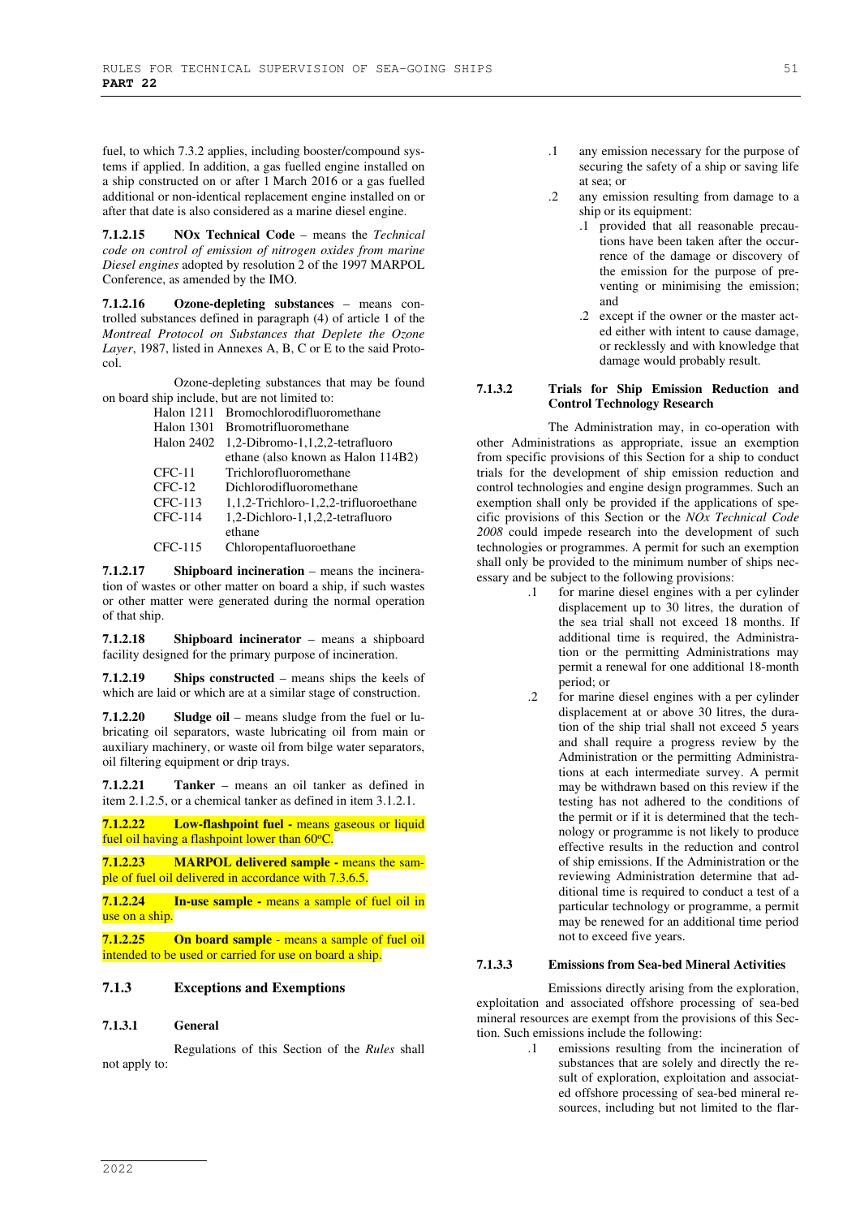fuel, to which 7.3.2 applies, including booster/compound systems if applied. In addition, a gas fuelled engine installed on a ship constructed on or after 1 March 2016 or a gas fuelled additional or non-identical replacement engine installed on or after that date is also considered as a marine diesel engine.

**7.1.2.15 NOx Technical Code** – means the *Technical code on control of emission of nitrogen oxides from marine Diesel engines* adopted by resolution 2 of the 1997 MARPOL Conference, as amended by the IMO.

**7.1.2.16 Ozone-depleting substances** – means controlled substances defined in paragraph (4) of article 1 of the *Montreal Protocol on Substances that Deplete the Ozone Layer*, 1987, listed in Annexes A, B, C or E to the said Protocol.

Ozone-depleting substances that may be found on board ship include, but are not limited to:

| | |
|---|---|
| Halon 1211 | Bromochlorodifluoromethane |
| Halon 1301 | Bromotrifluoromethane |
| Halon 2402 | 1,2-Dibromo-1,1,2,2-tetrafluoro ethane (also known as Halon 114B2) |
| CFC-11 | Trichlorofluoromethane |
| CFC-12 | Dichlorodifluoromethane |
| CFC-113 | 1,1,2-Trichloro-1,2,2-trifluoroethane |
| CFC-114 | 1,2-Dichloro-1,1,2,2-tetrafluoro ethane |
| CFC-115 | Chloropentafluoroethane |

**7.1.2.17 Shipboard incineration** – means the incineration of wastes or other matter on board a ship, if such wastes or other matter were generated during the normal operation of that ship.

**7.1.2.18 Shipboard incinerator** – means a shipboard facility designed for the primary purpose of incineration.

**7.1.2.19 Ships constructed** – means ships the keels of which are laid or which are at a similar stage of construction.

**7.1.2.20 Sludge oil** – means sludge from the fuel or lubricating oil separators, waste lubricating oil from main or auxiliary machinery, or waste oil from bilge water separators, oil filtering equipment or drip trays.

**7.1.2.21 Tanker** – means an oil tanker as defined in item 2.1.2.5, or a chemical tanker as defined in item 3.1.2.1.

**7.1.2.22 Low-flashpoint fuel -** means gaseous or liquid fuel oil having a flashpoint lower than 60ºC.

**7.1.2.23 MARPOL delivered sample -** means the sample of fuel oil delivered in accordance with 7.3.6.5.

**7.1.2.24 In-use sample -** means a sample of fuel oil in use on a ship.

**7.1.2.25 On board sample** - means a sample of fuel oil intended to be used or carried for use on board a ship.

## 7.1.3 Exceptions and Exemptions

### 7.1.3.1 General

Regulations of this Section of the *Rules* shall not apply to:

.1 any emission necessary for the purpose of securing the safety of a ship or saving life at sea; or

.2 any emission resulting from damage to a ship or its equipment:

.1 provided that all reasonable precautions have been taken after the occurrence of the damage or discovery of the emission for the purpose of preventing or minimising the emission; and

.2 except if the owner or the master acted either with intent to cause damage, or recklessly and with knowledge that damage would probably result.

### 7.1.3.2 Trials for Ship Emission Reduction and Control Technology Research

The Administration may, in co-operation with other Administrations as appropriate, issue an exemption from specific provisions of this Section for a ship to conduct trials for the development of ship emission reduction and control technologies and engine design programmes. Such an exemption shall only be provided if the applications of specific provisions of this Section or the *NOx Technical Code 2008* could impede research into the development of such technologies or programmes. A permit for such an exemption shall only be provided to the minimum number of ships necessary and be subject to the following provisions:

.1 for marine diesel engines with a per cylinder displacement up to 30 litres, the duration of the sea trial shall not exceed 18 months. If additional time is required, the Administration or the permitting Administrations may permit a renewal for one additional 18-month period; or

.2 for marine diesel engines with a per cylinder displacement at or above 30 litres, the duration of the ship trial shall not exceed 5 years and shall require a progress review by the Administration or the permitting Administrations at each intermediate survey. A permit may be withdrawn based on this review if the testing has not adhered to the conditions of the permit or if it is determined that the technology or programme is not likely to produce effective results in the reduction and control of ship emissions. If the Administration or the reviewing Administration determine that additional time is required to conduct a test of a particular technology or programme, a permit may be renewed for an additional time period not to exceed five years.

### 7.1.3.3 Emissions from Sea-bed Mineral Activities

Emissions directly arising from the exploration, exploitation and associated offshore processing of sea-bed mineral resources are exempt from the provisions of this Section. Such emissions include the following:

.1 emissions resulting from the incineration of substances that are solely and directly the result of exploration, exploitation and associated offshore processing of sea-bed mineral resources, including but not limited to the flar-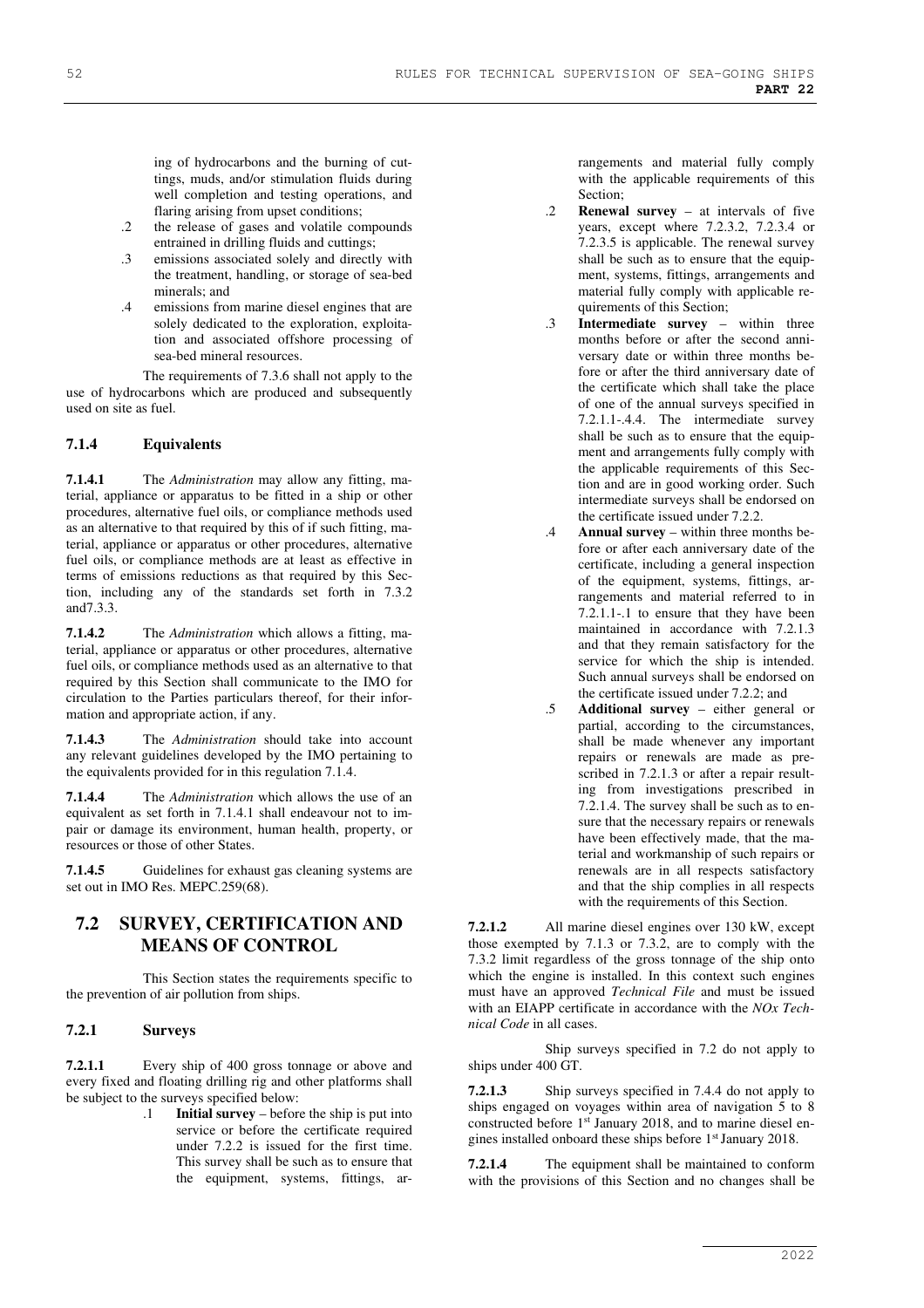ing of hydrocarbons and the burning of cuttings, muds, and/or stimulation fluids during well completion and testing operations, and flaring arising from upset conditions;

.2 the release of gases and volatile compounds entrained in drilling fluids and cuttings;

.3 emissions associated solely and directly with the treatment, handling, or storage of sea-bed minerals; and

.4 emissions from marine diesel engines that are solely dedicated to the exploration, exploitation and associated offshore processing of sea-bed mineral resources.

The requirements of 7.3.6 shall not apply to the use of hydrocarbons which are produced and subsequently used on site as fuel.

### 7.1.4 Equivalents

**7.1.4.1** The *Administration* may allow any fitting, material, appliance or apparatus to be fitted in a ship or other procedures, alternative fuel oils, or compliance methods used as an alternative to that required by this of if such fitting, material, appliance or apparatus or other procedures, alternative fuel oils, or compliance methods are at least as effective in terms of emissions reductions as that required by this Section, including any of the standards set forth in 7.3.2 and7.3.3.

**7.1.4.2** The *Administration* which allows a fitting, material, appliance or apparatus or other procedures, alternative fuel oils, or compliance methods used as an alternative to that required by this Section shall communicate to the IMO for circulation to the Parties particulars thereof, for their information and appropriate action, if any.

**7.1.4.3** The *Administration* should take into account any relevant guidelines developed by the IMO pertaining to the equivalents provided for in this regulation 7.1.4.

**7.1.4.4** The *Administration* which allows the use of an equivalent as set forth in 7.1.4.1 shall endeavour not to impair or damage its environment, human health, property, or resources or those of other States.

**7.1.4.5** Guidelines for exhaust gas cleaning systems are set out in IMO Res. MEPC.259(68).

## 7.2 SURVEY, CERTIFICATION AND MEANS OF CONTROL

This Section states the requirements specific to the prevention of air pollution from ships.

### 7.2.1 Surveys

**7.2.1.1** Every ship of 400 gross tonnage or above and every fixed and floating drilling rig and other platforms shall be subject to the surveys specified below:

.1 **Initial survey** – before the ship is put into service or before the certificate required under 7.2.2 is issued for the first time. This survey shall be such as to ensure that the equipment, systems, fittings, arrangements and material fully comply with the applicable requirements of this Section;

.2 **Renewal survey** – at intervals of five years, except where 7.2.3.2, 7.2.3.4 or 7.2.3.5 is applicable. The renewal survey shall be such as to ensure that the equipment, systems, fittings, arrangements and material fully comply with applicable requirements of this Section;

.3 **Intermediate survey** – within three months before or after the second anniversary date or within three months before or after the third anniversary date of the certificate which shall take the place of one of the annual surveys specified in 7.2.1.1-.4.4. The intermediate survey shall be such as to ensure that the equipment and arrangements fully comply with the applicable requirements of this Section and are in good working order. Such intermediate surveys shall be endorsed on the certificate issued under 7.2.2.

.4 **Annual survey** – within three months before or after each anniversary date of the certificate, including a general inspection of the equipment, systems, fittings, arrangements and material referred to in 7.2.1.1-.1 to ensure that they have been maintained in accordance with 7.2.1.3 and that they remain satisfactory for the service for which the ship is intended. Such annual surveys shall be endorsed on the certificate issued under 7.2.2; and

.5 **Additional survey** – either general or partial, according to the circumstances, shall be made whenever any important repairs or renewals are made as prescribed in 7.2.1.3 or after a repair resulting from investigations prescribed in 7.2.1.4. The survey shall be such as to ensure that the necessary repairs or renewals have been effectively made, that the material and workmanship of such repairs or renewals are in all respects satisfactory and that the ship complies in all respects with the requirements of this Section.

**7.2.1.2** All marine diesel engines over 130 kW, except those exempted by 7.1.3 or 7.3.2, are to comply with the 7.3.2 limit regardless of the gross tonnage of the ship onto which the engine is installed. In this context such engines must have an approved *Technical File* and must be issued with an EIAPP certificate in accordance with the *NOx Technical Code* in all cases.

Ship surveys specified in 7.2 do not apply to ships under 400 GT.

**7.2.1.3** Ship surveys specified in 7.4.4 do not apply to ships engaged on voyages within area of navigation 5 to 8 constructed before 1st January 2018, and to marine diesel engines installed onboard these ships before 1st January 2018.

**7.2.1.4** The equipment shall be maintained to conform with the provisions of this Section and no changes shall be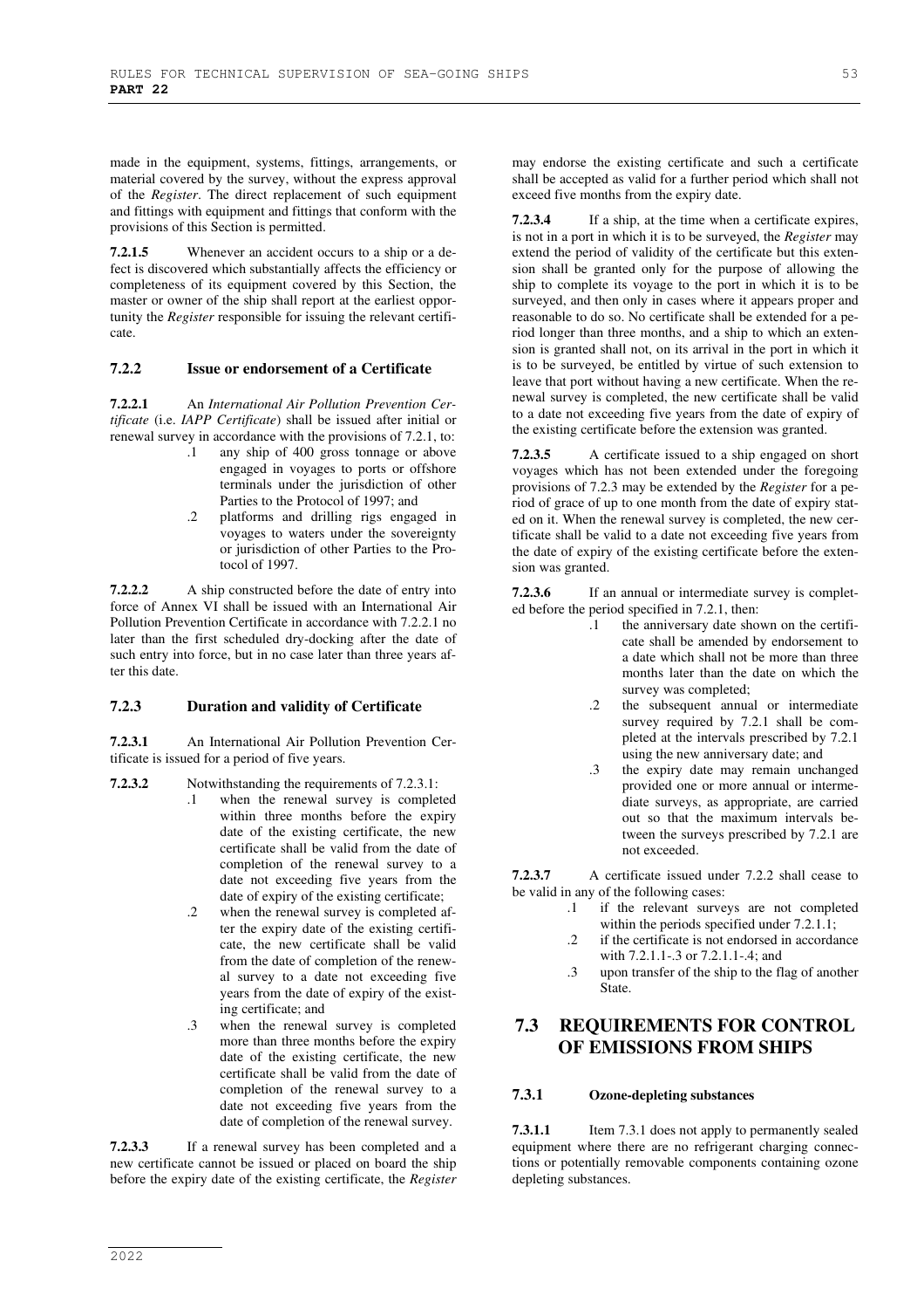made in the equipment, systems, fittings, arrangements, or material covered by the survey, without the express approval of the *Register*. The direct replacement of such equipment and fittings with equipment and fittings that conform with the provisions of this Section is permitted.

**7.2.1.5** Whenever an accident occurs to a ship or a defect is discovered which substantially affects the efficiency or completeness of its equipment covered by this Section, the master or owner of the ship shall report at the earliest opportunity the *Register* responsible for issuing the relevant certificate.

### 7.2.2 Issue or endorsement of a Certificate

**7.2.2.1** An *International Air Pollution Prevention Certificate* (i.e. *IAPP Certificate*) shall be issued after initial or renewal survey in accordance with the provisions of 7.2.1, to:

.1 any ship of 400 gross tonnage or above engaged in voyages to ports or offshore terminals under the jurisdiction of other Parties to the Protocol of 1997; and

.2 platforms and drilling rigs engaged in voyages to waters under the sovereignty or jurisdiction of other Parties to the Protocol of 1997.

**7.2.2.2** A ship constructed before the date of entry into force of Annex VI shall be issued with an International Air Pollution Prevention Certificate in accordance with 7.2.2.1 no later than the first scheduled dry-docking after the date of such entry into force, but in no case later than three years after this date.

### 7.2.3 Duration and validity of Certificate

**7.2.3.1** An International Air Pollution Prevention Certificate is issued for a period of five years.

**7.2.3.2** Notwithstanding the requirements of 7.2.3.1:

.1 when the renewal survey is completed within three months before the expiry date of the existing certificate, the new certificate shall be valid from the date of completion of the renewal survey to a date not exceeding five years from the date of expiry of the existing certificate;

.2 when the renewal survey is completed after the expiry date of the existing certificate, the new certificate shall be valid from the date of completion of the renewal survey to a date not exceeding five years from the date of expiry of the existing certificate; and

.3 when the renewal survey is completed more than three months before the expiry date of the existing certificate, the new certificate shall be valid from the date of completion of the renewal survey to a date not exceeding five years from the date of completion of the renewal survey.

**7.2.3.3** If a renewal survey has been completed and a new certificate cannot be issued or placed on board the ship before the expiry date of the existing certificate, the *Register* may endorse the existing certificate and such a certificate shall be accepted as valid for a further period which shall not exceed five months from the expiry date.

**7.2.3.4** If a ship, at the time when a certificate expires, is not in a port in which it is to be surveyed, the *Register* may extend the period of validity of the certificate but this extension shall be granted only for the purpose of allowing the ship to complete its voyage to the port in which it is to be surveyed, and then only in cases where it appears proper and reasonable to do so. No certificate shall be extended for a period longer than three months, and a ship to which an extension is granted shall not, on its arrival in the port in which it is to be surveyed, be entitled by virtue of such extension to leave that port without having a new certificate. When the renewal survey is completed, the new certificate shall be valid to a date not exceeding five years from the date of expiry of the existing certificate before the extension was granted.

**7.2.3.5** A certificate issued to a ship engaged on short voyages which has not been extended under the foregoing provisions of 7.2.3 may be extended by the *Register* for a period of grace of up to one month from the date of expiry stated on it. When the renewal survey is completed, the new certificate shall be valid to a date not exceeding five years from the date of expiry of the existing certificate before the extension was granted.

**7.2.3.6** If an annual or intermediate survey is completed before the period specified in 7.2.1, then:

.1 the anniversary date shown on the certificate shall be amended by endorsement to a date which shall not be more than three months later than the date on which the survey was completed;

.2 the subsequent annual or intermediate survey required by 7.2.1 shall be completed at the intervals prescribed by 7.2.1 using the new anniversary date; and

.3 the expiry date may remain unchanged provided one or more annual or intermediate surveys, as appropriate, are carried out so that the maximum intervals between the surveys prescribed by 7.2.1 are not exceeded.

**7.2.3.7** A certificate issued under 7.2.2 shall cease to be valid in any of the following cases:

.1 if the relevant surveys are not completed within the periods specified under 7.2.1.1;

.2 if the certificate is not endorsed in accordance with 7.2.1.1-.3 or 7.2.1.1-.4; and

.3 upon transfer of the ship to the flag of another State.

## 7.3 REQUIREMENTS FOR CONTROL OF EMISSIONS FROM SHIPS

### 7.3.1 Ozone-depleting substances

**7.3.1.1** Item 7.3.1 does not apply to permanently sealed equipment where there are no refrigerant charging connections or potentially removable components containing ozone depleting substances.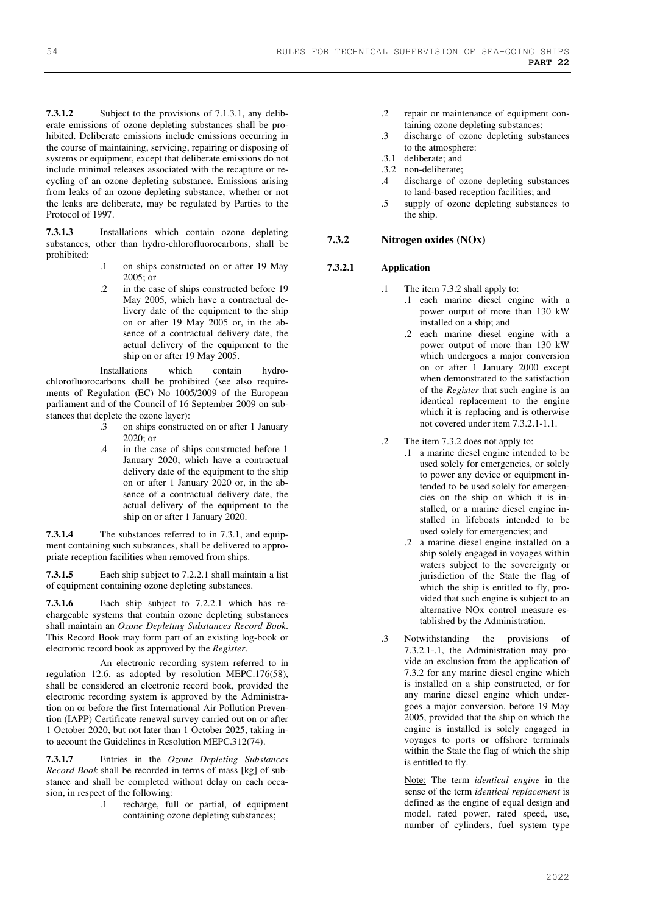**7.3.1.2** Subject to the provisions of 7.1.3.1, any deliberate emissions of ozone depleting substances shall be prohibited. Deliberate emissions include emissions occurring in the course of maintaining, servicing, repairing or disposing of systems or equipment, except that deliberate emissions do not include minimal releases associated with the recapture or recycling of an ozone depleting substance. Emissions arising from leaks of an ozone depleting substance, whether or not the leaks are deliberate, may be regulated by Parties to the Protocol of 1997.

**7.3.1.3** Installations which contain ozone depleting substances, other than hydro-chlorofluorocarbons, shall be prohibited:

- .1 on ships constructed on or after 19 May 2005; or
- .2 in the case of ships constructed before 19 May 2005, which have a contractual delivery date of the equipment to the ship on or after 19 May 2005 or, in the absence of a contractual delivery date, the actual delivery of the equipment to the ship on or after 19 May 2005.

Installations which contain hydro-chlorofluorocarbons shall be prohibited (see also requirements of Regulation (EC) No 1005/2009 of the European parliament and of the Council of 16 September 2009 on substances that deplete the ozone layer):

- .3 on ships constructed on or after 1 January 2020; or
- .4 in the case of ships constructed before 1 January 2020, which have a contractual delivery date of the equipment to the ship on or after 1 January 2020 or, in the absence of a contractual delivery date, the actual delivery of the equipment to the ship on or after 1 January 2020.

**7.3.1.4** The substances referred to in 7.3.1, and equipment containing such substances, shall be delivered to appropriate reception facilities when removed from ships.

**7.3.1.5** Each ship subject to 7.2.2.1 shall maintain a list of equipment containing ozone depleting substances.

**7.3.1.6** Each ship subject to 7.2.2.1 which has rechargeable systems that contain ozone depleting substances shall maintain an *Ozone Depleting Substances Record Book*. This Record Book may form part of an existing log-book or electronic record book as approved by the *Register*.

An electronic recording system referred to in regulation 12.6, as adopted by resolution MEPC.176(58), shall be considered an electronic record book, provided the electronic recording system is approved by the Administration on or before the first International Air Pollution Prevention (IAPP) Certificate renewal survey carried out on or after 1 October 2020, but not later than 1 October 2025, taking into account the Guidelines in Resolution MEPC.312(74).

**7.3.1.7** Entries in the *Ozone Depleting Substances Record Book* shall be recorded in terms of mass [kg] of substance and shall be completed without delay on each occasion, in respect of the following:

- .1 recharge, full or partial, of equipment containing ozone depleting substances;
- .2 repair or maintenance of equipment containing ozone depleting substances;
- .3 discharge of ozone depleting substances to the atmosphere:
- .3.1 deliberate; and
- .3.2 non-deliberate;
- .4 discharge of ozone depleting substances to land-based reception facilities; and
- .5 supply of ozone depleting substances to the ship.

### 7.3.2 Nitrogen oxides (NOx)

#### 7.3.2.1 Application

- .1 The item 7.3.2 shall apply to:
  - .1 each marine diesel engine with a power output of more than 130 kW installed on a ship; and
  - .2 each marine diesel engine with a power output of more than 130 kW which undergoes a major conversion on or after 1 January 2000 except when demonstrated to the satisfaction of the *Register* that such engine is an identical replacement to the engine which it is replacing and is otherwise not covered under item 7.3.2.1-1.1.
- .2 The item 7.3.2 does not apply to:
  - .1 a marine diesel engine intended to be used solely for emergencies, or solely to power any device or equipment intended to be used solely for emergencies on the ship on which it is installed, or a marine diesel engine installed in lifeboats intended to be used solely for emergencies; and
  - .2 a marine diesel engine installed on a ship solely engaged in voyages within waters subject to the sovereignty or jurisdiction of the State the flag of which the ship is entitled to fly, provided that such engine is subject to an alternative NOx control measure established by the Administration.
- .3 Notwithstanding the provisions of 7.3.2.1-.1, the Administration may provide an exclusion from the application of 7.3.2 for any marine diesel engine which is installed on a ship constructed, or for any marine diesel engine which undergoes a major conversion, before 19 May 2005, provided that the ship on which the engine is installed is solely engaged in voyages to ports or offshore terminals within the State the flag of which the ship is entitled to fly.

  Note: The term *identical engine* in the sense of the term *identical replacement* is defined as the engine of equal design and model, rated power, rated speed, use, number of cylinders, fuel system type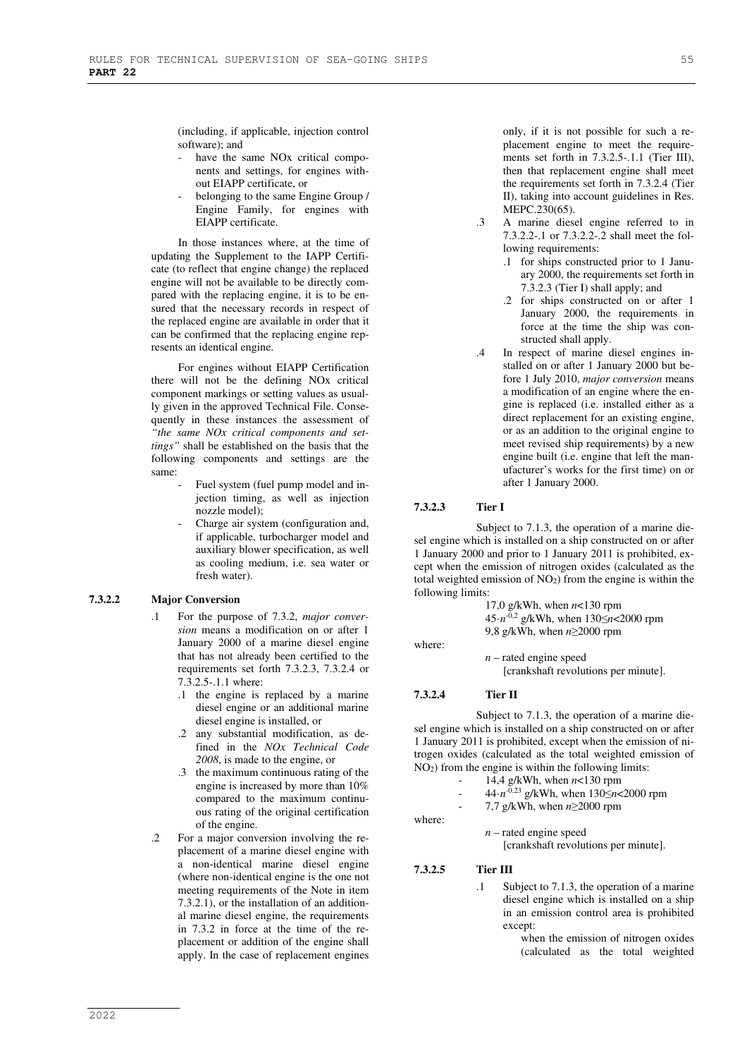(including, if applicable, injection control software); and

- have the same NOx critical components and settings, for engines without EIAPP certificate, or
- belonging to the same Engine Group / Engine Family, for engines with EIAPP certificate.

In those instances where, at the time of updating the Supplement to the IAPP Certificate (to reflect that engine change) the replaced engine will not be available to be directly compared with the replacing engine, it is to be ensured that the necessary records in respect of the replaced engine are available in order that it can be confirmed that the replacing engine represents an identical engine.

For engines without EIAPP Certification there will not be the defining NOx critical component markings or setting values as usually given in the approved Technical File. Consequently in these instances the assessment of *"the same NOx critical components and settings"* shall be established on the basis that the following components and settings are the same:

- Fuel system (fuel pump model and injection timing, as well as injection nozzle model);
- Charge air system (configuration and, if applicable, turbocharger model and auxiliary blower specification, as well as cooling medium, i.e. sea water or fresh water).

**7.3.2.2 Major Conversion**

.1 For the purpose of 7.3.2, *major conversion* means a modification on or after 1 January 2000 of a marine diesel engine that has not already been certified to the requirements set forth 7.3.2.3, 7.3.2.4 or 7.3.2.5-.1.1 where:

.1 the engine is replaced by a marine diesel engine or an additional marine diesel engine is installed, or

.2 any substantial modification, as defined in the *NOx Technical Code 2008*, is made to the engine, or

.3 the maximum continuous rating of the engine is increased by more than 10% compared to the maximum continuous rating of the original certification of the engine.

.2 For a major conversion involving the replacement of a marine diesel engine with a non-identical marine diesel engine (where non-identical engine is the one not meeting requirements of the Note in item 7.3.2.1), or the installation of an additional marine diesel engine, the requirements in 7.3.2 in force at the time of the replacement or addition of the engine shall apply. In the case of replacement engines only, if it is not possible for such a replacement engine to meet the requirements set forth in 7.3.2.5-.1.1 (Tier III), then that replacement engine shall meet the requirements set forth in 7.3.2.4 (Tier II), taking into account guidelines in Res. MEPC.230(65).

.3 A marine diesel engine referred to in 7.3.2.2-.1 or 7.3.2.2-.2 shall meet the following requirements:

.1 for ships constructed prior to 1 January 2000, the requirements set forth in 7.3.2.3 (Tier I) shall apply; and

.2 for ships constructed on or after 1 January 2000, the requirements in force at the time the ship was constructed shall apply.

.4 In respect of marine diesel engines installed on or after 1 January 2000 but before 1 July 2010, *major conversion* means a modification of an engine where the engine is replaced (i.e. installed either as a direct replacement for an existing engine, or as an addition to the original engine to meet revised ship requirements) by a new engine built (i.e. engine that left the manufacturer's works for the first time) on or after 1 January 2000.

**7.3.2.3 Tier I**

Subject to 7.1.3, the operation of a marine diesel engine which is installed on a ship constructed on or after 1 January 2000 and prior to 1 January 2011 is prohibited, except when the emission of nitrogen oxides (calculated as the total weighted emission of $NO_2$) from the engine is within the following limits:

17,0 g/kWh, when $n<130$ rpm
$45 \cdot n^{-0,2}$ g/kWh, when $130 \leq n < 2000$ rpm
9,8 g/kWh, when $n \geq 2000$ rpm

where:

$n$ – rated engine speed [crankshaft revolutions per minute].

**7.3.2.4 Tier II**

Subject to 7.1.3, the operation of a marine diesel engine which is installed on a ship constructed on or after 1 January 2011 is prohibited, except when the emission of nitrogen oxides (calculated as the total weighted emission of $NO_2$) from the engine is within the following limits:

- 14,4 g/kWh, when $n<130$ rpm
- $44 \cdot n^{-0,23}$ g/kWh, when $130 \leq n < 2000$ rpm
- 7,7 g/kWh, when $n \geq 2000$ rpm

where:

$n$ – rated engine speed [crankshaft revolutions per minute].

**7.3.2.5 Tier III**

.1 Subject to 7.1.3, the operation of a marine diesel engine which is installed on a ship in an emission control area is prohibited except:

when the emission of nitrogen oxides (calculated as the total weighted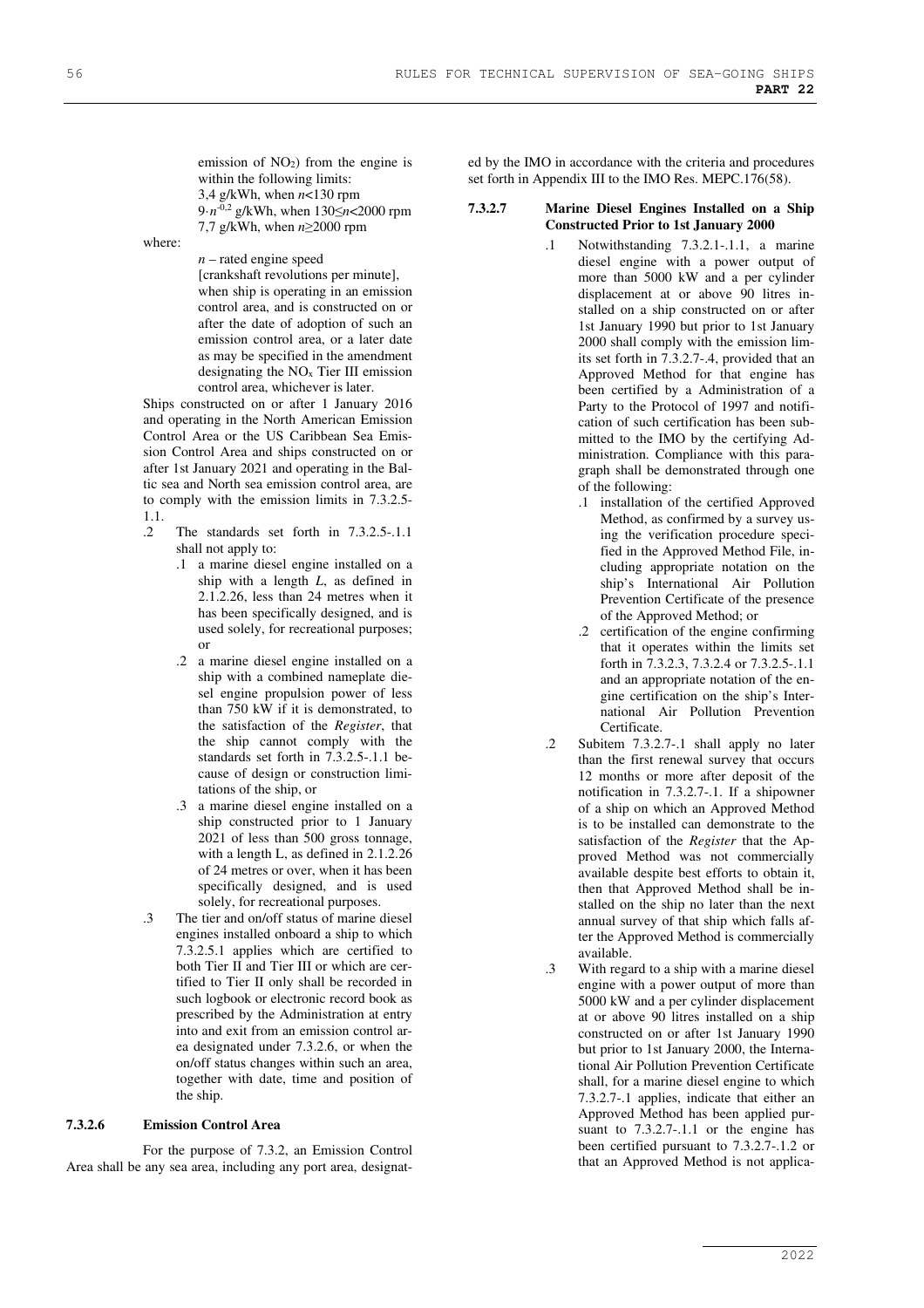emission of $NO_2$) from the engine is within the following limits:

3,4 g/kWh, when $n$<130 rpm

$9 \cdot n^{-0,2}$ g/kWh, when 130≤$n$<2000 rpm

7,7 g/kWh, when $n$≥2000 rpm

where:

$n$ – rated engine speed [crankshaft revolutions per minute], when ship is operating in an emission control area, and is constructed on or after the date of adoption of such an emission control area, or a later date as may be specified in the amendment designating the $NO_x$ Tier III emission control area, whichever is later.

Ships constructed on or after 1 January 2016 and operating in the North American Emission Control Area or the US Caribbean Sea Emission Control Area and ships constructed on or after 1st January 2021 and operating in the Baltic sea and North sea emission control area, are to comply with the emission limits in 7.3.2.5-1.1.

.2 The standards set forth in 7.3.2.5-.1.1 shall not apply to:

.1 a marine diesel engine installed on a ship with a length $L$, as defined in 2.1.2.26, less than 24 metres when it has been specifically designed, and is used solely, for recreational purposes; or

.2 a marine diesel engine installed on a ship with a combined nameplate diesel engine propulsion power of less than 750 kW if it is demonstrated, to the satisfaction of the *Register*, that the ship cannot comply with the standards set forth in 7.3.2.5-.1.1 because of design or construction limitations of the ship, or

.3 a marine diesel engine installed on a ship constructed prior to 1 January 2021 of less than 500 gross tonnage, with a length L, as defined in 2.1.2.26 of 24 metres or over, when it has been specifically designed, and is used solely, for recreational purposes.

.3 The tier and on/off status of marine diesel engines installed onboard a ship to which 7.3.2.5.1 applies which are certified to both Tier II and Tier III or which are certified to Tier II only shall be recorded in such logbook or electronic record book as prescribed by the Administration at entry into and exit from an emission control area designated under 7.3.2.6, or when the on/off status changes within such an area, together with date, time and position of the ship.

**7.3.2.6 Emission Control Area**

For the purpose of 7.3.2, an Emission Control Area shall be any sea area, including any port area, designated by the IMO in accordance with the criteria and procedures set forth in Appendix III to the IMO Res. MEPC.176(58).

**7.3.2.7 Marine Diesel Engines Installed on a Ship Constructed Prior to 1st January 2000**

.1 Notwithstanding 7.3.2.1-.1.1, a marine diesel engine with a power output of more than 5000 kW and a per cylinder displacement at or above 90 litres installed on a ship constructed on or after 1st January 1990 but prior to 1st January 2000 shall comply with the emission limits set forth in 7.3.2.7-.4, provided that an Approved Method for that engine has been certified by a Administration of a Party to the Protocol of 1997 and notification of such certification has been submitted to the IMO by the certifying Administration. Compliance with this paragraph shall be demonstrated through one of the following:

.1 installation of the certified Approved Method, as confirmed by a survey using the verification procedure specified in the Approved Method File, including appropriate notation on the ship's International Air Pollution Prevention Certificate of the presence of the Approved Method; or

.2 certification of the engine confirming that it operates within the limits set forth in 7.3.2.3, 7.3.2.4 or 7.3.2.5-.1.1 and an appropriate notation of the engine certification on the ship's International Air Pollution Prevention Certificate.

.2 Subitem 7.3.2.7-.1 shall apply no later than the first renewal survey that occurs 12 months or more after deposit of the notification in 7.3.2.7-.1. If a shipowner of a ship on which an Approved Method is to be installed can demonstrate to the satisfaction of the *Register* that the Approved Method was not commercially available despite best efforts to obtain it, then that Approved Method shall be installed on the ship no later than the next annual survey of that ship which falls after the Approved Method is commercially available.

.3 With regard to a ship with a marine diesel engine with a power output of more than 5000 kW and a per cylinder displacement at or above 90 litres installed on a ship constructed on or after 1st January 1990 but prior to 1st January 2000, the International Air Pollution Prevention Certificate shall, for a marine diesel engine to which 7.3.2.7-.1 applies, indicate that either an Approved Method has been applied pursuant to 7.3.2.7-.1.1 or the engine has been certified pursuant to 7.3.2.7-.1.2 or that an Approved Method is not applica-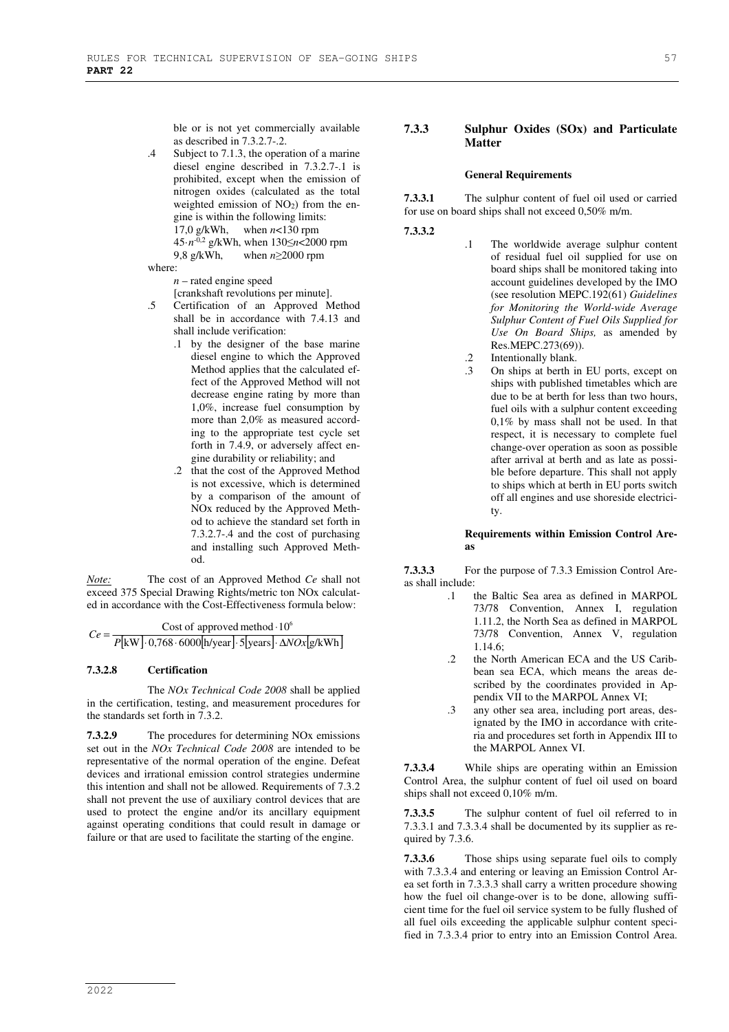ble or is not yet commercially available as described in 7.3.2.7-.2.

.4 Subject to 7.1.3, the operation of a marine diesel engine described in 7.3.2.7-.1 is prohibited, except when the emission of nitrogen oxides (calculated as the total weighted emission of $NO_2$) from the engine is within the following limits:
17,0 g/kWh, when $n<130$ rpm
$45 \cdot n^{-0,2}$ g/kWh, when $130 \leq n < 2000$ rpm
9,8 g/kWh, when $n \geq 2000$ rpm

where:

$n$ – rated engine speed [crankshaft revolutions per minute].

.5 Certification of an Approved Method shall be in accordance with 7.4.13 and shall include verification:

.1 by the designer of the base marine diesel engine to which the Approved Method applies that the calculated effect of the Approved Method will not decrease engine rating by more than 1,0%, increase fuel consumption by more than 2,0% as measured according to the appropriate test cycle set forth in 7.4.9, or adversely affect engine durability or reliability; and

.2 that the cost of the Approved Method is not excessive, which is determined by a comparison of the amount of NOx reduced by the Approved Method to achieve the standard set forth in 7.3.2.7-.4 and the cost of purchasing and installing such Approved Method.

*Note:* The cost of an Approved Method *Ce* shall not exceed 375 Special Drawing Rights/metric ton NOx calculated in accordance with the Cost-Effectiveness formula below:

$$Ce = \frac{\text{Cost of approved method} \cdot 10^6}{P[\text{kW}] \cdot 0,768 \cdot 6000[\text{h/year}] \cdot 5[\text{years}] \cdot \Delta NOx[\text{g/kWh}]}$$

### 7.3.2.8 Certification

The *NOx Technical Code 2008* shall be applied in the certification, testing, and measurement procedures for the standards set forth in 7.3.2.

**7.3.2.9** The procedures for determining NOx emissions set out in the *NOx Technical Code 2008* are intended to be representative of the normal operation of the engine. Defeat devices and irrational emission control strategies undermine this intention and shall not be allowed. Requirements of 7.3.2 shall not prevent the use of auxiliary control devices that are used to protect the engine and/or its ancillary equipment against operating conditions that could result in damage or failure or that are used to facilitate the starting of the engine.

### 7.3.3 Sulphur Oxides (SOx) and Particulate Matter

**General Requirements**

**7.3.3.1** The sulphur content of fuel oil used or carried for use on board ships shall not exceed 0,50% m/m.

**7.3.3.2**

.1 The worldwide average sulphur content of residual fuel oil supplied for use on board ships shall be monitored taking into account guidelines developed by the IMO (see resolution MEPC.192(61) *Guidelines for Monitoring the World-wide Average Sulphur Content of Fuel Oils Supplied for Use On Board Ships,* as amended by Res.MEPC.273(69)).

.2 Intentionally blank.

.3 On ships at berth in EU ports, except on ships with published timetables which are due to be at berth for less than two hours, fuel oils with a sulphur content exceeding 0,1% by mass shall not be used. In that respect, it is necessary to complete fuel change-over operation as soon as possible after arrival at berth and as late as possible before departure. This shall not apply to ships which at berth in EU ports switch off all engines and use shoreside electricity.

**Requirements within Emission Control Areas**

**7.3.3.3** For the purpose of 7.3.3 Emission Control Areas shall include:

.1 the Baltic Sea area as defined in MARPOL 73/78 Convention, Annex I, regulation 1.11.2, the North Sea as defined in MARPOL 73/78 Convention, Annex V, regulation 1.14.6;

.2 the North American ECA and the US Caribbean sea ECA, which means the areas described by the coordinates provided in Appendix VII to the MARPOL Annex VI;

.3 any other sea area, including port areas, designated by the IMO in accordance with criteria and procedures set forth in Appendix III to the MARPOL Annex VI.

**7.3.3.4** While ships are operating within an Emission Control Area, the sulphur content of fuel oil used on board ships shall not exceed 0,10% m/m.

**7.3.3.5** The sulphur content of fuel oil referred to in 7.3.3.1 and 7.3.3.4 shall be documented by its supplier as required by 7.3.6.

**7.3.3.6** Those ships using separate fuel oils to comply with 7.3.3.4 and entering or leaving an Emission Control Area set forth in 7.3.3.3 shall carry a written procedure showing how the fuel oil change-over is to be done, allowing sufficient time for the fuel oil service system to be fully flushed of all fuel oils exceeding the applicable sulphur content specified in 7.3.3.4 prior to entry into an Emission Control Area.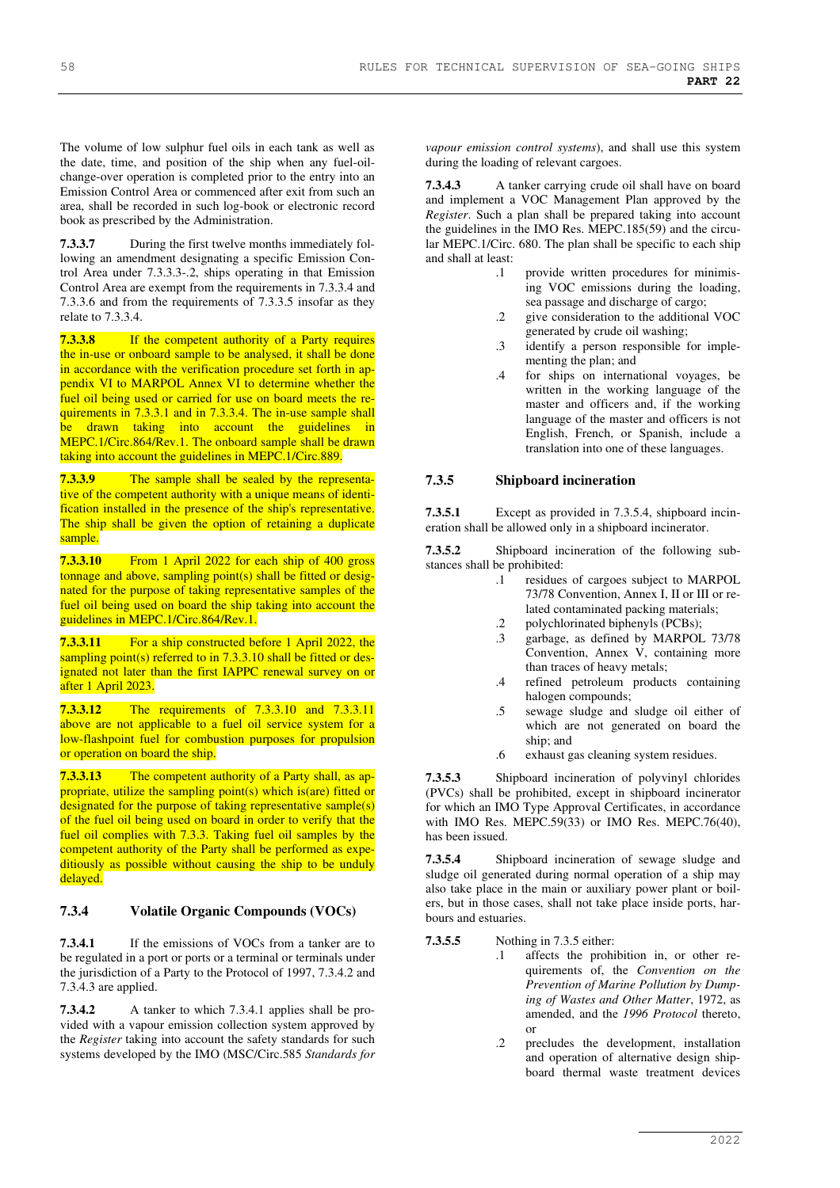The volume of low sulphur fuel oils in each tank as well as the date, time, and position of the ship when any fuel-oil-change-over operation is completed prior to the entry into an Emission Control Area or commenced after exit from such an area, shall be recorded in such log-book or electronic record book as prescribed by the Administration.

**7.3.3.7** During the first twelve months immediately following an amendment designating a specific Emission Control Area under 7.3.3.3-.2, ships operating in that Emission Control Area are exempt from the requirements in 7.3.3.4 and 7.3.3.6 and from the requirements of 7.3.3.5 insofar as they relate to 7.3.3.4.

**7.3.3.8** If the competent authority of a Party requires the in-use or onboard sample to be analysed, it shall be done in accordance with the verification procedure set forth in appendix VI to MARPOL Annex VI to determine whether the fuel oil being used or carried for use on board meets the requirements in 7.3.3.1 and in 7.3.3.4. The in-use sample shall be drawn taking into account the guidelines in MEPC.1/Circ.864/Rev.1. The onboard sample shall be drawn taking into account the guidelines in MEPC.1/Circ.889.

**7.3.3.9** The sample shall be sealed by the representative of the competent authority with a unique means of identification installed in the presence of the ship's representative. The ship shall be given the option of retaining a duplicate sample.

**7.3.3.10** From 1 April 2022 for each ship of 400 gross tonnage and above, sampling point(s) shall be fitted or designated for the purpose of taking representative samples of the fuel oil being used on board the ship taking into account the guidelines in MEPC.1/Circ.864/Rev.1.

**7.3.3.11** For a ship constructed before 1 April 2022, the sampling point(s) referred to in 7.3.3.10 shall be fitted or designated not later than the first IAPPC renewal survey on or after 1 April 2023.

**7.3.3.12** The requirements of 7.3.3.10 and 7.3.3.11 above are not applicable to a fuel oil service system for a low-flashpoint fuel for combustion purposes for propulsion or operation on board the ship.

**7.3.3.13** The competent authority of a Party shall, as appropriate, utilize the sampling point(s) which is(are) fitted or designated for the purpose of taking representative sample(s) of the fuel oil being used on board in order to verify that the fuel oil complies with 7.3.3. Taking fuel oil samples by the competent authority of the Party shall be performed as expeditiously as possible without causing the ship to be unduly delayed.

### 7.3.4 Volatile Organic Compounds (VOCs)

**7.3.4.1** If the emissions of VOCs from a tanker are to be regulated in a port or ports or a terminal or terminals under the jurisdiction of a Party to the Protocol of 1997, 7.3.4.2 and 7.3.4.3 are applied.

**7.3.4.2** A tanker to which 7.3.4.1 applies shall be provided with a vapour emission collection system approved by the *Register* taking into account the safety standards for such systems developed by the IMO (MSC/Circ.585 *Standards for vapour emission control systems*), and shall use this system during the loading of relevant cargoes.

**7.3.4.3** A tanker carrying crude oil shall have on board and implement a VOC Management Plan approved by the *Register*. Such a plan shall be prepared taking into account the guidelines in the IMO Res. MEPC.185(59) and the circular MEPC.1/Circ. 680. The plan shall be specific to each ship and shall at least:

.1 provide written procedures for minimising VOC emissions during the loading, sea passage and discharge of cargo;

.2 give consideration to the additional VOC generated by crude oil washing;

.3 identify a person responsible for implementing the plan; and

.4 for ships on international voyages, be written in the working language of the master and officers and, if the working language of the master and officers is not English, French, or Spanish, include a translation into one of these languages.

### 7.3.5 Shipboard incineration

**7.3.5.1** Except as provided in 7.3.5.4, shipboard incineration shall be allowed only in a shipboard incinerator.

**7.3.5.2** Shipboard incineration of the following substances shall be prohibited:

.1 residues of cargoes subject to MARPOL 73/78 Convention, Annex I, II or III or related contaminated packing materials;

.2 polychlorinated biphenyls (PCBs);

.3 garbage, as defined by MARPOL 73/78 Convention, Annex V, containing more than traces of heavy metals;

.4 refined petroleum products containing halogen compounds;

.5 sewage sludge and sludge oil either of which are not generated on board the ship; and

.6 exhaust gas cleaning system residues.

**7.3.5.3** Shipboard incineration of polyvinyl chlorides (PVCs) shall be prohibited, except in shipboard incinerator for which an IMO Type Approval Certificates, in accordance with IMO Res. MEPC.59(33) or IMO Res. MEPC.76(40), has been issued.

**7.3.5.4** Shipboard incineration of sewage sludge and sludge oil generated during normal operation of a ship may also take place in the main or auxiliary power plant or boilers, but in those cases, shall not take place inside ports, harbours and estuaries.

**7.3.5.5** Nothing in 7.3.5 either:

.1 affects the prohibition in, or other requirements of, the *Convention on the Prevention of Marine Pollution by Dumping of Wastes and Other Matter*, 1972, as amended, and the *1996 Protocol* thereto, or

.2 precludes the development, installation and operation of alternative design shipboard thermal waste treatment devices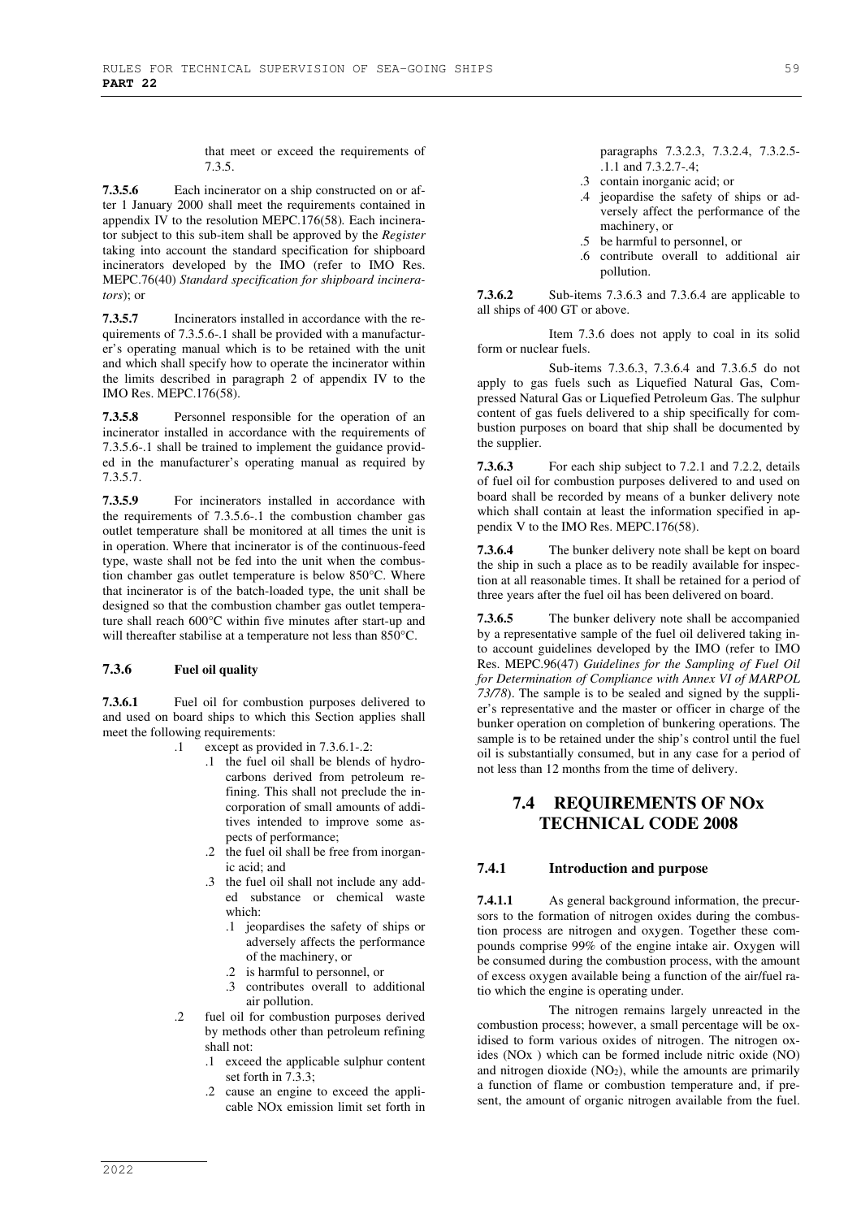that meet or exceed the requirements of 7.3.5.

**7.3.5.6** Each incinerator on a ship constructed on or after 1 January 2000 shall meet the requirements contained in appendix IV to the resolution MEPC.176(58)*.* Each incinerator subject to this sub-item shall be approved by the *Register* taking into account the standard specification for shipboard incinerators developed by the IMO (refer to IMO Res. MEPC.76(40) *Standard specification for shipboard incinerators*); or

**7.3.5.7** Incinerators installed in accordance with the requirements of 7.3.5.6-.1 shall be provided with a manufacturer's operating manual which is to be retained with the unit and which shall specify how to operate the incinerator within the limits described in paragraph 2 of appendix IV to the IMO Res. MEPC.176(58).

**7.3.5.8** Personnel responsible for the operation of an incinerator installed in accordance with the requirements of 7.3.5.6-.1 shall be trained to implement the guidance provided in the manufacturer's operating manual as required by 7.3.5.7.

**7.3.5.9** For incinerators installed in accordance with the requirements of 7.3.5.6-.1 the combustion chamber gas outlet temperature shall be monitored at all times the unit is in operation. Where that incinerator is of the continuous-feed type, waste shall not be fed into the unit when the combustion chamber gas outlet temperature is below 850°C. Where that incinerator is of the batch-loaded type, the unit shall be designed so that the combustion chamber gas outlet temperature shall reach 600°C within five minutes after start-up and will thereafter stabilise at a temperature not less than 850°C.

### 7.3.6 Fuel oil quality

**7.3.6.1** Fuel oil for combustion purposes delivered to and used on board ships to which this Section applies shall meet the following requirements:

- .1 except as provided in 7.3.6.1-.2:
  - .1 the fuel oil shall be blends of hydrocarbons derived from petroleum refining. This shall not preclude the incorporation of small amounts of additives intended to improve some aspects of performance;
  - .2 the fuel oil shall be free from inorganic acid; and
  - .3 the fuel oil shall not include any added substance or chemical waste which:
    - .1 jeopardises the safety of ships or adversely affects the performance of the machinery, or
    - .2 is harmful to personnel, or
    - .3 contributes overall to additional air pollution.
- .2 fuel oil for combustion purposes derived by methods other than petroleum refining shall not:
  - .1 exceed the applicable sulphur content set forth in 7.3.3;
  - .2 cause an engine to exceed the applicable NOx emission limit set forth in paragraphs 7.3.2.3, 7.3.2.4, 7.3.2.5-.1.1 and 7.3.2.7-.4;
  - .3 contain inorganic acid; or
  - .4 jeopardise the safety of ships or adversely affect the performance of the machinery, or
  - .5 be harmful to personnel, or
  - .6 contribute overall to additional air pollution.

**7.3.6.2** Sub-items 7.3.6.3 and 7.3.6.4 are applicable to all ships of 400 GT or above.

Item 7.3.6 does not apply to coal in its solid form or nuclear fuels.

Sub-items 7.3.6.3, 7.3.6.4 and 7.3.6.5 do not apply to gas fuels such as Liquefied Natural Gas, Compressed Natural Gas or Liquefied Petroleum Gas. The sulphur content of gas fuels delivered to a ship specifically for combustion purposes on board that ship shall be documented by the supplier.

**7.3.6.3** For each ship subject to 7.2.1 and 7.2.2, details of fuel oil for combustion purposes delivered to and used on board shall be recorded by means of a bunker delivery note which shall contain at least the information specified in appendix V to the IMO Res. MEPC.176(58).

**7.3.6.4** The bunker delivery note shall be kept on board the ship in such a place as to be readily available for inspection at all reasonable times. It shall be retained for a period of three years after the fuel oil has been delivered on board.

**7.3.6.5** The bunker delivery note shall be accompanied by a representative sample of the fuel oil delivered taking into account guidelines developed by the IMO (refer to IMO Res. MEPC.96(47) *Guidelines for the Sampling of Fuel Oil for Determination of Compliance with Annex VI of MARPOL 73/78*). The sample is to be sealed and signed by the supplier's representative and the master or officer in charge of the bunker operation on completion of bunkering operations. The sample is to be retained under the ship's control until the fuel oil is substantially consumed, but in any case for a period of not less than 12 months from the time of delivery.

## 7.4 REQUIREMENTS OF NOx TECHNICAL CODE 2008

### 7.4.1 Introduction and purpose

**7.4.1.1** As general background information, the precursors to the formation of nitrogen oxides during the combustion process are nitrogen and oxygen. Together these compounds comprise 99% of the engine intake air. Oxygen will be consumed during the combustion process, with the amount of excess oxygen available being a function of the air/fuel ratio which the engine is operating under.

The nitrogen remains largely unreacted in the combustion process; however, a small percentage will be oxidised to form various oxides of nitrogen. The nitrogen oxides (NOx ) which can be formed include nitric oxide (NO) and nitrogen dioxide ($NO_2$), while the amounts are primarily a function of flame or combustion temperature and, if present, the amount of organic nitrogen available from the fuel.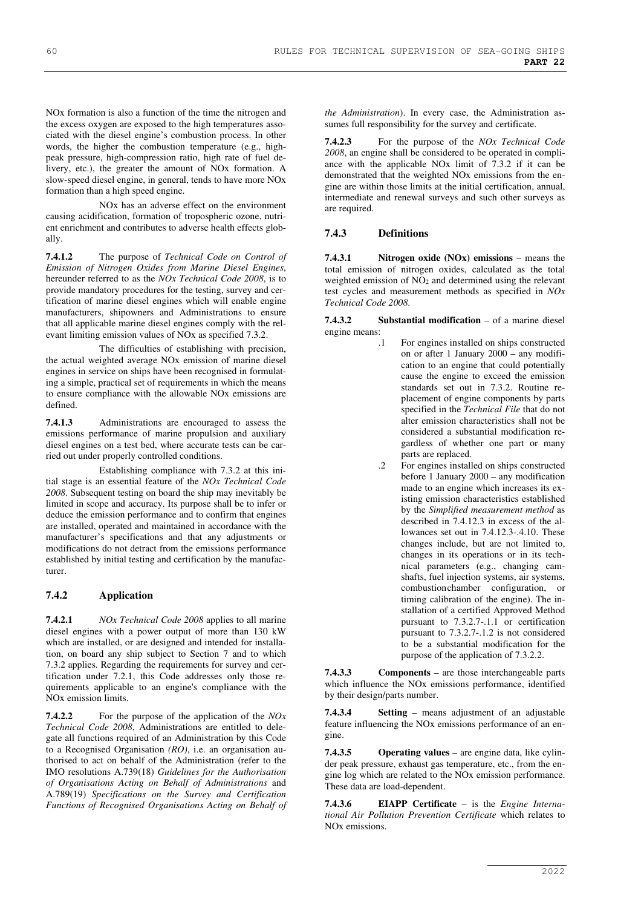NOx formation is also a function of the time the nitrogen and the excess oxygen are exposed to the high temperatures associated with the diesel engine's combustion process. In other words, the higher the combustion temperature (e.g., high-peak pressure, high-compression ratio, high rate of fuel delivery, etc.), the greater the amount of NOx formation. A slow-speed diesel engine, in general, tends to have more NOx formation than a high speed engine.

NOx has an adverse effect on the environment causing acidification, formation of tropospheric ozone, nutrient enrichment and contributes to adverse health effects globally.

**7.4.1.2** The purpose of *Technical Code on Control of Emission of Nitrogen Oxides from Marine Diesel Engines*, hereunder referred to as the *NOx Technical Code 2008*, is to provide mandatory procedures for the testing, survey and certification of marine diesel engines which will enable engine manufacturers, shipowners and Administrations to ensure that all applicable marine diesel engines comply with the relevant limiting emission values of NOx as specified 7.3.2.

The difficulties of establishing with precision, the actual weighted average NOx emission of marine diesel engines in service on ships have been recognised in formulating a simple, practical set of requirements in which the means to ensure compliance with the allowable NOx emissions are defined.

**7.4.1.3** Administrations are encouraged to assess the emissions performance of marine propulsion and auxiliary diesel engines on a test bed, where accurate tests can be carried out under properly controlled conditions.

Establishing compliance with 7.3.2 at this initial stage is an essential feature of the *NOx Technical Code 2008*. Subsequent testing on board the ship may inevitably be limited in scope and accuracy. Its purpose shall be to infer or deduce the emission performance and to confirm that engines are installed, operated and maintained in accordance with the manufacturer's specifications and that any adjustments or modifications do not detract from the emissions performance established by initial testing and certification by the manufacturer.

### 7.4.2 Application

**7.4.2.1** *NOx Technical Code 2008* applies to all marine diesel engines with a power output of more than 130 kW which are installed, or are designed and intended for installation, on board any ship subject to Section 7 and to which 7.3.2 applies. Regarding the requirements for survey and certification under 7.2.1, this Code addresses only those requirements applicable to an engine's compliance with the NOx emission limits.

**7.4.2.2** For the purpose of the application of the *NOx Technical Code 2008*, Administrations are entitled to delegate all functions required of an Administration by this Code to a Recognised Organisation *(RO)*, i.e. an organisation authorised to act on behalf of the Administration (refer to the IMO resolutions A.739(18) *Guidelines for the Authorisation of Organisations Acting on Behalf of Administrations* and A.789(19) *Specifications on the Survey and Certification Functions of Recognised Organisations Acting on Behalf of the Administration*). In every case, the Administration assumes full responsibility for the survey and certificate.

**7.4.2.3** For the purpose of the *NOx Technical Code 2008*, an engine shall be considered to be operated in compliance with the applicable NOx limit of 7.3.2 if it can be demonstrated that the weighted NOx emissions from the engine are within those limits at the initial certification, annual, intermediate and renewal surveys and such other surveys as are required.

### 7.4.3 Definitions

**7.4.3.1** **Nitrogen oxide (NOx) emissions** – means the total emission of nitrogen oxides, calculated as the total weighted emission of $NO_2$ and determined using the relevant test cycles and measurement methods as specified in *NOx Technical Code 2008*.

**7.4.3.2** **Substantial modification** – of a marine diesel engine means:

.1 For engines installed on ships constructed on or after 1 January 2000 – any modification to an engine that could potentially cause the engine to exceed the emission standards set out in 7.3.2. Routine replacement of engine components by parts specified in the *Technical File* that do not alter emission characteristics shall not be considered a substantial modification regardless of whether one part or many parts are replaced.

.2 For engines installed on ships constructed before 1 January 2000 – any modification made to an engine which increases its existing emission characteristics established by the *Simplified measurement method* as described in 7.4.12.3 in excess of the allowances set out in 7.4.12.3-.4.10. These changes include, but are not limited to, changes in its operations or in its technical parameters (e.g., changing camshafts, fuel injection systems, air systems, combustionchamber configuration, or timing calibration of the engine). The installation of a certified Approved Method pursuant to 7.3.2.7-.1.1 or certification pursuant to 7.3.2.7-.1.2 is not considered to be a substantial modification for the purpose of the application of 7.3.2.2.

**7.4.3.3** **Components** – are those interchangeable parts which influence the NOx emissions performance, identified by their design/parts number.

**7.4.3.4** **Setting** – means adjustment of an adjustable feature influencing the NOx emissions performance of an engine.

**7.4.3.5** **Operating values** – are engine data, like cylinder peak pressure, exhaust gas temperature, etc., from the engine log which are related to the NOx emission performance. These data are load-dependent.

**7.4.3.6** **EIAPP Certificate** – is the *Engine International Air Pollution Prevention Certificate* which relates to NOx emissions.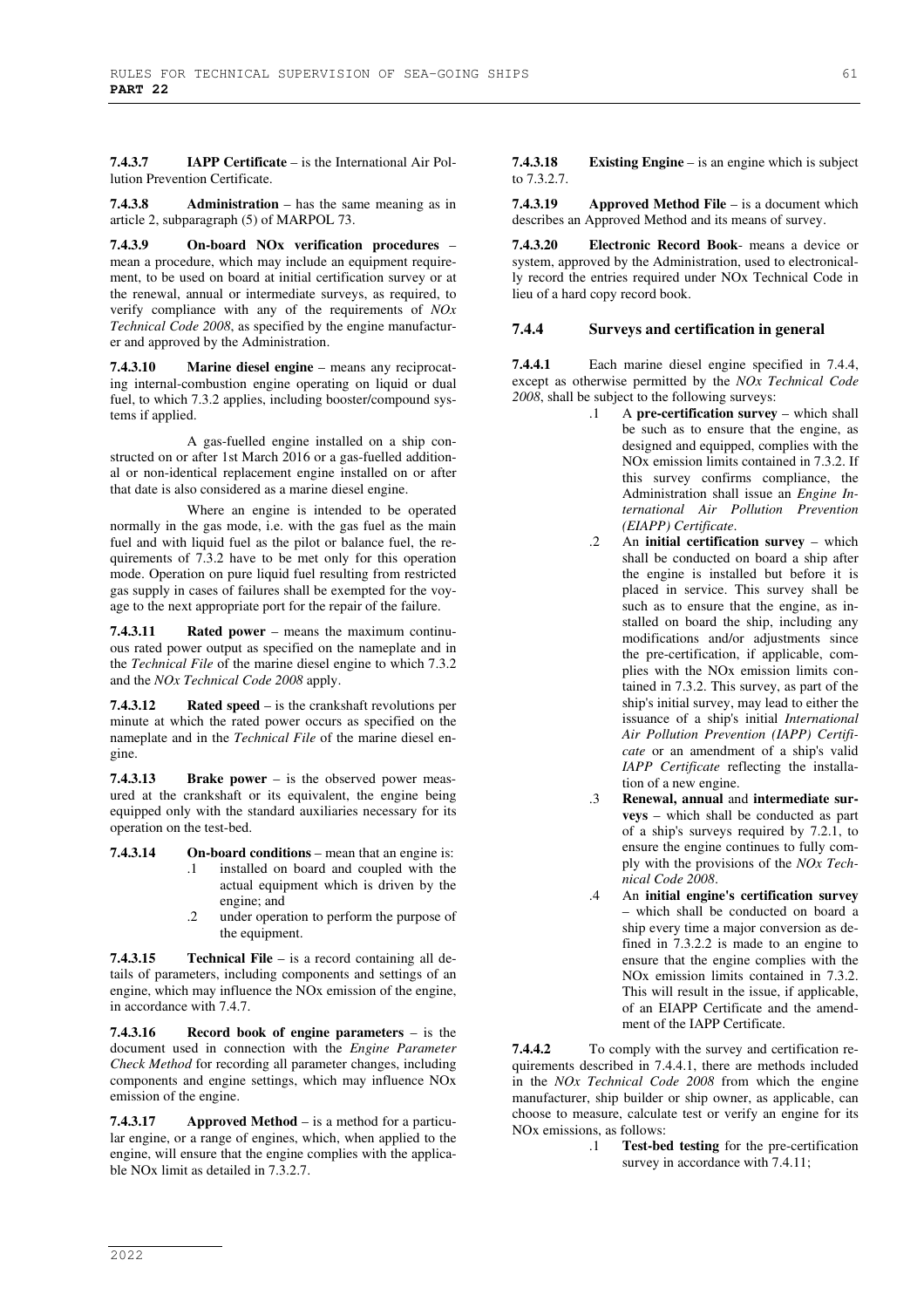**7.4.3.7 IAPP Certificate** – is the International Air Pollution Prevention Certificate.

**7.4.3.8 Administration** – has the same meaning as in article 2, subparagraph (5) of MARPOL 73.

**7.4.3.9 On-board NOx verification procedures** – mean a procedure, which may include an equipment requirement, to be used on board at initial certification survey or at the renewal, annual or intermediate surveys, as required, to verify compliance with any of the requirements of *NOx Technical Code 2008*, as specified by the engine manufacturer and approved by the Administration.

**7.4.3.10 Marine diesel engine** – means any reciprocating internal-combustion engine operating on liquid or dual fuel, to which 7.3.2 applies, including booster/compound systems if applied.

A gas-fuelled engine installed on a ship constructed on or after 1st March 2016 or a gas-fuelled additional or non-identical replacement engine installed on or after that date is also considered as a marine diesel engine.

Where an engine is intended to be operated normally in the gas mode, i.e. with the gas fuel as the main fuel and with liquid fuel as the pilot or balance fuel, the requirements of 7.3.2 have to be met only for this operation mode. Operation on pure liquid fuel resulting from restricted gas supply in cases of failures shall be exempted for the voyage to the next appropriate port for the repair of the failure.

**7.4.3.11 Rated power** – means the maximum continuous rated power output as specified on the nameplate and in the *Technical File* of the marine diesel engine to which 7.3.2 and the *NOx Technical Code 2008* apply.

**7.4.3.12 Rated speed** – is the crankshaft revolutions per minute at which the rated power occurs as specified on the nameplate and in the *Technical File* of the marine diesel engine.

**7.4.3.13 Brake power** – is the observed power measured at the crankshaft or its equivalent, the engine being equipped only with the standard auxiliaries necessary for its operation on the test-bed.

**7.4.3.14 On-board conditions** – mean that an engine is:

.1 installed on board and coupled with the actual equipment which is driven by the engine; and

.2 under operation to perform the purpose of the equipment.

**7.4.3.15 Technical File** – is a record containing all details of parameters, including components and settings of an engine, which may influence the NOx emission of the engine, in accordance with 7.4.7.

**7.4.3.16 Record book of engine parameters** – is the document used in connection with the *Engine Parameter Check Method* for recording all parameter changes, including components and engine settings, which may influence NOx emission of the engine.

**7.4.3.17 Approved Method** – is a method for a particular engine, or a range of engines, which, when applied to the engine, will ensure that the engine complies with the applicable NOx limit as detailed in 7.3.2.7.

**7.4.3.18 Existing Engine** – is an engine which is subject to 7.3.2.7.

**7.4.3.19 Approved Method File** – is a document which describes an Approved Method and its means of survey.

**7.4.3.20 Electronic Record Book**- means a device or system, approved by the Administration, used to electronically record the entries required under NOx Technical Code in lieu of a hard copy record book.

## 7.4.4 Surveys and certification in general

**7.4.4.1** Each marine diesel engine specified in 7.4.4, except as otherwise permitted by the *NOx Technical Code 2008*, shall be subject to the following surveys:

.1 A **pre-certification survey** – which shall be such as to ensure that the engine, as designed and equipped, complies with the NOx emission limits contained in 7.3.2. If this survey confirms compliance, the Administration shall issue an *Engine International Air Pollution Prevention (EIAPP) Certificate*.

.2 An **initial certification survey** – which shall be conducted on board a ship after the engine is installed but before it is placed in service. This survey shall be such as to ensure that the engine, as installed on board the ship, including any modifications and/or adjustments since the pre-certification, if applicable, complies with the NOx emission limits contained in 7.3.2. This survey, as part of the ship's initial survey, may lead to either the issuance of a ship's initial *International Air Pollution Prevention (IAPP) Certificate* or an amendment of a ship's valid *IAPP Certificate* reflecting the installation of a new engine.

.3 **Renewal, annual** and **intermediate surveys** – which shall be conducted as part of a ship's surveys required by 7.2.1, to ensure the engine continues to fully comply with the provisions of the *NOx Technical Code 2008*.

.4 An **initial engine's certification survey** – which shall be conducted on board a ship every time a major conversion as defined in 7.3.2.2 is made to an engine to ensure that the engine complies with the NOx emission limits contained in 7.3.2. This will result in the issue, if applicable, of an EIAPP Certificate and the amendment of the IAPP Certificate.

**7.4.4.2** To comply with the survey and certification requirements described in 7.4.4.1, there are methods included in the *NOx Technical Code 2008* from which the engine manufacturer, ship builder or ship owner, as applicable, can choose to measure, calculate test or verify an engine for its NOx emissions, as follows:

.1 **Test-bed testing** for the pre-certification survey in accordance with 7.4.11;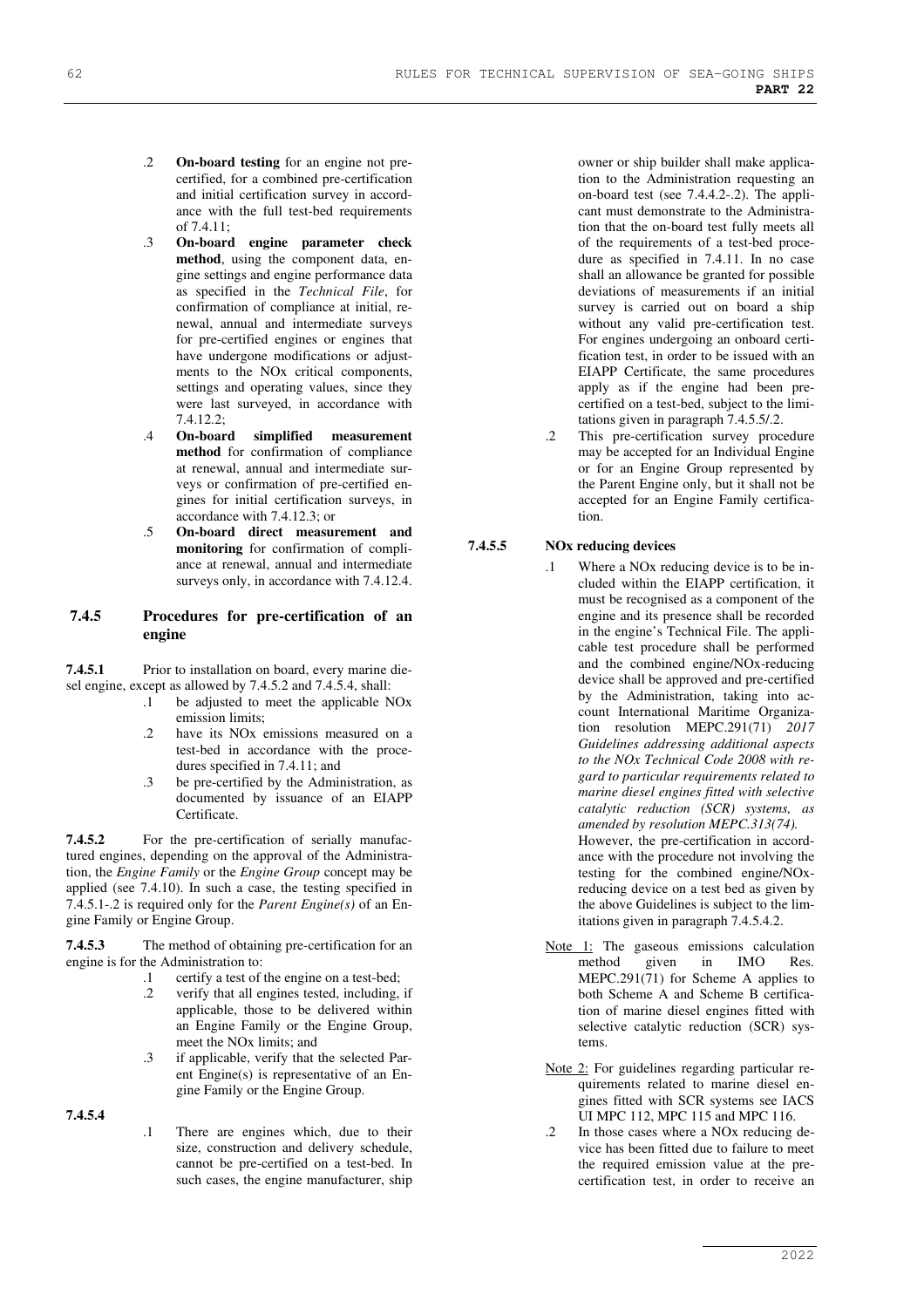.2 **On-board testing** for an engine not pre-certified, for a combined pre-certification and initial certification survey in accordance with the full test-bed requirements of 7.4.11;

.3 **On-board engine parameter check method**, using the component data, engine settings and engine performance data as specified in the *Technical File*, for confirmation of compliance at initial, renewal, annual and intermediate surveys for pre-certified engines or engines that have undergone modifications or adjustments to the NOx critical components, settings and operating values, since they were last surveyed, in accordance with 7.4.12.2;

.4 **On-board simplified measurement method** for confirmation of compliance at renewal, annual and intermediate surveys or confirmation of pre-certified engines for initial certification surveys, in accordance with 7.4.12.3; or

.5 **On-board direct measurement and monitoring** for confirmation of compliance at renewal, annual and intermediate surveys only, in accordance with 7.4.12.4.

### 7.4.5 Procedures for pre-certification of an engine

**7.4.5.1** Prior to installation on board, every marine diesel engine, except as allowed by 7.4.5.2 and 7.4.5.4, shall:

.1 be adjusted to meet the applicable NOx emission limits;

.2 have its NOx emissions measured on a test-bed in accordance with the procedures specified in 7.4.11; and

.3 be pre-certified by the Administration, as documented by issuance of an EIAPP Certificate.

**7.4.5.2** For the pre-certification of serially manufactured engines, depending on the approval of the Administration, the *Engine Family* or the *Engine Group* concept may be applied (see 7.4.10). In such a case, the testing specified in 7.4.5.1-.2 is required only for the *Parent Engine(s)* of an Engine Family or Engine Group.

**7.4.5.3** The method of obtaining pre-certification for an engine is for the Administration to:

.1 certify a test of the engine on a test-bed;

.2 verify that all engines tested, including, if applicable, those to be delivered within an Engine Family or the Engine Group, meet the NOx limits; and

.3 if applicable, verify that the selected Parent Engine(s) is representative of an Engine Family or the Engine Group.

**7.4.5.4**

.1 There are engines which, due to their size, construction and delivery schedule, cannot be pre-certified on a test-bed. In such cases, the engine manufacturer, ship owner or ship builder shall make application to the Administration requesting an on-board test (see 7.4.4.2-.2). The applicant must demonstrate to the Administration that the on-board test fully meets all of the requirements of a test-bed procedure as specified in 7.4.11. In no case shall an allowance be granted for possible deviations of measurements if an initial survey is carried out on board a ship without any valid pre-certification test. For engines undergoing an onboard certification test, in order to be issued with an EIAPP Certificate, the same procedures apply as if the engine had been pre-certified on a test-bed, subject to the limitations given in paragraph 7.4.5.5/.2.

.2 This pre-certification survey procedure may be accepted for an Individual Engine or for an Engine Group represented by the Parent Engine only, but it shall not be accepted for an Engine Family certification.

**7.4.5.5 NOx reducing devices**

.1 Where a NOx reducing device is to be included within the EIAPP certification, it must be recognised as a component of the engine and its presence shall be recorded in the engine's Technical File. The applicable test procedure shall be performed and the combined engine/NOx-reducing device shall be approved and pre-certified by the Administration, taking into account International Maritime Organization resolution MEPC.291(71) *2017 Guidelines addressing additional aspects to the NOx Technical Code 2008 with regard to particular requirements related to marine diesel engines fitted with selective catalytic reduction (SCR) systems, as amended by resolution MEPC.313(74).*
However, the pre-certification in accordance with the procedure not involving the testing for the combined engine/NOx-reducing device on a test bed as given by the above Guidelines is subject to the limitations given in paragraph 7.4.5.4.2.

Note 1: The gaseous emissions calculation method given in IMO Res. MEPC.291(71) for Scheme A applies to both Scheme A and Scheme B certification of marine diesel engines fitted with selective catalytic reduction (SCR) systems.

Note 2: For guidelines regarding particular requirements related to marine diesel engines fitted with SCR systems see IACS UI MPC 112, MPC 115 and MPC 116.

.2 In those cases where a NOx reducing device has been fitted due to failure to meet the required emission value at the pre-certification test, in order to receive an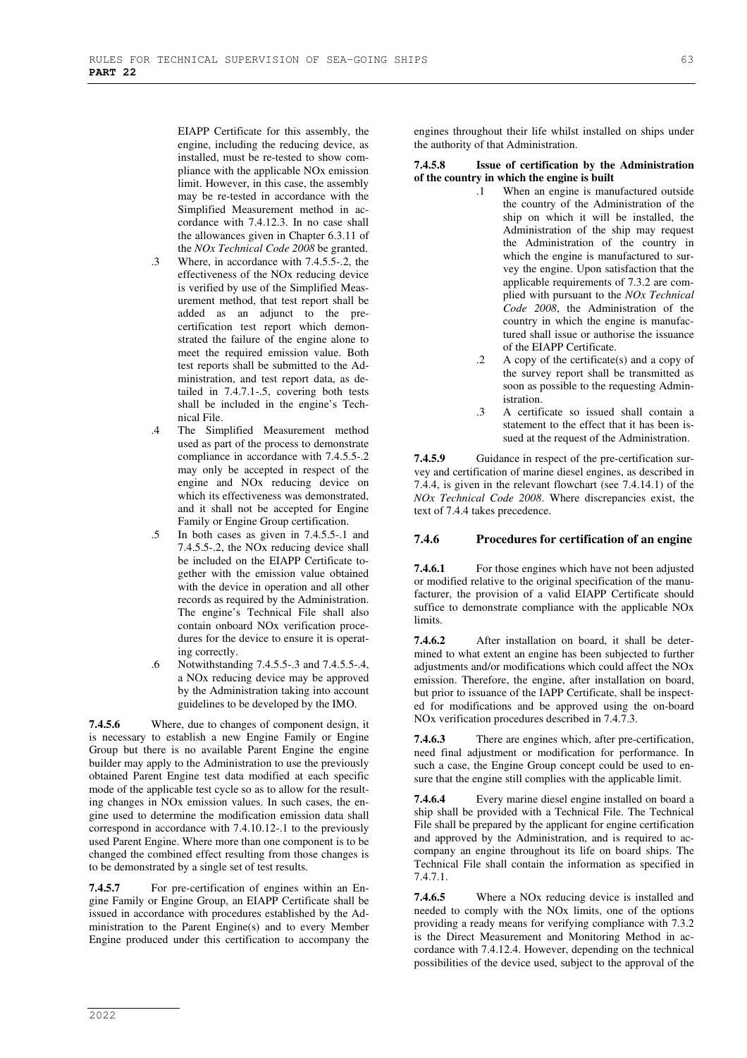EIAPP Certificate for this assembly, the engine, including the reducing device, as installed, must be re-tested to show compliance with the applicable NOx emission limit. However, in this case, the assembly may be re-tested in accordance with the Simplified Measurement method in accordance with 7.4.12.3. In no case shall the allowances given in Chapter 6.3.11 of the *NOx Technical Code 2008* be granted.

.3 Where, in accordance with 7.4.5.5-.2, the effectiveness of the NOx reducing device is verified by use of the Simplified Measurement method, that test report shall be added as an adjunct to the pre-certification test report which demonstrated the failure of the engine alone to meet the required emission value. Both test reports shall be submitted to the Administration, and test report data, as detailed in 7.4.7.1-.5, covering both tests shall be included in the engine's Technical File.

.4 The Simplified Measurement method used as part of the process to demonstrate compliance in accordance with 7.4.5.5-.2 may only be accepted in respect of the engine and NOx reducing device on which its effectiveness was demonstrated, and it shall not be accepted for Engine Family or Engine Group certification.

.5 In both cases as given in 7.4.5.5-.1 and 7.4.5.5-.2, the NOx reducing device shall be included on the EIAPP Certificate together with the emission value obtained with the device in operation and all other records as required by the Administration. The engine's Technical File shall also contain onboard NOx verification procedures for the device to ensure it is operating correctly.

.6 Notwithstanding 7.4.5.5-.3 and 7.4.5.5-.4, a NOx reducing device may be approved by the Administration taking into account guidelines to be developed by the IMO.

**7.4.5.6** Where, due to changes of component design, it is necessary to establish a new Engine Family or Engine Group but there is no available Parent Engine the engine builder may apply to the Administration to use the previously obtained Parent Engine test data modified at each specific mode of the applicable test cycle so as to allow for the resulting changes in NOx emission values. In such cases, the engine used to determine the modification emission data shall correspond in accordance with 7.4.10.12-.1 to the previously used Parent Engine. Where more than one component is to be changed the combined effect resulting from those changes is to be demonstrated by a single set of test results.

**7.4.5.7** For pre-certification of engines within an Engine Family or Engine Group, an EIAPP Certificate shall be issued in accordance with procedures established by the Administration to the Parent Engine(s) and to every Member Engine produced under this certification to accompany the engines throughout their life whilst installed on ships under the authority of that Administration.

**7.4.5.8 Issue of certification by the Administration of the country in which the engine is built**

.1 When an engine is manufactured outside the country of the Administration of the ship on which it will be installed, the Administration of the ship may request the Administration of the country in which the engine is manufactured to survey the engine. Upon satisfaction that the applicable requirements of 7.3.2 are complied with pursuant to the *NOx Technical Code 2008*, the Administration of the country in which the engine is manufactured shall issue or authorise the issuance of the EIAPP Certificate.

.2 A copy of the certificate(s) and a copy of the survey report shall be transmitted as soon as possible to the requesting Administration.

.3 A certificate so issued shall contain a statement to the effect that it has been issued at the request of the Administration.

**7.4.5.9** Guidance in respect of the pre-certification survey and certification of marine diesel engines, as described in 7.4.4, is given in the relevant flowchart (see 7.4.14.1) of the *NOx Technical Code 2008*. Where discrepancies exist, the text of 7.4.4 takes precedence.

### 7.4.6 Procedures for certification of an engine

**7.4.6.1** For those engines which have not been adjusted or modified relative to the original specification of the manufacturer, the provision of a valid EIAPP Certificate should suffice to demonstrate compliance with the applicable NOx limits.

**7.4.6.2** After installation on board, it shall be determined to what extent an engine has been subjected to further adjustments and/or modifications which could affect the NOx emission. Therefore, the engine, after installation on board, but prior to issuance of the IAPP Certificate, shall be inspected for modifications and be approved using the on-board NOx verification procedures described in 7.4.7.3.

**7.4.6.3** There are engines which, after pre-certification, need final adjustment or modification for performance. In such a case, the Engine Group concept could be used to ensure that the engine still complies with the applicable limit.

**7.4.6.4** Every marine diesel engine installed on board a ship shall be provided with a Technical File. The Technical File shall be prepared by the applicant for engine certification and approved by the Administration, and is required to accompany an engine throughout its life on board ships. The Technical File shall contain the information as specified in 7.4.7.1.

**7.4.6.5** Where a NOx reducing device is installed and needed to comply with the NOx limits, one of the options providing a ready means for verifying compliance with 7.3.2 is the Direct Measurement and Monitoring Method in accordance with 7.4.12.4. However, depending on the technical possibilities of the device used, subject to the approval of the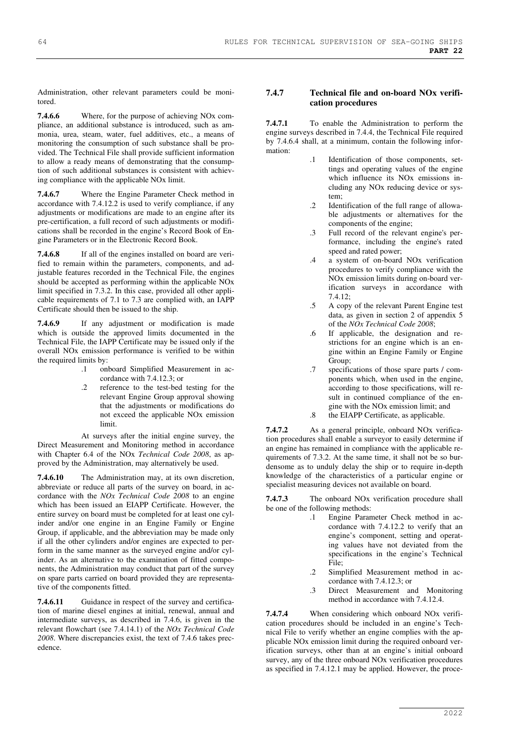Administration, other relevant parameters could be monitored.

**7.4.6.6** Where, for the purpose of achieving NOx compliance, an additional substance is introduced, such as ammonia, urea, steam, water, fuel additives, etc., a means of monitoring the consumption of such substance shall be provided. The Technical File shall provide sufficient information to allow a ready means of demonstrating that the consumption of such additional substances is consistent with achieving compliance with the applicable NOx limit.

**7.4.6.7** Where the Engine Parameter Check method in accordance with 7.4.12.2 is used to verify compliance, if any adjustments or modifications are made to an engine after its pre-certification, a full record of such adjustments or modifications shall be recorded in the engine's Record Book of Engine Parameters or in the Electronic Record Book.

**7.4.6.8** If all of the engines installed on board are verified to remain within the parameters, components, and adjustable features recorded in the Technical File, the engines should be accepted as performing within the applicable NOx limit specified in 7.3.2. In this case, provided all other applicable requirements of 7.1 to 7.3 are complied with, an IAPP Certificate should then be issued to the ship.

**7.4.6.9** If any adjustment or modification is made which is outside the approved limits documented in the Technical File, the IAPP Certificate may be issued only if the overall NOx emission performance is verified to be within the required limits by:

.1 onboard Simplified Measurement in accordance with 7.4.12.3; or

.2 reference to the test-bed testing for the relevant Engine Group approval showing that the adjustments or modifications do not exceed the applicable NOx emission limit.

At surveys after the initial engine survey, the Direct Measurement and Monitoring method in accordance with Chapter 6.4 of the NOx *Technical Code 2008*, as approved by the Administration, may alternatively be used.

**7.4.6.10** The Administration may, at its own discretion, abbreviate or reduce all parts of the survey on board, in accordance with the *NOx Technical Code 2008* to an engine which has been issued an EIAPP Certificate. However, the entire survey on board must be completed for at least one cylinder and/or one engine in an Engine Family or Engine Group, if applicable, and the abbreviation may be made only if all the other cylinders and/or engines are expected to perform in the same manner as the surveyed engine and/or cylinder. As an alternative to the examination of fitted components, the Administration may conduct that part of the survey on spare parts carried on board provided they are representative of the components fitted.

**7.4.6.11** Guidance in respect of the survey and certification of marine diesel engines at initial, renewal, annual and intermediate surveys, as described in 7.4.6, is given in the relevant flowchart (see 7.4.14.1) of the *NOx Technical Code 2008*. Where discrepancies exist, the text of 7.4.6 takes precedence.

### 7.4.7 Technical file and on-board NOx verification procedures

**7.4.7.1** To enable the Administration to perform the engine surveys described in 7.4.4, the Technical File required by 7.4.6.4 shall, at a minimum, contain the following information:

.1 Identification of those components, settings and operating values of the engine which influence its NOx emissions including any NOx reducing device or system;

.2 Identification of the full range of allowable adjustments or alternatives for the components of the engine;

.3 Full record of the relevant engine's performance, including the engine's rated speed and rated power;

.4 a system of on-board NOx verification procedures to verify compliance with the NOx emission limits during on-board verification surveys in accordance with 7.4.12;

.5 A copy of the relevant Parent Engine test data, as given in section 2 of appendix 5 of the *NOx Technical Code 2008*;

.6 If applicable, the designation and restrictions for an engine which is an engine within an Engine Family or Engine Group;

.7 specifications of those spare parts / components which, when used in the engine, according to those specifications, will result in continued compliance of the engine with the NOx emission limit; and

.8 the EIAPP Certificate, as applicable.

**7.4.7.2** As a general principle, onboard NOx verification procedures shall enable a surveyor to easily determine if an engine has remained in compliance with the applicable requirements of 7.3.2. At the same time, it shall not be so burdensome as to unduly delay the ship or to require in-depth knowledge of the characteristics of a particular engine or specialist measuring devices not available on board.

**7.4.7.3** The onboard NOx verification procedure shall be one of the following methods:

.1 Engine Parameter Check method in accordance with 7.4.12.2 to verify that an engine's component, setting and operating values have not deviated from the specifications in the engine's Technical File;

.2 Simplified Measurement method in accordance with 7.4.12.3; or

.3 Direct Measurement and Monitoring method in accordance with 7.4.12.4.

**7.4.7.4** When considering which onboard NOx verification procedures should be included in an engine's Technical File to verify whether an engine complies with the applicable NOx emission limit during the required onboard verification surveys, other than at an engine's initial onboard survey, any of the three onboard NOx verification procedures as specified in 7.4.12.1 may be applied. However, the proce-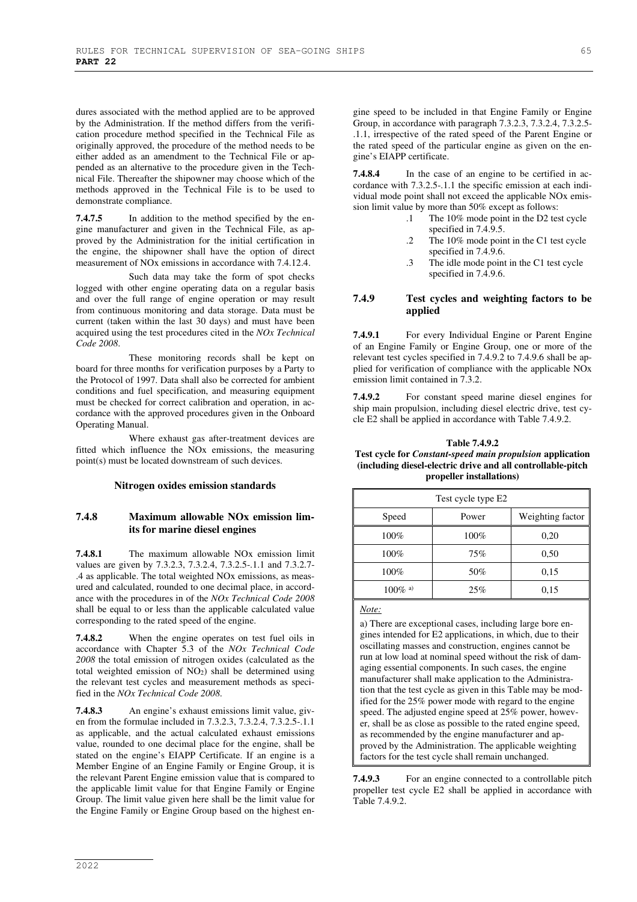dures associated with the method applied are to be approved by the Administration. If the method differs from the verification procedure method specified in the Technical File as originally approved, the procedure of the method needs to be either added as an amendment to the Technical File or appended as an alternative to the procedure given in the Technical File. Thereafter the shipowner may choose which of the methods approved in the Technical File is to be used to demonstrate compliance.

**7.4.7.5** In addition to the method specified by the engine manufacturer and given in the Technical File, as approved by the Administration for the initial certification in the engine, the shipowner shall have the option of direct measurement of NOx emissions in accordance with 7.4.12.4.

Such data may take the form of spot checks logged with other engine operating data on a regular basis and over the full range of engine operation or may result from continuous monitoring and data storage. Data must be current (taken within the last 30 days) and must have been acquired using the test procedures cited in the *NOx Technical Code 2008*.

These monitoring records shall be kept on board for three months for verification purposes by a Party to the Protocol of 1997. Data shall also be corrected for ambient conditions and fuel specification, and measuring equipment must be checked for correct calibration and operation, in accordance with the approved procedures given in the Onboard Operating Manual.

Where exhaust gas after-treatment devices are fitted which influence the NOx emissions, the measuring point(s) must be located downstream of such devices.

**Nitrogen oxides emission standards**

### 7.4.8 Maximum allowable NOx emission limits for marine diesel engines

**7.4.8.1** The maximum allowable NOx emission limit values are given by 7.3.2.3, 7.3.2.4, 7.3.2.5-.1.1 and 7.3.2.7-.4 as applicable. The total weighted NOx emissions, as measured and calculated, rounded to one decimal place, in accordance with the procedures in of the *NOx Technical Code 2008* shall be equal to or less than the applicable calculated value corresponding to the rated speed of the engine.

**7.4.8.2** When the engine operates on test fuel oils in accordance with Chapter 5.3 of the *NOx Technical Code 2008* the total emission of nitrogen oxides (calculated as the total weighted emission of $NO_2$) shall be determined using the relevant test cycles and measurement methods as specified in the *NOx Technical Code 2008*.

**7.4.8.3** An engine's exhaust emissions limit value, given from the formulae included in 7.3.2.3, 7.3.2.4, 7.3.2.5-.1.1 as applicable, and the actual calculated exhaust emissions value, rounded to one decimal place for the engine, shall be stated on the engine's EIAPP Certificate. If an engine is a Member Engine of an Engine Family or Engine Group, it is the relevant Parent Engine emission value that is compared to the applicable limit value for that Engine Family or Engine Group. The limit value given here shall be the limit value for the Engine Family or Engine Group based on the highest engine speed to be included in that Engine Family or Engine Group, in accordance with paragraph 7.3.2.3, 7.3.2.4, 7.3.2.5-.1.1, irrespective of the rated speed of the Parent Engine or the rated speed of the particular engine as given on the engine's EIAPP certificate.

**7.4.8.4** In the case of an engine to be certified in accordance with 7.3.2.5-.1.1 the specific emission at each individual mode point shall not exceed the applicable NOx emission limit value by more than 50% except as follows:

.1 The 10% mode point in the D2 test cycle specified in 7.4.9.5.

.2 The 10% mode point in the C1 test cycle specified in 7.4.9.6.

.3 The idle mode point in the C1 test cycle specified in 7.4.9.6.

### 7.4.9 Test cycles and weighting factors to be applied

**7.4.9.1** For every Individual Engine or Parent Engine of an Engine Family or Engine Group, one or more of the relevant test cycles specified in 7.4.9.2 to 7.4.9.6 shall be applied for verification of compliance with the applicable NOx emission limit contained in 7.3.2.

**7.4.9.2** For constant speed marine diesel engines for ship main propulsion, including diesel electric drive, test cycle E2 shall be applied in accordance with Table 7.4.9.2.

**Table 7.4.9.2**
**Test cycle for *Constant-speed main propulsion* application (including diesel-electric drive and all controllable-pitch propeller installations)**

| Test cycle type E2 | | |
|---|---|---|
| Speed | Power | Weighting factor |
| 100% | 100% | 0,20 |
| 100% | 75% | 0,50 |
| 100% | 50% | 0,15 |
| 100% [a)] | 25% | 0,15 |

*Note:*

a) There are exceptional cases, including large bore engines intended for E2 applications, in which, due to their oscillating masses and construction, engines cannot be run at low load at nominal speed without the risk of damaging essential components. In such cases, the engine manufacturer shall make application to the Administration that the test cycle as given in this Table may be modified for the 25% power mode with regard to the engine speed. The adjusted engine speed at 25% power, however, shall be as close as possible to the rated engine speed, as recommended by the engine manufacturer and approved by the Administration. The applicable weighting factors for the test cycle shall remain unchanged.

**7.4.9.3** For an engine connected to a controllable pitch propeller test cycle E2 shall be applied in accordance with Table 7.4.9.2.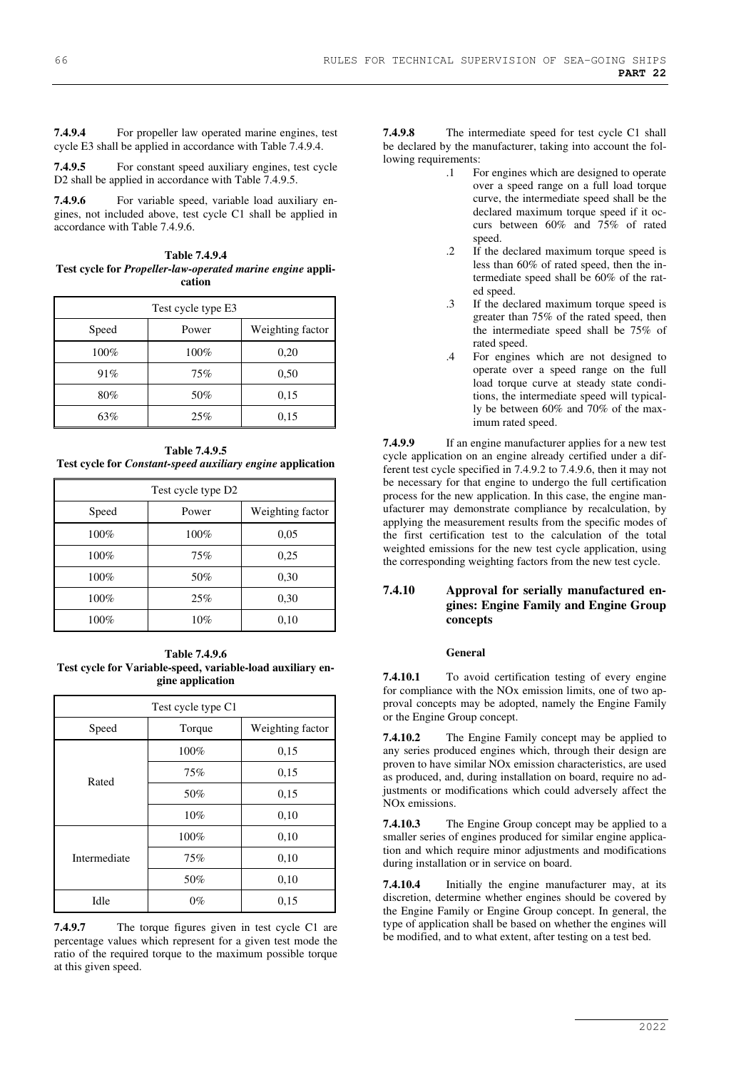**7.4.9.4** For propeller law operated marine engines, test cycle E3 shall be applied in accordance with Table 7.4.9.4.

**7.4.9.5** For constant speed auxiliary engines, test cycle D2 shall be applied in accordance with Table 7.4.9.5.

**7.4.9.6** For variable speed, variable load auxiliary engines, not included above, test cycle C1 shall be applied in accordance with Table 7.4.9.6.

**Table 7.4.9.4**
**Test cycle for *Propeller-law-operated marine engine* application**

| Test cycle type E3 | | |
|---|---|---|
| Speed | Power | Weighting factor |
| 100% | 100% | 0,20 |
| 91% | 75% | 0,50 |
| 80% | 50% | 0,15 |
| 63% | 25% | 0,15 |

**Table 7.4.9.5**
**Test cycle for *Constant-speed auxiliary engine* application**

| Test cycle type D2 | | |
|---|---|---|
| Speed | Power | Weighting factor |
| 100% | 100% | 0,05 |
| 100% | 75% | 0,25 |
| 100% | 50% | 0,30 |
| 100% | 25% | 0,30 |
| 100% | 10% | 0,10 |

**Table 7.4.9.6**
**Test cycle for Variable-speed, variable-load auxiliary engine application**

| Test cycle type C1 | | |
|---|---|---|
| Speed | Torque | Weighting factor |
| Rated | 100% | 0,15 |
| | 75% | 0,15 |
| | 50% | 0,15 |
| | 10% | 0,10 |
| Intermediate | 100% | 0,10 |
| | 75% | 0,10 |
| | 50% | 0,10 |
| Idle | 0% | 0,15 |

**7.4.9.7** The torque figures given in test cycle C1 are percentage values which represent for a given test mode the ratio of the required torque to the maximum possible torque at this given speed.

**7.4.9.8** The intermediate speed for test cycle C1 shall be declared by the manufacturer, taking into account the following requirements:

.1 For engines which are designed to operate over a speed range on a full load torque curve, the intermediate speed shall be the declared maximum torque speed if it occurs between 60% and 75% of rated speed.

.2 If the declared maximum torque speed is less than 60% of rated speed, then the intermediate speed shall be 60% of the rated speed.

.3 If the declared maximum torque speed is greater than 75% of the rated speed, then the intermediate speed shall be 75% of rated speed.

.4 For engines which are not designed to operate over a speed range on the full load torque curve at steady state conditions, the intermediate speed will typically be between 60% and 70% of the maximum rated speed.

**7.4.9.9** If an engine manufacturer applies for a new test cycle application on an engine already certified under a different test cycle specified in 7.4.9.2 to 7.4.9.6, then it may not be necessary for that engine to undergo the full certification process for the new application. In this case, the engine manufacturer may demonstrate compliance by recalculation, by applying the measurement results from the specific modes of the first certification test to the calculation of the total weighted emissions for the new test cycle application, using the corresponding weighting factors from the new test cycle.

### 7.4.10 Approval for serially manufactured engines: Engine Family and Engine Group concepts

#### General

**7.4.10.1** To avoid certification testing of every engine for compliance with the NOx emission limits, one of two approval concepts may be adopted, namely the Engine Family or the Engine Group concept.

**7.4.10.2** The Engine Family concept may be applied to any series produced engines which, through their design are proven to have similar NOx emission characteristics, are used as produced, and, during installation on board, require no adjustments or modifications which could adversely affect the NOx emissions.

**7.4.10.3** The Engine Group concept may be applied to a smaller series of engines produced for similar engine application and which require minor adjustments and modifications during installation or in service on board.

**7.4.10.4** Initially the engine manufacturer may, at its discretion, determine whether engines should be covered by the Engine Family or Engine Group concept. In general, the type of application shall be based on whether the engines will be modified, and to what extent, after testing on a test bed.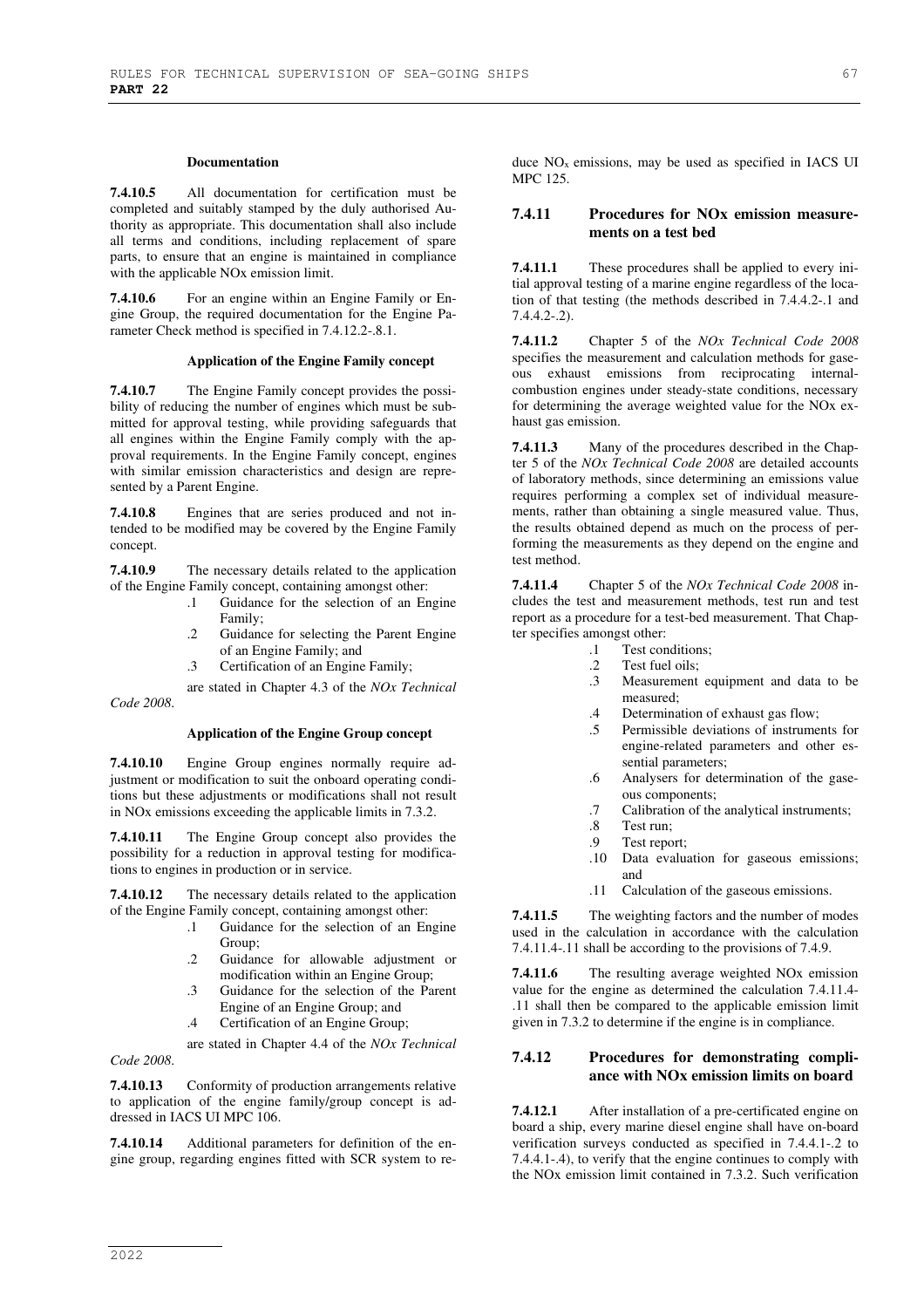**Documentation**

**7.4.10.5** All documentation for certification must be completed and suitably stamped by the duly authorised Authority as appropriate. This documentation shall also include all terms and conditions, including replacement of spare parts, to ensure that an engine is maintained in compliance with the applicable NOx emission limit.

**7.4.10.6** For an engine within an Engine Family or Engine Group, the required documentation for the Engine Parameter Check method is specified in 7.4.12.2-.8.1.

**Application of the Engine Family concept**

**7.4.10.7** The Engine Family concept provides the possibility of reducing the number of engines which must be submitted for approval testing, while providing safeguards that all engines within the Engine Family comply with the approval requirements. In the Engine Family concept, engines with similar emission characteristics and design are represented by a Parent Engine.

**7.4.10.8** Engines that are series produced and not intended to be modified may be covered by the Engine Family concept.

**7.4.10.9** The necessary details related to the application of the Engine Family concept, containing amongst other:

- .1 Guidance for the selection of an Engine Family;
- .2 Guidance for selecting the Parent Engine of an Engine Family; and
- .3 Certification of an Engine Family;

are stated in Chapter 4.3 of the *NOx Technical Code 2008*.

**Application of the Engine Group concept**

**7.4.10.10** Engine Group engines normally require adjustment or modification to suit the onboard operating conditions but these adjustments or modifications shall not result in NOx emissions exceeding the applicable limits in 7.3.2.

**7.4.10.11** The Engine Group concept also provides the possibility for a reduction in approval testing for modifications to engines in production or in service.

**7.4.10.12** The necessary details related to the application of the Engine Family concept, containing amongst other:

- .1 Guidance for the selection of an Engine Group;
- .2 Guidance for allowable adjustment or modification within an Engine Group;
- .3 Guidance for the selection of the Parent Engine of an Engine Group; and
- .4 Certification of an Engine Group;

are stated in Chapter 4.4 of the *NOx Technical Code 2008*.

**7.4.10.13** Conformity of production arrangements relative to application of the engine family/group concept is addressed in IACS UI MPC 106.

**7.4.10.14** Additional parameters for definition of the engine group, regarding engines fitted with SCR system to reduce $NO_x$ emissions, may be used as specified in IACS UI MPC 125.

### 7.4.11 Procedures for NOx emission measurements on a test bed

**7.4.11.1** These procedures shall be applied to every initial approval testing of a marine engine regardless of the location of that testing (the methods described in 7.4.4.2-.1 and 7.4.4.2-.2).

**7.4.11.2** Chapter 5 of the *NOx Technical Code 2008* specifies the measurement and calculation methods for gaseous exhaust emissions from reciprocating internal-combustion engines under steady-state conditions, necessary for determining the average weighted value for the NOx exhaust gas emission.

**7.4.11.3** Many of the procedures described in the Chapter 5 of the *NOx Technical Code 2008* are detailed accounts of laboratory methods, since determining an emissions value requires performing a complex set of individual measurements, rather than obtaining a single measured value. Thus, the results obtained depend as much on the process of performing the measurements as they depend on the engine and test method.

**7.4.11.4** Chapter 5 of the *NOx Technical Code 2008* includes the test and measurement methods, test run and test report as a procedure for a test-bed measurement. That Chapter specifies amongst other:

- .1 Test conditions;
- .2 Test fuel oils;
- .3 Measurement equipment and data to be measured;
- .4 Determination of exhaust gas flow;
- .5 Permissible deviations of instruments for engine-related parameters and other essential parameters;
- .6 Analysers for determination of the gaseous components;
- .7 Calibration of the analytical instruments;
- .8 Test run;
- .9 Test report;
- .10 Data evaluation for gaseous emissions; and
- .11 Calculation of the gaseous emissions.

**7.4.11.5** The weighting factors and the number of modes used in the calculation in accordance with the calculation 7.4.11.4-.11 shall be according to the provisions of 7.4.9.

**7.4.11.6** The resulting average weighted NOx emission value for the engine as determined the calculation 7.4.11.4-.11 shall then be compared to the applicable emission limit given in 7.3.2 to determine if the engine is in compliance.

### 7.4.12 Procedures for demonstrating compliance with NOx emission limits on board

**7.4.12.1** After installation of a pre-certificated engine on board a ship, every marine diesel engine shall have on-board verification surveys conducted as specified in 7.4.4.1-.2 to 7.4.4.1-.4), to verify that the engine continues to comply with the NOx emission limit contained in 7.3.2. Such verification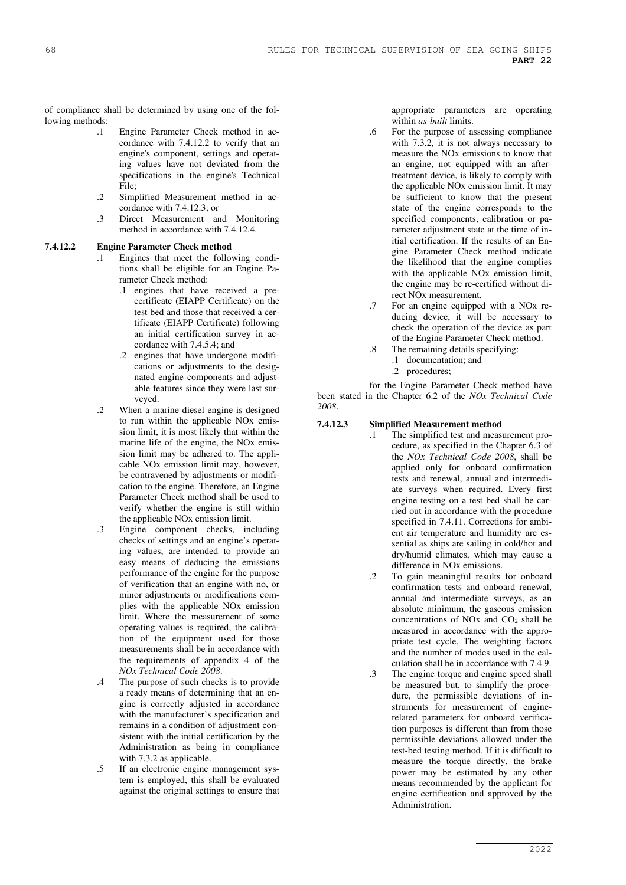of compliance shall be determined by using one of the following methods:

.1 Engine Parameter Check method in accordance with 7.4.12.2 to verify that an engine's component, settings and operating values have not deviated from the specifications in the engine's Technical File;

.2 Simplified Measurement method in accordance with 7.4.12.3; or

.3 Direct Measurement and Monitoring method in accordance with 7.4.12.4.

**7.4.12.2 Engine Parameter Check method**

.1 Engines that meet the following conditions shall be eligible for an Engine Parameter Check method:

.1 engines that have received a pre-certificate (EIAPP Certificate) on the test bed and those that received a certificate (EIAPP Certificate) following an initial certification survey in accordance with 7.4.5.4; and

.2 engines that have undergone modifications or adjustments to the designated engine components and adjustable features since they were last surveyed.

.2 When a marine diesel engine is designed to run within the applicable NOx emission limit, it is most likely that within the marine life of the engine, the NOx emission limit may be adhered to. The applicable NOx emission limit may, however, be contravened by adjustments or modification to the engine. Therefore, an Engine Parameter Check method shall be used to verify whether the engine is still within the applicable NOx emission limit.

.3 Engine component checks, including checks of settings and an engine's operating values, are intended to provide an easy means of deducing the emissions performance of the engine for the purpose of verification that an engine with no, or minor adjustments or modifications complies with the applicable NOx emission limit. Where the measurement of some operating values is required, the calibration of the equipment used for those measurements shall be in accordance with the requirements of appendix 4 of the *NOx Technical Code 2008*.

.4 The purpose of such checks is to provide a ready means of determining that an engine is correctly adjusted in accordance with the manufacturer's specification and remains in a condition of adjustment consistent with the initial certification by the Administration as being in compliance with 7.3.2 as applicable.

.5 If an electronic engine management system is employed, this shall be evaluated against the original settings to ensure that appropriate parameters are operating within *as-built* limits.

.6 For the purpose of assessing compliance with 7.3.2, it is not always necessary to measure the NOx emissions to know that an engine, not equipped with an after-treatment device, is likely to comply with the applicable NOx emission limit. It may be sufficient to know that the present state of the engine corresponds to the specified components, calibration or parameter adjustment state at the time of initial certification. If the results of an Engine Parameter Check method indicate the likelihood that the engine complies with the applicable NOx emission limit, the engine may be re-certified without direct NOx measurement.

.7 For an engine equipped with a NOx reducing device, it will be necessary to check the operation of the device as part of the Engine Parameter Check method.

.8 The remaining details specifying:

.1 documentation; and

.2 procedures;

for the Engine Parameter Check method have been stated in the Chapter 6.2 of the *NOx Technical Code 2008*.

**7.4.12.3 Simplified Measurement method**

.1 The simplified test and measurement procedure, as specified in the Chapter 6.3 of the *NOx Technical Code 2008*, shall be applied only for onboard confirmation tests and renewal, annual and intermediate surveys when required. Every first engine testing on a test bed shall be carried out in accordance with the procedure specified in 7.4.11. Corrections for ambient air temperature and humidity are essential as ships are sailing in cold/hot and dry/humid climates, which may cause a difference in NOx emissions.

.2 To gain meaningful results for onboard confirmation tests and onboard renewal, annual and intermediate surveys, as an absolute minimum, the gaseous emission concentrations of NOx and $CO_2$ shall be measured in accordance with the appropriate test cycle. The weighting factors and the number of modes used in the calculation shall be in accordance with 7.4.9.

.3 The engine torque and engine speed shall be measured but, to simplify the procedure, the permissible deviations of instruments for measurement of engine-related parameters for onboard verification purposes is different than from those permissible deviations allowed under the test-bed testing method. If it is difficult to measure the torque directly, the brake power may be estimated by any other means recommended by the applicant for engine certification and approved by the Administration.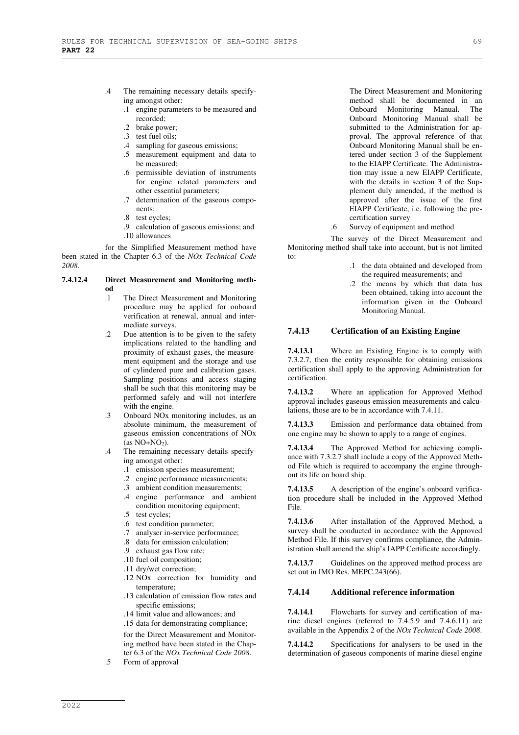.4 The remaining necessary details specifying amongst other:
  - .1 engine parameters to be measured and recorded;
  - .2 brake power;
  - .3 test fuel oils;
  - .4 sampling for gaseous emissions;
  - .5 measurement equipment and data to be measured;
  - .6 permissible deviation of instruments for engine related parameters and other essential parameters;
  - .7 determination of the gaseous components;
  - .8 test cycles;
  - .9 calculation of gaseous emissions; and
  - .10 allowances

for the Simplified Measurement method have been stated in the Chapter 6.3 of the *NOx Technical Code 2008*.

**7.4.12.4 Direct Measurement and Monitoring method**

.1 The Direct Measurement and Monitoring procedure may be applied for onboard verification at renewal, annual and intermediate surveys.

.2 Due attention is to be given to the safety implications related to the handling and proximity of exhaust gases, the measurement equipment and the storage and use of cylindered pure and calibration gases. Sampling positions and access staging shall be such that this monitoring may be performed safely and will not interfere with the engine.

.3 Onboard NOx monitoring includes, as an absolute minimum, the measurement of gaseous emission concentrations of NOx (as $NO+NO_2$).

.4 The remaining necessary details specifying amongst other:
  - .1 emission species measurement;
  - .2 engine performance measurements;
  - .3 ambient condition measurements;
  - .4 engine performance and ambient condition monitoring equipment;
  - .5 test cycles;
  - .6 test condition parameter;
  - .7 analyser in-service performance;
  - .8 data for emission calculation;
  - .9 exhaust gas flow rate;
  - .10 fuel oil composition;
  - .11 dry/wet correction;
  - .12 NOx correction for humidity and temperature;
  - .13 calculation of emission flow rates and specific emissions;
  - .14 limit value and allowances; and
  - .15 data for demonstrating compliance;

  for the Direct Measurement and Monitoring method have been stated in the Chapter 6.3 of the *NOx Technical Code 2008*.

.5 Form of approval

The Direct Measurement and Monitoring method shall be documented in an Onboard Monitoring Manual. The Onboard Monitoring Manual shall be submitted to the Administration for approval. The approval reference of that Onboard Monitoring Manual shall be entered under section 3 of the Supplement to the EIAPP Certificate. The Administration may issue a new EIAPP Certificate, with the details in section 3 of the Supplement duly amended, if the method is approved after the issue of the first EIAPP Certificate, i.e. following the pre-certification survey

.6 Survey of equipment and method

The survey of the Direct Measurement and Monitoring method shall take into account, but is not limited to:

  - .1 the data obtained and developed from the required measurements; and
  - .2 the means by which that data has been obtained, taking into account the information given in the Onboard Monitoring Manual.

### 7.4.13 Certification of an Existing Engine

**7.4.13.1** Where an Existing Engine is to comply with 7.3.2.7, then the entity responsible for obtaining emissions certification shall apply to the approving Administration for certification.

**7.4.13.2** Where an application for Approved Method approval includes gaseous emission measurements and calculations, those are to be in accordance with 7.4.11.

**7.4.13.3** Emission and performance data obtained from one engine may be shown to apply to a range of engines.

**7.4.13.4** The Approved Method for achieving compliance with 7.3.2.7 shall include a copy of the Approved Method File which is required to accompany the engine throughout its life on board ship.

**7.4.13.5** A description of the engine's onboard verification procedure shall be included in the Approved Method File.

**7.4.13.6** After installation of the Approved Method, a survey shall be conducted in accordance with the Approved Method File. If this survey confirms compliance, the Administration shall amend the ship's IAPP Certificate accordingly.

**7.4.13.7** Guidelines on the approved method process are set out in IMO Res. MEPC.243(66).

### 7.4.14 Additional reference information

**7.4.14.1** Flowcharts for survey and certification of marine diesel engines (referred to 7.4.5.9 and 7.4.6.11) are available in the Appendix 2 of the *NOx Technical Code 2008*.

**7.4.14.2** Specifications for analysers to be used in the determination of gaseous components of marine diesel engine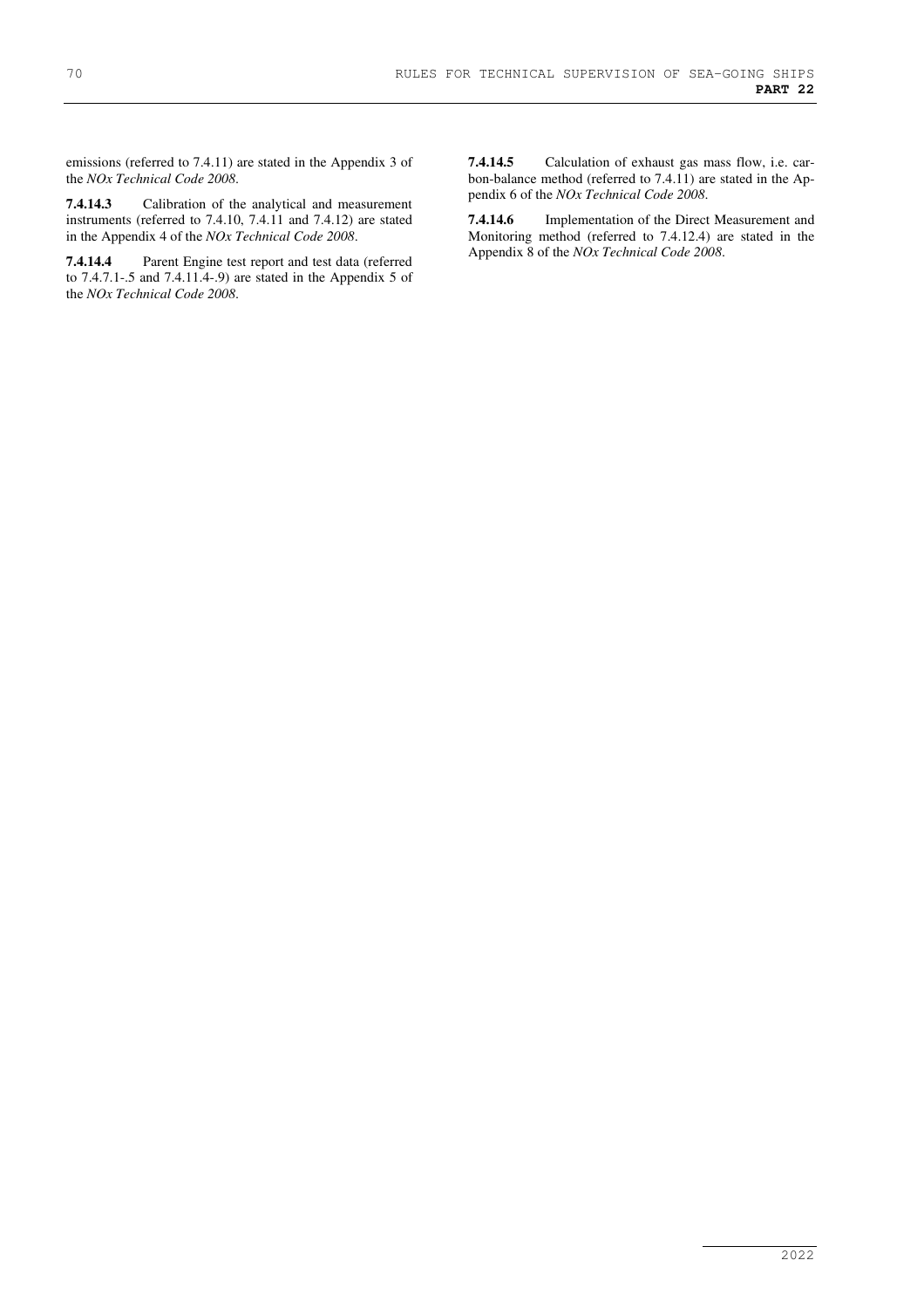emissions (referred to 7.4.11) are stated in the Appendix 3 of the *NOx Technical Code 2008*.

**7.4.14.3** Calibration of the analytical and measurement instruments (referred to 7.4.10, 7.4.11 and 7.4.12) are stated in the Appendix 4 of the *NOx Technical Code 2008*.

**7.4.14.4** Parent Engine test report and test data (referred to 7.4.7.1-.5 and 7.4.11.4-.9) are stated in the Appendix 5 of the *NOx Technical Code 2008*.

**7.4.14.5** Calculation of exhaust gas mass flow, i.e. carbon-balance method (referred to 7.4.11) are stated in the Appendix 6 of the *NOx Technical Code 2008*.

**7.4.14.6** Implementation of the Direct Measurement and Monitoring method (referred to 7.4.12.4) are stated in the Appendix 8 of the *NOx Technical Code 2008*.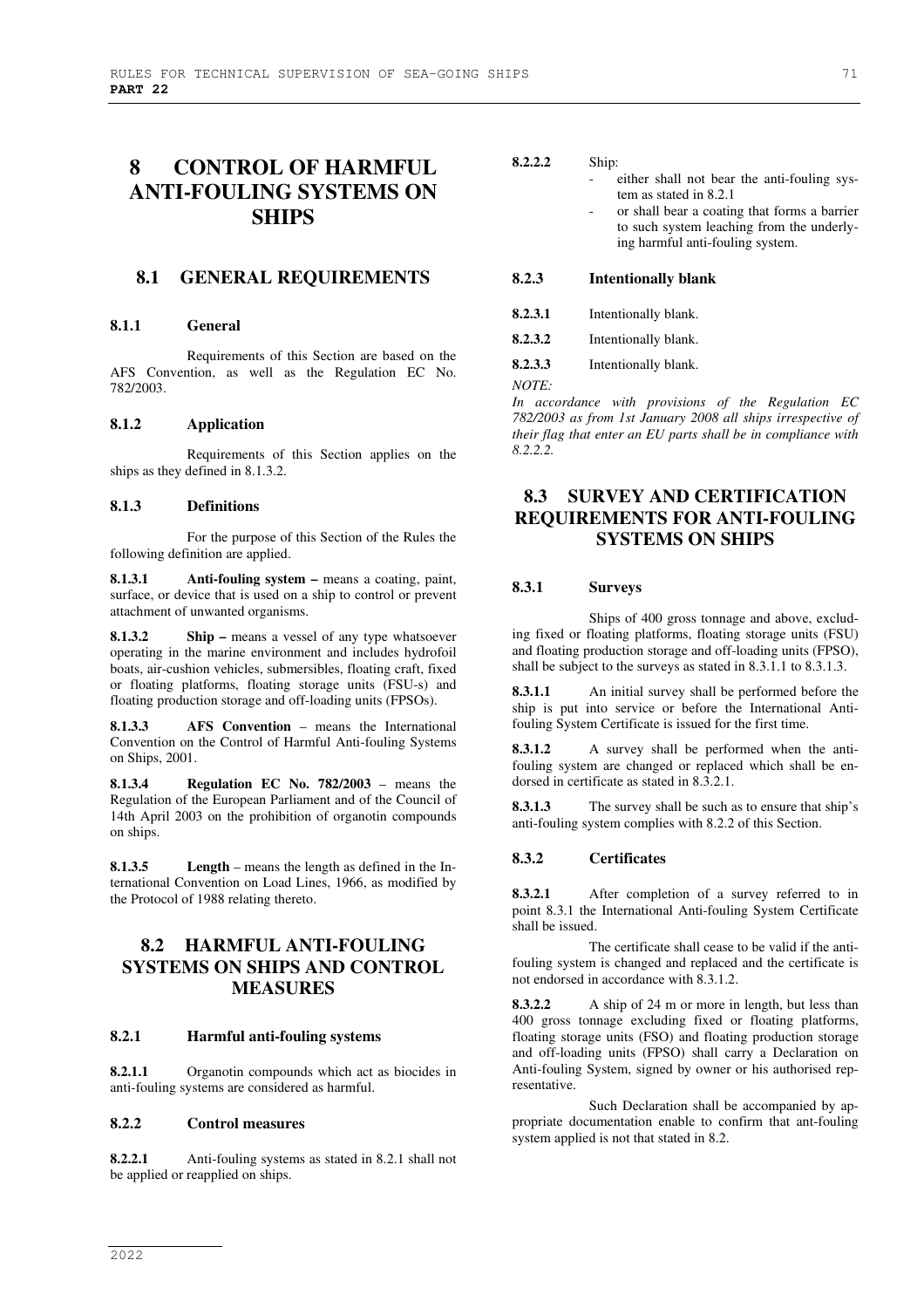# 8 CONTROL OF HARMFUL ANTI-FOULING SYSTEMS ON SHIPS

## 8.1 GENERAL REQUIREMENTS

### 8.1.1 General

Requirements of this Section are based on the AFS Convention, as well as the Regulation EC No. 782/2003.

### 8.1.2 Application

Requirements of this Section applies on the ships as they defined in 8.1.3.2.

### 8.1.3 Definitions

For the purpose of this Section of the Rules the following definition are applied.

**8.1.3.1 Anti-fouling system –** means a coating, paint, surface, or device that is used on a ship to control or prevent attachment of unwanted organisms.

**8.1.3.2 Ship –** means a vessel of any type whatsoever operating in the marine environment and includes hydrofoil boats, air-cushion vehicles, submersibles, floating craft, fixed or floating platforms, floating storage units (FSU-s) and floating production storage and off-loading units (FPSOs).

**8.1.3.3 AFS Convention** – means the International Convention on the Control of Harmful Anti-fouling Systems on Ships, 2001.

**8.1.3.4 Regulation EC No. 782/2003** – means the Regulation of the European Parliament and of the Council of 14th April 2003 on the prohibition of organotin compounds on ships.

**8.1.3.5 Length** – means the length as defined in the International Convention on Load Lines, 1966, as modified by the Protocol of 1988 relating thereto.

## 8.2 HARMFUL ANTI-FOULING SYSTEMS ON SHIPS AND CONTROL MEASURES

### 8.2.1 Harmful anti-fouling systems

**8.2.1.1** Organotin compounds which act as biocides in anti-fouling systems are considered as harmful.

### 8.2.2 Control measures

**8.2.2.1** Anti-fouling systems as stated in 8.2.1 shall not be applied or reapplied on ships.

**8.2.2.2** Ship:

- either shall not bear the anti-fouling system as stated in 8.2.1
- or shall bear a coating that forms a barrier to such system leaching from the underlying harmful anti-fouling system.

### 8.2.3 Intentionally blank

**8.2.3.1** Intentionally blank.

**8.2.3.2** Intentionally blank.

**8.2.3.3** Intentionally blank.

*NOTE:*
*In accordance with provisions of the Regulation EC 782/2003 as from 1st January 2008 all ships irrespective of their flag that enter an EU parts shall be in compliance with 8.2.2.2.*

## 8.3 SURVEY AND CERTIFICATION REQUIREMENTS FOR ANTI-FOULING SYSTEMS ON SHIPS

### 8.3.1 Surveys

Ships of 400 gross tonnage and above, excluding fixed or floating platforms, floating storage units (FSU) and floating production storage and off-loading units (FPSO), shall be subject to the surveys as stated in 8.3.1.1 to 8.3.1.3.

**8.3.1.1** An initial survey shall be performed before the ship is put into service or before the International Anti-fouling System Certificate is issued for the first time.

**8.3.1.2** A survey shall be performed when the anti-fouling system are changed or replaced which shall be endorsed in certificate as stated in 8.3.2.1.

**8.3.1.3** The survey shall be such as to ensure that ship's anti-fouling system complies with 8.2.2 of this Section.

### 8.3.2 Certificates

**8.3.2.1** After completion of a survey referred to in point 8.3.1 the International Anti-fouling System Certificate shall be issued.

The certificate shall cease to be valid if the anti-fouling system is changed and replaced and the certificate is not endorsed in accordance with 8.3.1.2.

**8.3.2.2** A ship of 24 m or more in length, but less than 400 gross tonnage excluding fixed or floating platforms, floating storage units (FSO) and floating production storage and off-loading units (FPSO) shall carry a Declaration on Anti-fouling System, signed by owner or his authorised representative.

Such Declaration shall be accompanied by appropriate documentation enable to confirm that ant-fouling system applied is not that stated in 8.2.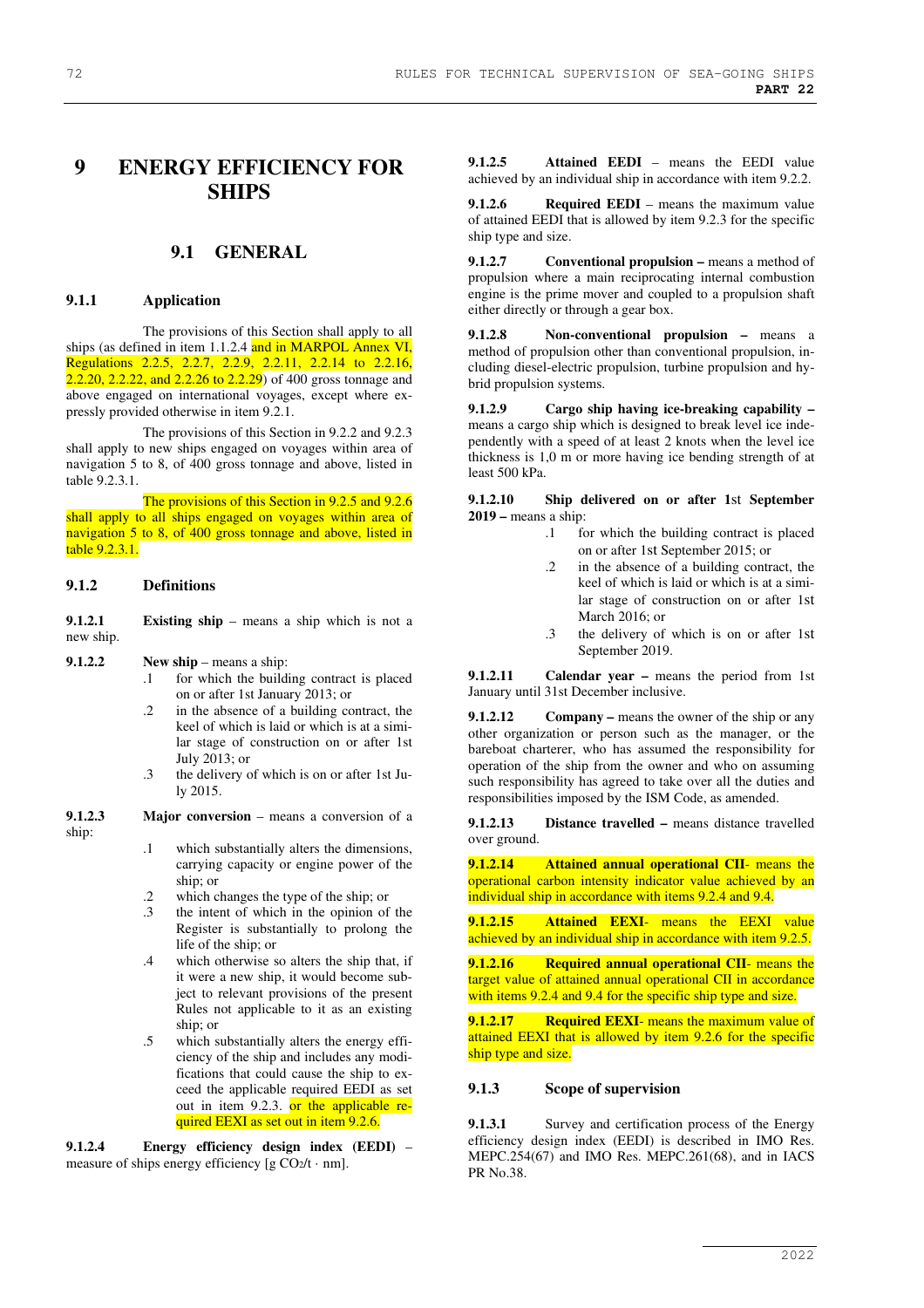# 9 ENERGY EFFICIENCY FOR SHIPS

## 9.1 GENERAL

### 9.1.1 Application

The provisions of this Section shall apply to all ships (as defined in item 1.1.2.4 and in MARPOL Annex VI, Regulations 2.2.5, 2.2.7, 2.2.9, 2.2.11, 2.2.14 to 2.2.16, 2.2.20, 2.2.22, and 2.2.26 to 2.2.29) of 400 gross tonnage and above engaged on international voyages, except where expressly provided otherwise in item 9.2.1.

The provisions of this Section in 9.2.2 and 9.2.3 shall apply to new ships engaged on voyages within area of navigation 5 to 8, of 400 gross tonnage and above, listed in table 9.2.3.1.

The provisions of this Section in 9.2.5 and 9.2.6 shall apply to all ships engaged on voyages within area of navigation 5 to 8, of 400 gross tonnage and above, listed in table 9.2.3.1.

### 9.1.2 Definitions

**9.1.2.1 Existing ship** – means a ship which is not a new ship.

**9.1.2.2 New ship** – means a ship:

- .1 for which the building contract is placed on or after 1st January 2013; or
- .2 in the absence of a building contract, the keel of which is laid or which is at a similar stage of construction on or after 1st July 2013; or
- .3 the delivery of which is on or after 1st July 2015.

**9.1.2.3 Major conversion** – means a conversion of a ship:

- .1 which substantially alters the dimensions, carrying capacity or engine power of the ship; or
- .2 which changes the type of the ship; or
- .3 the intent of which in the opinion of the Register is substantially to prolong the life of the ship; or
- .4 which otherwise so alters the ship that, if it were a new ship, it would become subject to relevant provisions of the present Rules not applicable to it as an existing ship; or
- .5 which substantially alters the energy efficiency of the ship and includes any modifications that could cause the ship to exceed the applicable required EEDI as set out in item 9.2.3. or the applicable required EEXI as set out in item 9.2.6.

**9.1.2.4 Energy efficiency design index (EEDI)** – measure of ships energy efficiency [g $CO_2$/t · nm].

**9.1.2.5 Attained EEDI** – means the EEDI value achieved by an individual ship in accordance with item 9.2.2.

**9.1.2.6 Required EEDI** – means the maximum value of attained EEDI that is allowed by item 9.2.3 for the specific ship type and size.

**9.1.2.7 Conventional propulsion –** means a method of propulsion where a main reciprocating internal combustion engine is the prime mover and coupled to a propulsion shaft either directly or through a gear box.

**9.1.2.8 Non-conventional propulsion –** means a method of propulsion other than conventional propulsion, including diesel-electric propulsion, turbine propulsion and hybrid propulsion systems.

**9.1.2.9 Cargo ship having ice-breaking capability –** means a cargo ship which is designed to break level ice independently with a speed of at least 2 knots when the level ice thickness is 1,0 m or more having ice bending strength of at least 500 kPa.

**9.1.2.10 Ship delivered on or after 1st September 2019 –** means a ship:

- .1 for which the building contract is placed on or after 1st September 2015; or
- .2 in the absence of a building contract, the keel of which is laid or which is at a similar stage of construction on or after 1st March 2016; or
- .3 the delivery of which is on or after 1st September 2019.

**9.1.2.11 Calendar year –** means the period from 1st January until 31st December inclusive.

**9.1.2.12 Company –** means the owner of the ship or any other organization or person such as the manager, or the bareboat charterer, who has assumed the responsibility for operation of the ship from the owner and who on assuming such responsibility has agreed to take over all the duties and responsibilities imposed by the ISM Code, as amended.

**9.1.2.13 Distance travelled –** means distance travelled over ground.

**9.1.2.14 Attained annual operational CII**- means the operational carbon intensity indicator value achieved by an individual ship in accordance with items 9.2.4 and 9.4.

**9.1.2.15 Attained EEXI**- means the EEXI value achieved by an individual ship in accordance with item 9.2.5.

**9.1.2.16 Required annual operational CII**- means the target value of attained annual operational CII in accordance with items 9.2.4 and 9.4 for the specific ship type and size.

**9.1.2.17 Required EEXI**- means the maximum value of attained EEXI that is allowed by item 9.2.6 for the specific ship type and size.

### 9.1.3 Scope of supervision

**9.1.3.1** Survey and certification process of the Energy efficiency design index (EEDI) is described in IMO Res. MEPC.254(67) and IMO Res. MEPC.261(68), and in IACS PR No.38.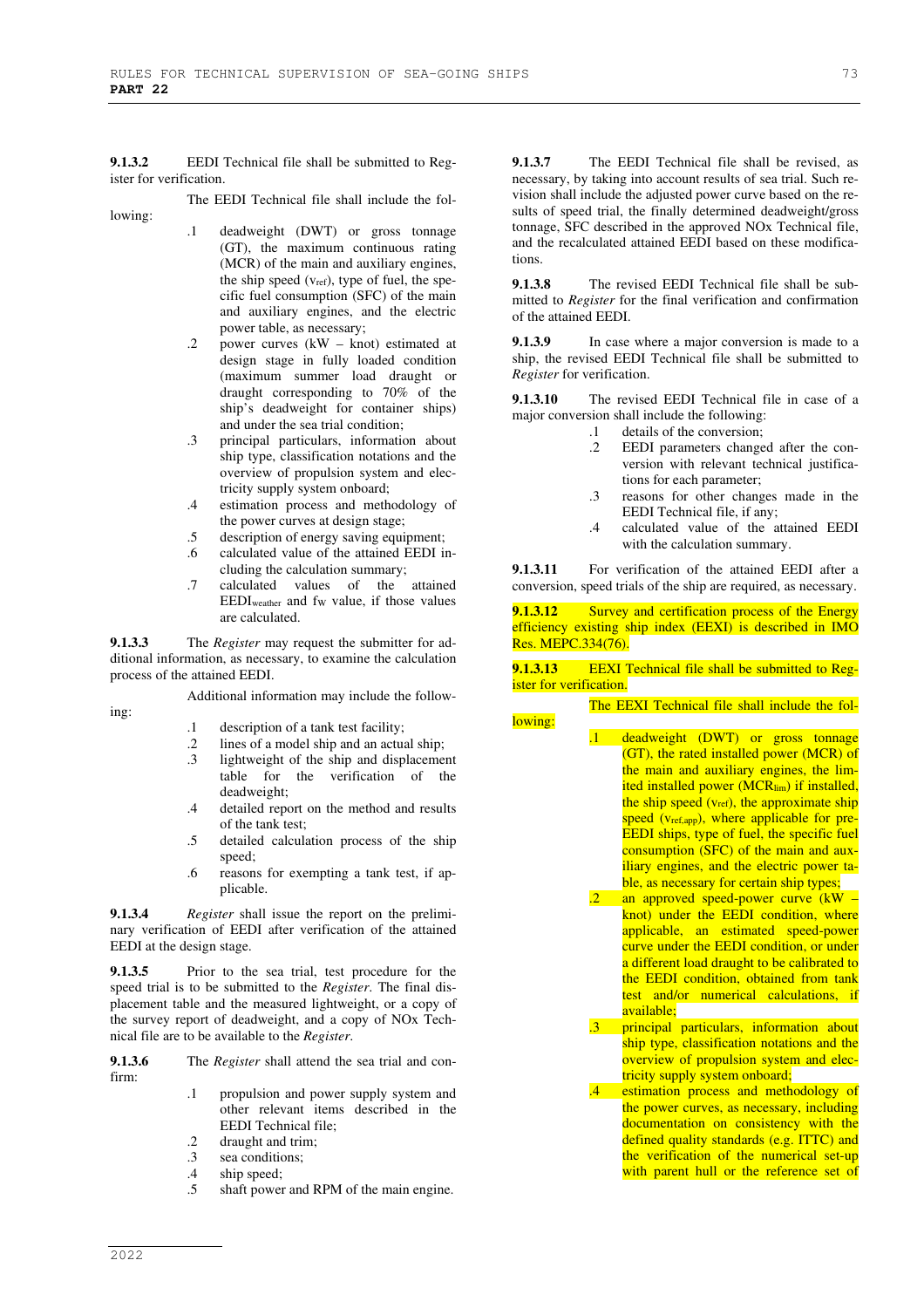**9.1.3.2** EEDI Technical file shall be submitted to Register for verification.

The EEDI Technical file shall include the following:

.1 deadweight (DWT) or gross tonnage (GT), the maximum continuous rating (MCR) of the main and auxiliary engines, the ship speed ($v_{ref}$), type of fuel, the specific fuel consumption (SFC) of the main and auxiliary engines, and the electric power table, as necessary;

.2 power curves (kW – knot) estimated at design stage in fully loaded condition (maximum summer load draught or draught corresponding to 70% of the ship's deadweight for container ships) and under the sea trial condition;

.3 principal particulars, information about ship type, classification notations and the overview of propulsion system and electricity supply system onboard;

.4 estimation process and methodology of the power curves at design stage;

.5 description of energy saving equipment;

.6 calculated value of the attained EEDI including the calculation summary;

.7 calculated values of the attained $EEDI_{weather}$ and $f_W$ value, if those values are calculated.

**9.1.3.3** The *Register* may request the submitter for additional information, as necessary, to examine the calculation process of the attained EEDI.

Additional information may include the following:

.1 description of a tank test facility;

.2 lines of a model ship and an actual ship;

.3 lightweight of the ship and displacement table for the verification of the deadweight;

.4 detailed report on the method and results of the tank test;

.5 detailed calculation process of the ship speed;

.6 reasons for exempting a tank test, if applicable.

**9.1.3.4** *Register* shall issue the report on the preliminary verification of EEDI after verification of the attained EEDI at the design stage.

**9.1.3.5** Prior to the sea trial, test procedure for the speed trial is to be submitted to the *Register*. The final displacement table and the measured lightweight, or a copy of the survey report of deadweight, and a copy of NOx Technical file are to be available to the *Register*.

**9.1.3.6** The *Register* shall attend the sea trial and confirm:

.1 propulsion and power supply system and other relevant items described in the EEDI Technical file;

.2 draught and trim;

.3 sea conditions;

.4 ship speed;

.5 shaft power and RPM of the main engine.

**9.1.3.7** The EEDI Technical file shall be revised, as necessary, by taking into account results of sea trial. Such revision shall include the adjusted power curve based on the results of speed trial, the finally determined deadweight/gross tonnage, SFC described in the approved NOx Technical file, and the recalculated attained EEDI based on these modifications.

**9.1.3.8** The revised EEDI Technical file shall be submitted to *Register* for the final verification and confirmation of the attained EEDI.

**9.1.3.9** In case where a major conversion is made to a ship, the revised EEDI Technical file shall be submitted to *Register* for verification.

**9.1.3.10** The revised EEDI Technical file in case of a major conversion shall include the following:

.1 details of the conversion;

.2 EEDI parameters changed after the conversion with relevant technical justifications for each parameter;

.3 reasons for other changes made in the EEDI Technical file, if any;

.4 calculated value of the attained EEDI with the calculation summary.

**9.1.3.11** For verification of the attained EEDI after a conversion, speed trials of the ship are required, as necessary.

**9.1.3.12** Survey and certification process of the Energy efficiency existing ship index (EEXI) is described in IMO Res. MEPC.334(76).

**9.1.3.13** EEXI Technical file shall be submitted to Register for verification.

The EEXI Technical file shall include the following:

.1 deadweight (DWT) or gross tonnage (GT), the rated installed power (MCR) of the main and auxiliary engines, the limited installed power ($MCR_{lim}$) if installed, the ship speed ($v_{ref}$), the approximate ship speed ($v_{ref,app}$), where applicable for pre-EEDI ships, type of fuel, the specific fuel consumption (SFC) of the main and auxiliary engines, and the electric power table, as necessary for certain ship types;

.2 an approved speed-power curve (kW – knot) under the EEDI condition, where applicable, an estimated speed-power curve under the EEDI condition, or under a different load draught to be calibrated to the EEDI condition, obtained from tank test and/or numerical calculations, if available;

.3 principal particulars, information about ship type, classification notations and the overview of propulsion system and electricity supply system onboard;

.4 estimation process and methodology of the power curves, as necessary, including documentation on consistency with the defined quality standards (e.g. ITTC) and the verification of the numerical set-up with parent hull or the reference set of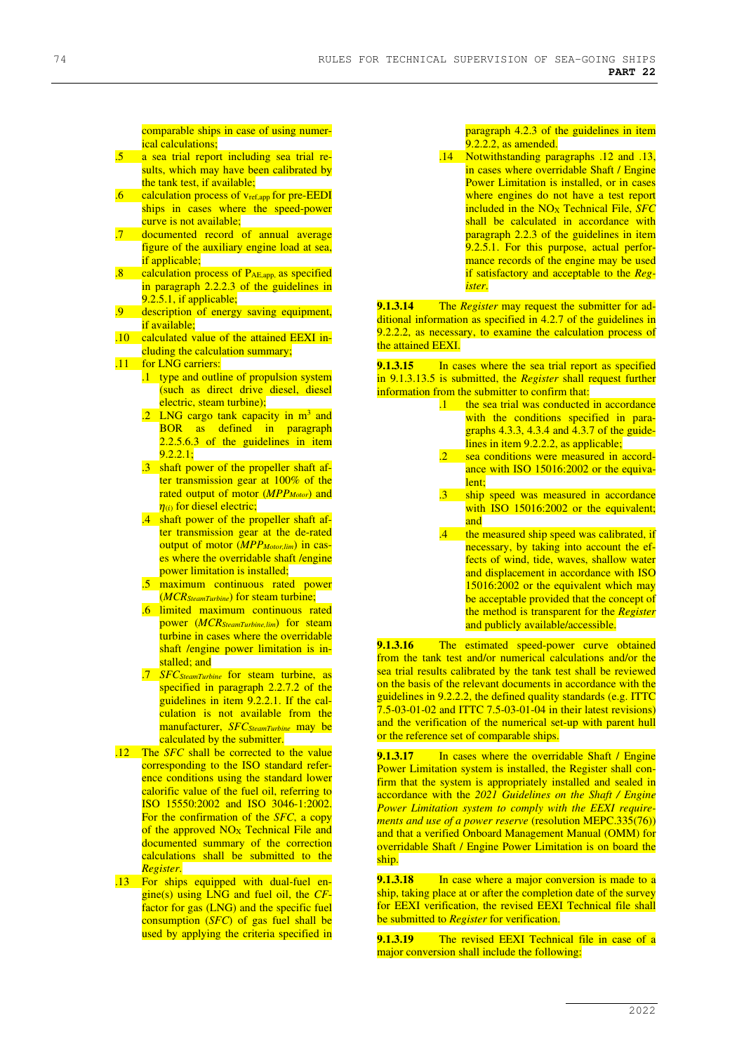comparable ships in case of using numerical calculations;

.5 a sea trial report including sea trial results, which may have been calibrated by the tank test, if available;

.6 calculation process of $v_{ref,app}$ for pre-EEDI ships in cases where the speed-power curve is not available;

.7 documented record of annual average figure of the auxiliary engine load at sea, if applicable;

.8 calculation process of $P_{AE,app}$, as specified in paragraph 2.2.2.3 of the guidelines in 9.2.5.1, if applicable;

.9 description of energy saving equipment, if available;

.10 calculated value of the attained EEXI including the calculation summary;

.11 for LNG carriers:

.1 type and outline of propulsion system (such as direct drive diesel, diesel electric, steam turbine);

.2 LNG cargo tank capacity in m$^3$ and BOR as defined in paragraph 2.2.5.6.3 of the guidelines in item 9.2.2.1;

.3 shaft power of the propeller shaft after transmission gear at 100% of the rated output of motor ($MPP_{Motor}$) and $\eta_{(i)}$ for diesel electric;

.4 shaft power of the propeller shaft after transmission gear at the de-rated output of motor ($MPP_{Motor,lim}$) in cases where the overridable shaft /engine power limitation is installed;

.5 maximum continuous rated power ($MCR_{SteamTurbine}$) for steam turbine;

.6 limited maximum continuous rated power ($MCR_{SteamTurbine,lim}$) for steam turbine in cases where the overridable shaft /engine power limitation is installed; and

.7 $SFC_{SteamTurbine}$ for steam turbine, as specified in paragraph 2.2.7.2 of the guidelines in item 9.2.2.1. If the calculation is not available from the manufacturer, $SFC_{SteamTurbine}$ may be calculated by the submitter.

.12 The *SFC* shall be corrected to the value corresponding to the ISO standard reference conditions using the standard lower calorific value of the fuel oil, referring to ISO 15550:2002 and ISO 3046-1:2002. For the confirmation of the *SFC*, a copy of the approved $NO_X$ Technical File and documented summary of the correction calculations shall be submitted to the *Register*.

.13 For ships equipped with dual-fuel engine(s) using LNG and fuel oil, the *CF*-factor for gas (LNG) and the specific fuel consumption (*SFC*) of gas fuel shall be used by applying the criteria specified in paragraph 4.2.3 of the guidelines in item 9.2.2.2, as amended.

.14 Notwithstanding paragraphs .12 and .13, in cases where overridable Shaft / Engine Power Limitation is installed, or in cases where engines do not have a test report included in the $NO_X$ Technical File, *SFC* shall be calculated in accordance with paragraph 2.2.3 of the guidelines in item 9.2.5.1. For this purpose, actual performance records of the engine may be used if satisfactory and acceptable to the *Register*.

**9.1.3.14** The *Register* may request the submitter for additional information as specified in 4.2.7 of the guidelines in 9.2.2.2, as necessary, to examine the calculation process of the attained EEXI.

**9.1.3.15** In cases where the sea trial report as specified in 9.1.3.13.5 is submitted, the *Register* shall request further information from the submitter to confirm that:

.1 the sea trial was conducted in accordance with the conditions specified in paragraphs 4.3.3, 4.3.4 and 4.3.7 of the guidelines in item 9.2.2.2, as applicable;

.2 sea conditions were measured in accordance with ISO 15016:2002 or the equivalent;

.3 ship speed was measured in accordance with ISO 15016:2002 or the equivalent; and

.4 the measured ship speed was calibrated, if necessary, by taking into account the effects of wind, tide, waves, shallow water and displacement in accordance with ISO 15016:2002 or the equivalent which may be acceptable provided that the concept of the method is transparent for the *Register* and publicly available/accessible.

**9.1.3.16** The estimated speed-power curve obtained from the tank test and/or numerical calculations and/or the sea trial results calibrated by the tank test shall be reviewed on the basis of the relevant documents in accordance with the guidelines in 9.2.2.2, the defined quality standards (e.g. ITTC 7.5-03-01-02 and ITTC 7.5-03-01-04 in their latest revisions) and the verification of the numerical set-up with parent hull or the reference set of comparable ships.

**9.1.3.17** In cases where the overridable Shaft / Engine Power Limitation system is installed, the Register shall confirm that the system is appropriately installed and sealed in accordance with the *2021 Guidelines on the Shaft / Engine Power Limitation system to comply with the EEXI requirements and use of a power reserve* (resolution MEPC.335(76)) and that a verified Onboard Management Manual (OMM) for overridable Shaft / Engine Power Limitation is on board the ship.

**9.1.3.18** In case where a major conversion is made to a ship, taking place at or after the completion date of the survey for EEXI verification, the revised EEXI Technical file shall be submitted to *Register* for verification.

**9.1.3.19** The revised EEXI Technical file in case of a major conversion shall include the following: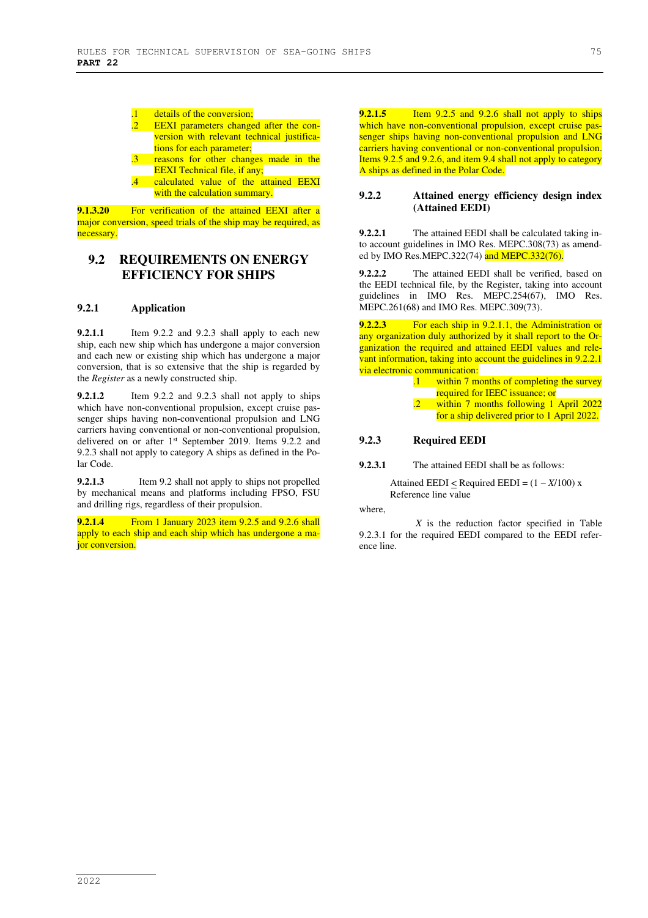.1 details of the conversion;
.2 EEXI parameters changed after the conversion with relevant technical justifications for each parameter;
.3 reasons for other changes made in the EEXI Technical file, if any;
.4 calculated value of the attained EEXI with the calculation summary.

**9.1.3.20** For verification of the attained EEXI after a major conversion, speed trials of the ship may be required, as necessary.

## 9.2 REQUIREMENTS ON ENERGY EFFICIENCY FOR SHIPS

### 9.2.1 Application

**9.2.1.1** Item 9.2.2 and 9.2.3 shall apply to each new ship, each new ship which has undergone a major conversion and each new or existing ship which has undergone a major conversion, that is so extensive that the ship is regarded by the *Register* as a newly constructed ship.

**9.2.1.2** Item 9.2.2 and 9.2.3 shall not apply to ships which have non-conventional propulsion, except cruise passenger ships having non-conventional propulsion and LNG carriers having conventional or non-conventional propulsion, delivered on or after 1st September 2019. Items 9.2.2 and 9.2.3 shall not apply to category A ships as defined in the Polar Code.

**9.2.1.3** Item 9.2 shall not apply to ships not propelled by mechanical means and platforms including FPSO, FSU and drilling rigs, regardless of their propulsion.

**9.2.1.4** From 1 January 2023 item 9.2.5 and 9.2.6 shall apply to each ship and each ship which has undergone a major conversion.

**9.2.1.5** Item 9.2.5 and 9.2.6 shall not apply to ships which have non-conventional propulsion, except cruise passenger ships having non-conventional propulsion and LNG carriers having conventional or non-conventional propulsion. Items 9.2.5 and 9.2.6, and item 9.4 shall not apply to category A ships as defined in the Polar Code.

### 9.2.2 Attained energy efficiency design index (Attained EEDI)

**9.2.2.1** The attained EEDI shall be calculated taking into account guidelines in IMO Res. MEPC.308(73) as amended by IMO Res.MEPC.322(74) and MEPC.332(76).

**9.2.2.2** The attained EEDI shall be verified, based on the EEDI technical file, by the Register, taking into account guidelines in IMO Res. MEPC.254(67), IMO Res. MEPC.261(68) and IMO Res. MEPC.309(73).

**9.2.2.3** For each ship in 9.2.1.1, the Administration or any organization duly authorized by it shall report to the Organization the required and attained EEDI values and relevant information, taking into account the guidelines in 9.2.2.1 via electronic communication:

.1 within 7 months of completing the survey required for IEEC issuance; or
.2 within 7 months following 1 April 2022 for a ship delivered prior to 1 April 2022.

### 9.2.3 Required EEDI

**9.2.3.1** The attained EEDI shall be as follows:

$$\text{Attained EEDI} \leq \text{Required EEDI} = (1 - X/100) \times \text{Reference line value}$$

where,

$X$ is the reduction factor specified in Table 9.2.3.1 for the required EEDI compared to the EEDI reference line.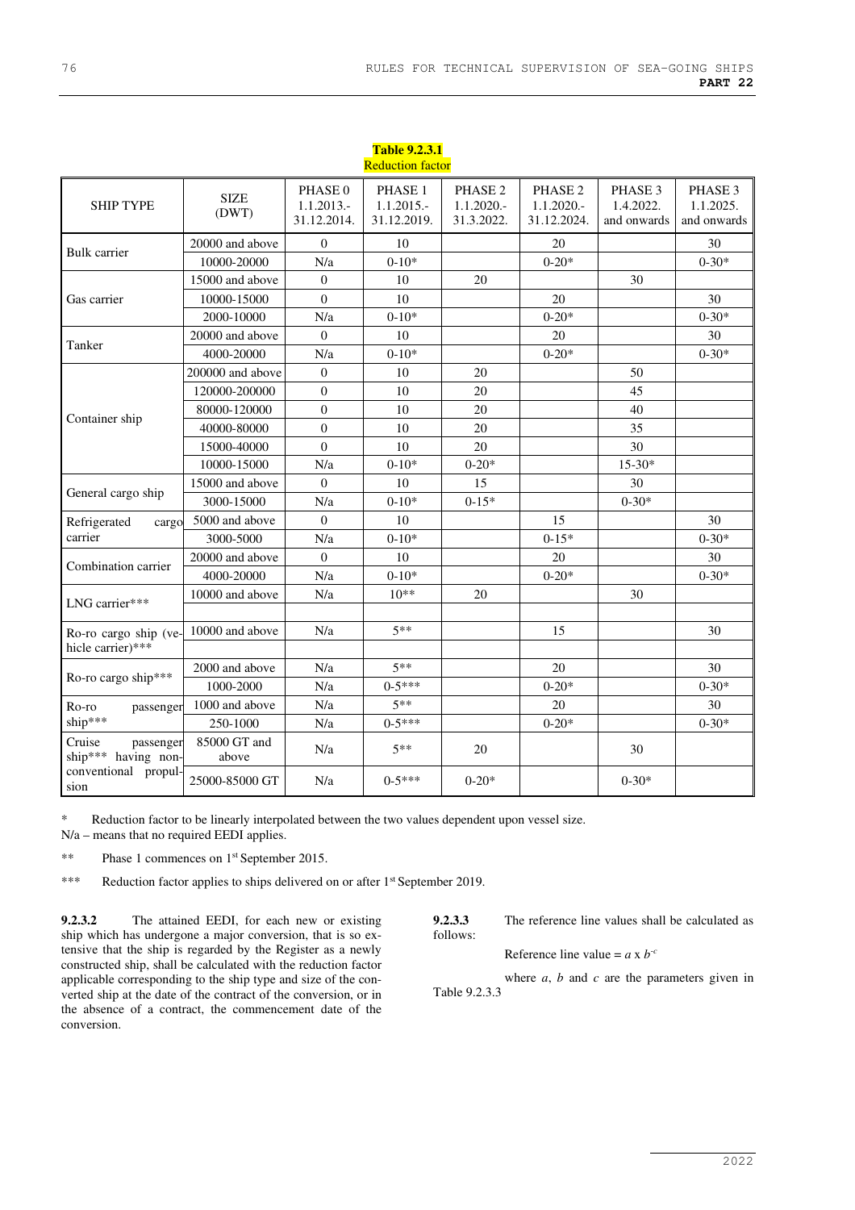**Table 9.2.3.1**
Reduction factor

| SHIP TYPE | SIZE (DWT) | PHASE 0 1.1.2013.- 31.12.2014. | PHASE 1 1.1.2015.- 31.12.2019. | PHASE 2 1.1.2020.- 31.3.2022. | PHASE 2 1.1.2020.- 31.12.2024. | PHASE 3 1.4.2022. and onwards | PHASE 3 1.1.2025. and onwards |
|---|---|---|---|---|---|---|---|
| Bulk carrier | 20000 and above | 0 | 10 | | 20 | | 30 |
| | 10000-20000 | N/a | 0-10* | | 0-20* | | 0-30* |
| Gas carrier | 15000 and above | 0 | 10 | 20 | | 30 | |
| | 10000-15000 | 0 | 10 | | 20 | | 30 |
| | 2000-10000 | N/a | 0-10* | | 0-20* | | 0-30* |
| Tanker | 20000 and above | 0 | 10 | | 20 | | 30 |
| | 4000-20000 | N/a | 0-10* | | 0-20* | | 0-30* |
| Container ship | 200000 and above | 0 | 10 | 20 | | 50 | |
| | 120000-200000 | 0 | 10 | 20 | | 45 | |
| | 80000-120000 | 0 | 10 | 20 | | 40 | |
| | 40000-80000 | 0 | 10 | 20 | | 35 | |
| | 15000-40000 | 0 | 10 | 20 | | 30 | |
| | 10000-15000 | N/a | 0-10* | 0-20* | | 15-30* | |
| General cargo ship | 15000 and above | 0 | 10 | 15 | | 30 | |
| | 3000-15000 | N/a | 0-10* | 0-15* | | 0-30* | |
| Refrigerated cargo carrier | 5000 and above | 0 | 10 | | 15 | | 30 |
| | 3000-5000 | N/a | 0-10* | | 0-15* | | 0-30* |
| Combination carrier | 20000 and above | 0 | 10 | | 20 | | 30 |
| | 4000-20000 | N/a | 0-10* | | 0-20* | | 0-30* |
| LNG carrier*** | 10000 and above | N/a | 10** | 20 | | 30 | |
| | | | | | | | |
| Ro-ro cargo ship (vehicle carrier)*** | 10000 and above | N/a | 5** | | 15 | | 30 |
| | | | | | | | |
| Ro-ro cargo ship*** | 2000 and above | N/a | 5** | | 20 | | 30 |
| | 1000-2000 | N/a | 0-5*** | | 0-20* | | 0-30* |
| Ro-ro passenger ship*** | 1000 and above | N/a | 5** | | 20 | | 30 |
| | 250-1000 | N/a | 0-5*** | | 0-20* | | 0-30* |
| Cruise passenger ship*** having non-conventional propulsion | 85000 GT and above | N/a | 5** | 20 | | 30 | |
| | 25000-85000 GT | N/a | 0-5*** | 0-20* | | 0-30* | |

\* Reduction factor to be linearly interpolated between the two values dependent upon vessel size.
N/a – means that no required EEDI applies.

\** Phase 1 commences on 1st September 2015.

\*** Reduction factor applies to ships delivered on or after 1st September 2019.

**9.2.3.2** The attained EEDI, for each new or existing ship which has undergone a major conversion, that is so extensive that the ship is regarded by the Register as a newly constructed ship, shall be calculated with the reduction factor applicable corresponding to the ship type and size of the converted ship at the date of the contract of the conversion, or in the absence of a contract, the commencement date of the conversion.

**9.2.3.3** The reference line values shall be calculated as follows:

Reference line value = $a \times b^{-c}$

where $a$, $b$ and $c$ are the parameters given in Table 9.2.3.3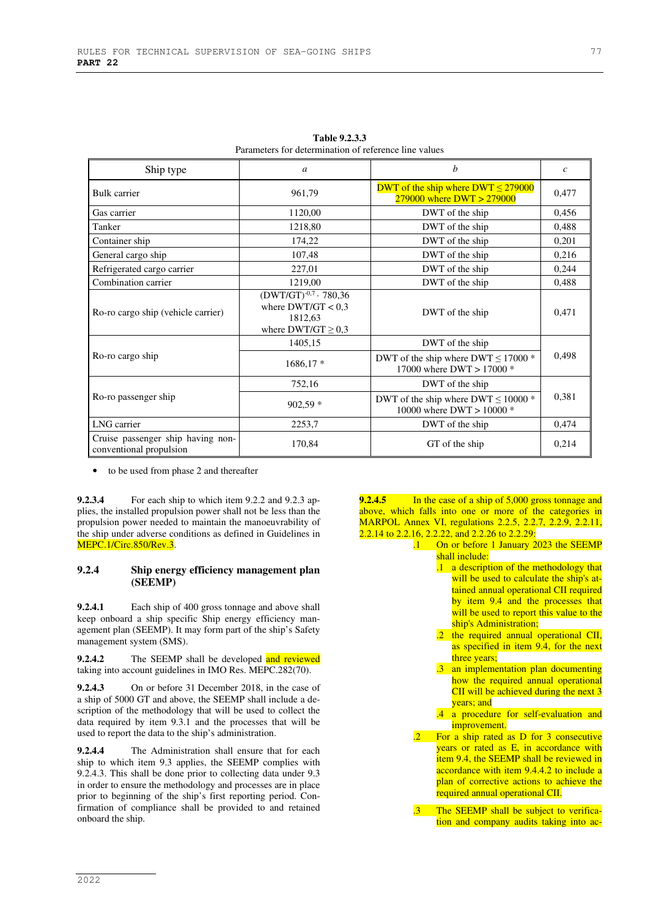**Table 9.2.3.3**
Parameters for determination of reference line values

| Ship type | a | b | c |
|---|---|---|---|
| Bulk carrier | 961,79 | DWT of the ship where DWT ≤ 279000<br>279000 where DWT > 279000 | 0,477 |
| Gas carrier | 1120,00 | DWT of the ship | 0,456 |
| Tanker | 1218,80 | DWT of the ship | 0,488 |
| Container ship | 174,22 | DWT of the ship | 0,201 |
| General cargo ship | 107,48 | DWT of the ship | 0,216 |
| Refrigerated cargo carrier | 227,01 | DWT of the ship | 0,244 |
| Combination carrier | 1219,00 | DWT of the ship | 0,488 |
| Ro-ro cargo ship (vehicle carrier) | $(DWT/GT)^{-0,7} \cdot 780,36$<br>where DWT/GT < 0,3<br>1812,63<br>where DWT/GT ≥ 0,3 | DWT of the ship | 0,471 |
| Ro-ro cargo ship | 1405,15 | DWT of the ship | 0,498 |
| | 1686,17 * | DWT of the ship where DWT ≤ 17000 *<br>17000 where DWT > 17000 * | |
| Ro-ro passenger ship | 752,16 | DWT of the ship | 0,381 |
| | 902,59 * | DWT of the ship where DWT ≤ 10000 *<br>10000 where DWT > 10000 * | |
| LNG carrier | 2253,7 | DWT of the ship | 0,474 |
| Cruise passenger ship having non-conventional propulsion | 170,84 | GT of the ship | 0,214 |

- to be used from phase 2 and thereafter

**9.2.3.4** For each ship to which item 9.2.2 and 9.2.3 applies, the installed propulsion power shall not be less than the propulsion power needed to maintain the manoeuvrability of the ship under adverse conditions as defined in Guidelines in MEPC.1/Circ.850/Rev.3.

### 9.2.4 Ship energy efficiency management plan (SEEMP)

**9.2.4.1** Each ship of 400 gross tonnage and above shall keep onboard a ship specific Ship energy efficiency management plan (SEEMP). It may form part of the ship's Safety management system (SMS).

**9.2.4.2** The SEEMP shall be developed and reviewed taking into account guidelines in IMO Res. MEPC.282(70).

**9.2.4.3** On or before 31 December 2018, in the case of a ship of 5000 GT and above, the SEEMP shall include a description of the methodology that will be used to collect the data required by item 9.3.1 and the processes that will be used to report the data to the ship's administration.

**9.2.4.4** The Administration shall ensure that for each ship to which item 9.3 applies, the SEEMP complies with 9.2.4.3. This shall be done prior to collecting data under 9.3 in order to ensure the methodology and processes are in place prior to beginning of the ship's first reporting period. Confirmation of compliance shall be provided to and retained onboard the ship.

**9.2.4.5** In the case of a ship of 5,000 gross tonnage and above, which falls into one or more of the categories in MARPOL Annex VI, regulations 2.2.5, 2.2.7, 2.2.9, 2.2.11, 2.2.14 to 2.2.16, 2.2.22, and 2.2.26 to 2.2.29:

.1 On or before 1 January 2023 the SEEMP shall include:

   .1 a description of the methodology that will be used to calculate the ship's attained annual operational CII required by item 9.4 and the processes that will be used to report this value to the ship's Administration;

   .2 the required annual operational CII, as specified in item 9.4, for the next three years;

   .3 an implementation plan documenting how the required annual operational CII will be achieved during the next 3 years; and

   .4 a procedure for self-evaluation and improvement.

.2 For a ship rated as D for 3 consecutive years or rated as E, in accordance with item 9.4, the SEEMP shall be reviewed in accordance with item 9.4.4.2 to include a plan of corrective actions to achieve the required annual operational CII.

.3 The SEEMP shall be subject to verification and company audits taking into ac-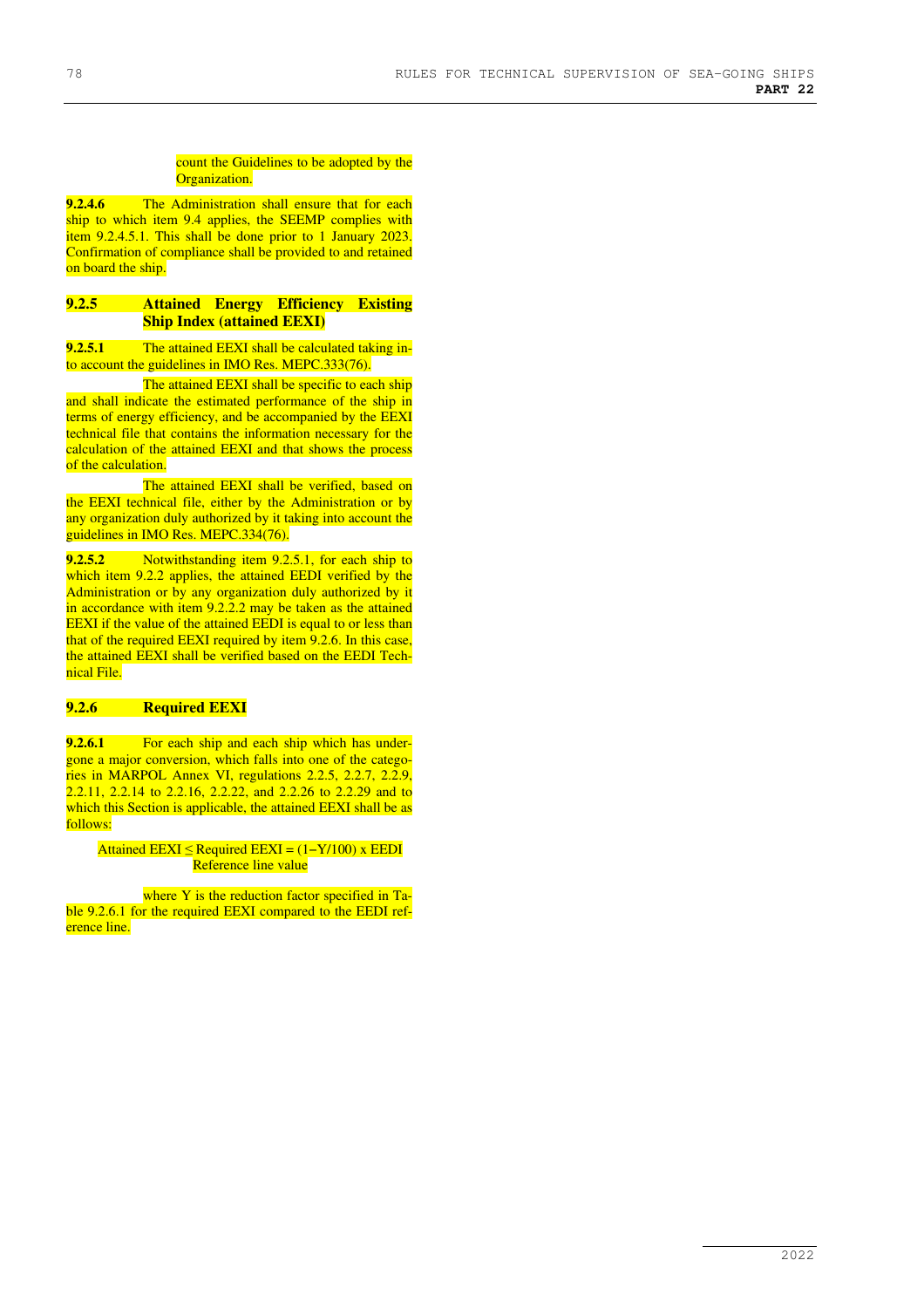count the Guidelines to be adopted by the Organization.

**9.2.4.6** The Administration shall ensure that for each ship to which item 9.4 applies, the SEEMP complies with item 9.2.4.5.1. This shall be done prior to 1 January 2023. Confirmation of compliance shall be provided to and retained on board the ship.

### 9.2.5 Attained Energy Efficiency Existing Ship Index (attained EEXI)

**9.2.5.1** The attained EEXI shall be calculated taking into account the guidelines in IMO Res. MEPC.333(76).

The attained EEXI shall be specific to each ship and shall indicate the estimated performance of the ship in terms of energy efficiency, and be accompanied by the EEXI technical file that contains the information necessary for the calculation of the attained EEXI and that shows the process of the calculation.

The attained EEXI shall be verified, based on the EEXI technical file, either by the Administration or by any organization duly authorized by it taking into account the guidelines in IMO Res. MEPC.334(76).

**9.2.5.2** Notwithstanding item 9.2.5.1, for each ship to which item 9.2.2 applies, the attained EEDI verified by the Administration or by any organization duly authorized by it in accordance with item 9.2.2.2 may be taken as the attained EEXI if the value of the attained EEDI is equal to or less than that of the required EEXI required by item 9.2.6. In this case, the attained EEXI shall be verified based on the EEDI Technical File.

### 9.2.6 Required EEXI

**9.2.6.1** For each ship and each ship which has undergone a major conversion, which falls into one of the categories in MARPOL Annex VI, regulations 2.2.5, 2.2.7, 2.2.9, 2.2.11, 2.2.14 to 2.2.16, 2.2.22, and 2.2.26 to 2.2.29 and to which this Section is applicable, the attained EEXI shall be as follows:

$$\text{Attained EEXI} \leq \text{Required EEXI} = (1-Y/100) \times \text{EEDI Reference line value}$$

where Y is the reduction factor specified in Table 9.2.6.1 for the required EEXI compared to the EEDI reference line.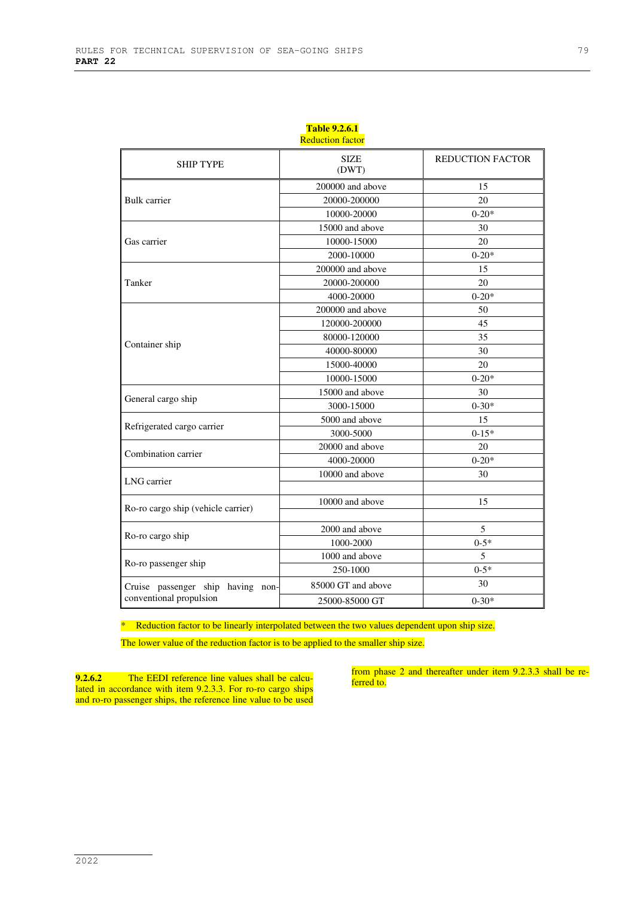**Table 9.2.6.1**
Reduction factor

| SHIP TYPE | SIZE (DWT) | REDUCTION FACTOR |
|---|---|---|
| Bulk carrier | 200000 and above | 15 |
| | 20000-200000 | 20 |
| | 10000-20000 | 0-20* |
| Gas carrier | 15000 and above | 30 |
| | 10000-15000 | 20 |
| | 2000-10000 | 0-20* |
| Tanker | 200000 and above | 15 |
| | 20000-200000 | 20 |
| | 4000-20000 | 0-20* |
| Container ship | 200000 and above | 50 |
| | 120000-200000 | 45 |
| | 80000-120000 | 35 |
| | 40000-80000 | 30 |
| | 15000-40000 | 20 |
| | 10000-15000 | 0-20* |
| General cargo ship | 15000 and above | 30 |
| | 3000-15000 | 0-30* |
| Refrigerated cargo carrier | 5000 and above | 15 |
| | 3000-5000 | 0-15* |
| Combination carrier | 20000 and above | 20 |
| | 4000-20000 | 0-20* |
| LNG carrier | 10000 and above | 30 |
| | | |
| Ro-ro cargo ship (vehicle carrier) | 10000 and above | 15 |
| | | |
| Ro-ro cargo ship | 2000 and above | 5 |
| | 1000-2000 | 0-5* |
| Ro-ro passenger ship | 1000 and above | 5 |
| | 250-1000 | 0-5* |
| Cruise passenger ship having non-conventional propulsion | 85000 GT and above | 30 |
| | 25000-85000 GT | 0-30* |

\* Reduction factor to be linearly interpolated between the two values dependent upon ship size.

The lower value of the reduction factor is to be applied to the smaller ship size.

**9.2.6.2** The EEDI reference line values shall be calculated in accordance with item 9.2.3.3. For ro-ro cargo ships and ro-ro passenger ships, the reference line value to be used from phase 2 and thereafter under item 9.2.3.3 shall be referred to.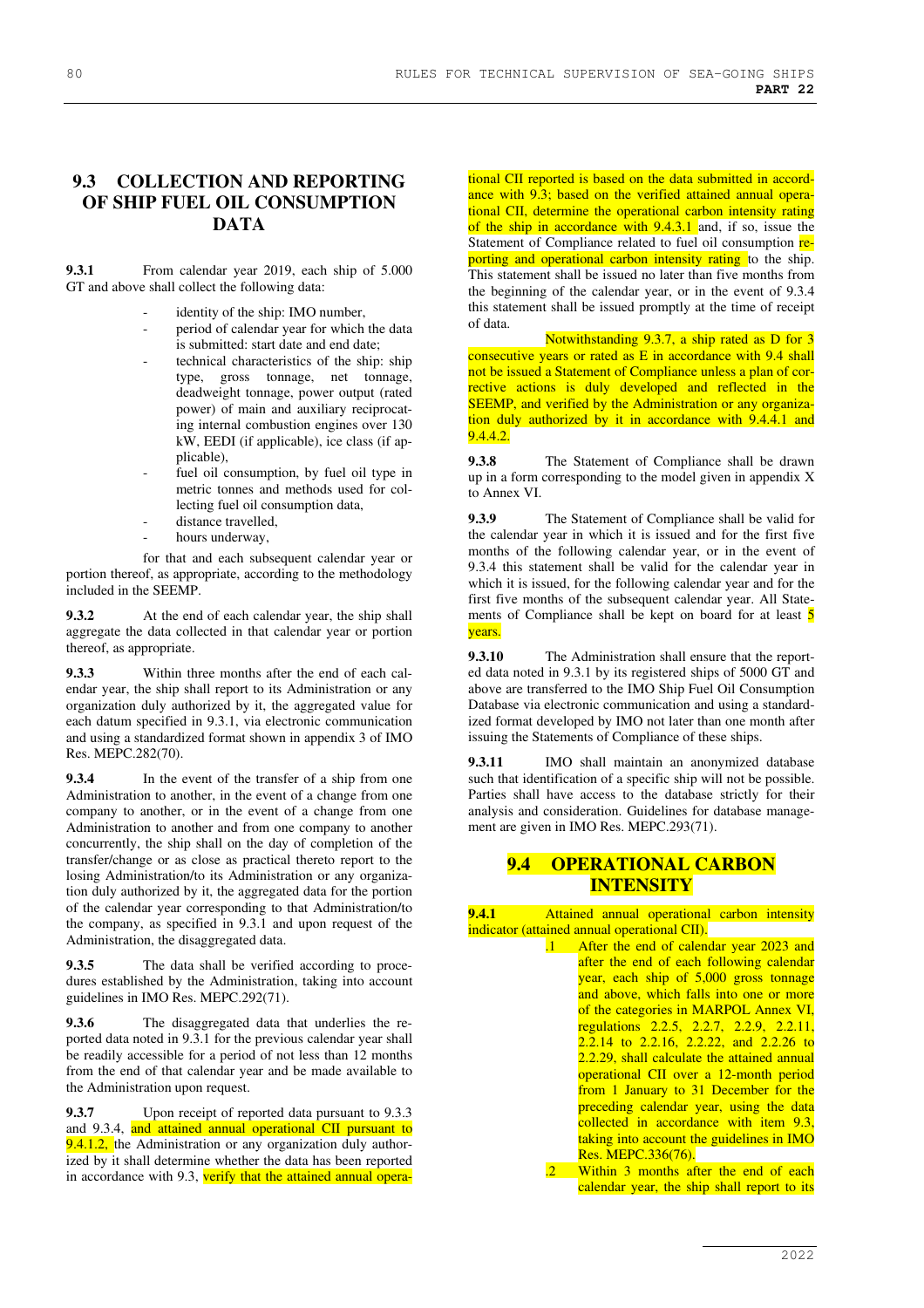## 9.3 COLLECTION AND REPORTING OF SHIP FUEL OIL CONSUMPTION DATA

**9.3.1** From calendar year 2019, each ship of 5.000 GT and above shall collect the following data:

- identity of the ship: IMO number,
- period of calendar year for which the data is submitted: start date and end date;
- technical characteristics of the ship: ship type, gross tonnage, net tonnage, deadweight tonnage, power output (rated power) of main and auxiliary reciprocating internal combustion engines over 130 kW, EEDI (if applicable), ice class (if applicable),
- fuel oil consumption, by fuel oil type in metric tonnes and methods used for collecting fuel oil consumption data,
- distance travelled,
- hours underway,

for that and each subsequent calendar year or portion thereof, as appropriate, according to the methodology included in the SEEMP.

**9.3.2** At the end of each calendar year, the ship shall aggregate the data collected in that calendar year or portion thereof, as appropriate.

**9.3.3** Within three months after the end of each calendar year, the ship shall report to its Administration or any organization duly authorized by it, the aggregated value for each datum specified in 9.3.1, via electronic communication and using a standardized format shown in appendix 3 of IMO Res. MEPC.282(70).

**9.3.4** In the event of the transfer of a ship from one Administration to another, in the event of a change from one company to another, or in the event of a change from one Administration to another and from one company to another concurrently, the ship shall on the day of completion of the transfer/change or as close as practical thereto report to the losing Administration/to its Administration or any organization duly authorized by it, the aggregated data for the portion of the calendar year corresponding to that Administration/to the company, as specified in 9.3.1 and upon request of the Administration, the disaggregated data.

**9.3.5** The data shall be verified according to procedures established by the Administration, taking into account guidelines in IMO Res. MEPC.292(71).

**9.3.6** The disaggregated data that underlies the reported data noted in 9.3.1 for the previous calendar year shall be readily accessible for a period of not less than 12 months from the end of that calendar year and be made available to the Administration upon request.

**9.3.7** Upon receipt of reported data pursuant to 9.3.3 and 9.3.4, and attained annual operational CII pursuant to 9.4.1.2, the Administration or any organization duly authorized by it shall determine whether the data has been reported in accordance with 9.3, verify that the attained annual operational CII reported is based on the data submitted in accordance with 9.3; based on the verified attained annual operational CII, determine the operational carbon intensity rating of the ship in accordance with 9.4.3.1 and, if so, issue the Statement of Compliance related to fuel oil consumption reporting and operational carbon intensity rating to the ship. This statement shall be issued no later than five months from the beginning of the calendar year, or in the event of 9.3.4 this statement shall be issued promptly at the time of receipt of data.

Notwithstanding 9.3.7, a ship rated as D for 3 consecutive years or rated as E in accordance with 9.4 shall not be issued a Statement of Compliance unless a plan of corrective actions is duly developed and reflected in the SEEMP, and verified by the Administration or any organization duly authorized by it in accordance with 9.4.4.1 and 9.4.4.2.

**9.3.8** The Statement of Compliance shall be drawn up in a form corresponding to the model given in appendix X to Annex VI.

**9.3.9** The Statement of Compliance shall be valid for the calendar year in which it is issued and for the first five months of the following calendar year, or in the event of 9.3.4 this statement shall be valid for the calendar year in which it is issued, for the following calendar year and for the first five months of the subsequent calendar year. All Statements of Compliance shall be kept on board for at least 5 years.

**9.3.10** The Administration shall ensure that the reported data noted in 9.3.1 by its registered ships of 5000 GT and above are transferred to the IMO Ship Fuel Oil Consumption Database via electronic communication and using a standardized format developed by IMO not later than one month after issuing the Statements of Compliance of these ships.

**9.3.11** IMO shall maintain an anonymized database such that identification of a specific ship will not be possible. Parties shall have access to the database strictly for their analysis and consideration. Guidelines for database management are given in IMO Res. MEPC.293(71).

## 9.4 OPERATIONAL CARBON INTENSITY

**9.4.1** Attained annual operational carbon intensity indicator (attained annual operational CII).

.1 After the end of calendar year 2023 and after the end of each following calendar year, each ship of 5,000 gross tonnage and above, which falls into one or more of the categories in MARPOL Annex VI, regulations 2.2.5, 2.2.7, 2.2.9, 2.2.11, 2.2.14 to 2.2.16, 2.2.22, and 2.2.26 to 2.2.29, shall calculate the attained annual operational CII over a 12-month period from 1 January to 31 December for the preceding calendar year, using the data collected in accordance with item 9.3, taking into account the guidelines in IMO Res. MEPC.336(76).

.2 Within 3 months after the end of each calendar year, the ship shall report to its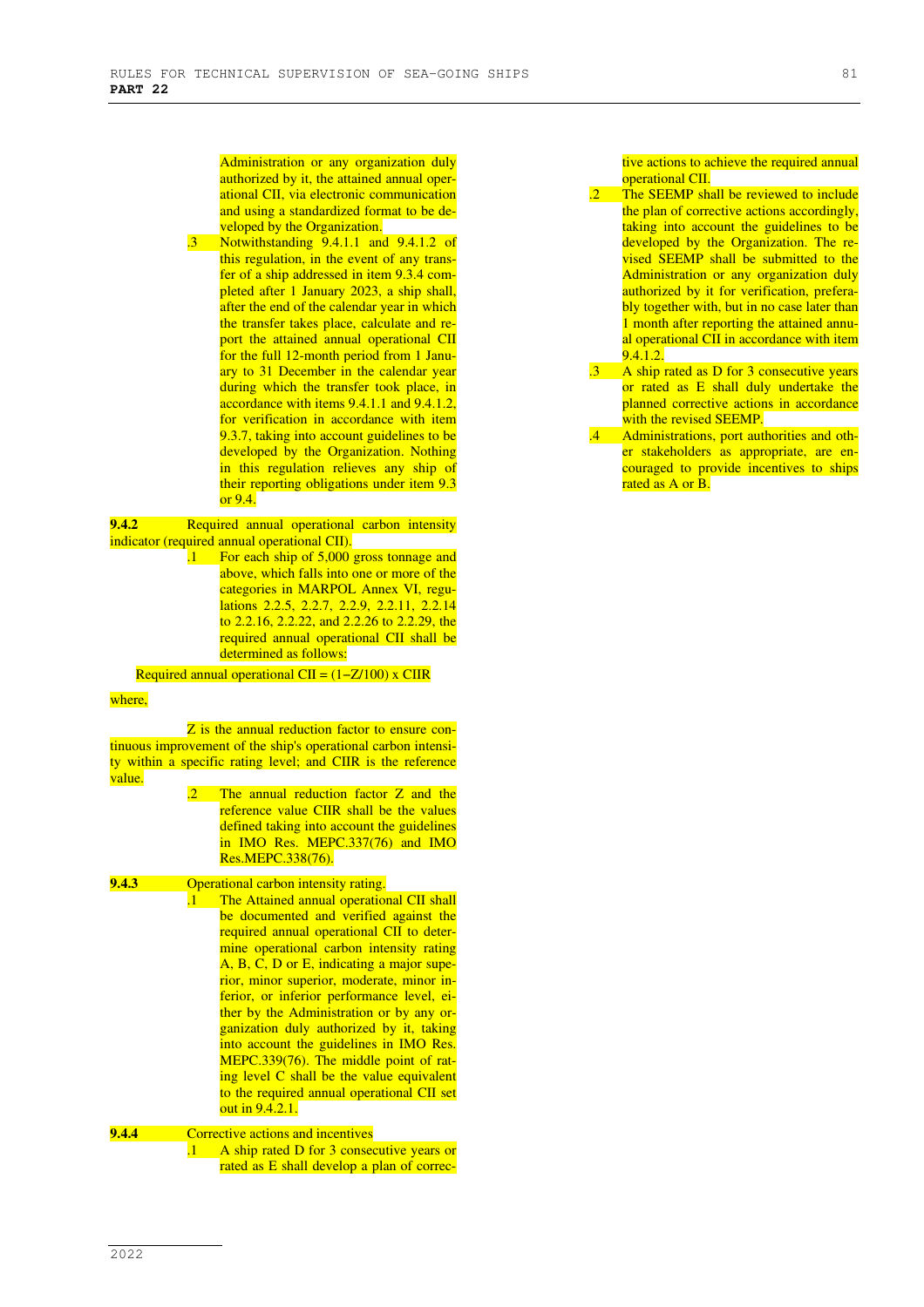Administration or any organization duly authorized by it, the attained annual operational CII, via electronic communication and using a standardized format to be developed by the Organization.

.3 Notwithstanding 9.4.1.1 and 9.4.1.2 of this regulation, in the event of any transfer of a ship addressed in item 9.3.4 completed after 1 January 2023, a ship shall, after the end of the calendar year in which the transfer takes place, calculate and report the attained annual operational CII for the full 12-month period from 1 January to 31 December in the calendar year during which the transfer took place, in accordance with items 9.4.1.1 and 9.4.1.2, for verification in accordance with item 9.3.7, taking into account guidelines to be developed by the Organization. Nothing in this regulation relieves any ship of their reporting obligations under item 9.3 or 9.4.

**9.4.2** Required annual operational carbon intensity indicator (required annual operational CII).

.1 For each ship of 5,000 gross tonnage and above, which falls into one or more of the categories in MARPOL Annex VI, regulations 2.2.5, 2.2.7, 2.2.9, 2.2.11, 2.2.14 to 2.2.16, 2.2.22, and 2.2.26 to 2.2.29, the required annual operational CII shall be determined as follows:

$$\text{Required annual operational CII} = (1-Z/100) \times \text{CIIR}$$

where,

Z is the annual reduction factor to ensure continuous improvement of the ship's operational carbon intensity within a specific rating level; and CIIR is the reference value.

.2 The annual reduction factor Z and the reference value CIIR shall be the values defined taking into account the guidelines in IMO Res. MEPC.337(76) and IMO Res.MEPC.338(76).

**9.4.3** Operational carbon intensity rating.

.1 The Attained annual operational CII shall be documented and verified against the required annual operational CII to determine operational carbon intensity rating A, B, C, D or E, indicating a major superior, minor superior, moderate, minor inferior, or inferior performance level, either by the Administration or by any organization duly authorized by it, taking into account the guidelines in IMO Res. MEPC.339(76). The middle point of rating level C shall be the value equivalent to the required annual operational CII set out in 9.4.2.1.

**9.4.4** Corrective actions and incentives

.1 A ship rated D for 3 consecutive years or rated as E shall develop a plan of corrective actions to achieve the required annual operational CII.

.2 The SEEMP shall be reviewed to include the plan of corrective actions accordingly, taking into account the guidelines to be developed by the Organization. The revised SEEMP shall be submitted to the Administration or any organization duly authorized by it for verification, preferably together with, but in no case later than 1 month after reporting the attained annual operational CII in accordance with item 9.4.1.2.

.3 A ship rated as D for 3 consecutive years or rated as E shall duly undertake the planned corrective actions in accordance with the revised SEEMP.

.4 Administrations, port authorities and other stakeholders as appropriate, are encouraged to provide incentives to ships rated as A or B.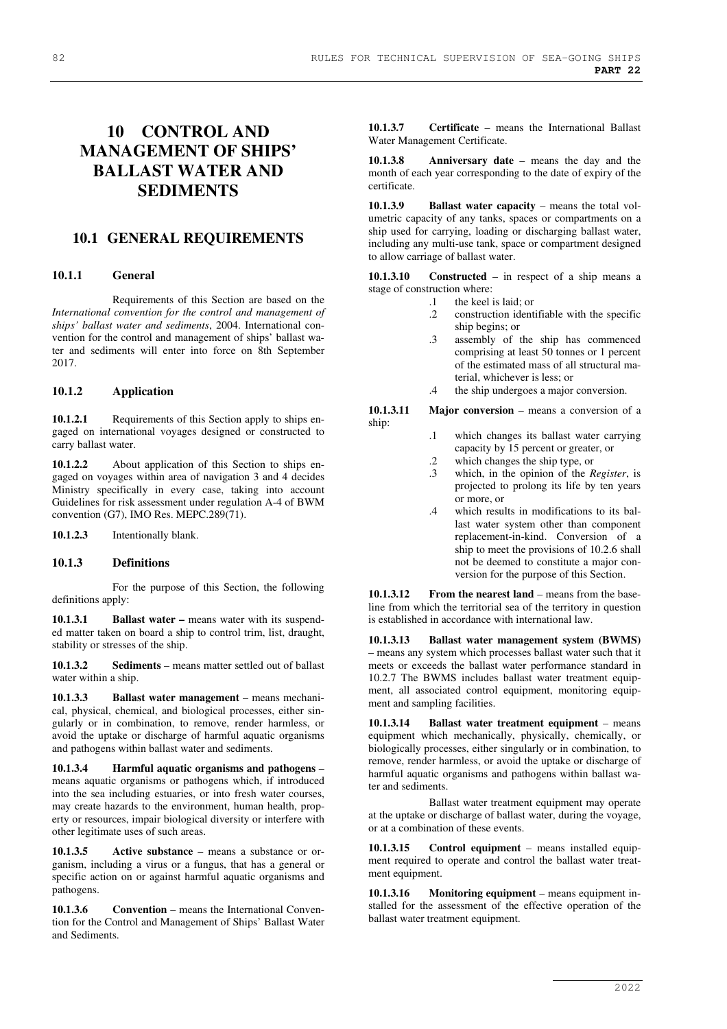# 10 CONTROL AND MANAGEMENT OF SHIPS' BALLAST WATER AND SEDIMENTS

## 10.1 GENERAL REQUIREMENTS

### 10.1.1 General

Requirements of this Section are based on the *International convention for the control and management of ships' ballast water and sediments*, 2004. International convention for the control and management of ships' ballast water and sediments will enter into force on 8th September 2017.

### 10.1.2 Application

**10.1.2.1** Requirements of this Section apply to ships engaged on international voyages designed or constructed to carry ballast water.

**10.1.2.2** About application of this Section to ships engaged on voyages within area of navigation 3 and 4 decides Ministry specifically in every case, taking into account Guidelines for risk assessment under regulation A-4 of BWM convention (G7), IMO Res. MEPC.289(71).

**10.1.2.3** Intentionally blank.

### 10.1.3 Definitions

For the purpose of this Section, the following definitions apply:

**10.1.3.1 Ballast water –** means water with its suspended matter taken on board a ship to control trim, list, draught, stability or stresses of the ship.

**10.1.3.2 Sediments** – means matter settled out of ballast water within a ship.

**10.1.3.3 Ballast water management** – means mechanical, physical, chemical, and biological processes, either singularly or in combination, to remove, render harmless, or avoid the uptake or discharge of harmful aquatic organisms and pathogens within ballast water and sediments.

**10.1.3.4 Harmful aquatic organisms and pathogens** – means aquatic organisms or pathogens which, if introduced into the sea including estuaries, or into fresh water courses, may create hazards to the environment, human health, property or resources, impair biological diversity or interfere with other legitimate uses of such areas.

**10.1.3.5 Active substance** – means a substance or organism, including a virus or a fungus, that has a general or specific action on or against harmful aquatic organisms and pathogens.

**10.1.3.6 Convention** – means the International Convention for the Control and Management of Ships' Ballast Water and Sediments.

**10.1.3.7 Certificate** – means the International Ballast Water Management Certificate.

**10.1.3.8 Anniversary date** – means the day and the month of each year corresponding to the date of expiry of the certificate.

**10.1.3.9 Ballast water capacity** – means the total volumetric capacity of any tanks, spaces or compartments on a ship used for carrying, loading or discharging ballast water, including any multi-use tank, space or compartment designed to allow carriage of ballast water.

**10.1.3.10 Constructed** – in respect of a ship means a stage of construction where:

- .1 the keel is laid; or
- .2 construction identifiable with the specific ship begins; or
- .3 assembly of the ship has commenced comprising at least 50 tonnes or 1 percent of the estimated mass of all structural material, whichever is less; or
- .4 the ship undergoes a major conversion.

**10.1.3.11 Major conversion** – means a conversion of a ship:

- .1 which changes its ballast water carrying capacity by 15 percent or greater, or
- .2 which changes the ship type, or
- .3 which, in the opinion of the *Register*, is projected to prolong its life by ten years or more, or
- .4 which results in modifications to its ballast water system other than component replacement-in-kind. Conversion of a ship to meet the provisions of 10.2.6 shall not be deemed to constitute a major conversion for the purpose of this Section.

**10.1.3.12 From the nearest land** – means from the baseline from which the territorial sea of the territory in question is established in accordance with international law.

**10.1.3.13 Ballast water management system (BWMS)** – means any system which processes ballast water such that it meets or exceeds the ballast water performance standard in 10.2.7 The BWMS includes ballast water treatment equipment, all associated control equipment, monitoring equipment and sampling facilities.

**10.1.3.14 Ballast water treatment equipment** – means equipment which mechanically, physically, chemically, or biologically processes, either singularly or in combination, to remove, render harmless, or avoid the uptake or discharge of harmful aquatic organisms and pathogens within ballast water and sediments.

Ballast water treatment equipment may operate at the uptake or discharge of ballast water, during the voyage, or at a combination of these events.

**10.1.3.15 Control equipment** – means installed equipment required to operate and control the ballast water treatment equipment.

**10.1.3.16 Monitoring equipment** – means equipment installed for the assessment of the effective operation of the ballast water treatment equipment.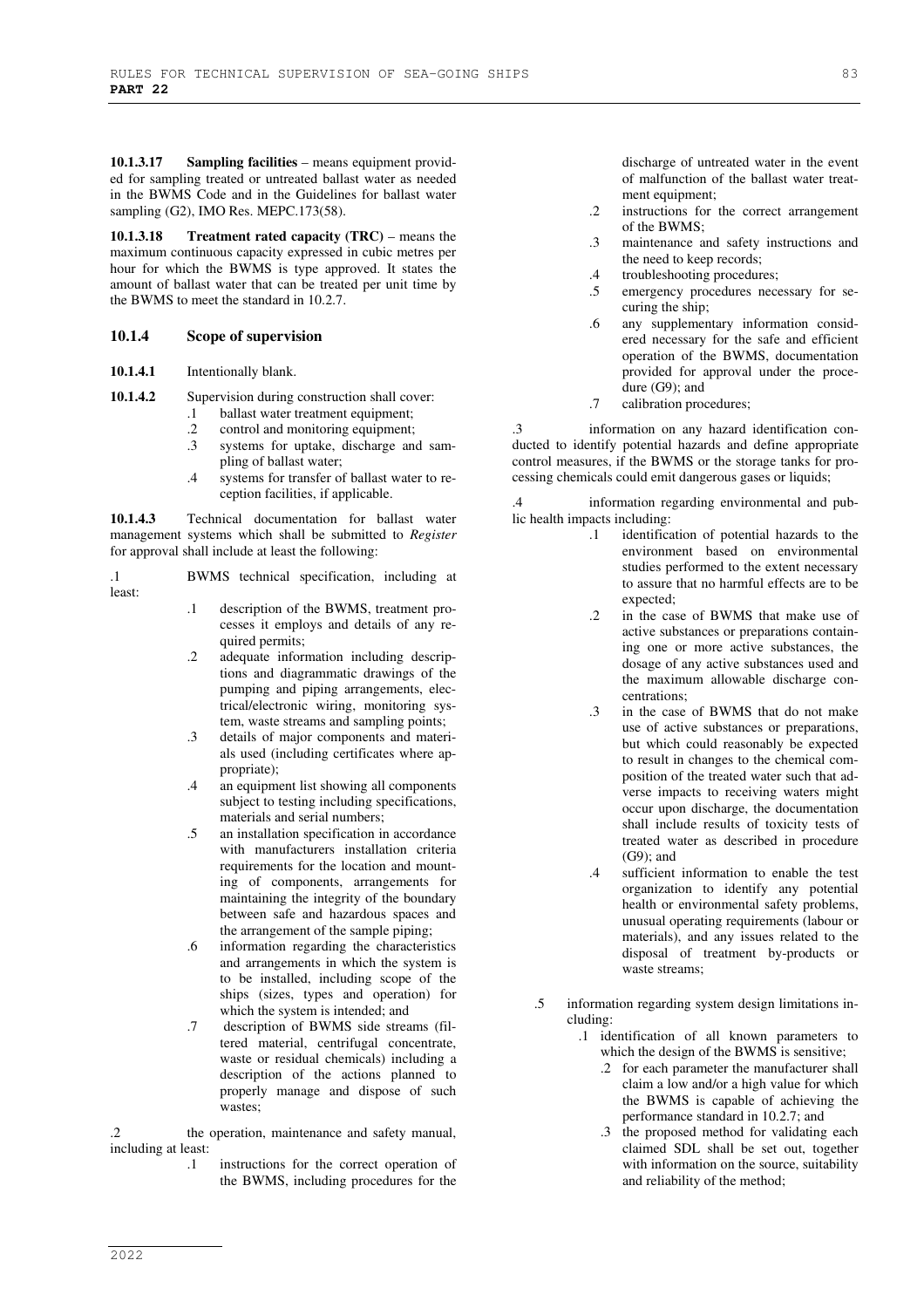**10.1.3.17 Sampling facilities** – means equipment provided for sampling treated or untreated ballast water as needed in the BWMS Code and in the Guidelines for ballast water sampling (G2), IMO Res. MEPC.173(58).

**10.1.3.18 Treatment rated capacity (TRC)** – means the maximum continuous capacity expressed in cubic metres per hour for which the BWMS is type approved. It states the amount of ballast water that can be treated per unit time by the BWMS to meet the standard in 10.2.7.

### 10.1.4 Scope of supervision

**10.1.4.1** Intentionally blank.

**10.1.4.2** Supervision during construction shall cover:

- .1 ballast water treatment equipment;
- .2 control and monitoring equipment;
- .3 systems for uptake, discharge and sampling of ballast water;
- .4 systems for transfer of ballast water to reception facilities, if applicable.

**10.1.4.3** Technical documentation for ballast water management systems which shall be submitted to *Register* for approval shall include at least the following:

.1 BWMS technical specification, including at least:

- .1 description of the BWMS, treatment processes it employs and details of any required permits;
- .2 adequate information including descriptions and diagrammatic drawings of the pumping and piping arrangements, electrical/electronic wiring, monitoring system, waste streams and sampling points;
- .3 details of major components and materials used (including certificates where appropriate);
- .4 an equipment list showing all components subject to testing including specifications, materials and serial numbers;
- .5 an installation specification in accordance with manufacturers installation criteria requirements for the location and mounting of components, arrangements for maintaining the integrity of the boundary between safe and hazardous spaces and the arrangement of the sample piping;
- .6 information regarding the characteristics and arrangements in which the system is to be installed, including scope of the ships (sizes, types and operation) for which the system is intended; and
- .7 description of BWMS side streams (filtered material, centrifugal concentrate, waste or residual chemicals) including a description of the actions planned to properly manage and dispose of such wastes;

.2 the operation, maintenance and safety manual, including at least:

- .1 instructions for the correct operation of the BWMS, including procedures for the discharge of untreated water in the event of malfunction of the ballast water treatment equipment;
- .2 instructions for the correct arrangement of the BWMS;
- .3 maintenance and safety instructions and the need to keep records;
- .4 troubleshooting procedures;
- .5 emergency procedures necessary for securing the ship;
- .6 any supplementary information considered necessary for the safe and efficient operation of the BWMS, documentation provided for approval under the procedure (G9); and
- .7 calibration procedures;

.3 information on any hazard identification conducted to identify potential hazards and define appropriate control measures, if the BWMS or the storage tanks for processing chemicals could emit dangerous gases or liquids;

.4 information regarding environmental and public health impacts including:

- .1 identification of potential hazards to the environment based on environmental studies performed to the extent necessary to assure that no harmful effects are to be expected;
- .2 in the case of BWMS that make use of active substances or preparations containing one or more active substances, the dosage of any active substances used and the maximum allowable discharge concentrations;
- .3 in the case of BWMS that do not make use of active substances or preparations, but which could reasonably be expected to result in changes to the chemical composition of the treated water such that adverse impacts to receiving waters might occur upon discharge, the documentation shall include results of toxicity tests of treated water as described in procedure (G9); and
- .4 sufficient information to enable the test organization to identify any potential health or environmental safety problems, unusual operating requirements (labour or materials), and any issues related to the disposal of treatment by-products or waste streams;

.5 information regarding system design limitations including:

- .1 identification of all known parameters to which the design of the BWMS is sensitive;
- .2 for each parameter the manufacturer shall claim a low and/or a high value for which the BWMS is capable of achieving the performance standard in 10.2.7; and
- .3 the proposed method for validating each claimed SDL shall be set out, together with information on the source, suitability and reliability of the method;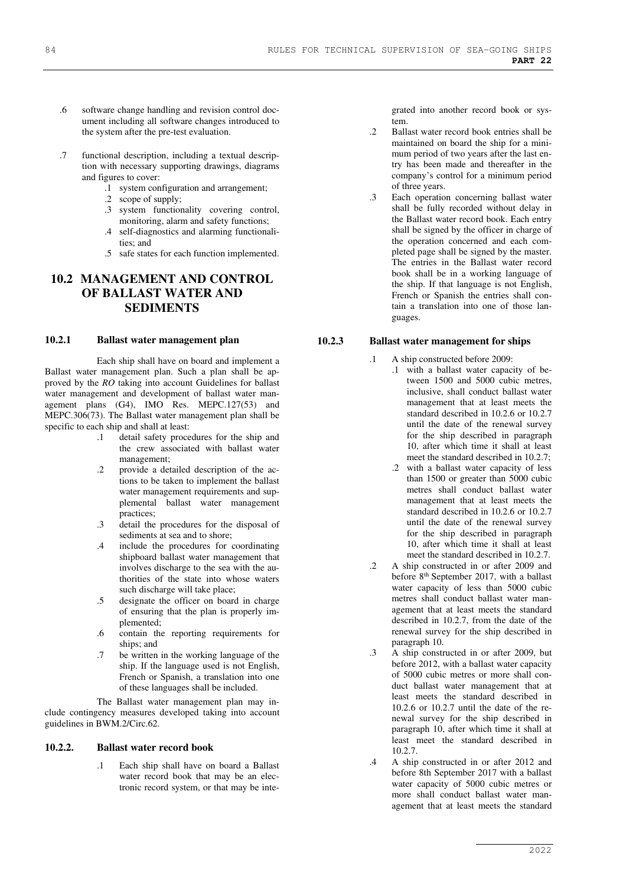.6 software change handling and revision control document including all software changes introduced to the system after the pre-test evaluation.

.7 functional description, including a textual description with necessary supporting drawings, diagrams and figures to cover:
   - .1 system configuration and arrangement;
   - .2 scope of supply;
   - .3 system functionality covering control, monitoring, alarm and safety functions;
   - .4 self-diagnostics and alarming functionalities; and
   - .5 safe states for each function implemented.

## 10.2 MANAGEMENT AND CONTROL OF BALLAST WATER AND SEDIMENTS

### 10.2.1 Ballast water management plan

Each ship shall have on board and implement a Ballast water management plan. Such a plan shall be approved by the *RO* taking into account Guidelines for ballast water management and development of ballast water management plans (G4), IMO Res. MEPC.127(53) and MEPC.306(73). The Ballast water management plan shall be specific to each ship and shall at least:

.1 detail safety procedures for the ship and the crew associated with ballast water management;

.2 provide a detailed description of the actions to be taken to implement the ballast water management requirements and supplemental ballast water management practices;

.3 detail the procedures for the disposal of sediments at sea and to shore;

.4 include the procedures for coordinating shipboard ballast water management that involves discharge to the sea with the authorities of the state into whose waters such discharge will take place;

.5 designate the officer on board in charge of ensuring that the plan is properly implemented;

.6 contain the reporting requirements for ships; and

.7 be written in the working language of the ship. If the language used is not English, French or Spanish, a translation into one of these languages shall be included.

The Ballast water management plan may include contingency measures developed taking into account guidelines in BWM.2/Circ.62.

### 10.2.2. Ballast water record book

.1 Each ship shall have on board a Ballast water record book that may be an electronic record system, or that may be integrated into another record book or system.

.2 Ballast water record book entries shall be maintained on board the ship for a minimum period of two years after the last entry has been made and thereafter in the company's control for a minimum period of three years.

.3 Each operation concerning ballast water shall be fully recorded without delay in the Ballast water record book. Each entry shall be signed by the officer in charge of the operation concerned and each completed page shall be signed by the master. The entries in the Ballast water record book shall be in a working language of the ship. If that language is not English, French or Spanish the entries shall contain a translation into one of those languages.

### 10.2.3 Ballast water management for ships

.1 A ship constructed before 2009:
   - .1 with a ballast water capacity of between 1500 and 5000 cubic metres, inclusive, shall conduct ballast water management that at least meets the standard described in 10.2.6 or 10.2.7 until the date of the renewal survey for the ship described in paragraph 10, after which time it shall at least meet the standard described in 10.2.7;
   - .2 with a ballast water capacity of less than 1500 or greater than 5000 cubic metres shall conduct ballast water management that at least meets the standard described in 10.2.6 or 10.2.7 until the date of the renewal survey for the ship described in paragraph 10, after which time it shall at least meet the standard described in 10.2.7.

.2 A ship constructed in or after 2009 and before 8th September 2017, with a ballast water capacity of less than 5000 cubic metres shall conduct ballast water management that at least meets the standard described in 10.2.7, from the date of the renewal survey for the ship described in paragraph 10.

.3 A ship constructed in or after 2009, but before 2012, with a ballast water capacity of 5000 cubic metres or more shall conduct ballast water management that at least meets the standard described in 10.2.6 or 10.2.7 until the date of the renewal survey for the ship described in paragraph 10, after which time it shall at least meet the standard described in 10.2.7.

.4 A ship constructed in or after 2012 and before 8th September 2017 with a ballast water capacity of 5000 cubic metres or more shall conduct ballast water management that at least meets the standard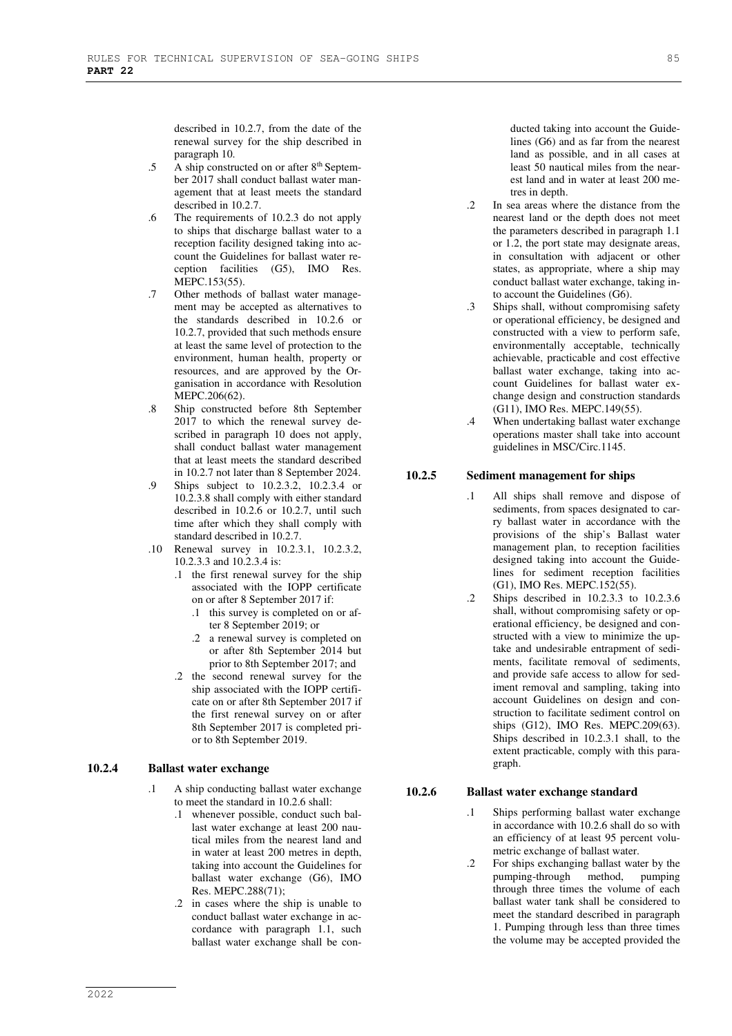described in 10.2.7, from the date of the renewal survey for the ship described in paragraph 10.

.5 A ship constructed on or after 8th September 2017 shall conduct ballast water management that at least meets the standard described in 10.2.7.

.6 The requirements of 10.2.3 do not apply to ships that discharge ballast water to a reception facility designed taking into account the Guidelines for ballast water reception facilities (G5), IMO Res. MEPC.153(55).

.7 Other methods of ballast water management may be accepted as alternatives to the standards described in 10.2.6 or 10.2.7, provided that such methods ensure at least the same level of protection to the environment, human health, property or resources, and are approved by the Organisation in accordance with Resolution MEPC.206(62).

.8 Ship constructed before 8th September 2017 to which the renewal survey described in paragraph 10 does not apply, shall conduct ballast water management that at least meets the standard described in 10.2.7 not later than 8 September 2024.

.9 Ships subject to 10.2.3.2, 10.2.3.4 or 10.2.3.8 shall comply with either standard described in 10.2.6 or 10.2.7, until such time after which they shall comply with standard described in 10.2.7.

.10 Renewal survey in 10.2.3.1, 10.2.3.2, 10.2.3.3 and 10.2.3.4 is:
- .1 the first renewal survey for the ship associated with the IOPP certificate on or after 8 September 2017 if:
  - .1 this survey is completed on or after 8 September 2019; or
  - .2 a renewal survey is completed on or after 8th September 2014 but prior to 8th September 2017; and
- .2 the second renewal survey for the ship associated with the IOPP certificate on or after 8th September 2017 if the first renewal survey on or after 8th September 2017 is completed prior to 8th September 2019.

### 10.2.4 Ballast water exchange

.1 A ship conducting ballast water exchange to meet the standard in 10.2.6 shall:
- .1 whenever possible, conduct such ballast water exchange at least 200 nautical miles from the nearest land and in water at least 200 metres in depth, taking into account the Guidelines for ballast water exchange (G6), IMO Res. MEPC.288(71);
- .2 in cases where the ship is unable to conduct ballast water exchange in accordance with paragraph 1.1, such ballast water exchange shall be conducted taking into account the Guidelines (G6) and as far from the nearest land as possible, and in all cases at least 50 nautical miles from the nearest land and in water at least 200 metres in depth.

.2 In sea areas where the distance from the nearest land or the depth does not meet the parameters described in paragraph 1.1 or 1.2, the port state may designate areas, in consultation with adjacent or other states, as appropriate, where a ship may conduct ballast water exchange, taking into account the Guidelines (G6).

.3 Ships shall, without compromising safety or operational efficiency, be designed and constructed with a view to perform safe, environmentally acceptable, technically achievable, practicable and cost effective ballast water exchange, taking into account Guidelines for ballast water exchange design and construction standards (G11), IMO Res. MEPC.149(55).

.4 When undertaking ballast water exchange operations master shall take into account guidelines in MSC/Circ.1145.

### 10.2.5 Sediment management for ships

.1 All ships shall remove and dispose of sediments, from spaces designated to carry ballast water in accordance with the provisions of the ship's Ballast water management plan, to reception facilities designed taking into account the Guidelines for sediment reception facilities (G1), IMO Res. MEPC.152(55).

.2 Ships described in 10.2.3.3 to 10.2.3.6 shall, without compromising safety or operational efficiency, be designed and constructed with a view to minimize the uptake and undesirable entrapment of sediments, facilitate removal of sediments, and provide safe access to allow for sediment removal and sampling, taking into account Guidelines on design and construction to facilitate sediment control on ships (G12), IMO Res. MEPC.209(63). Ships described in 10.2.3.1 shall, to the extent practicable, comply with this paragraph.

### 10.2.6 Ballast water exchange standard

.1 Ships performing ballast water exchange in accordance with 10.2.6 shall do so with an efficiency of at least 95 percent volumetric exchange of ballast water.

.2 For ships exchanging ballast water by the pumping-through method, pumping through three times the volume of each ballast water tank shall be considered to meet the standard described in paragraph 1. Pumping through less than three times the volume may be accepted provided the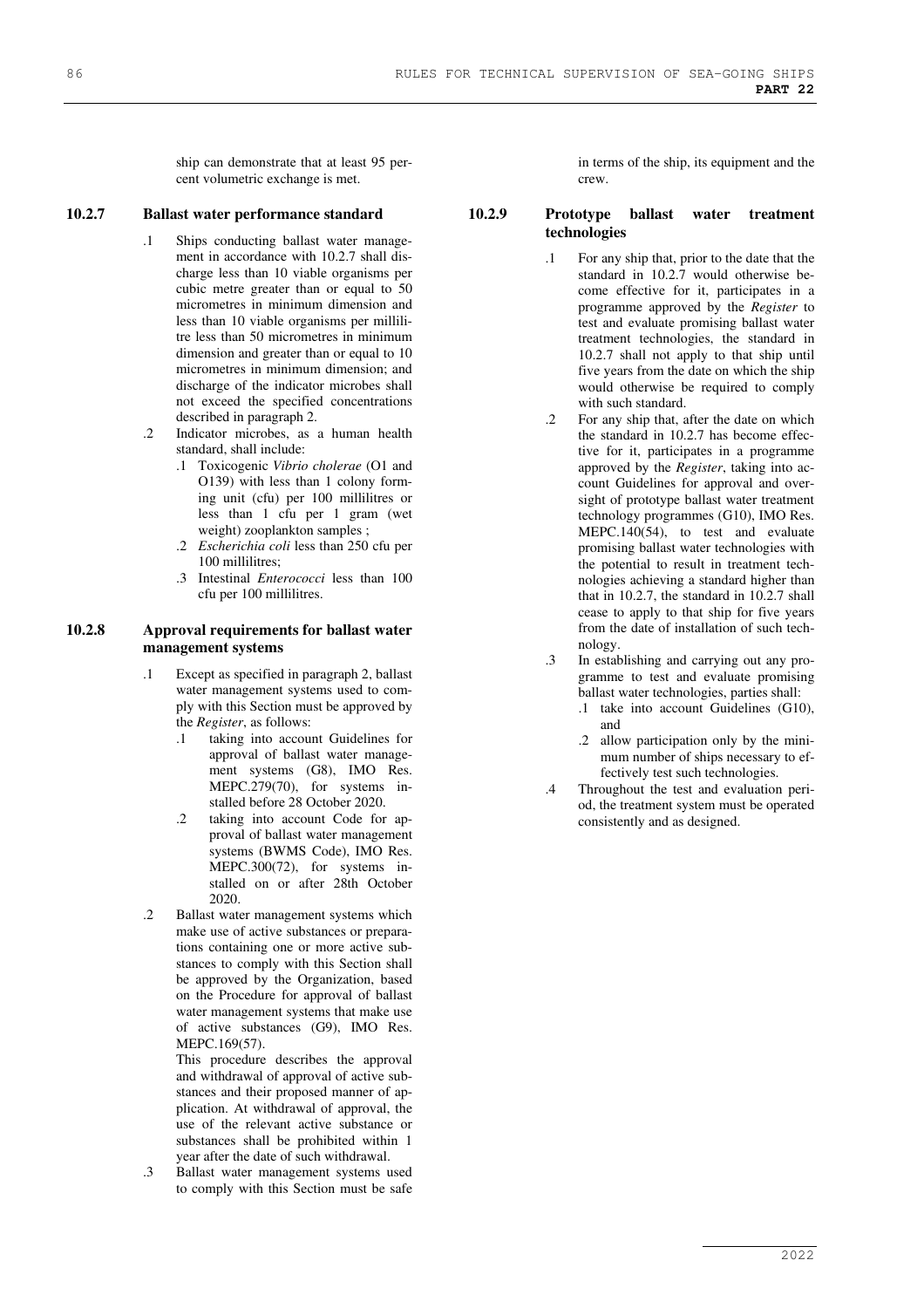ship can demonstrate that at least 95 percent volumetric exchange is met.

### 10.2.7 Ballast water performance standard

.1 Ships conducting ballast water management in accordance with 10.2.7 shall discharge less than 10 viable organisms per cubic metre greater than or equal to 50 micrometres in minimum dimension and less than 10 viable organisms per millilitre less than 50 micrometres in minimum dimension and greater than or equal to 10 micrometres in minimum dimension; and discharge of the indicator microbes shall not exceed the specified concentrations described in paragraph 2.

.2 Indicator microbes, as a human health standard, shall include:

  .1 Toxicogenic *Vibrio cholerae* (O1 and O139) with less than 1 colony forming unit (cfu) per 100 millilitres or less than 1 cfu per 1 gram (wet weight) zooplankton samples ;

  .2 *Escherichia coli* less than 250 cfu per 100 millilitres;

  .3 Intestinal *Enterococci* less than 100 cfu per 100 millilitres.

### 10.2.8 Approval requirements for ballast water management systems

.1 Except as specified in paragraph 2, ballast water management systems used to comply with this Section must be approved by the *Register*, as follows:

  .1 taking into account Guidelines for approval of ballast water management systems (G8), IMO Res. MEPC.279(70), for systems installed before 28 October 2020.

  .2 taking into account Code for approval of ballast water management systems (BWMS Code), IMO Res. MEPC.300(72), for systems installed on or after 28th October 2020.

.2 Ballast water management systems which make use of active substances or preparations containing one or more active substances to comply with this Section shall be approved by the Organization, based on the Procedure for approval of ballast water management systems that make use of active substances (G9), IMO Res. MEPC.169(57).

This procedure describes the approval and withdrawal of approval of active substances and their proposed manner of application. At withdrawal of approval, the use of the relevant active substance or substances shall be prohibited within 1 year after the date of such withdrawal.

.3 Ballast water management systems used to comply with this Section must be safe in terms of the ship, its equipment and the crew.

### 10.2.9 Prototype ballast water treatment technologies

.1 For any ship that, prior to the date that the standard in 10.2.7 would otherwise become effective for it, participates in a programme approved by the *Register* to test and evaluate promising ballast water treatment technologies, the standard in 10.2.7 shall not apply to that ship until five years from the date on which the ship would otherwise be required to comply with such standard.

.2 For any ship that, after the date on which the standard in 10.2.7 has become effective for it, participates in a programme approved by the *Register*, taking into account Guidelines for approval and oversight of prototype ballast water treatment technology programmes (G10), IMO Res. MEPC.140(54), to test and evaluate promising ballast water technologies with the potential to result in treatment technologies achieving a standard higher than that in 10.2.7, the standard in 10.2.7 shall cease to apply to that ship for five years from the date of installation of such technology.

.3 In establishing and carrying out any programme to test and evaluate promising ballast water technologies, parties shall:

  .1 take into account Guidelines (G10), and

  .2 allow participation only by the minimum number of ships necessary to effectively test such technologies.

.4 Throughout the test and evaluation period, the treatment system must be operated consistently and as designed.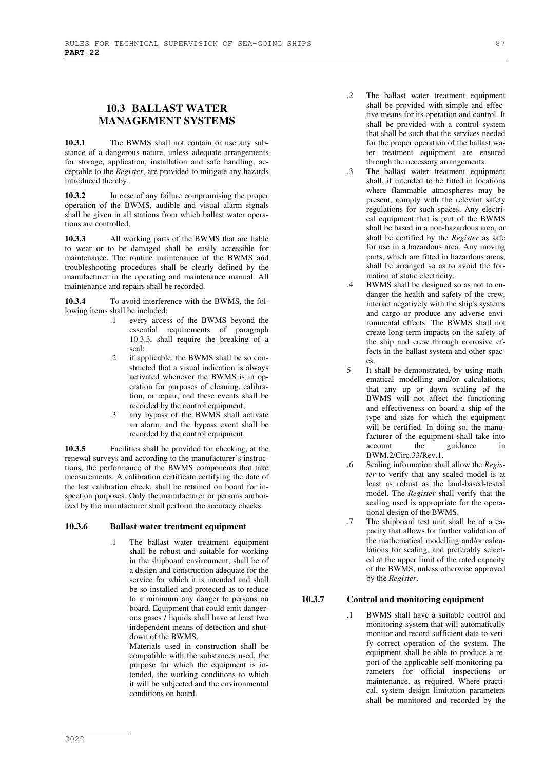## 10.3 BALLAST WATER MANAGEMENT SYSTEMS

**10.3.1** The BWMS shall not contain or use any substance of a dangerous nature, unless adequate arrangements for storage, application, installation and safe handling, acceptable to the *Register*, are provided to mitigate any hazards introduced thereby.

**10.3.2** In case of any failure compromising the proper operation of the BWMS, audible and visual alarm signals shall be given in all stations from which ballast water operations are controlled.

**10.3.3** All working parts of the BWMS that are liable to wear or to be damaged shall be easily accessible for maintenance. The routine maintenance of the BWMS and troubleshooting procedures shall be clearly defined by the manufacturer in the operating and maintenance manual. All maintenance and repairs shall be recorded.

**10.3.4** To avoid interference with the BWMS, the following items shall be included:

- .1 every access of the BWMS beyond the essential requirements of paragraph 10.3.3, shall require the breaking of a seal;
- .2 if applicable, the BWMS shall be so constructed that a visual indication is always activated whenever the BWMS is in operation for purposes of cleaning, calibration, or repair, and these events shall be recorded by the control equipment;
- .3 any bypass of the BWMS shall activate an alarm, and the bypass event shall be recorded by the control equipment.

**10.3.5** Facilities shall be provided for checking, at the renewal surveys and according to the manufacturer's instructions, the performance of the BWMS components that take measurements. A calibration certificate certifying the date of the last calibration check, shall be retained on board for inspection purposes. Only the manufacturer or persons authorized by the manufacturer shall perform the accuracy checks.

### 10.3.6 Ballast water treatment equipment

- .1 The ballast water treatment equipment shall be robust and suitable for working in the shipboard environment, shall be of a design and construction adequate for the service for which it is intended and shall be so installed and protected as to reduce to a minimum any danger to persons on board. Equipment that could emit dangerous gases / liquids shall have at least two independent means of detection and shutdown of the BWMS.

  Materials used in construction shall be compatible with the substances used, the purpose for which the equipment is intended, the working conditions to which it will be subjected and the environmental conditions on board.
- .2 The ballast water treatment equipment shall be provided with simple and effective means for its operation and control. It shall be provided with a control system that shall be such that the services needed for the proper operation of the ballast water treatment equipment are ensured through the necessary arrangements.
- .3 The ballast water treatment equipment shall, if intended to be fitted in locations where flammable atmospheres may be present, comply with the relevant safety regulations for such spaces. Any electrical equipment that is part of the BWMS shall be based in a non-hazardous area, or shall be certified by the *Register* as safe for use in a hazardous area. Any moving parts, which are fitted in hazardous areas, shall be arranged so as to avoid the formation of static electricity.
- .4 BWMS shall be designed so as not to endanger the health and safety of the crew, interact negatively with the ship's systems and cargo or produce any adverse environmental effects. The BWMS shall not create long-term impacts on the safety of the ship and crew through corrosive effects in the ballast system and other spaces.
- 5 It shall be demonstrated, by using mathematical modelling and/or calculations, that any up or down scaling of the BWMS will not affect the functioning and effectiveness on board a ship of the type and size for which the equipment will be certified. In doing so, the manufacturer of the equipment shall take into account the guidance in BWM.2/Circ.33/Rev.1.
- .6 Scaling information shall allow the *Register* to verify that any scaled model is at least as robust as the land-based-tested model. The *Register* shall verify that the scaling used is appropriate for the operational design of the BWMS.
- .7 The shipboard test unit shall be of a capacity that allows for further validation of the mathematical modelling and/or calculations for scaling, and preferably selected at the upper limit of the rated capacity of the BWMS, unless otherwise approved by the *Register*.

### 10.3.7 Control and monitoring equipment

- .1 BWMS shall have a suitable control and monitoring system that will automatically monitor and record sufficient data to verify correct operation of the system. The equipment shall be able to produce a report of the applicable self-monitoring parameters for official inspections or maintenance, as required. Where practical, system design limitation parameters shall be monitored and recorded by the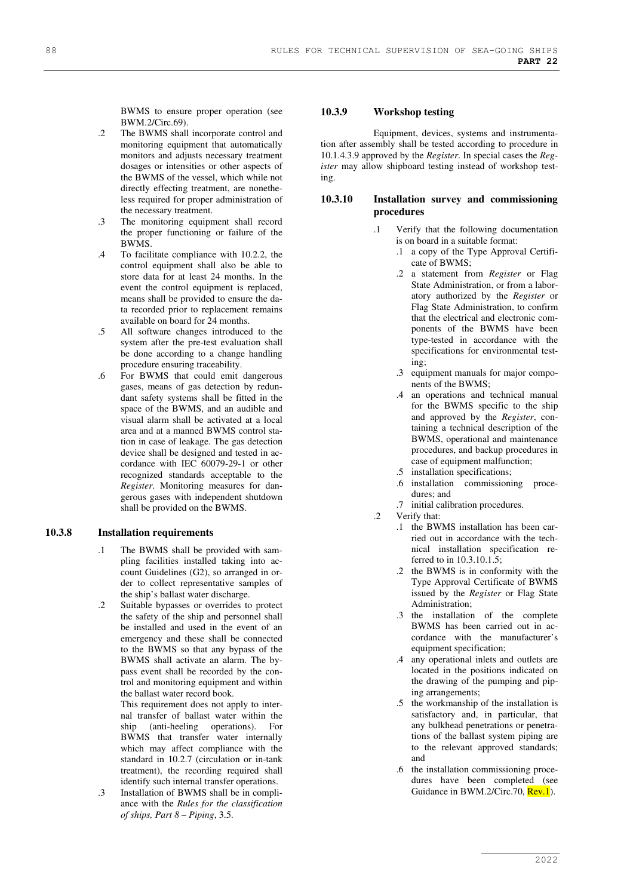BWMS to ensure proper operation (see BWM.2/Circ.69).

.2 The BWMS shall incorporate control and monitoring equipment that automatically monitors and adjusts necessary treatment dosages or intensities or other aspects of the BWMS of the vessel, which while not directly effecting treatment, are nonetheless required for proper administration of the necessary treatment.

.3 The monitoring equipment shall record the proper functioning or failure of the BWMS.

.4 To facilitate compliance with 10.2.2, the control equipment shall also be able to store data for at least 24 months. In the event the control equipment is replaced, means shall be provided to ensure the data recorded prior to replacement remains available on board for 24 months.

.5 All software changes introduced to the system after the pre-test evaluation shall be done according to a change handling procedure ensuring traceability.

.6 For BWMS that could emit dangerous gases, means of gas detection by redundant safety systems shall be fitted in the space of the BWMS, and an audible and visual alarm shall be activated at a local area and at a manned BWMS control station in case of leakage. The gas detection device shall be designed and tested in accordance with IEC 60079-29-1 or other recognized standards acceptable to the *Register*. Monitoring measures for dangerous gases with independent shutdown shall be provided on the BWMS.

### 10.3.8 Installation requirements

.1 The BWMS shall be provided with sampling facilities installed taking into account Guidelines (G2), so arranged in order to collect representative samples of the ship's ballast water discharge.

.2 Suitable bypasses or overrides to protect the safety of the ship and personnel shall be installed and used in the event of an emergency and these shall be connected to the BWMS so that any bypass of the BWMS shall activate an alarm. The bypass event shall be recorded by the control and monitoring equipment and within the ballast water record book.
This requirement does not apply to internal transfer of ballast water within the ship (anti-heeling operations). For BWMS that transfer water internally which may affect compliance with the standard in 10.2.7 (circulation or in-tank treatment), the recording required shall identify such internal transfer operations.

.3 Installation of BWMS shall be in compliance with the *Rules for the classification of ships, Part 8 – Piping*, 3.5.

### 10.3.9 Workshop testing

Equipment, devices, systems and instrumentation after assembly shall be tested according to procedure in 10.1.4.3.9 approved by the *Register*. In special cases the *Register* may allow shipboard testing instead of workshop testing.

### 10.3.10 Installation survey and commissioning procedures

.1 Verify that the following documentation is on board in a suitable format:
 .1 a copy of the Type Approval Certificate of BWMS;
 .2 a statement from *Register* or Flag State Administration, or from a laboratory authorized by the *Register* or Flag State Administration, to confirm that the electrical and electronic components of the BWMS have been type-tested in accordance with the specifications for environmental testing;
 .3 equipment manuals for major components of the BWMS;
 .4 an operations and technical manual for the BWMS specific to the ship and approved by the *Register*, containing a technical description of the BWMS, operational and maintenance procedures, and backup procedures in case of equipment malfunction;
 .5 installation specifications;
 .6 installation commissioning procedures; and
 .7 initial calibration procedures.

.2 Verify that:
 .1 the BWMS installation has been carried out in accordance with the technical installation specification referred to in 10.3.10.1.5;
 .2 the BWMS is in conformity with the Type Approval Certificate of BWMS issued by the *Register* or Flag State Administration;
 .3 the installation of the complete BWMS has been carried out in accordance with the manufacturer's equipment specification;
 .4 any operational inlets and outlets are located in the positions indicated on the drawing of the pumping and piping arrangements;
 .5 the workmanship of the installation is satisfactory and, in particular, that any bulkhead penetrations or penetrations of the ballast system piping are to the relevant approved standards; and
 .6 the installation commissioning procedures have been completed (see Guidance in BWM.2/Circ.70, Rev.1).